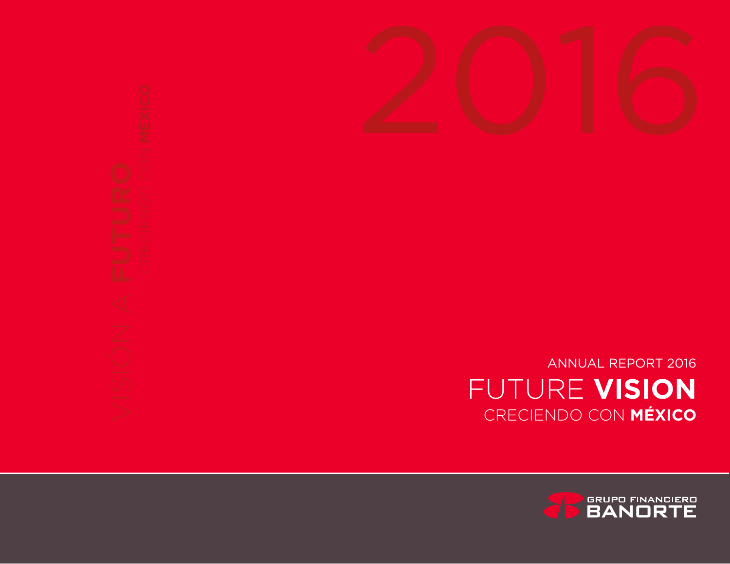2016

VISIÓN A **FUTURO**

CRECIENDO CON **MÉXICO**

ANNUAL REPORT 2016

# FUTURE **VISION**

CRECIENDO CON **MÉXICO**

GRUPO FINANCIERO BANORTE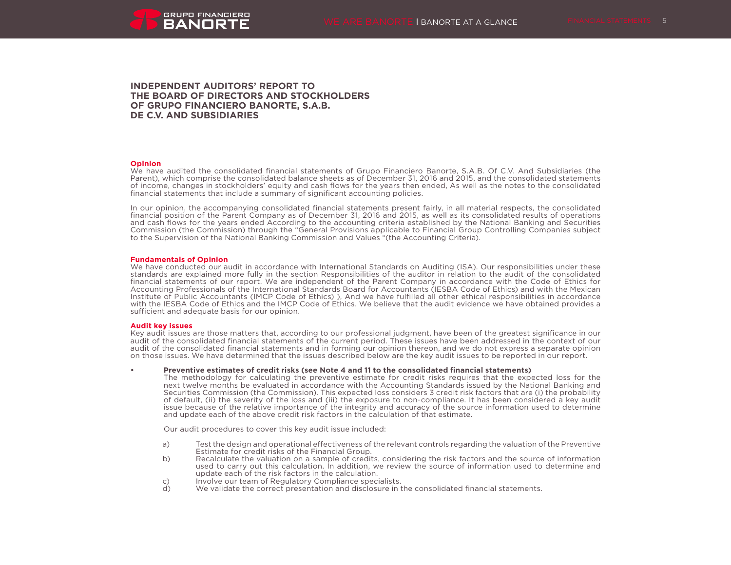# INDEPENDENT AUDITORS' REPORT TO THE BOARD OF DIRECTORS AND STOCKHOLDERS OF GRUPO FINANCIERO BANORTE, S.A.B. DE C.V. AND SUBSIDIARIES

## Opinion

We have audited the consolidated financial statements of Grupo Financiero Banorte, S.A.B. Of C.V. And Subsidiaries (the Parent), which comprise the consolidated balance sheets as of December 31, 2016 and 2015, and the consolidated statements of income, changes in stockholders' equity and cash flows for the years then ended, As well as the notes to the consolidated financial statements that include a summary of significant accounting policies.

In our opinion, the accompanying consolidated financial statements present fairly, in all material respects, the consolidated financial position of the Parent Company as of December 31, 2016 and 2015, as well as its consolidated results of operations and cash flows for the years ended According to the accounting criteria established by the National Banking and Securities Commission (the Commission) through the "General Provisions applicable to Financial Group Controlling Companies subject to the Supervision of the National Banking Commission and Values "(the Accounting Criteria).

## Fundamentals of Opinion

We have conducted our audit in accordance with International Standards on Auditing (ISA). Our responsibilities under these standards are explained more fully in the section Responsibilities of the auditor in relation to the audit of the consolidated financial statements of our report. We are independent of the Parent Company in accordance with the Code of Ethics for Accounting Professionals of the International Standards Board for Accountants (IESBA Code of Ethics) and with the Mexican Institute of Public Accountants (IMCP Code of Ethics) ), And we have fulfilled all other ethical responsibilities in accordance with the IESBA Code of Ethics and the IMCP Code of Ethics. We believe that the audit evidence we have obtained provides a sufficient and adequate basis for our opinion.

## Audit key issues

Key audit issues are those matters that, according to our professional judgment, have been of the greatest significance in our audit of the consolidated financial statements of the current period. These issues have been addressed in the context of our audit of the consolidated financial statements and in forming our opinion thereon, and we do not express a separate opinion on those issues. We have determined that the issues described below are the key audit issues to be reported in our report.

- **Preventive estimates of credit risks (see Note 4 and 11 to the consolidated financial statements)**

  The methodology for calculating the preventive estimate for credit risks requires that the expected loss for the next twelve months be evaluated in accordance with the Accounting Standards issued by the National Banking and Securities Commission (the Commission). This expected loss considers 3 credit risk factors that are (i) the probability of default, (ii) the severity of the loss and (iii) the exposure to non-compliance. It has been considered a key audit issue because of the relative importance of the integrity and accuracy of the source information used to determine and update each of the above credit risk factors in the calculation of that estimate.

  Our audit procedures to cover this key audit issue included:

  a) Test the design and operational effectiveness of the relevant controls regarding the valuation of the Preventive Estimate for credit risks of the Financial Group.
  b) Recalculate the valuation on a sample of credits, considering the risk factors and the source of information used to carry out this calculation. In addition, we review the source of information used to determine and update each of the risk factors in the calculation.
  c) Involve our team of Regulatory Compliance specialists.
  d) We validate the correct presentation and disclosure in the consolidated financial statements.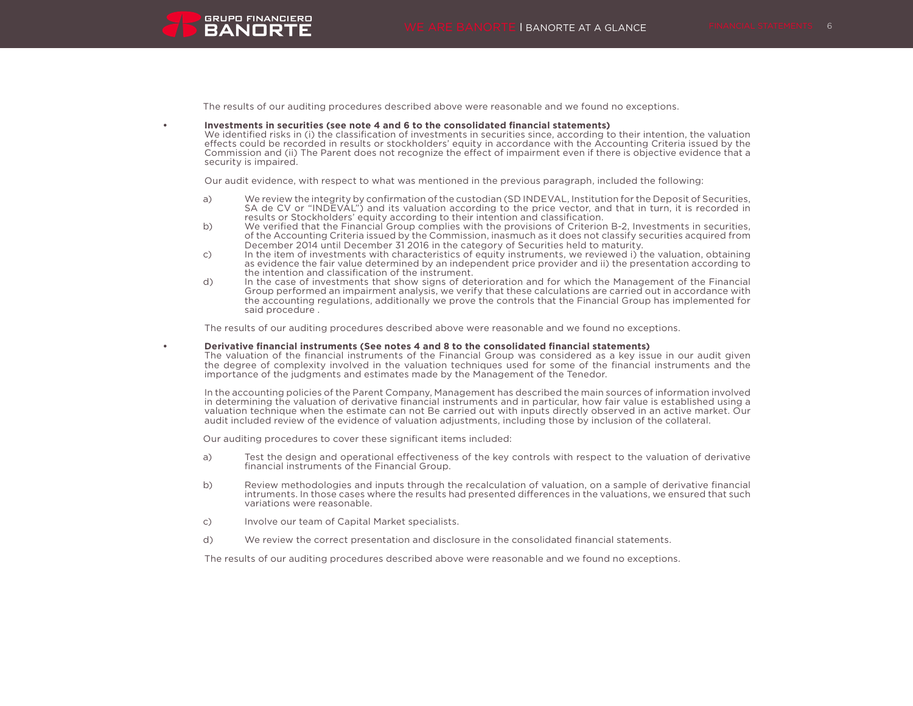The results of our auditing procedures described above were reasonable and we found no exceptions.

- **Investments in securities (see note 4 and 6 to the consolidated financial statements)**
  We identified risks in (i) the classification of investments in securities since, according to their intention, the valuation effects could be recorded in results or stockholders' equity in accordance with the Accounting Criteria issued by the Commission and (ii) The Parent does not recognize the effect of impairment even if there is objective evidence that a security is impaired.

  Our audit evidence, with respect to what was mentioned in the previous paragraph, included the following:

  a) We review the integrity by confirmation of the custodian (SD INDEVAL, Institution for the Deposit of Securities, SA de CV or "INDEVAL") and its valuation according to the price vector, and that in turn, it is recorded in results or Stockholders' equity according to their intention and classification.
  b) We verified that the Financial Group complies with the provisions of Criterion B-2, Investments in securities, of the Accounting Criteria issued by the Commission, inasmuch as it does not classify securities acquired from December 2014 until December 31 2016 in the category of Securities held to maturity.
  c) In the item of investments with characteristics of equity instruments, we reviewed i) the valuation, obtaining as evidence the fair value determined by an independent price provider and ii) the presentation according to the intention and classification of the instrument.
  d) In the case of investments that show signs of deterioration and for which the Management of the Financial Group performed an impairment analysis, we verify that these calculations are carried out in accordance with the accounting regulations, additionally we prove the controls that the Financial Group has implemented for said procedure .

  The results of our auditing procedures described above were reasonable and we found no exceptions.

- **Derivative financial instruments (See notes 4 and 8 to the consolidated financial statements)**
  The valuation of the financial instruments of the Financial Group was considered as a key issue in our audit given the degree of complexity involved in the valuation techniques used for some of the financial instruments and the importance of the judgments and estimates made by the Management of the Tenedor.

  In the accounting policies of the Parent Company, Management has described the main sources of information involved in determining the valuation of derivative financial instruments and in particular, how fair value is established using a valuation technique when the estimate can not Be carried out with inputs directly observed in an active market. Our audit included review of the evidence of valuation adjustments, including those by inclusion of the collateral.

  Our auditing procedures to cover these significant items included:

  a) Test the design and operational effectiveness of the key controls with respect to the valuation of derivative financial instruments of the Financial Group.

  b) Review methodologies and inputs through the recalculation of valuation, on a sample of derivative financial intruments. In those cases where the results had presented differences in the valuations, we ensured that such variations were reasonable.

  c) Involve our team of Capital Market specialists.

  d) We review the correct presentation and disclosure in the consolidated financial statements.

  The results of our auditing procedures described above were reasonable and we found no exceptions.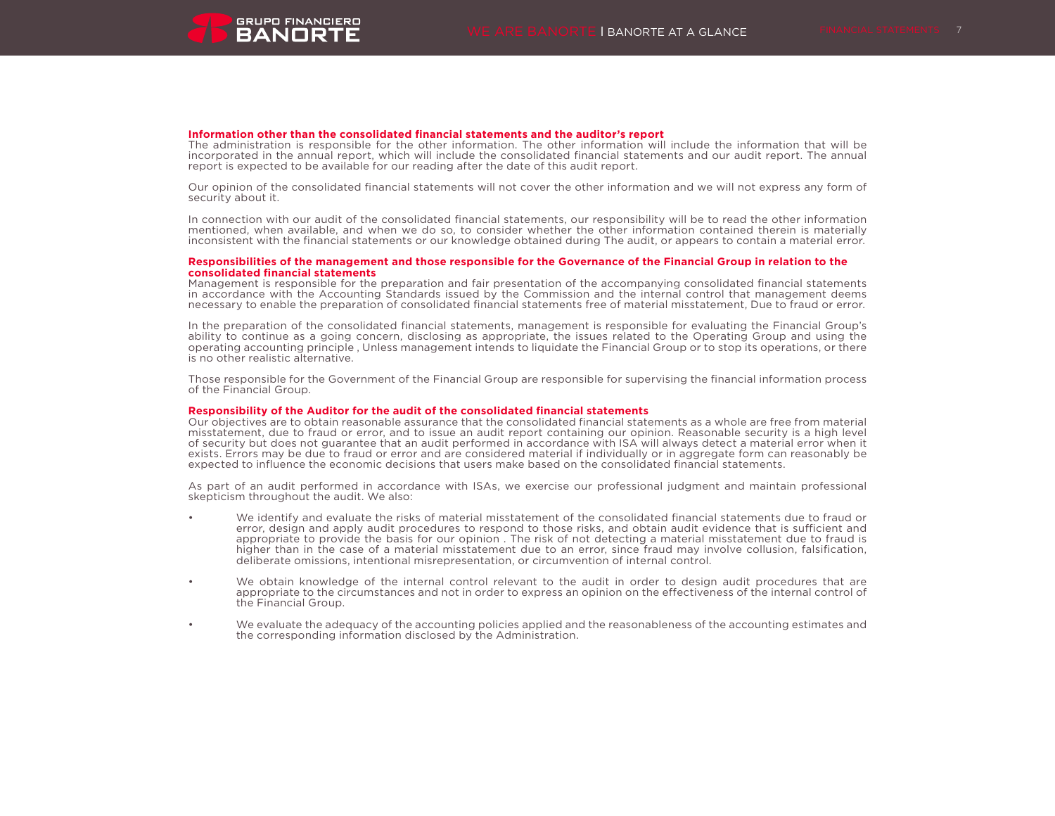**Information other than the consolidated financial statements and the auditor's report**
The administration is responsible for the other information. The other information will include the information that will be incorporated in the annual report, which will include the consolidated financial statements and our audit report. The annual report is expected to be available for our reading after the date of this audit report.

Our opinion of the consolidated financial statements will not cover the other information and we will not express any form of security about it.

In connection with our audit of the consolidated financial statements, our responsibility will be to read the other information mentioned, when available, and when we do so, to consider whether the other information contained therein is materially inconsistent with the financial statements or our knowledge obtained during The audit, or appears to contain a material error.

**Responsibilities of the management and those responsible for the Governance of the Financial Group in relation to the consolidated financial statements**
Management is responsible for the preparation and fair presentation of the accompanying consolidated financial statements in accordance with the Accounting Standards issued by the Commission and the internal control that management deems necessary to enable the preparation of consolidated financial statements free of material misstatement, Due to fraud or error.

In the preparation of the consolidated financial statements, management is responsible for evaluating the Financial Group's ability to continue as a going concern, disclosing as appropriate, the issues related to the Operating Group and using the operating accounting principle , Unless management intends to liquidate the Financial Group or to stop its operations, or there is no other realistic alternative.

Those responsible for the Government of the Financial Group are responsible for supervising the financial information process of the Financial Group.

**Responsibility of the Auditor for the audit of the consolidated financial statements**
Our objectives are to obtain reasonable assurance that the consolidated financial statements as a whole are free from material misstatement, due to fraud or error, and to issue an audit report containing our opinion. Reasonable security is a high level of security but does not guarantee that an audit performed in accordance with ISA will always detect a material error when it exists. Errors may be due to fraud or error and are considered material if individually or in aggregate form can reasonably be expected to influence the economic decisions that users make based on the consolidated financial statements.

As part of an audit performed in accordance with ISAs, we exercise our professional judgment and maintain professional skepticism throughout the audit. We also:

- We identify and evaluate the risks of material misstatement of the consolidated financial statements due to fraud or error, design and apply audit procedures to respond to those risks, and obtain audit evidence that is sufficient and appropriate to provide the basis for our opinion . The risk of not detecting a material misstatement due to fraud is higher than in the case of a material misstatement due to an error, since fraud may involve collusion, falsification, deliberate omissions, intentional misrepresentation, or circumvention of internal control.

- We obtain knowledge of the internal control relevant to the audit in order to design audit procedures that are appropriate to the circumstances and not in order to express an opinion on the effectiveness of the internal control of the Financial Group.

- We evaluate the adequacy of the accounting policies applied and the reasonableness of the accounting estimates and the corresponding information disclosed by the Administration.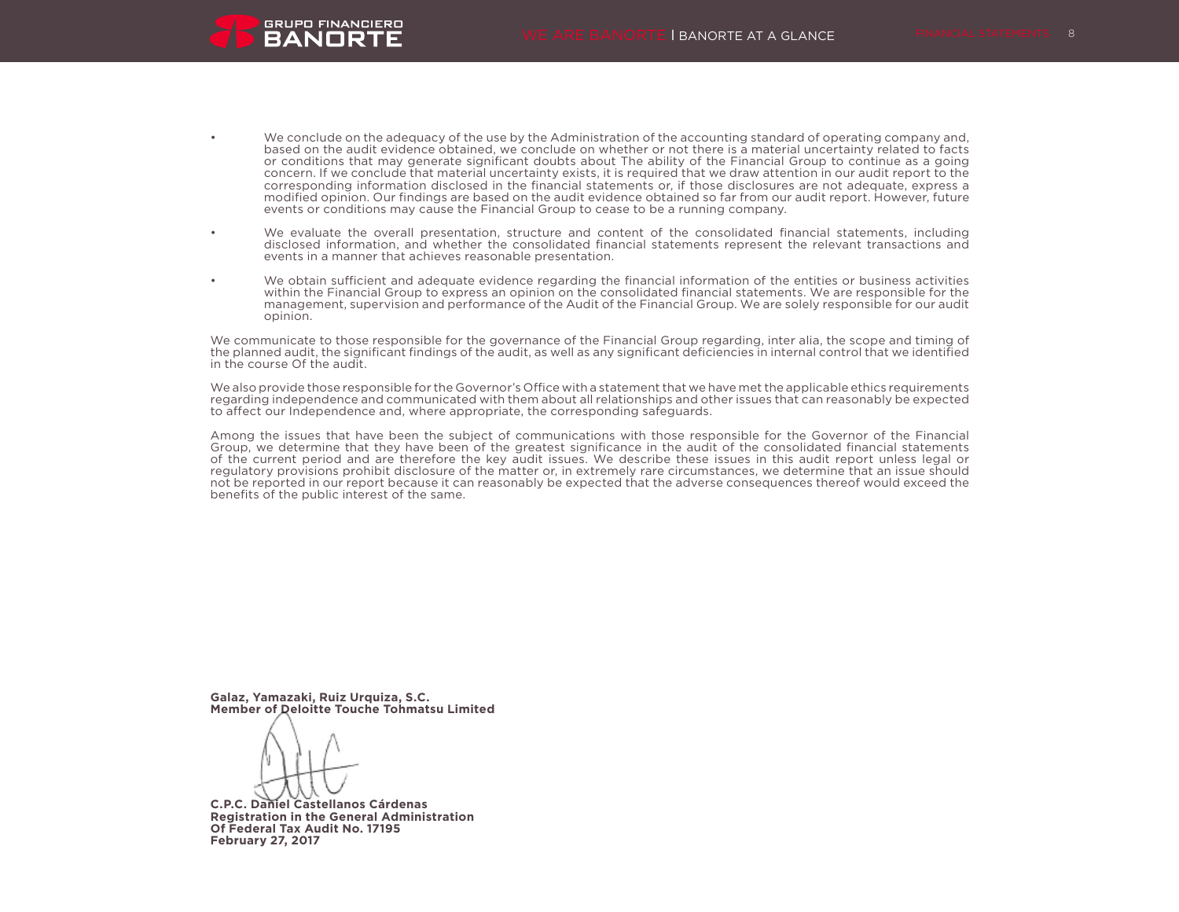- We conclude on the adequacy of the use by the Administration of the accounting standard of operating company and, based on the audit evidence obtained, we conclude on whether or not there is a material uncertainty related to facts or conditions that may generate significant doubts about The ability of the Financial Group to continue as a going concern. If we conclude that material uncertainty exists, it is required that we draw attention in our audit report to the corresponding information disclosed in the financial statements or, if those disclosures are not adequate, express a modified opinion. Our findings are based on the audit evidence obtained so far from our audit report. However, future events or conditions may cause the Financial Group to cease to be a running company.

- We evaluate the overall presentation, structure and content of the consolidated financial statements, including disclosed information, and whether the consolidated financial statements represent the relevant transactions and events in a manner that achieves reasonable presentation.

- We obtain sufficient and adequate evidence regarding the financial information of the entities or business activities within the Financial Group to express an opinion on the consolidated financial statements. We are responsible for the management, supervision and performance of the Audit of the Financial Group. We are solely responsible for our audit opinion.

We communicate to those responsible for the governance of the Financial Group regarding, inter alia, the scope and timing of the planned audit, the significant findings of the audit, as well as any significant deficiencies in internal control that we identified in the course Of the audit.

We also provide those responsible for the Governor's Office with a statement that we have met the applicable ethics requirements regarding independence and communicated with them about all relationships and other issues that can reasonably be expected to affect our Independence and, where appropriate, the corresponding safeguards.

Among the issues that have been the subject of communications with those responsible for the Governor of the Financial Group, we determine that they have been of the greatest significance in the audit of the consolidated financial statements of the current period and are therefore the key audit issues. We describe these issues in this audit report unless legal or regulatory provisions prohibit disclosure of the matter or, in extremely rare circumstances, we determine that an issue should not be reported in our report because it can reasonably be expected that the adverse consequences thereof would exceed the benefits of the public interest of the same.

**Galaz, Yamazaki, Ruiz Urquiza, S.C.**
**Member of Deloitte Touche Tohmatsu Limited**

**C.P.C. Daniel Castellanos Cárdenas**
**Registration in the General Administration**
**Of Federal Tax Audit No. 17195**
**February 27, 2017**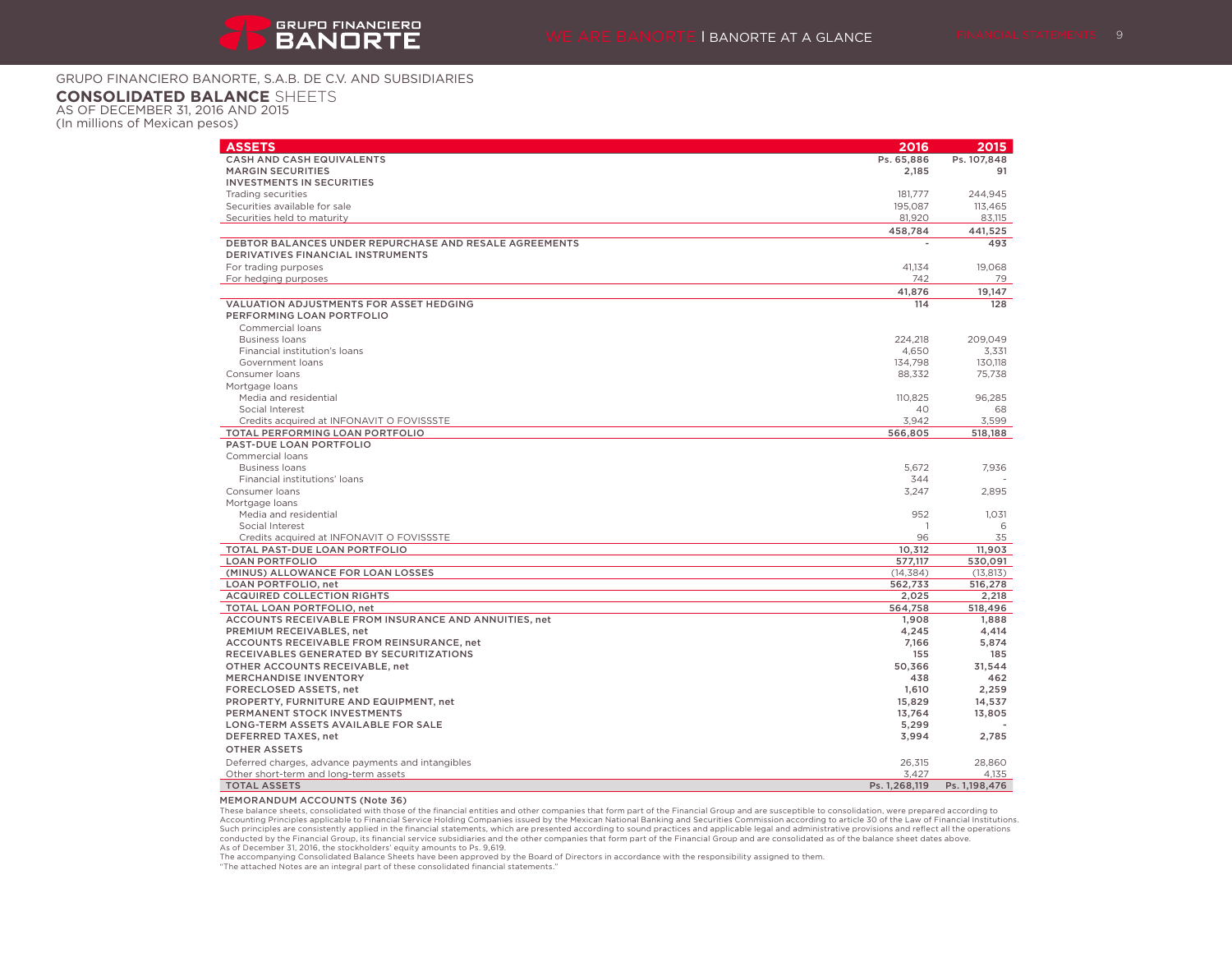GRUPO FINANCIERO BANORTE, S.A.B. DE C.V. AND SUBSIDIARIES

# **CONSOLIDATED BALANCE** SHEETS

AS OF DECEMBER 31, 2016 AND 2015

(In millions of Mexican pesos)

| ASSETS | 2016 | 2015 |
|---|---|---|
| **CASH AND CASH EQUIVALENTS** | **Ps. 65,886** | **Ps. 107,848** |
| **MARGIN SECURITIES** | **2,185** | **91** |
| **INVESTMENTS IN SECURITIES** | | |
| Trading securities | 181,777 | 244,945 |
| Securities available for sale | 195,087 | 113,465 |
| Securities held to maturity | 81,920 | 83,115 |
| | **458,784** | **441,525** |
| **DEBTOR BALANCES UNDER REPURCHASE AND RESALE AGREEMENTS** | **-** | **493** |
| **DERIVATIVES FINANCIAL INSTRUMENTS** | | |
| For trading purposes | 41,134 | 19,068 |
| For hedging purposes | 742 | 79 |
| | **41,876** | **19,147** |
| **VALUATION ADJUSTMENTS FOR ASSET HEDGING** | **114** | **128** |
| **PERFORMING LOAN PORTFOLIO** | | |
| Commercial loans | | |
| Business loans | 224,218 | 209,049 |
| Financial institution's loans | 4,650 | 3,331 |
| Government loans | 134,798 | 130,118 |
| Consumer loans | 88,332 | 75,738 |
| Mortgage loans | | |
| Media and residential | 110,825 | 96,285 |
| Social Interest | 40 | 68 |
| Credits acquired at INFONAVIT O FOVISSSTE | 3,942 | 3,599 |
| **TOTAL PERFORMING LOAN PORTFOLIO** | **566,805** | **518,188** |
| **PAST-DUE LOAN PORTFOLIO** | | |
| Commercial loans | | |
| Business loans | 5,672 | 7,936 |
| Financial institutions' loans | 344 | - |
| Consumer loans | 3,247 | 2,895 |
| Mortgage loans | | |
| Media and residential | 952 | 1,031 |
| Social Interest | 1 | 6 |
| Credits acquired at INFONAVIT O FOVISSSTE | 96 | 35 |
| **TOTAL PAST-DUE LOAN PORTFOLIO** | **10,312** | **11,903** |
| **LOAN PORTFOLIO** | **577,117** | **530,091** |
| **(MINUS) ALLOWANCE FOR LOAN LOSSES** | (14,384) | (13,813) |
| **LOAN PORTFOLIO, net** | **562,733** | **516,278** |
| **ACQUIRED COLLECTION RIGHTS** | **2,025** | **2,218** |
| **TOTAL LOAN PORTFOLIO, net** | **564,758** | **518,496** |
| **ACCOUNTS RECEIVABLE FROM INSURANCE AND ANNUITIES, net** | **1,908** | **1,888** |
| **PREMIUM RECEIVABLES, net** | **4,245** | **4,414** |
| **ACCOUNTS RECEIVABLE FROM REINSURANCE, net** | **7,166** | **5,874** |
| **RECEIVABLES GENERATED BY SECURITIZATIONS** | **155** | **185** |
| **OTHER ACCOUNTS RECEIVABLE, net** | **50,366** | **31,544** |
| **MERCHANDISE INVENTORY** | **438** | **462** |
| **FORECLOSED ASSETS, net** | **1,610** | **2,259** |
| **PROPERTY, FURNITURE AND EQUIPMENT, net** | **15,829** | **14,537** |
| **PERMANENT STOCK INVESTMENTS** | **13,764** | **13,805** |
| **LONG-TERM ASSETS AVAILABLE FOR SALE** | **5,299** | **-** |
| **DEFERRED TAXES, net** | **3,994** | **2,785** |
| **OTHER ASSETS** | | |
| Deferred charges, advance payments and intangibles | 26,315 | 28,860 |
| Other short-term and long-term assets | 3,427 | 4,135 |
| **TOTAL ASSETS** | **Ps. 1,268,119** | **Ps. 1,198,476** |

**MEMORANDUM ACCOUNTS (Note 36)**

These balance sheets, consolidated with those of the financial entities and other companies that form part of the Financial Group and are susceptible to consolidation, were prepared according to Accounting Principles applicable to Financial Service Holding Companies issued by the Mexican National Banking and Securities Commission according to article 30 of the Law of Financial Institutions. Such principles are consistently applied in the financial statements, which are presented according to sound practices and applicable legal and administrative provisions and reflect all the operations conducted by the Financial Group, its financial service subsidiaries and the other companies that form part of the Financial Group and are consolidated as of the balance sheet dates above.

As of December 31, 2016, the stockholders' equity amounts to Ps. 9,619.

The accompanying Consolidated Balance Sheets have been approved by the Board of Directors in accordance with the responsibility assigned to them.

"The attached Notes are an integral part of these consolidated financial statements."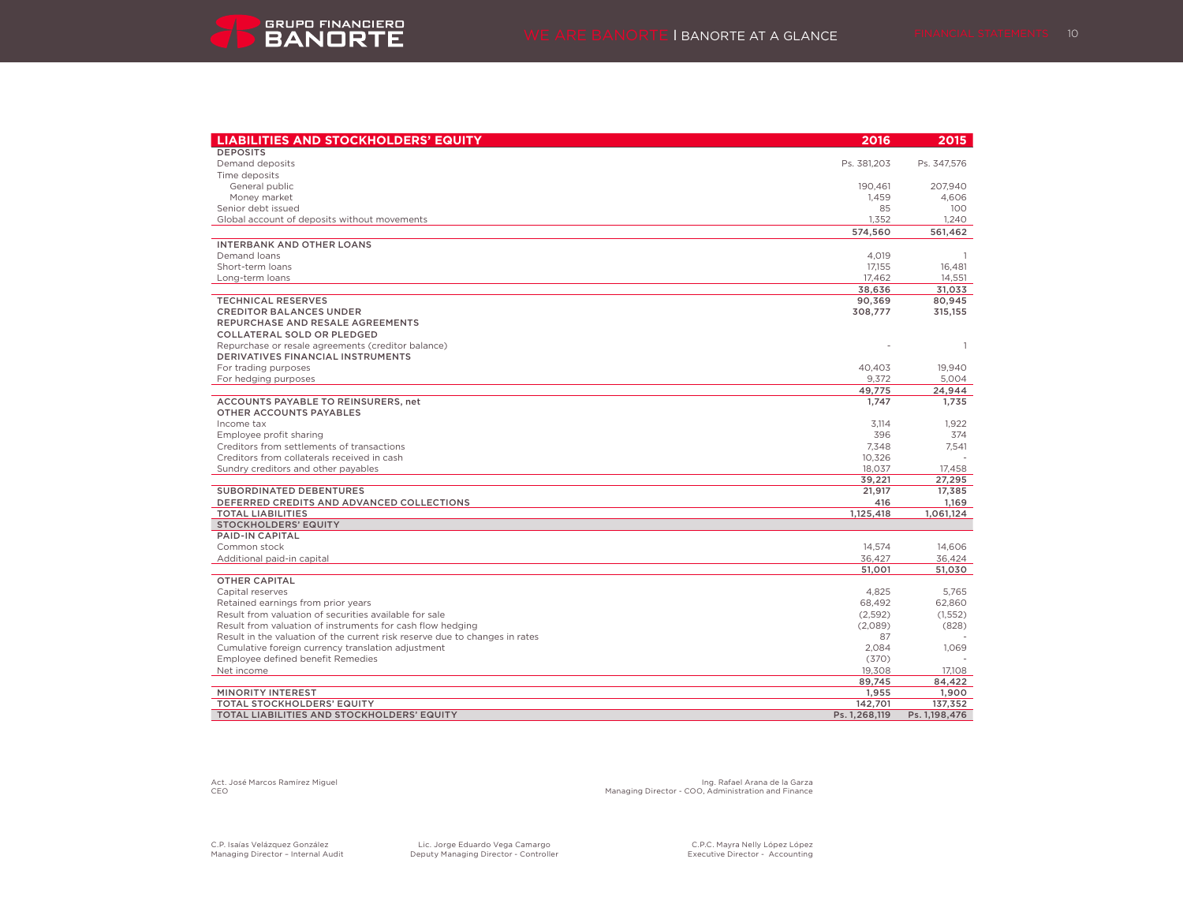| LIABILITIES AND STOCKHOLDERS' EQUITY | 2016 | 2015 |
|---|---|---|
| **DEPOSITS** | | |
| Demand deposits | Ps. 381,203 | Ps. 347,576 |
| Time deposits | | |
| General public | 190,461 | 207,940 |
| Money market | 1,459 | 4,606 |
| Senior debt issued | 85 | 100 |
| Global account of deposits without movements | 1,352 | 1,240 |
| | **574,560** | **561,462** |
| **INTERBANK AND OTHER LOANS** | | |
| Demand loans | 4,019 | 1 |
| Short-term loans | 17,155 | 16,481 |
| Long-term loans | 17,462 | 14,551 |
| | **38,636** | **31,033** |
| **TECHNICAL RESERVES** | **90,369** | **80,945** |
| **CREDITOR BALANCES UNDER REPURCHASE AND RESALE AGREEMENTS** | **308,777** | **315,155** |
| **COLLATERAL SOLD OR PLEDGED** | | |
| Repurchase or resale agreements (creditor balance) | - | 1 |
| **DERIVATIVES FINANCIAL INSTRUMENTS** | | |
| For trading purposes | 40,403 | 19,940 |
| For hedging purposes | 9,372 | 5,004 |
| | **49,775** | **24,944** |
| **ACCOUNTS PAYABLE TO REINSURERS, net** | **1,747** | **1,735** |
| **OTHER ACCOUNTS PAYABLES** | | |
| Income tax | 3,114 | 1,922 |
| Employee profit sharing | 396 | 374 |
| Creditors from settlements of transactions | 7,348 | 7,541 |
| Creditors from collaterals received in cash | 10,326 | - |
| Sundry creditors and other payables | 18,037 | 17,458 |
| | **39,221** | **27,295** |
| **SUBORDINATED DEBENTURES** | **21,917** | **17,385** |
| **DEFERRED CREDITS AND ADVANCED COLLECTIONS** | **416** | **1,169** |
| **TOTAL LIABILITIES** | **1,125,418** | **1,061,124** |
| **STOCKHOLDERS' EQUITY** | | |
| **PAID-IN CAPITAL** | | |
| Common stock | 14,574 | 14,606 |
| Additional paid-in capital | 36,427 | 36,424 |
| | **51,001** | **51,030** |
| **OTHER CAPITAL** | | |
| Capital reserves | 4,825 | 5,765 |
| Retained earnings from prior years | 68,492 | 62,860 |
| Result from valuation of securities available for sale | (2,592) | (1,552) |
| Result from valuation of instruments for cash flow hedging | (2,089) | (828) |
| Result in the valuation of the current risk reserve due to changes in rates | 87 | - |
| Cumulative foreign currency translation adjustment | 2,084 | 1,069 |
| Employee defined benefit Remedies | (370) | - |
| Net income | 19,308 | 17,108 |
| | **89,745** | **84,422** |
| **MINORITY INTEREST** | **1,955** | **1,900** |
| **TOTAL STOCKHOLDERS' EQUITY** | **142,701** | **137,352** |
| **TOTAL LIABILITIES AND STOCKHOLDERS' EQUITY** | **Ps. 1,268,119** | **Ps. 1,198,476** |

Act. José Marcos Ramírez Miguel
CEO

Ing. Rafael Arana de la Garza
Managing Director - COO, Administration and Finance

C.P. Isaías Velázquez González
Managing Director – Internal Audit

Lic. Jorge Eduardo Vega Camargo
Deputy Managing Director - Controller

C.P.C. Mayra Nelly López López
Executive Director - Accounting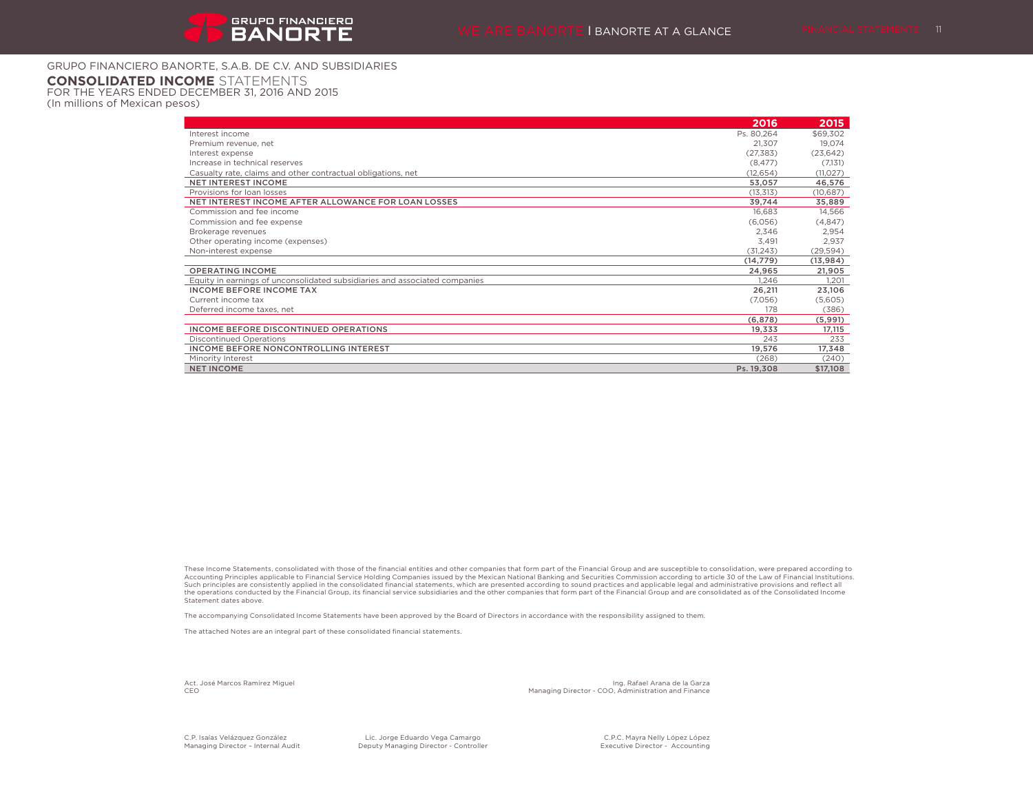GRUPO FINANCIERO BANORTE, S.A.B. DE C.V. AND SUBSIDIARIES

# **CONSOLIDATED INCOME** STATEMENTS

FOR THE YEARS ENDED DECEMBER 31, 2016 AND 2015
(In millions of Mexican pesos)

| | 2016 | 2015 |
|---|---|---|
| Interest income | Ps. 80,264 | $69,302 |
| Premium revenue, net | 21,307 | 19,074 |
| Interest expense | (27,383) | (23,642) |
| Increase in technical reserves | (8,477) | (7,131) |
| Casualty rate, claims and other contractual obligations, net | (12,654) | (11,027) |
| **NET INTEREST INCOME** | **53,057** | **46,576** |
| Provisions for loan losses | (13,313) | (10,687) |
| **NET INTEREST INCOME AFTER ALLOWANCE FOR LOAN LOSSES** | **39,744** | **35,889** |
| Commission and fee income | 16,683 | 14,566 |
| Commission and fee expense | (6,056) | (4,847) |
| Brokerage revenues | 2,346 | 2,954 |
| Other operating income (expenses) | 3,491 | 2,937 |
| Non-interest expense | (31,243) | (29,594) |
| | **(14,779)** | **(13,984)** |
| **OPERATING INCOME** | **24,965** | **21,905** |
| Equity in earnings of unconsolidated subsidiaries and associated companies | 1,246 | 1,201 |
| **INCOME BEFORE INCOME TAX** | **26,211** | **23,106** |
| Current income tax | (7,056) | (5,605) |
| Deferred income taxes, net | 178 | (386) |
| | **(6,878)** | **(5,991)** |
| **INCOME BEFORE DISCONTINUED OPERATIONS** | **19,333** | **17,115** |
| Discontinued Operations | 243 | 233 |
| **INCOME BEFORE NONCONTROLLING INTEREST** | **19,576** | **17,348** |
| Minority Interest | (268) | (240) |
| **NET INCOME** | **Ps. 19,308** | **$17,108** |

These Income Statements, consolidated with those of the financial entities and other companies that form part of the Financial Group and are susceptible to consolidation, were prepared according to Accounting Principles applicable to Financial Service Holding Companies issued by the Mexican National Banking and Securities Commission according to article 30 of the Law of Financial Institutions. Such principles are consistently applied in the consolidated financial statements, which are presented according to sound practices and applicable legal and administrative provisions and reflect all the operations conducted by the Financial Group, its financial service subsidiaries and the other companies that form part of the Financial Group and are consolidated as of the Consolidated Income Statement dates above.

The accompanying Consolidated Income Statements have been approved by the Board of Directors in accordance with the responsibility assigned to them.

The attached Notes are an integral part of these consolidated financial statements.

Act. José Marcos Ramírez Miguel
CEO

Ing. Rafael Arana de la Garza
Managing Director - COO, Administration and Finance

C.P. Isaías Velázquez González
Managing Director – Internal Audit

Lic. Jorge Eduardo Vega Camargo
Deputy Managing Director - Controller

C.P.C. Mayra Nelly López López
Executive Director - Accounting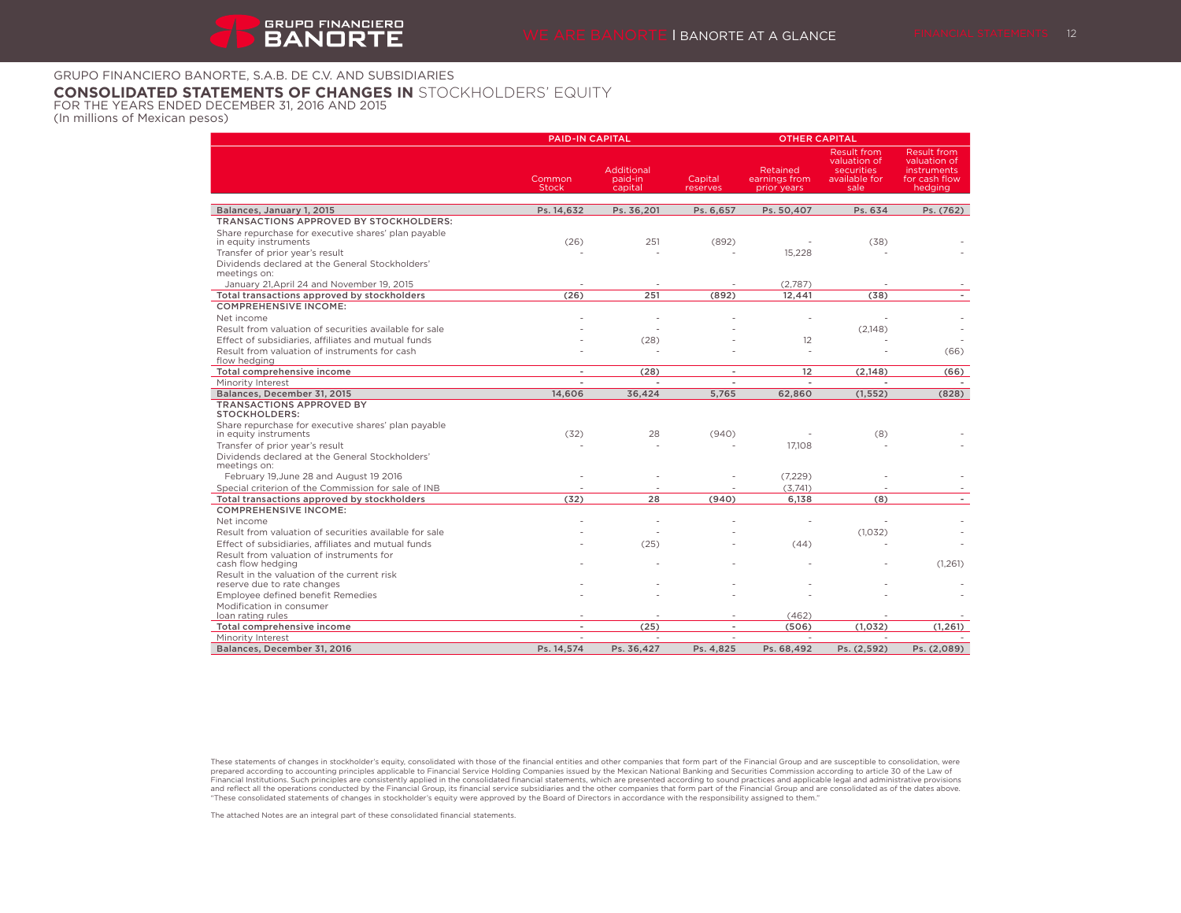GRUPO FINANCIERO BANORTE, S.A.B. DE C.V. AND SUBSIDIARIES

## **CONSOLIDATED STATEMENTS OF CHANGES IN** STOCKHOLDERS' EQUITY

FOR THE YEARS ENDED DECEMBER 31, 2016 AND 2015
(In millions of Mexican pesos)

| | PAID-IN CAPITAL | | | OTHER CAPITAL | | |
|---|---|---|---|---|---|---|
| | Common Stock | Additional paid-in capital | Capital reserves | Retained earnings from prior years | Result from valuation of securities available for sale | Result from valuation of instruments for cash flow hedging |
| **Balances, January 1, 2015** | **Ps. 14,632** | **Ps. 36,201** | **Ps. 6,657** | **Ps. 50,407** | **Ps. 634** | **Ps. (762)** |
| **TRANSACTIONS APPROVED BY STOCKHOLDERS:** | | | | | | |
| Share repurchase for executive shares' plan payable in equity instruments | (26) | 251 | (892) | - | (38) | - |
| Transfer of prior year's result | - | - | - | 15,228 | - | - |
| Dividends declared at the General Stockholders' meetings on: | | | | | | |
| January 21,April 24 and November 19, 2015 | - | - | - | (2,787) | - | - |
| **Total transactions approved by stockholders** | **(26)** | **251** | **(892)** | **12,441** | **(38)** | **-** |
| **COMPREHENSIVE INCOME:** | | | | | | |
| Net income | - | - | - | - | - | - |
| Result from valuation of securities available for sale | - | - | - | | (2,148) | - |
| Effect of subsidiaries, affiliates and mutual funds | - | (28) | - | 12 | - | - |
| Result from valuation of instruments for cash flow hedging | - | - | - | - | - | (66) |
| **Total comprehensive income** | **-** | **(28)** | **-** | **12** | **(2,148)** | **(66)** |
| Minority Interest | - | - | - | - | - | - |
| **Balances, December 31, 2015** | **14,606** | **36,424** | **5,765** | **62,860** | **(1,552)** | **(828)** |
| **TRANSACTIONS APPROVED BY STOCKHOLDERS:** | | | | | | |
| Share repurchase for executive shares' plan payable in equity instruments | (32) | 28 | (940) | - | (8) | - |
| Transfer of prior year's result | - | - | - | 17,108 | - | - |
| Dividends declared at the General Stockholders' meetings on: | | | | | | |
| February 19,June 28 and August 19 2016 | - | - | - | (7,229) | - | - |
| Special criterion of the Commission for sale of INB | - | - | - | (3,741) | - | - |
| **Total transactions approved by stockholders** | **(32)** | **28** | **(940)** | **6,138** | **(8)** | **-** |
| **COMPREHENSIVE INCOME:** | | | | | | |
| Net income | - | - | - | - | - | - |
| Result from valuation of securities available for sale | - | - | - | | (1,032) | - |
| Effect of subsidiaries, affiliates and mutual funds | - | (25) | - | (44) | - | - |
| Result from valuation of instruments for cash flow hedging | - | - | - | - | - | (1,261) |
| Result in the valuation of the current risk reserve due to rate changes | - | - | - | - | - | - |
| Employee defined benefit Remedies | - | - | - | - | - | - |
| Modification in consumer loan rating rules | - | - | - | (462) | - | - |
| **Total comprehensive income** | **-** | **(25)** | **-** | **(506)** | **(1,032)** | **(1,261)** |
| Minority Interest | - | - | - | - | - | - |
| **Balances, December 31, 2016** | **Ps. 14,574** | **Ps. 36,427** | **Ps. 4,825** | **Ps. 68,492** | **Ps. (2,592)** | **Ps. (2,089)** |

These statements of changes in stockholder's equity, consolidated with those of the financial entities and other companies that form part of the Financial Group and are susceptible to consolidation, were prepared according to accounting principles applicable to Financial Service Holding Companies issued by the Mexican National Banking and Securities Commission according to article 30 of the Law of Financial Institutions. Such principles are consistently applied in the consolidated financial statements, which are presented according to sound practices and applicable legal and administrative provisions and reflect all the operations conducted by the Financial Group, its financial service subsidiaries and the other companies that form part of the Financial Group and are consolidated as of the dates above. "These consolidated statements of changes in stockholder's equity were approved by the Board of Directors in accordance with the responsibility assigned to them."

The attached Notes are an integral part of these consolidated financial statements.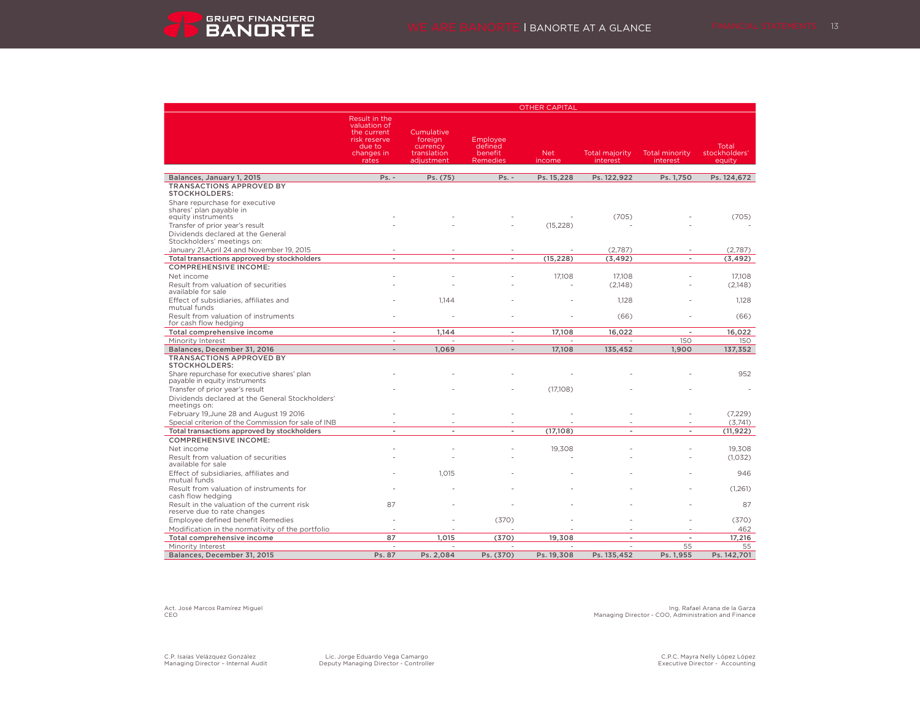| | OTHER CAPITAL | | | | | | |
|---|---|---|---|---|---|---|---|
| | Result in the valuation of the current risk reserve due to changes in rates | Cumulative foreign currency translation adjustment | Employee defined benefit Remedies | Net income | Total majority interest | Total minority interest | Total stockholders' equity |
| **Balances, January 1, 2015** | **Ps. -** | **Ps. (75)** | **Ps. -** | **Ps. 15,228** | **Ps. 122,922** | **Ps. 1,750** | **Ps. 124,672** |
| **TRANSACTIONS APPROVED BY STOCKHOLDERS:** | | | | | | | |
| Share repurchase for executive shares' plan payable in equity instruments | - | - | - | - | (705) | - | (705) |
| Transfer of prior year's result | - | - | - | (15,228) | - | - | - |
| Dividends declared at the General Stockholders' meetings on: | | | | | | | |
| January 21,April 24 and November 19, 2015 | - | - | - | - | (2,787) | - | (2,787) |
| **Total transactions approved by stockholders** | **-** | **-** | **-** | **(15,228)** | **(3,492)** | **-** | **(3,492)** |
| **COMPREHENSIVE INCOME:** | | | | | | | |
| Net income | - | - | - | 17,108 | 17,108 | - | 17,108 |
| Result from valuation of securities available for sale | - | - | - | - | (2,148) | - | (2,148) |
| Effect of subsidiaries, affiliates and mutual funds | - | 1,144 | - | - | 1,128 | - | 1,128 |
| Result from valuation of instruments for cash flow hedging | - | - | - | - | (66) | - | (66) |
| **Total comprehensive income** | **-** | **1,144** | **-** | **17,108** | **16,022** | **-** | **16,022** |
| Minority Interest | - | - | - | - | - | 150 | 150 |
| **Balances, December 31, 2016** | **-** | **1,069** | **-** | **17,108** | **135,452** | **1,900** | **137,352** |
| **TRANSACTIONS APPROVED BY STOCKHOLDERS:** | | | | | | | |
| Share repurchase for executive shares' plan payable in equity instruments | - | - | - | - | - | - | 952 |
| Transfer of prior year's result | - | - | - | (17,108) | - | - | - |
| Dividends declared at the General Stockholders' meetings on: | | | | | | | |
| February 19,June 28 and August 19 2016 | - | - | - | - | - | - | (7,229) |
| Special criterion of the Commission for sale of INB | - | - | - | - | - | - | (3,741) |
| **Total transactions approved by stockholders** | **-** | **-** | **-** | **(17,108)** | **-** | **-** | **(11,922)** |
| **COMPREHENSIVE INCOME:** | | | | | | | |
| Net income | - | - | - | 19,308 | - | - | 19,308 |
| Result from valuation of securities available for sale | - | - | - | - | - | - | (1,032) |
| Effect of subsidiaries, affiliates and mutual funds | - | 1,015 | - | - | - | - | 946 |
| Result from valuation of instruments for cash flow hedging | - | - | - | - | - | - | (1,261) |
| Result in the valuation of the current risk reserve due to rate changes | 87 | - | - | - | - | - | 87 |
| Employee defined benefit Remedies | - | - | (370) | - | - | - | (370) |
| Modification in the normativity of the portfolio | - | - | - | - | - | - | 462 |
| **Total comprehensive income** | **87** | **1,015** | **(370)** | **19,308** | **-** | **-** | **17,216** |
| Minority Interest | - | - | - | - | - | 55 | 55 |
| **Balances, December 31, 2015** | **Ps. 87** | **Ps. 2,084** | **Ps. (370)** | **Ps. 19,308** | **Ps. 135,452** | **Ps. 1,955** | **Ps. 142,701** |

Act. José Marcos Ramírez Miguel
CEO

Ing. Rafael Arana de la Garza
Managing Director - COO, Administration and Finance

C.P. Isaías Velázquez González
Managing Director – Internal Audit

Lic. Jorge Eduardo Vega Camargo
Deputy Managing Director - Controller

C.P.C. Mayra Nelly López López
Executive Director - Accounting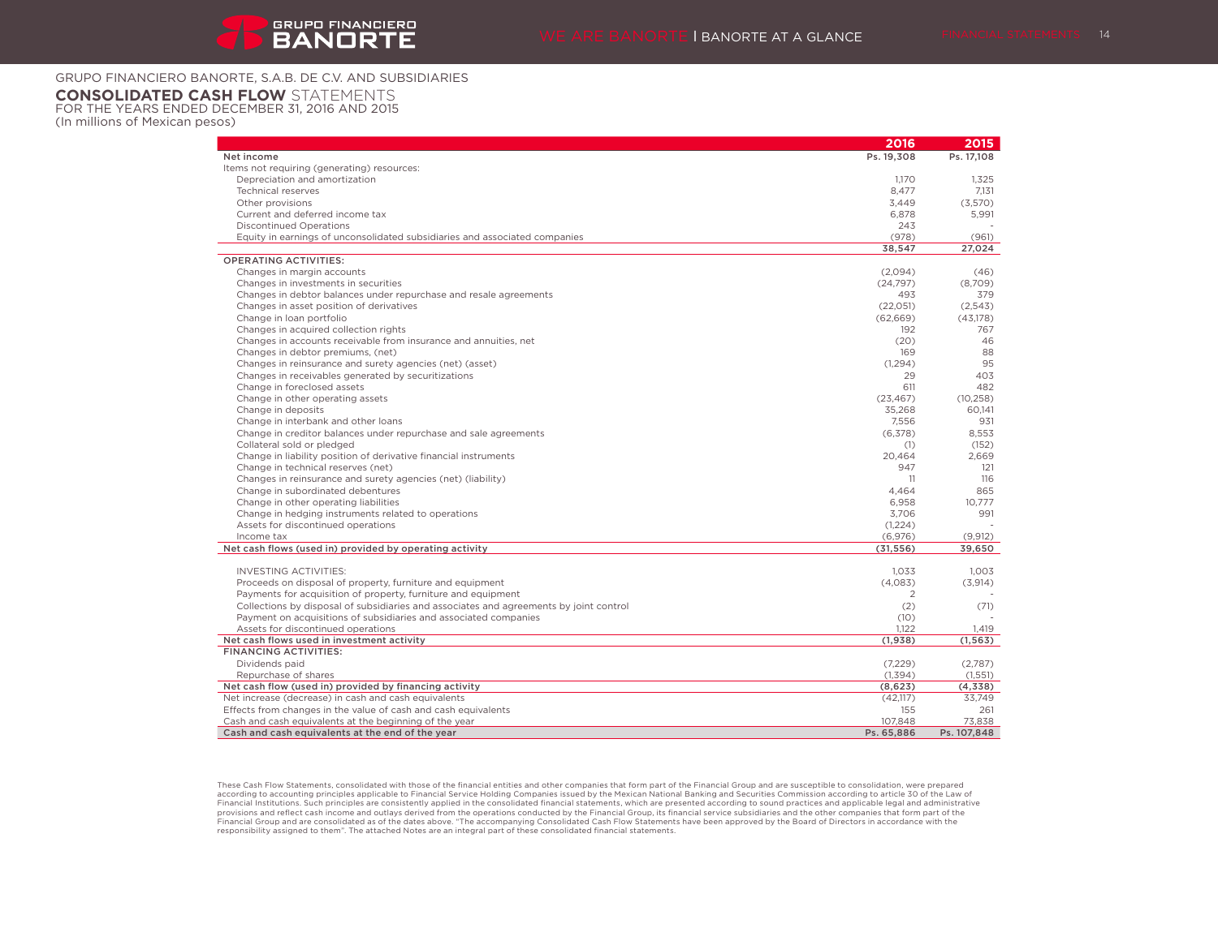GRUPO FINANCIERO BANORTE, S.A.B. DE C.V. AND SUBSIDIARIES

## CONSOLIDATED CASH FLOW STATEMENTS

FOR THE YEARS ENDED DECEMBER 31, 2016 AND 2015
(In millions of Mexican pesos)

| | 2016 | 2015 |
|---|---|---|
| **Net income** | **Ps. 19,308** | **Ps. 17,108** |
| Items not requiring (generating) resources: | | |
| Depreciation and amortization | 1,170 | 1,325 |
| Technical reserves | 8,477 | 7,131 |
| Other provisions | 3,449 | (3,570) |
| Current and deferred income tax | 6,878 | 5,991 |
| Discontinued Operations | 243 | - |
| Equity in earnings of unconsolidated subsidiaries and associated companies | (978) | (961) |
| | **38,547** | **27,024** |
| **OPERATING ACTIVITIES:** | | |
| Changes in margin accounts | (2,094) | (46) |
| Changes in investments in securities | (24,797) | (8,709) |
| Changes in debtor balances under repurchase and resale agreements | 493 | 379 |
| Changes in asset position of derivatives | (22,051) | (2,543) |
| Change in loan portfolio | (62,669) | (43,178) |
| Changes in acquired collection rights | 192 | 767 |
| Changes in accounts receivable from insurance and annuities, net | (20) | 46 |
| Changes in debtor premiums, (net) | 169 | 88 |
| Changes in reinsurance and surety agencies (net) (asset) | (1,294) | 95 |
| Changes in receivables generated by securitizations | 29 | 403 |
| Change in foreclosed assets | 611 | 482 |
| Change in other operating assets | (23,467) | (10,258) |
| Change in deposits | 35,268 | 60,141 |
| Change in interbank and other loans | 7,556 | 931 |
| Change in creditor balances under repurchase and sale agreements | (6,378) | 8,553 |
| Collateral sold or pledged | (1) | (152) |
| Change in liability position of derivative financial instruments | 20,464 | 2,669 |
| Change in technical reserves (net) | 947 | 121 |
| Changes in reinsurance and surety agencies (net) (liability) | 11 | 116 |
| Change in subordinated debentures | 4,464 | 865 |
| Change in other operating liabilities | 6,958 | 10,777 |
| Change in hedging instruments related to operations | 3,706 | 991 |
| Assets for discontinued operations | (1,224) | - |
| Income tax | (6,976) | (9,912) |
| **Net cash flows (used in) provided by operating activity** | **(31,556)** | **39,650** |
| INVESTING ACTIVITIES: | 1,033 | 1,003 |
| Proceeds on disposal of property, furniture and equipment | (4,083) | (3,914) |
| Payments for acquisition of property, furniture and equipment | 2 | - |
| Collections by disposal of subsidiaries and associates and agreements by joint control | (2) | (71) |
| Payment on acquisitions of subsidiaries and associated companies | (10) | - |
| Assets for discontinued operations | 1,122 | 1,419 |
| **Net cash flows used in investment activity** | **(1,938)** | **(1,563)** |
| **FINANCING ACTIVITIES:** | | |
| Dividends paid | (7,229) | (2,787) |
| Repurchase of shares | (1,394) | (1,551) |
| **Net cash flow (used in) provided by financing activity** | **(8,623)** | **(4,338)** |
| Net increase (decrease) in cash and cash equivalents | (42,117) | 33,749 |
| Effects from changes in the value of cash and cash equivalents | 155 | 261 |
| Cash and cash equivalents at the beginning of the year | 107,848 | 73,838 |
| **Cash and cash equivalents at the end of the year** | **Ps. 65,886** | **Ps. 107,848** |

These Cash Flow Statements, consolidated with those of the financial entities and other companies that form part of the Financial Group and are susceptible to consolidation, were prepared according to accounting principles applicable to Financial Service Holding Companies issued by the Mexican National Banking and Securities Commission according to article 30 of the Law of Financial Institutions. Such principles are consistently applied in the consolidated financial statements, which are presented according to sound practices and applicable legal and administrative provisions and reflect cash income and outlays derived from the operations conducted by the Financial Group, its financial service subsidiaries and the other companies that form part of the Financial Group and are consolidated as of the dates above. "The accompanying Consolidated Cash Flow Statements have been approved by the Board of Directors in accordance with the responsibility assigned to them". The attached Notes are an integral part of these consolidated financial statements.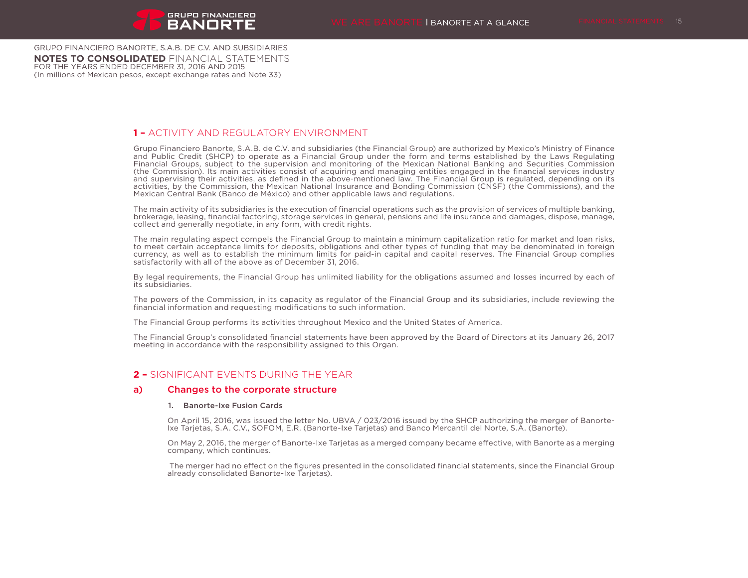GRUPO FINANCIERO BANORTE, S.A.B. DE C.V. AND SUBSIDIARIES
**NOTES TO CONSOLIDATED** FINANCIAL STATEMENTS
FOR THE YEARS ENDED DECEMBER 31, 2016 AND 2015
(In millions of Mexican pesos, except exchange rates and Note 33)

## 1 – ACTIVITY AND REGULATORY ENVIRONMENT

Grupo Financiero Banorte, S.A.B. de C.V. and subsidiaries (the Financial Group) are authorized by Mexico's Ministry of Finance and Public Credit (SHCP) to operate as a Financial Group under the form and terms established by the Laws Regulating Financial Groups, subject to the supervision and monitoring of the Mexican National Banking and Securities Commission (the Commission). Its main activities consist of acquiring and managing entities engaged in the financial services industry and supervising their activities, as defined in the above-mentioned law. The Financial Group is regulated, depending on its activities, by the Commission, the Mexican National Insurance and Bonding Commission (CNSF) (the Commissions), and the Mexican Central Bank (Banco de México) and other applicable laws and regulations.

The main activity of its subsidiaries is the execution of financial operations such as the provision of services of multiple banking, brokerage, leasing, financial factoring, storage services in general, pensions and life insurance and damages, dispose, manage, collect and generally negotiate, in any form, with credit rights.

The main regulating aspect compels the Financial Group to maintain a minimum capitalization ratio for market and loan risks, to meet certain acceptance limits for deposits, obligations and other types of funding that may be denominated in foreign currency, as well as to establish the minimum limits for paid-in capital and capital reserves. The Financial Group complies satisfactorily with all of the above as of December 31, 2016.

By legal requirements, the Financial Group has unlimited liability for the obligations assumed and losses incurred by each of its subsidiaries.

The powers of the Commission, in its capacity as regulator of the Financial Group and its subsidiaries, include reviewing the financial information and requesting modifications to such information.

The Financial Group performs its activities throughout Mexico and the United States of America.

The Financial Group's consolidated financial statements have been approved by the Board of Directors at its January 26, 2017 meeting in accordance with the responsibility assigned to this Organ.

## 2 – SIGNIFICANT EVENTS DURING THE YEAR

### a) Changes to the corporate structure

#### 1. Banorte-Ixe Fusion Cards

On April 15, 2016, was issued the letter No. UBVA / 023/2016 issued by the SHCP authorizing the merger of Banorte-Ixe Tarjetas, S.A. C.V., SOFOM, E.R. (Banorte-Ixe Tarjetas) and Banco Mercantil del Norte, S.A. (Banorte).

On May 2, 2016, the merger of Banorte-Ixe Tarjetas as a merged company became effective, with Banorte as a merging company, which continues.

The merger had no effect on the figures presented in the consolidated financial statements, since the Financial Group already consolidated Banorte-Ixe Tarjetas).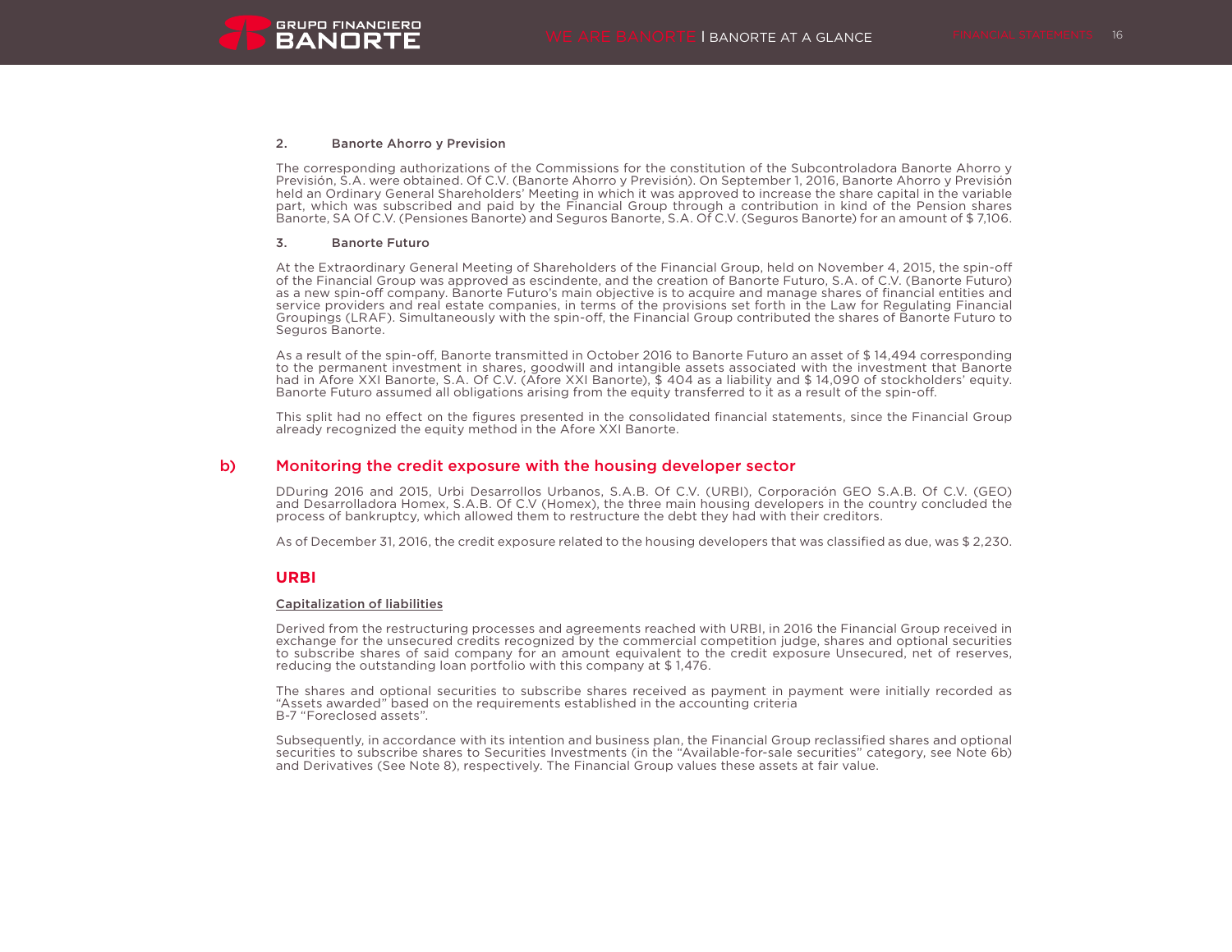### 2. Banorte Ahorro y Prevision

The corresponding authorizations of the Commissions for the constitution of the Subcontroladora Banorte Ahorro y Previsión, S.A. were obtained. Of C.V. (Banorte Ahorro y Previsión). On September 1, 2016, Banorte Ahorro y Previsión held an Ordinary General Shareholders' Meeting in which it was approved to increase the share capital in the variable part, which was subscribed and paid by the Financial Group through a contribution in kind of the Pension shares Banorte, SA Of C.V. (Pensiones Banorte) and Seguros Banorte, S.A. Of C.V. (Seguros Banorte) for an amount of $ 7,106.

### 3. Banorte Futuro

At the Extraordinary General Meeting of Shareholders of the Financial Group, held on November 4, 2015, the spin-off of the Financial Group was approved as escindente, and the creation of Banorte Futuro, S.A. of C.V. (Banorte Futuro) as a new spin-off company. Banorte Futuro's main objective is to acquire and manage shares of financial entities and service providers and real estate companies, in terms of the provisions set forth in the Law for Regulating Financial Groupings (LRAF). Simultaneously with the spin-off, the Financial Group contributed the shares of Banorte Futuro to Seguros Banorte.

As a result of the spin-off, Banorte transmitted in October 2016 to Banorte Futuro an asset of $ 14,494 corresponding to the permanent investment in shares, goodwill and intangible assets associated with the investment that Banorte had in Afore XXI Banorte, S.A. Of C.V. (Afore XXI Banorte), $ 404 as a liability and $ 14,090 of stockholders' equity. Banorte Futuro assumed all obligations arising from the equity transferred to it as a result of the spin-off.

This split had no effect on the figures presented in the consolidated financial statements, since the Financial Group already recognized the equity method in the Afore XXI Banorte.

## b) Monitoring the credit exposure with the housing developer sector

DDuring 2016 and 2015, Urbi Desarrollos Urbanos, S.A.B. Of C.V. (URBI), Corporación GEO S.A.B. Of C.V. (GEO) and Desarrolladora Homex, S.A.B. Of C.V (Homex), the three main housing developers in the country concluded the process of bankruptcy, which allowed them to restructure the debt they had with their creditors.

As of December 31, 2016, the credit exposure related to the housing developers that was classified as due, was $ 2,230.

## URBI

Capitalization of liabilities

Derived from the restructuring processes and agreements reached with URBI, in 2016 the Financial Group received in exchange for the unsecured credits recognized by the commercial competition judge, shares and optional securities to subscribe shares of said company for an amount equivalent to the credit exposure Unsecured, net of reserves, reducing the outstanding loan portfolio with this company at $ 1,476.

The shares and optional securities to subscribe shares received as payment in payment were initially recorded as "Assets awarded" based on the requirements established in the accounting criteria B-7 "Foreclosed assets".

Subsequently, in accordance with its intention and business plan, the Financial Group reclassified shares and optional securities to subscribe shares to Securities Investments (in the "Available-for-sale securities" category, see Note 6b) and Derivatives (See Note 8), respectively. The Financial Group values these assets at fair value.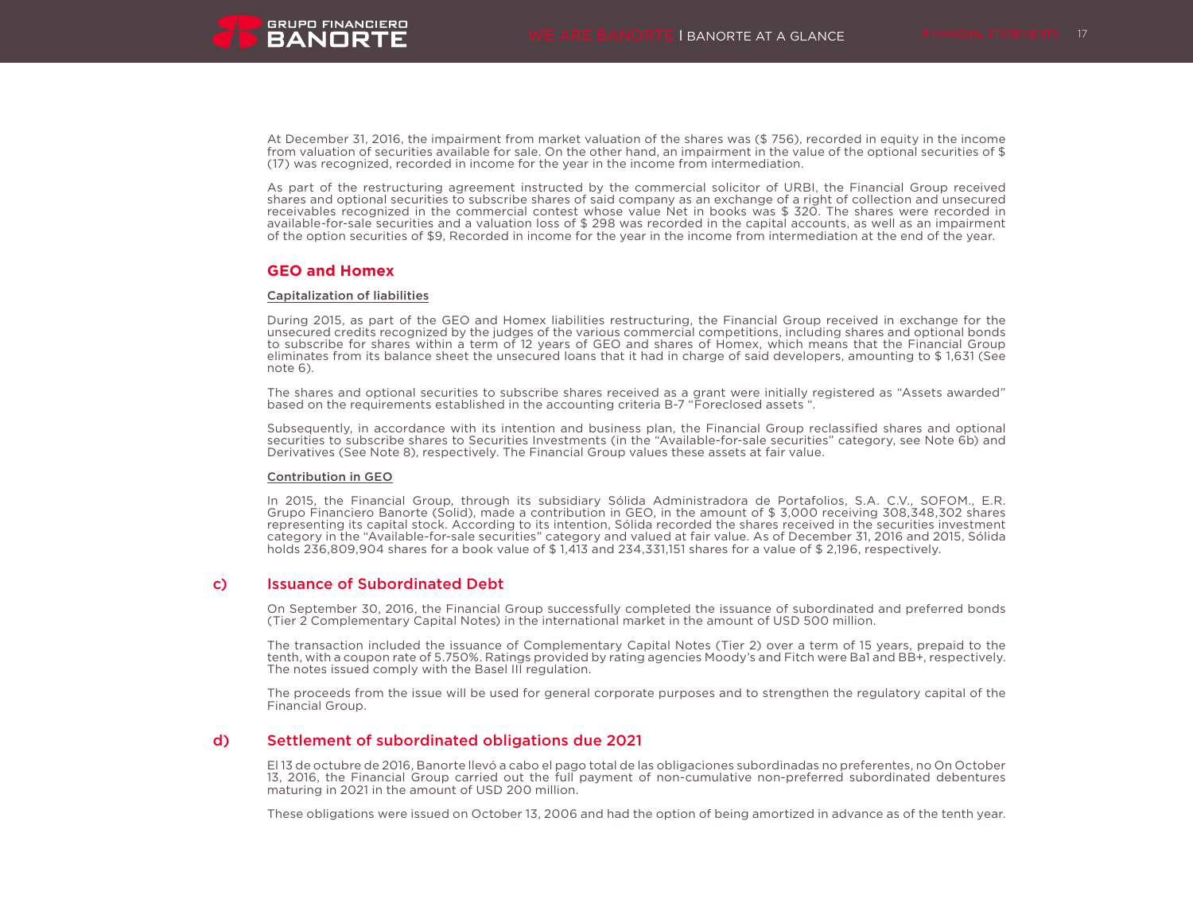At December 31, 2016, the impairment from market valuation of the shares was ($ 756), recorded in equity in the income from valuation of securities available for sale. On the other hand, an impairment in the value of the optional securities of $ (17) was recognized, recorded in income for the year in the income from intermediation.

As part of the restructuring agreement instructed by the commercial solicitor of URBI, the Financial Group received shares and optional securities to subscribe shares of said company as an exchange of a right of collection and unsecured receivables recognized in the commercial contest whose value Net in books was $ 320. The shares were recorded in available-for-sale securities and a valuation loss of $ 298 was recorded in the capital accounts, as well as an impairment of the option securities of $9, Recorded in income for the year in the income from intermediation at the end of the year.

### GEO and Homex

**Capitalization of liabilities**

During 2015, as part of the GEO and Homex liabilities restructuring, the Financial Group received in exchange for the unsecured credits recognized by the judges of the various commercial competitions, including shares and optional bonds to subscribe for shares within a term of 12 years of GEO and shares of Homex, which means that the Financial Group eliminates from its balance sheet the unsecured loans that it had in charge of said developers, amounting to $ 1,631 (See note 6).

The shares and optional securities to subscribe shares received as a grant were initially registered as "Assets awarded" based on the requirements established in the accounting criteria B-7 "Foreclosed assets ".

Subsequently, in accordance with its intention and business plan, the Financial Group reclassified shares and optional securities to subscribe shares to Securities Investments (in the "Available-for-sale securities" category, see Note 6b) and Derivatives (See Note 8), respectively. The Financial Group values these assets at fair value.

**Contribution in GEO**

In 2015, the Financial Group, through its subsidiary Sólida Administradora de Portafolios, S.A. C.V., SOFOM., E.R. Grupo Financiero Banorte (Solid), made a contribution in GEO, in the amount of $ 3,000 receiving 308,348,302 shares representing its capital stock. According to its intention, Sólida recorded the shares received in the securities investment category in the "Available-for-sale securities" category and valued at fair value. As of December 31, 2016 and 2015, Sólida holds 236,809,904 shares for a book value of $ 1,413 and 234,331,151 shares for a value of $ 2,196, respectively.

## c) Issuance of Subordinated Debt

On September 30, 2016, the Financial Group successfully completed the issuance of subordinated and preferred bonds (Tier 2 Complementary Capital Notes) in the international market in the amount of USD 500 million.

The transaction included the issuance of Complementary Capital Notes (Tier 2) over a term of 15 years, prepaid to the tenth, with a coupon rate of 5.750%. Ratings provided by rating agencies Moody's and Fitch were Ba1 and BB+, respectively. The notes issued comply with the Basel III regulation.

The proceeds from the issue will be used for general corporate purposes and to strengthen the regulatory capital of the Financial Group.

## d) Settlement of subordinated obligations due 2021

El 13 de octubre de 2016, Banorte llevó a cabo el pago total de las obligaciones subordinadas no preferentes, no On October 13, 2016, the Financial Group carried out the full payment of non-cumulative non-preferred subordinated debentures maturing in 2021 in the amount of USD 200 million.

These obligations were issued on October 13, 2006 and had the option of being amortized in advance as of the tenth year.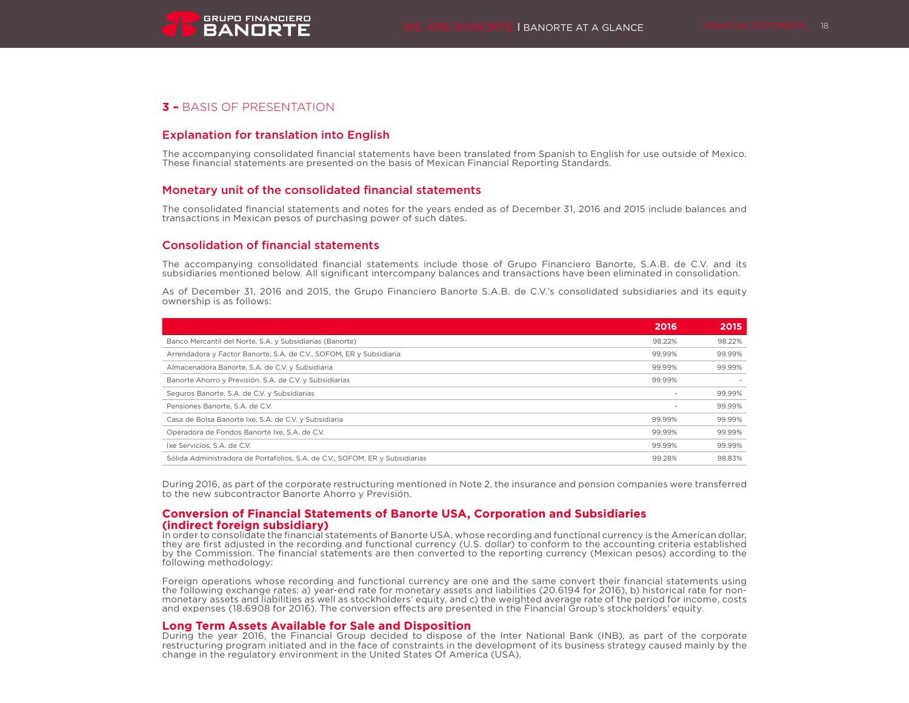## 3 – BASIS OF PRESENTATION

### Explanation for translation into English

The accompanying consolidated financial statements have been translated from Spanish to English for use outside of Mexico. These financial statements are presented on the basis of Mexican Financial Reporting Standards.

### Monetary unit of the consolidated financial statements

The consolidated financial statements and notes for the years ended as of December 31, 2016 and 2015 include balances and transactions in Mexican pesos of purchasing power of such dates.

### Consolidation of financial statements

The accompanying consolidated financial statements include those of Grupo Financiero Banorte, S.A.B. de C.V. and its subsidiaries mentioned below. All significant intercompany balances and transactions have been eliminated in consolidation.

As of December 31, 2016 and 2015, the Grupo Financiero Banorte S.A.B. de C.V.'s consolidated subsidiaries and its equity ownership is as follows:

| | 2016 | 2015 |
|---|---|---|
| Banco Mercantil del Norte, S.A. y Subsidiarias (Banorte) | 98.22% | 98.22% |
| Arrendadora y Factor Banorte, S.A. de C.V., SOFOM, ER y Subsidiaria | 99.99% | 99.99% |
| Almacenadora Banorte, S.A. de C.V. y Subsidiaria | 99.99% | 99.99% |
| Banorte Ahorro y Previsión, S.A. de C.V. y Subsidiarias | 99.99% | - |
| Seguros Banorte, S.A. de C.V. y Subsidiarias | - | 99.99% |
| Pensiones Banorte, S.A. de C.V. | - | 99.99% |
| Casa de Bolsa Banorte Ixe, S.A. de C.V. y Subsidiaria | 99.99% | 99.99% |
| Operadora de Fondos Banorte Ixe, S.A. de C.V. | 99.99% | 99.99% |
| Ixe Servicios, S.A. de C.V. | 99.99% | 99.99% |
| Sólida Administradora de Portafolios, S.A. de C.V., SOFOM, ER y Subsidiarias | 99.28% | 98.83% |

During 2016, as part of the corporate restructuring mentioned in Note 2, the insurance and pension companies were transferred to the new subcontractor Banorte Ahorro y Previsión.

### Conversion of Financial Statements of Banorte USA, Corporation and Subsidiaries (indirect foreign subsidiary)

In order to consolidate the financial statements of Banorte USA, whose recording and functional currency is the American dollar, they are first adjusted in the recording and functional currency (U.S. dollar) to conform to the accounting criteria established by the Commission. The financial statements are then converted to the reporting currency (Mexican pesos) according to the following methodology:

Foreign operations whose recording and functional currency are one and the same convert their financial statements using the following exchange rates: a) year-end rate for monetary assets and liabilities (20.6194 for 2016), b) historical rate for non-monetary assets and liabilities as well as stockholders' equity, and c) the weighted average rate of the period for income, costs and expenses (18.6908 for 2016). The conversion effects are presented in the Financial Group's stockholders' equity.

### Long Term Assets Available for Sale and Disposition

During the year 2016, the Financial Group decided to dispose of the Inter National Bank (INB), as part of the corporate restructuring program initiated and in the face of constraints in the development of its business strategy caused mainly by the change in the regulatory environment in the United States Of America (USA).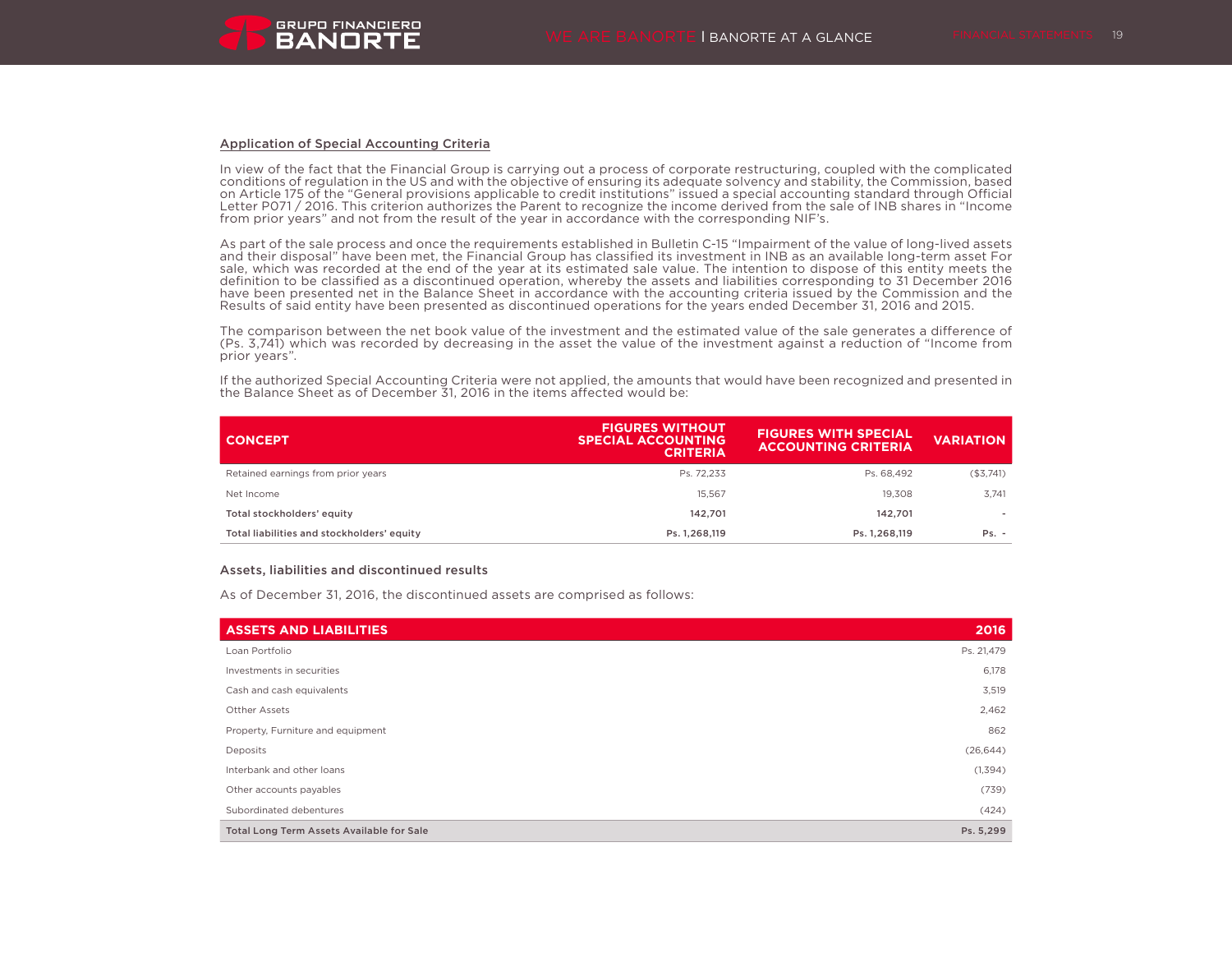## Application of Special Accounting Criteria

In view of the fact that the Financial Group is carrying out a process of corporate restructuring, coupled with the complicated conditions of regulation in the US and with the objective of ensuring its adequate solvency and stability, the Commission, based on Article 175 of the "General provisions applicable to credit institutions" issued a special accounting standard through Official Letter P071 / 2016. This criterion authorizes the Parent to recognize the income derived from the sale of INB shares in "Income from prior years" and not from the result of the year in accordance with the corresponding NIF's.

As part of the sale process and once the requirements established in Bulletin C-15 "Impairment of the value of long-lived assets and their disposal" have been met, the Financial Group has classified its investment in INB as an available long-term asset For sale, which was recorded at the end of the year at its estimated sale value. The intention to dispose of this entity meets the definition to be classified as a discontinued operation, whereby the assets and liabilities corresponding to 31 December 2016 have been presented net in the Balance Sheet in accordance with the accounting criteria issued by the Commission and the Results of said entity have been presented as discontinued operations for the years ended December 31, 2016 and 2015.

The comparison between the net book value of the investment and the estimated value of the sale generates a difference of (Ps. 3,741) which was recorded by decreasing in the asset the value of the investment against a reduction of "Income from prior years".

If the authorized Special Accounting Criteria were not applied, the amounts that would have been recognized and presented in the Balance Sheet as of December 31, 2016 in the items affected would be:

| CONCEPT | FIGURES WITHOUT SPECIAL ACCOUNTING CRITERIA | FIGURES WITH SPECIAL ACCOUNTING CRITERIA | VARIATION |
|---|---|---|---|
| Retained earnings from prior years | Ps. 72,233 | Ps. 68,492 | ($3,741) |
| Net Income | 15,567 | 19,308 | 3,741 |
| **Total stockholders' equity** | **142,701** | **142,701** | **-** |
| **Total liabilities and stockholders' equity** | **Ps. 1,268,119** | **Ps. 1,268,119** | **Ps. -** |

### Assets, liabilities and discontinued results

As of December 31, 2016, the discontinued assets are comprised as follows:

| ASSETS AND LIABILITIES | 2016 |
|---|---|
| Loan Portfolio | Ps. 21,479 |
| Investments in securities | 6,178 |
| Cash and cash equivalents | 3,519 |
| Otther Assets | 2,462 |
| Property, Furniture and equipment | 862 |
| Deposits | (26,644) |
| Interbank and other loans | (1,394) |
| Other accounts payables | (739) |
| Subordinated debentures | (424) |
| **Total Long Term Assets Available for Sale** | **Ps. 5,299** |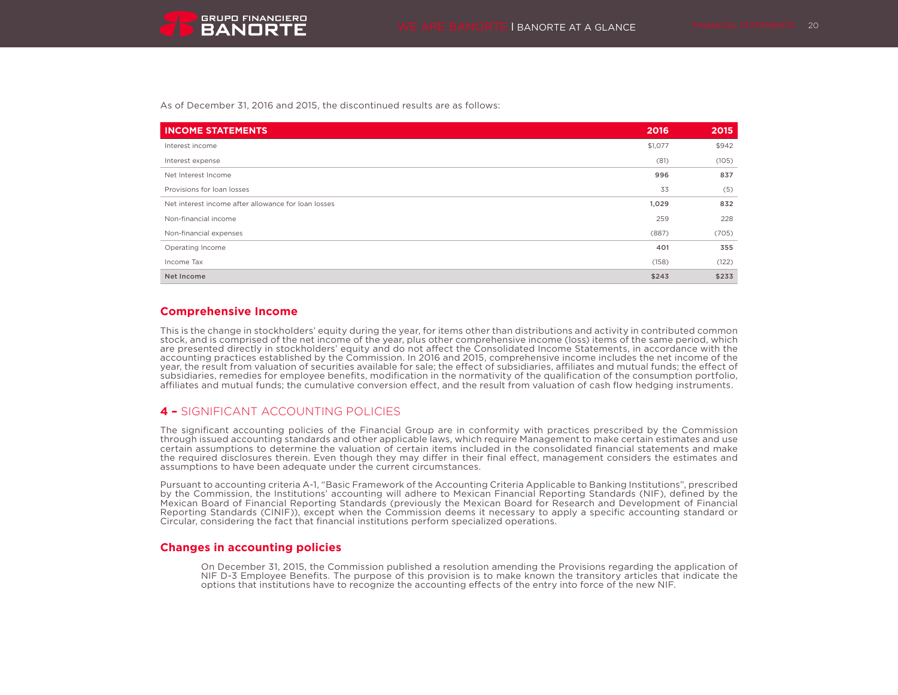As of December 31, 2016 and 2015, the discontinued results are as follows:

| INCOME STATEMENTS | 2016 | 2015 |
|---|---|---|
| Interest income | $1,077 | $942 |
| Interest expense | (81) | (105) |
| Net Interest Income | **996** | **837** |
| Provisions for loan losses | 33 | (5) |
| Net interest income after allowance for loan losses | **1,029** | **832** |
| Non-financial income | 259 | 228 |
| Non-financial expenses | (887) | (705) |
| Operating Income | **401** | **355** |
| Income Tax | (158) | (122) |
| **Net Income** | **$243** | **$233** |

## Comprehensive Income

This is the change in stockholders' equity during the year, for items other than distributions and activity in contributed common stock, and is comprised of the net income of the year, plus other comprehensive income (loss) items of the same period, which are presented directly in stockholders' equity and do not affect the Consolidated Income Statements, in accordance with the accounting practices established by the Commission. In 2016 and 2015, comprehensive income includes the net income of the year, the result from valuation of securities available for sale; the effect of subsidiaries, affiliates and mutual funds; the effect of subsidiaries, remedies for employee benefits, modification in the normativity of the qualification of the consumption portfolio, affiliates and mutual funds; the cumulative conversion effect, and the result from valuation of cash flow hedging instruments.

## 4 – SIGNIFICANT ACCOUNTING POLICIES

The significant accounting policies of the Financial Group are in conformity with practices prescribed by the Commission through issued accounting standards and other applicable laws, which require Management to make certain estimates and use certain assumptions to determine the valuation of certain items included in the consolidated financial statements and make the required disclosures therein. Even though they may differ in their final effect, management considers the estimates and assumptions to have been adequate under the current circumstances.

Pursuant to accounting criteria A-1, "Basic Framework of the Accounting Criteria Applicable to Banking Institutions", prescribed by the Commission, the Institutions' accounting will adhere to Mexican Financial Reporting Standards (NIF), defined by the Mexican Board of Financial Reporting Standards (previously the Mexican Board for Research and Development of Financial Reporting Standards (CINIF)), except when the Commission deems it necessary to apply a specific accounting standard or Circular, considering the fact that financial institutions perform specialized operations.

## Changes in accounting policies

On December 31, 2015, the Commission published a resolution amending the Provisions regarding the application of NIF D-3 Employee Benefits. The purpose of this provision is to make known the transitory articles that indicate the options that institutions have to recognize the accounting effects of the entry into force of the new NIF.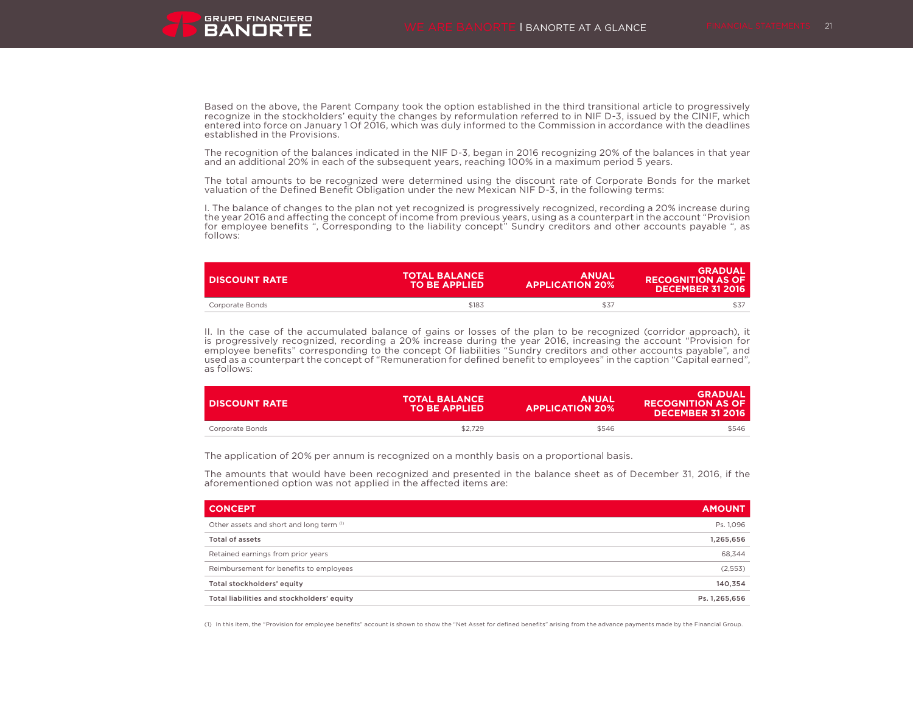Based on the above, the Parent Company took the option established in the third transitional article to progressively recognize in the stockholders' equity the changes by reformulation referred to in NIF D-3, issued by the CINIF, which entered into force on January 1 Of 2016, which was duly informed to the Commission in accordance with the deadlines established in the Provisions.

The recognition of the balances indicated in the NIF D-3, began in 2016 recognizing 20% of the balances in that year and an additional 20% in each of the subsequent years, reaching 100% in a maximum period 5 years.

The total amounts to be recognized were determined using the discount rate of Corporate Bonds for the market valuation of the Defined Benefit Obligation under the new Mexican NIF D-3, in the following terms:

I. The balance of changes to the plan not yet recognized is progressively recognized, recording a 20% increase during the year 2016 and affecting the concept of income from previous years, using as a counterpart in the account "Provision for employee benefits ", Corresponding to the liability concept" Sundry creditors and other accounts payable ", as follows:

| DISCOUNT RATE | TOTAL BALANCE TO BE APPLIED | ANUAL APPLICATION 20% | GRADUAL RECOGNITION AS OF DECEMBER 31 2016 |
|---|---|---|---|
| Corporate Bonds | $183 | $37 | $37 |

II. In the case of the accumulated balance of gains or losses of the plan to be recognized (corridor approach), it is progressively recognized, recording a 20% increase during the year 2016, increasing the account "Provision for employee benefits" corresponding to the concept Of liabilities "Sundry creditors and other accounts payable", and used as a counterpart the concept of "Remuneration for defined benefit to employees" in the caption "Capital earned", as follows:

| DISCOUNT RATE | TOTAL BALANCE TO BE APPLIED | ANUAL APPLICATION 20% | GRADUAL RECOGNITION AS OF DECEMBER 31 2016 |
|---|---|---|---|
| Corporate Bonds | $2,729 | $546 | $546 |

The application of 20% per annum is recognized on a monthly basis on a proportional basis.

The amounts that would have been recognized and presented in the balance sheet as of December 31, 2016, if the aforementioned option was not applied in the affected items are:

| CONCEPT | AMOUNT |
|---|---|
| Other assets and short and long term [1] | Ps. 1,096 |
| **Total of assets** | **1,265,656** |
| Retained earnings from prior years | 68,344 |
| Reimbursement for benefits to employees | (2,553) |
| **Total stockholders' equity** | **140,354** |
| **Total liabilities and stockholders' equity** | **Ps. 1,265,656** |

(1) In this item, the "Provision for employee benefits" account is shown to show the "Net Asset for defined benefits" arising from the advance payments made by the Financial Group.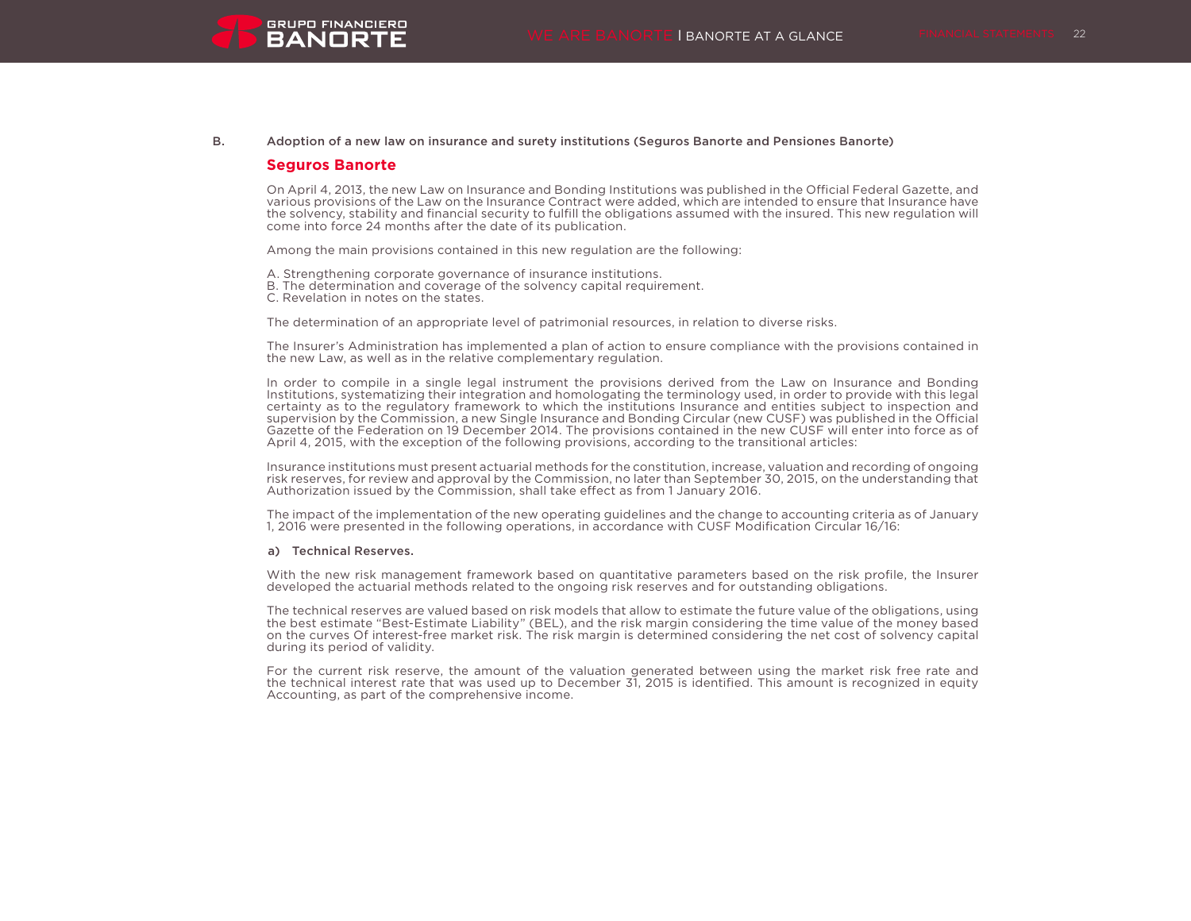B. **Adoption of a new law on insurance and surety institutions (Seguros Banorte and Pensiones Banorte)**

## Seguros Banorte

On April 4, 2013, the new Law on Insurance and Bonding Institutions was published in the Official Federal Gazette, and various provisions of the Law on the Insurance Contract were added, which are intended to ensure that Insurance have the solvency, stability and financial security to fulfill the obligations assumed with the insured. This new regulation will come into force 24 months after the date of its publication.

Among the main provisions contained in this new regulation are the following:

A. Strengthening corporate governance of insurance institutions.
B. The determination and coverage of the solvency capital requirement.
C. Revelation in notes on the states.

The determination of an appropriate level of patrimonial resources, in relation to diverse risks.

The Insurer's Administration has implemented a plan of action to ensure compliance with the provisions contained in the new Law, as well as in the relative complementary regulation.

In order to compile in a single legal instrument the provisions derived from the Law on Insurance and Bonding Institutions, systematizing their integration and homologating the terminology used, in order to provide with this legal certainty as to the regulatory framework to which the institutions Insurance and entities subject to inspection and supervision by the Commission, a new Single Insurance and Bonding Circular (new CUSF) was published in the Official Gazette of the Federation on 19 December 2014. The provisions contained in the new CUSF will enter into force as of April 4, 2015, with the exception of the following provisions, according to the transitional articles:

Insurance institutions must present actuarial methods for the constitution, increase, valuation and recording of ongoing risk reserves, for review and approval by the Commission, no later than September 30, 2015, on the understanding that Authorization issued by the Commission, shall take effect as from 1 January 2016.

The impact of the implementation of the new operating guidelines and the change to accounting criteria as of January 1, 2016 were presented in the following operations, in accordance with CUSF Modification Circular 16/16:

**a) Technical Reserves.**

With the new risk management framework based on quantitative parameters based on the risk profile, the Insurer developed the actuarial methods related to the ongoing risk reserves and for outstanding obligations.

The technical reserves are valued based on risk models that allow to estimate the future value of the obligations, using the best estimate "Best-Estimate Liability" (BEL), and the risk margin considering the time value of the money based on the curves Of interest-free market risk. The risk margin is determined considering the net cost of solvency capital during its period of validity.

For the current risk reserve, the amount of the valuation generated between using the market risk free rate and the technical interest rate that was used up to December 31, 2015 is identified. This amount is recognized in equity Accounting, as part of the comprehensive income.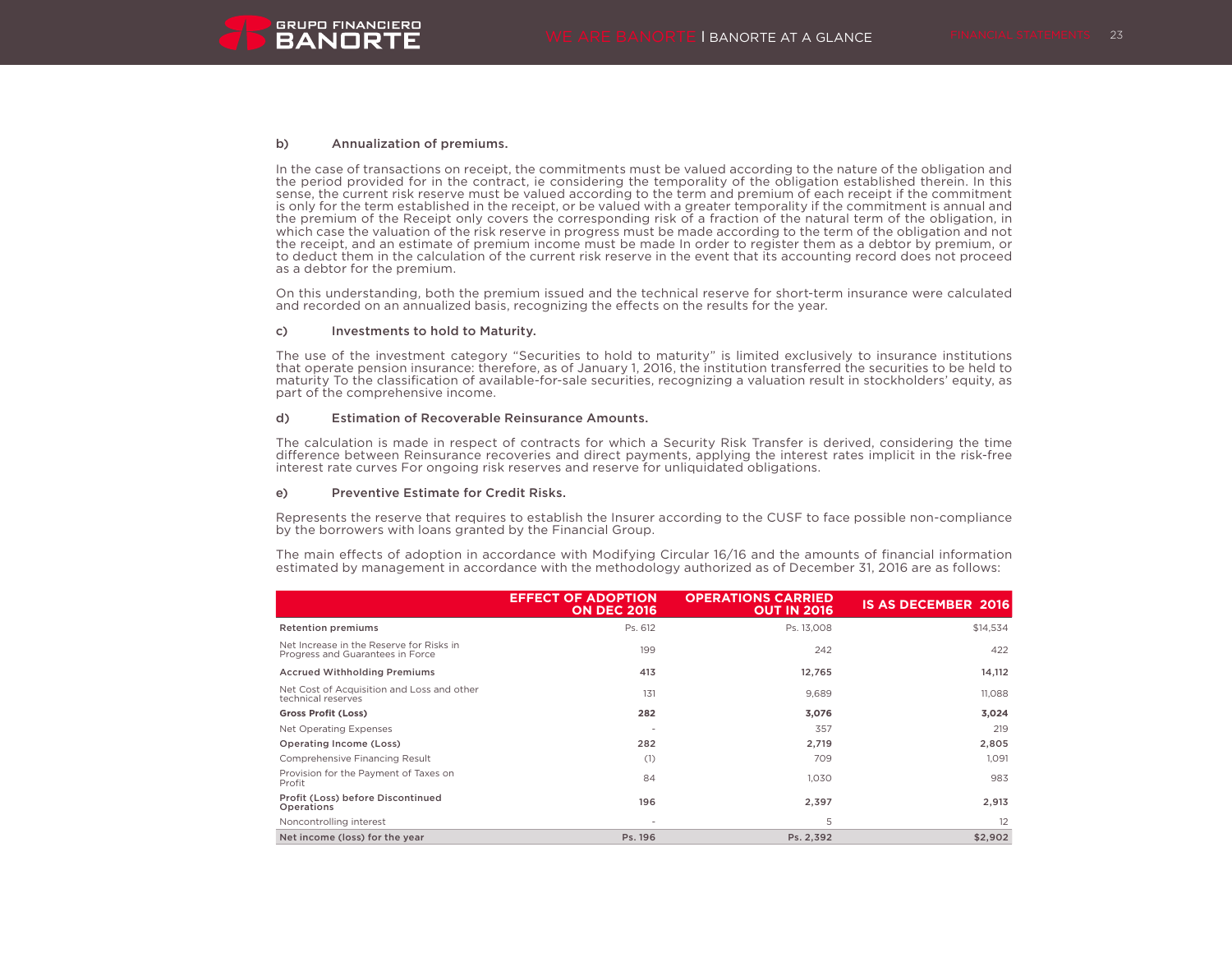**b) Annualization of premiums.**

In the case of transactions on receipt, the commitments must be valued according to the nature of the obligation and the period provided for in the contract, ie considering the temporality of the obligation established therein. In this sense, the current risk reserve must be valued according to the term and premium of each receipt if the commitment is only for the term established in the receipt, or be valued with a greater temporality if the commitment is annual and the premium of the Receipt only covers the corresponding risk of a fraction of the natural term of the obligation, in which case the valuation of the risk reserve in progress must be made according to the term of the obligation and not the receipt, and an estimate of premium income must be made In order to register them as a debtor by premium, or to deduct them in the calculation of the current risk reserve in the event that its accounting record does not proceed as a debtor for the premium.

On this understanding, both the premium issued and the technical reserve for short-term insurance were calculated and recorded on an annualized basis, recognizing the effects on the results for the year.

**c) Investments to hold to Maturity.**

The use of the investment category "Securities to hold to maturity" is limited exclusively to insurance institutions that operate pension insurance: therefore, as of January 1, 2016, the institution transferred the securities to be held to maturity To the classification of available-for-sale securities, recognizing a valuation result in stockholders' equity, as part of the comprehensive income.

**d) Estimation of Recoverable Reinsurance Amounts.**

The calculation is made in respect of contracts for which a Security Risk Transfer is derived, considering the time difference between Reinsurance recoveries and direct payments, applying the interest rates implicit in the risk-free interest rate curves For ongoing risk reserves and reserve for unliquidated obligations.

**e) Preventive Estimate for Credit Risks.**

Represents the reserve that requires to establish the Insurer according to the CUSF to face possible non-compliance by the borrowers with loans granted by the Financial Group.

The main effects of adoption in accordance with Modifying Circular 16/16 and the amounts of financial information estimated by management in accordance with the methodology authorized as of December 31, 2016 are as follows:

| | EFFECT OF ADOPTION ON DEC 2016 | OPERATIONS CARRIED OUT IN 2016 | IS AS DECEMBER 2016 |
|---|---|---|---|
| **Retention premiums** | Ps. 612 | Ps. 13,008 | $14,534 |
| Net Increase in the Reserve for Risks in Progress and Guarantees in Force | 199 | 242 | 422 |
| **Accrued Withholding Premiums** | **413** | **12,765** | **14,112** |
| Net Cost of Acquisition and Loss and other technical reserves | 131 | 9,689 | 11,088 |
| **Gross Profit (Loss)** | **282** | **3,076** | **3,024** |
| Net Operating Expenses | - | 357 | 219 |
| **Operating Income (Loss)** | **282** | **2,719** | **2,805** |
| Comprehensive Financing Result | (1) | 709 | 1,091 |
| Provision for the Payment of Taxes on Profit | 84 | 1,030 | 983 |
| **Profit (Loss) before Discontinued Operations** | **196** | **2,397** | **2,913** |
| Noncontrolling interest | - | 5 | 12 |
| **Net income (loss) for the year** | **Ps. 196** | **Ps. 2,392** | **$2,902** |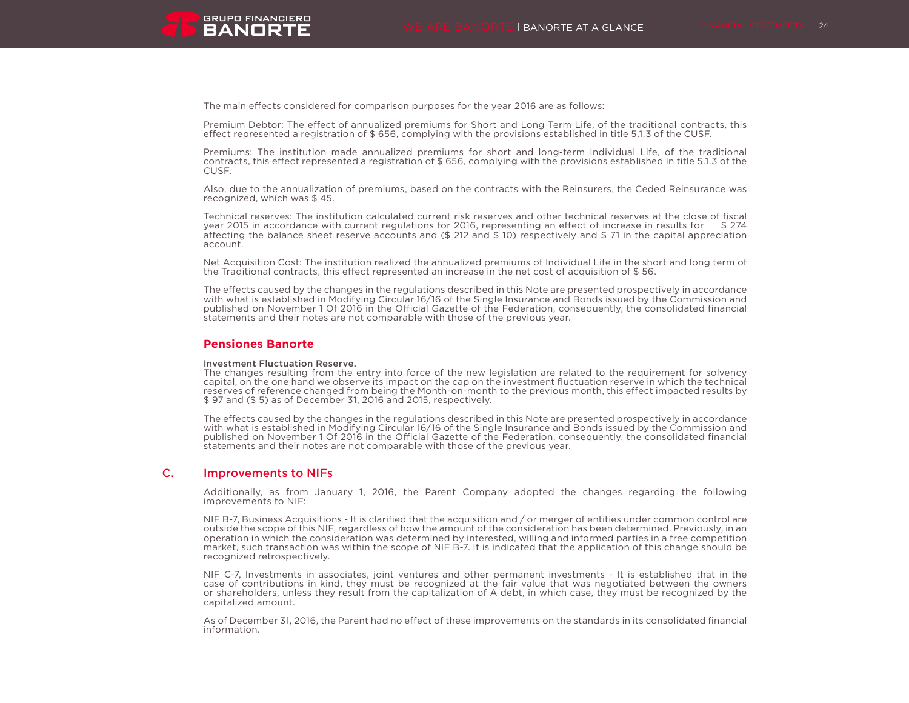The main effects considered for comparison purposes for the year 2016 are as follows:

Premium Debtor: The effect of annualized premiums for Short and Long Term Life, of the traditional contracts, this effect represented a registration of $ 656, complying with the provisions established in title 5.1.3 of the CUSF.

Premiums: The institution made annualized premiums for short and long-term Individual Life, of the traditional contracts, this effect represented a registration of $ 656, complying with the provisions established in title 5.1.3 of the CUSF.

Also, due to the annualization of premiums, based on the contracts with the Reinsurers, the Ceded Reinsurance was recognized, which was $ 45.

Technical reserves: The institution calculated current risk reserves and other technical reserves at the close of fiscal year 2015 in accordance with current regulations for 2016, representing an effect of increase in results for $ 274 affecting the balance sheet reserve accounts and ($ 212 and $ 10) respectively and $ 71 in the capital appreciation account.

Net Acquisition Cost: The institution realized the annualized premiums of Individual Life in the short and long term of the Traditional contracts, this effect represented an increase in the net cost of acquisition of $ 56.

The effects caused by the changes in the regulations described in this Note are presented prospectively in accordance with what is established in Modifying Circular 16/16 of the Single Insurance and Bonds issued by the Commission and published on November 1 Of 2016 in the Official Gazette of the Federation, consequently, the consolidated financial statements and their notes are not comparable with those of the previous year.

### Pensiones Banorte

**Investment Fluctuation Reserve.**
The changes resulting from the entry into force of the new legislation are related to the requirement for solvency capital, on the one hand we observe its impact on the cap on the investment fluctuation reserve in which the technical reserves of reference changed from being the Month-on-month to the previous month, this effect impacted results by $ 97 and ($ 5) as of December 31, 2016 and 2015, respectively.

The effects caused by the changes in the regulations described in this Note are presented prospectively in accordance with what is established in Modifying Circular 16/16 of the Single Insurance and Bonds issued by the Commission and published on November 1 Of 2016 in the Official Gazette of the Federation, consequently, the consolidated financial statements and their notes are not comparable with those of the previous year.

## C. Improvements to NIFs

Additionally, as from January 1, 2016, the Parent Company adopted the changes regarding the following improvements to NIF:

NIF B-7, Business Acquisitions - It is clarified that the acquisition and / or merger of entities under common control are outside the scope of this NIF, regardless of how the amount of the consideration has been determined. Previously, in an operation in which the consideration was determined by interested, willing and informed parties in a free competition market, such transaction was within the scope of NIF B-7. It is indicated that the application of this change should be recognized retrospectively.

NIF C-7, Investments in associates, joint ventures and other permanent investments - It is established that in the case of contributions in kind, they must be recognized at the fair value that was negotiated between the owners or shareholders, unless they result from the capitalization of A debt, in which case, they must be recognized by the capitalized amount.

As of December 31, 2016, the Parent had no effect of these improvements on the standards in its consolidated financial information.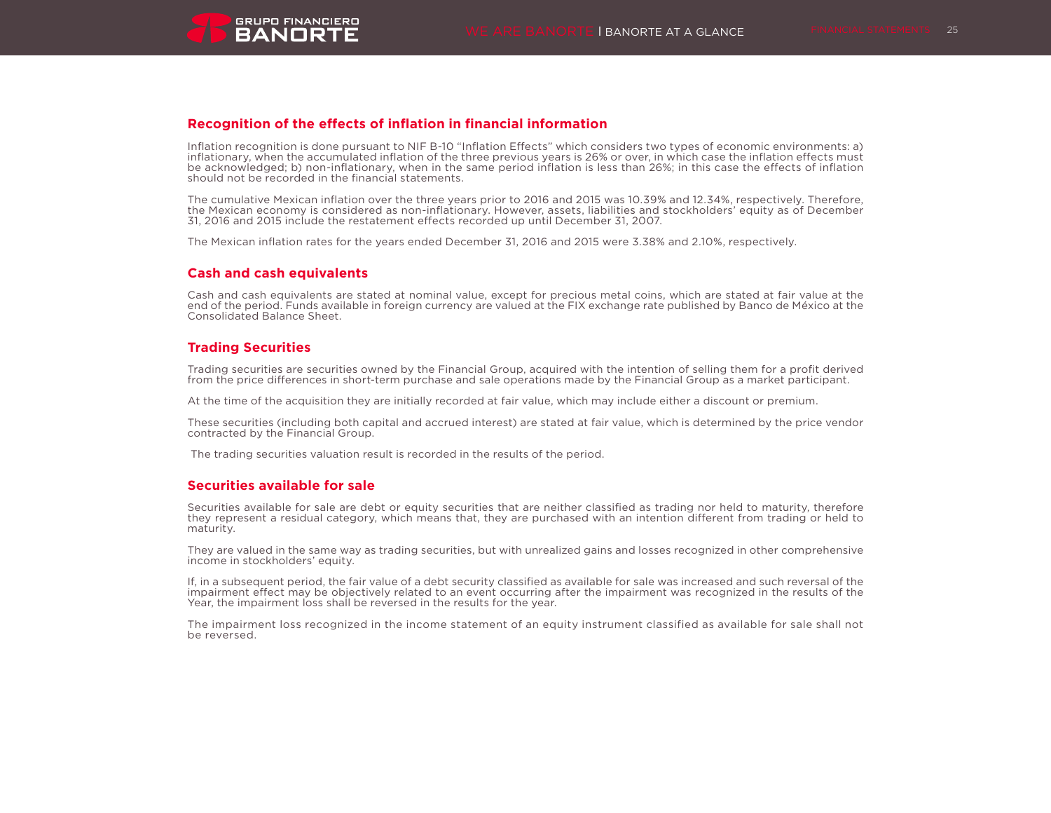## Recognition of the effects of inflation in financial information

Inflation recognition is done pursuant to NIF B-10 “Inflation Effects” which considers two types of economic environments: a) inflationary, when the accumulated inflation of the three previous years is 26% or over, in which case the inflation effects must be acknowledged; b) non-inflationary, when in the same period inflation is less than 26%; in this case the effects of inflation should not be recorded in the financial statements.

The cumulative Mexican inflation over the three years prior to 2016 and 2015 was 10.39% and 12.34%, respectively. Therefore, the Mexican economy is considered as non-inflationary. However, assets, liabilities and stockholders’ equity as of December 31, 2016 and 2015 include the restatement effects recorded up until December 31, 2007.

The Mexican inflation rates for the years ended December 31, 2016 and 2015 were 3.38% and 2.10%, respectively.

## Cash and cash equivalents

Cash and cash equivalents are stated at nominal value, except for precious metal coins, which are stated at fair value at the end of the period. Funds available in foreign currency are valued at the FIX exchange rate published by Banco de México at the Consolidated Balance Sheet.

## Trading Securities

Trading securities are securities owned by the Financial Group, acquired with the intention of selling them for a profit derived from the price differences in short-term purchase and sale operations made by the Financial Group as a market participant.

At the time of the acquisition they are initially recorded at fair value, which may include either a discount or premium.

These securities (including both capital and accrued interest) are stated at fair value, which is determined by the price vendor contracted by the Financial Group.

The trading securities valuation result is recorded in the results of the period.

## Securities available for sale

Securities available for sale are debt or equity securities that are neither classified as trading nor held to maturity, therefore they represent a residual category, which means that, they are purchased with an intention different from trading or held to maturity.

They are valued in the same way as trading securities, but with unrealized gains and losses recognized in other comprehensive income in stockholders’ equity.

If, in a subsequent period, the fair value of a debt security classified as available for sale was increased and such reversal of the impairment effect may be objectively related to an event occurring after the impairment was recognized in the results of the Year, the impairment loss shall be reversed in the results for the year.

The impairment loss recognized in the income statement of an equity instrument classified as available for sale shall not be reversed.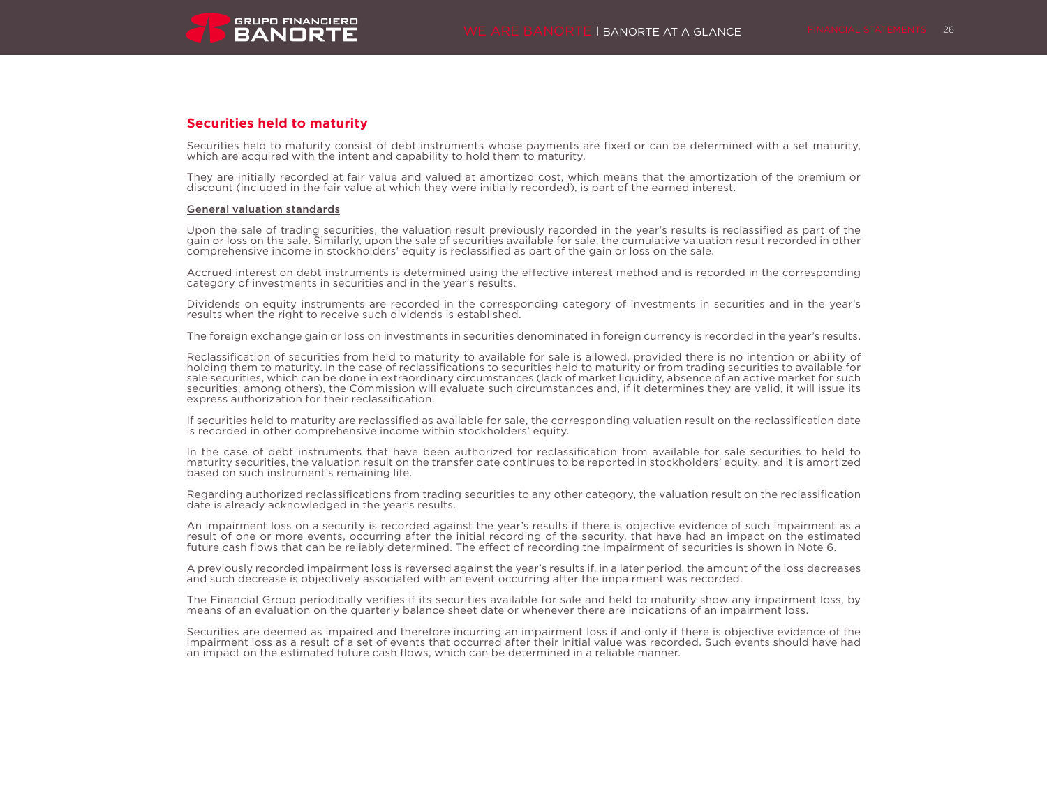## Securities held to maturity

Securities held to maturity consist of debt instruments whose payments are fixed or can be determined with a set maturity, which are acquired with the intent and capability to hold them to maturity.

They are initially recorded at fair value and valued at amortized cost, which means that the amortization of the premium or discount (included in the fair value at which they were initially recorded), is part of the earned interest.

### General valuation standards

Upon the sale of trading securities, the valuation result previously recorded in the year's results is reclassified as part of the gain or loss on the sale. Similarly, upon the sale of securities available for sale, the cumulative valuation result recorded in other comprehensive income in stockholders' equity is reclassified as part of the gain or loss on the sale.

Accrued interest on debt instruments is determined using the effective interest method and is recorded in the corresponding category of investments in securities and in the year's results.

Dividends on equity instruments are recorded in the corresponding category of investments in securities and in the year's results when the right to receive such dividends is established.

The foreign exchange gain or loss on investments in securities denominated in foreign currency is recorded in the year's results.

Reclassification of securities from held to maturity to available for sale is allowed, provided there is no intention or ability of holding them to maturity. In the case of reclassifications to securities held to maturity or from trading securities to available for sale securities, which can be done in extraordinary circumstances (lack of market liquidity, absence of an active market for such securities, among others), the Commission will evaluate such circumstances and, if it determines they are valid, it will issue its express authorization for their reclassification.

If securities held to maturity are reclassified as available for sale, the corresponding valuation result on the reclassification date is recorded in other comprehensive income within stockholders' equity.

In the case of debt instruments that have been authorized for reclassification from available for sale securities to held to maturity securities, the valuation result on the transfer date continues to be reported in stockholders' equity, and it is amortized based on such instrument's remaining life.

Regarding authorized reclassifications from trading securities to any other category, the valuation result on the reclassification date is already acknowledged in the year's results.

An impairment loss on a security is recorded against the year's results if there is objective evidence of such impairment as a result of one or more events, occurring after the initial recording of the security, that have had an impact on the estimated future cash flows that can be reliably determined. The effect of recording the impairment of securities is shown in Note 6.

A previously recorded impairment loss is reversed against the year's results if, in a later period, the amount of the loss decreases and such decrease is objectively associated with an event occurring after the impairment was recorded.

The Financial Group periodically verifies if its securities available for sale and held to maturity show any impairment loss, by means of an evaluation on the quarterly balance sheet date or whenever there are indications of an impairment loss.

Securities are deemed as impaired and therefore incurring an impairment loss if and only if there is objective evidence of the impairment loss as a result of a set of events that occurred after their initial value was recorded. Such events should have had an impact on the estimated future cash flows, which can be determined in a reliable manner.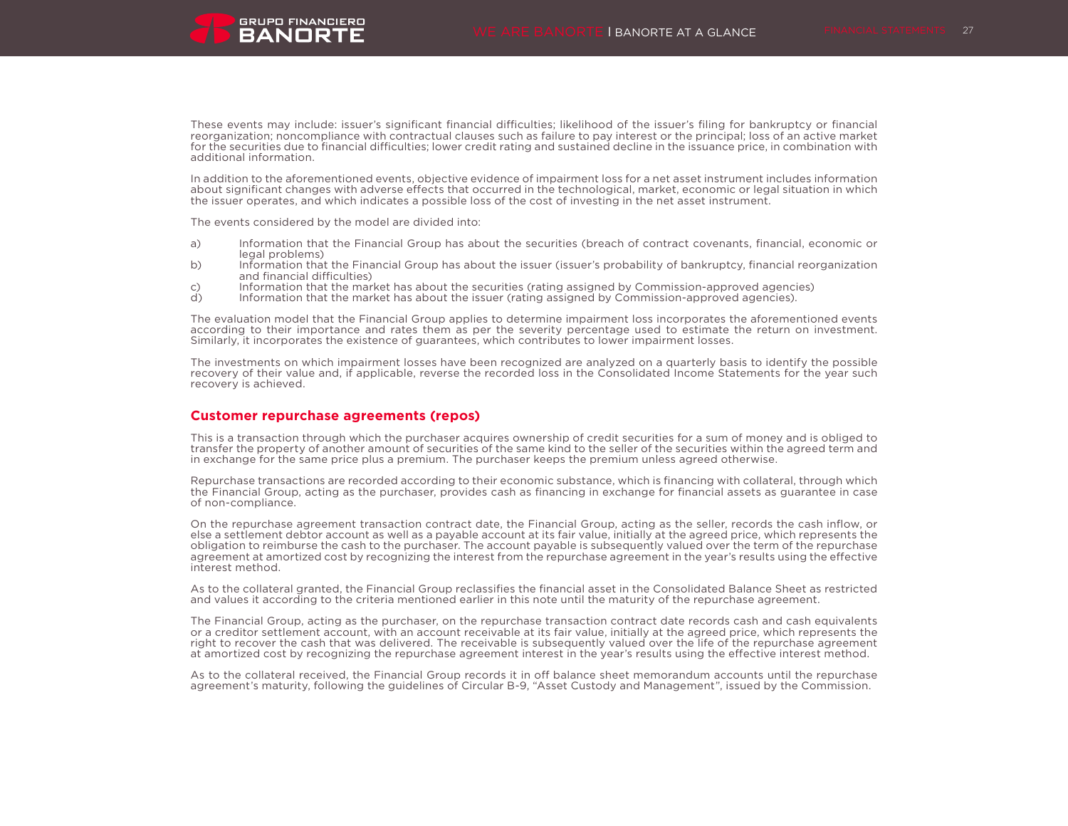These events may include: issuer's significant financial difficulties; likelihood of the issuer's filing for bankruptcy or financial reorganization; noncompliance with contractual clauses such as failure to pay interest or the principal; loss of an active market for the securities due to financial difficulties; lower credit rating and sustained decline in the issuance price, in combination with additional information.

In addition to the aforementioned events, objective evidence of impairment loss for a net asset instrument includes information about significant changes with adverse effects that occurred in the technological, market, economic or legal situation in which the issuer operates, and which indicates a possible loss of the cost of investing in the net asset instrument.

The events considered by the model are divided into:

a) Information that the Financial Group has about the securities (breach of contract covenants, financial, economic or legal problems)
b) Information that the Financial Group has about the issuer (issuer's probability of bankruptcy, financial reorganization and financial difficulties)
c) Information that the market has about the securities (rating assigned by Commission-approved agencies)
d) Information that the market has about the issuer (rating assigned by Commission-approved agencies).

The evaluation model that the Financial Group applies to determine impairment loss incorporates the aforementioned events according to their importance and rates them as per the severity percentage used to estimate the return on investment. Similarly, it incorporates the existence of guarantees, which contributes to lower impairment losses.

The investments on which impairment losses have been recognized are analyzed on a quarterly basis to identify the possible recovery of their value and, if applicable, reverse the recorded loss in the Consolidated Income Statements for the year such recovery is achieved.

## Customer repurchase agreements (repos)

This is a transaction through which the purchaser acquires ownership of credit securities for a sum of money and is obliged to transfer the property of another amount of securities of the same kind to the seller of the securities within the agreed term and in exchange for the same price plus a premium. The purchaser keeps the premium unless agreed otherwise.

Repurchase transactions are recorded according to their economic substance, which is financing with collateral, through which the Financial Group, acting as the purchaser, provides cash as financing in exchange for financial assets as guarantee in case of non-compliance.

On the repurchase agreement transaction contract date, the Financial Group, acting as the seller, records the cash inflow, or else a settlement debtor account as well as a payable account at its fair value, initially at the agreed price, which represents the obligation to reimburse the cash to the purchaser. The account payable is subsequently valued over the term of the repurchase agreement at amortized cost by recognizing the interest from the repurchase agreement in the year's results using the effective interest method.

As to the collateral granted, the Financial Group reclassifies the financial asset in the Consolidated Balance Sheet as restricted and values it according to the criteria mentioned earlier in this note until the maturity of the repurchase agreement.

The Financial Group, acting as the purchaser, on the repurchase transaction contract date records cash and cash equivalents or a creditor settlement account, with an account receivable at its fair value, initially at the agreed price, which represents the right to recover the cash that was delivered. The receivable is subsequently valued over the life of the repurchase agreement at amortized cost by recognizing the repurchase agreement interest in the year's results using the effective interest method.

As to the collateral received, the Financial Group records it in off balance sheet memorandum accounts until the repurchase agreement's maturity, following the guidelines of Circular B-9, "Asset Custody and Management", issued by the Commission.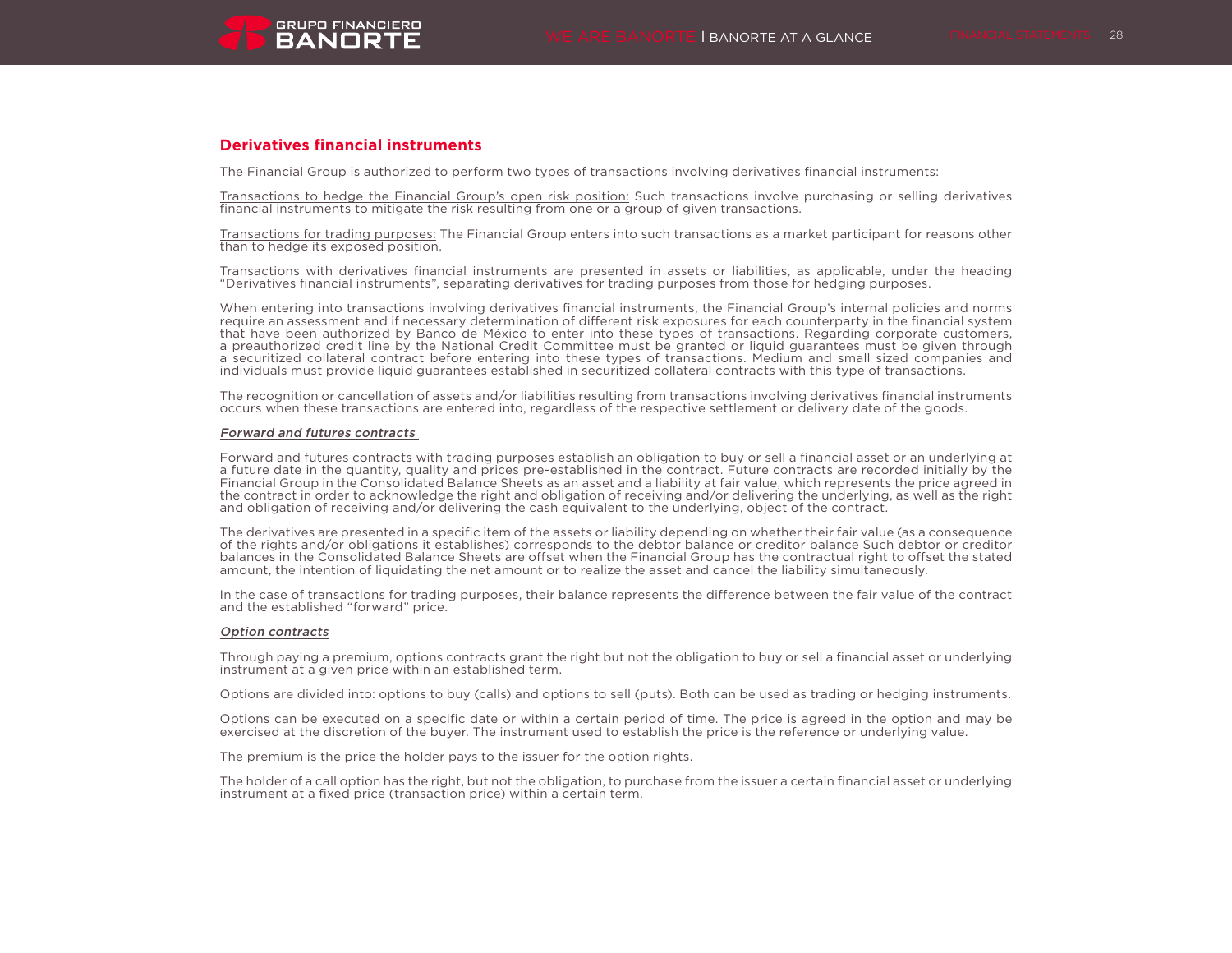## Derivatives financial instruments

The Financial Group is authorized to perform two types of transactions involving derivatives financial instruments:

Transactions to hedge the Financial Group's open risk position: Such transactions involve purchasing or selling derivatives financial instruments to mitigate the risk resulting from one or a group of given transactions.

Transactions for trading purposes: The Financial Group enters into such transactions as a market participant for reasons other than to hedge its exposed position.

Transactions with derivatives financial instruments are presented in assets or liabilities, as applicable, under the heading "Derivatives financial instruments", separating derivatives for trading purposes from those for hedging purposes.

When entering into transactions involving derivatives financial instruments, the Financial Group's internal policies and norms require an assessment and if necessary determination of different risk exposures for each counterparty in the financial system that have been authorized by Banco de México to enter into these types of transactions. Regarding corporate customers, a preauthorized credit line by the National Credit Committee must be granted or liquid guarantees must be given through a securitized collateral contract before entering into these types of transactions. Medium and small sized companies and individuals must provide liquid guarantees established in securitized collateral contracts with this type of transactions.

The recognition or cancellation of assets and/or liabilities resulting from transactions involving derivatives financial instruments occurs when these transactions are entered into, regardless of the respective settlement or delivery date of the goods.

***Forward and futures contracts***

Forward and futures contracts with trading purposes establish an obligation to buy or sell a financial asset or an underlying at a future date in the quantity, quality and prices pre-established in the contract. Future contracts are recorded initially by the Financial Group in the Consolidated Balance Sheets as an asset and a liability at fair value, which represents the price agreed in the contract in order to acknowledge the right and obligation of receiving and/or delivering the underlying, as well as the right and obligation of receiving and/or delivering the cash equivalent to the underlying, object of the contract.

The derivatives are presented in a specific item of the assets or liability depending on whether their fair value (as a consequence of the rights and/or obligations it establishes) corresponds to the debtor balance or creditor balance Such debtor or creditor balances in the Consolidated Balance Sheets are offset when the Financial Group has the contractual right to offset the stated amount, the intention of liquidating the net amount or to realize the asset and cancel the liability simultaneously.

In the case of transactions for trading purposes, their balance represents the difference between the fair value of the contract and the established "forward" price.

***Option contracts***

Through paying a premium, options contracts grant the right but not the obligation to buy or sell a financial asset or underlying instrument at a given price within an established term.

Options are divided into: options to buy (calls) and options to sell (puts). Both can be used as trading or hedging instruments.

Options can be executed on a specific date or within a certain period of time. The price is agreed in the option and may be exercised at the discretion of the buyer. The instrument used to establish the price is the reference or underlying value.

The premium is the price the holder pays to the issuer for the option rights.

The holder of a call option has the right, but not the obligation, to purchase from the issuer a certain financial asset or underlying instrument at a fixed price (transaction price) within a certain term.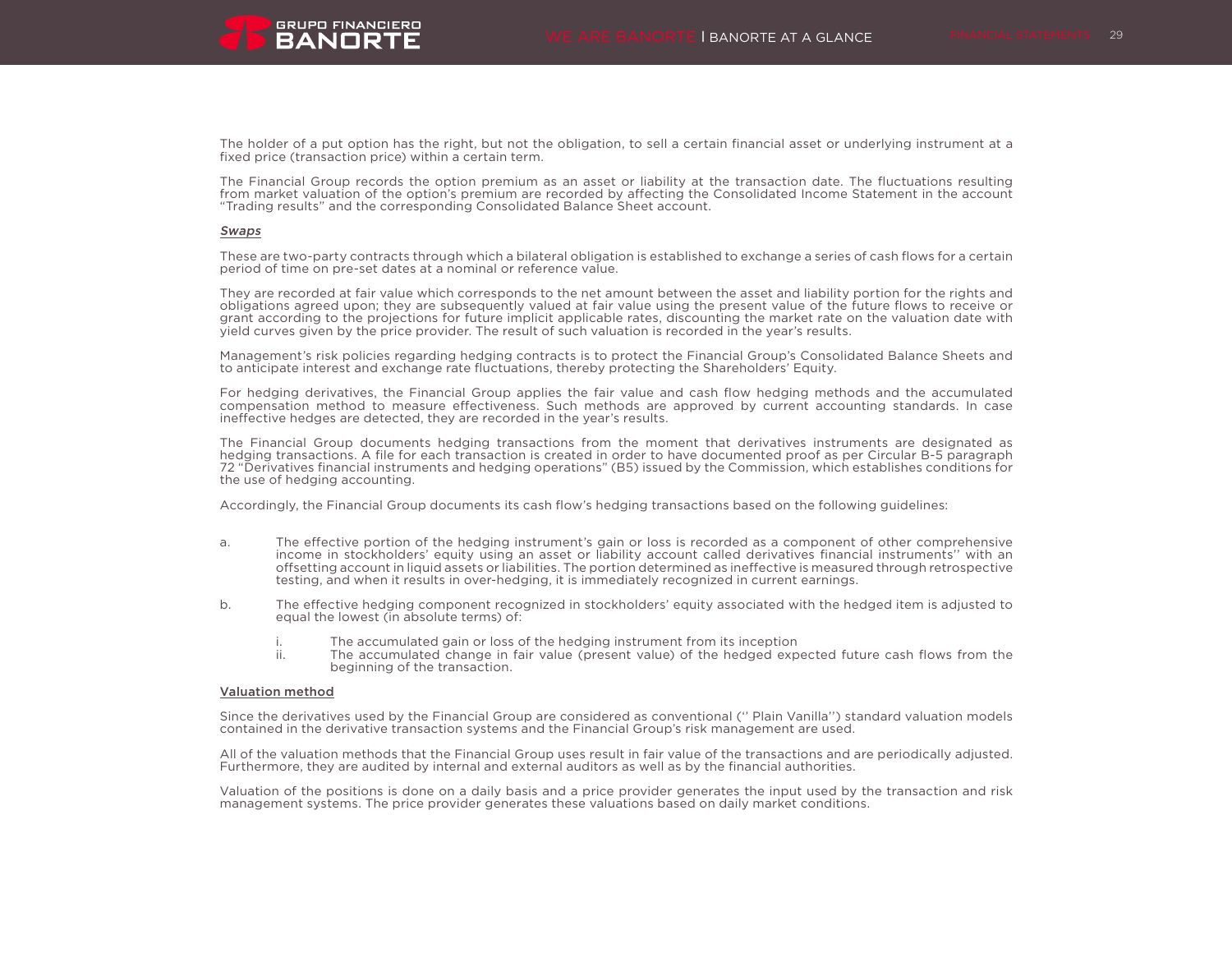The holder of a put option has the right, but not the obligation, to sell a certain financial asset or underlying instrument at a fixed price (transaction price) within a certain term.

The Financial Group records the option premium as an asset or liability at the transaction date. The fluctuations resulting from market valuation of the option's premium are recorded by affecting the Consolidated Income Statement in the account "Trading results" and the corresponding Consolidated Balance Sheet account.

***Swaps***

These are two-party contracts through which a bilateral obligation is established to exchange a series of cash flows for a certain period of time on pre-set dates at a nominal or reference value.

They are recorded at fair value which corresponds to the net amount between the asset and liability portion for the rights and obligations agreed upon; they are subsequently valued at fair value using the present value of the future flows to receive or grant according to the projections for future implicit applicable rates, discounting the market rate on the valuation date with yield curves given by the price provider. The result of such valuation is recorded in the year's results.

Management's risk policies regarding hedging contracts is to protect the Financial Group's Consolidated Balance Sheets and to anticipate interest and exchange rate fluctuations, thereby protecting the Shareholders' Equity.

For hedging derivatives, the Financial Group applies the fair value and cash flow hedging methods and the accumulated compensation method to measure effectiveness. Such methods are approved by current accounting standards. In case ineffective hedges are detected, they are recorded in the year's results.

The Financial Group documents hedging transactions from the moment that derivatives instruments are designated as hedging transactions. A file for each transaction is created in order to have documented proof as per Circular B-5 paragraph 72 "Derivatives financial instruments and hedging operations" (B5) issued by the Commission, which establishes conditions for the use of hedging accounting.

Accordingly, the Financial Group documents its cash flow's hedging transactions based on the following guidelines:

a. The effective portion of the hedging instrument's gain or loss is recorded as a component of other comprehensive income in stockholders' equity using an asset or liability account called derivatives financial instruments'' with an offsetting account in liquid assets or liabilities. The portion determined as ineffective is measured through retrospective testing, and when it results in over-hedging, it is immediately recognized in current earnings.

b. The effective hedging component recognized in stockholders' equity associated with the hedged item is adjusted to equal the lowest (in absolute terms) of:

   i. The accumulated gain or loss of the hedging instrument from its inception
   ii. The accumulated change in fair value (present value) of the hedged expected future cash flows from the beginning of the transaction.

**Valuation method**

Since the derivatives used by the Financial Group are considered as conventional ('' Plain Vanilla'') standard valuation models contained in the derivative transaction systems and the Financial Group's risk management are used.

All of the valuation methods that the Financial Group uses result in fair value of the transactions and are periodically adjusted. Furthermore, they are audited by internal and external auditors as well as by the financial authorities.

Valuation of the positions is done on a daily basis and a price provider generates the input used by the transaction and risk management systems. The price provider generates these valuations based on daily market conditions.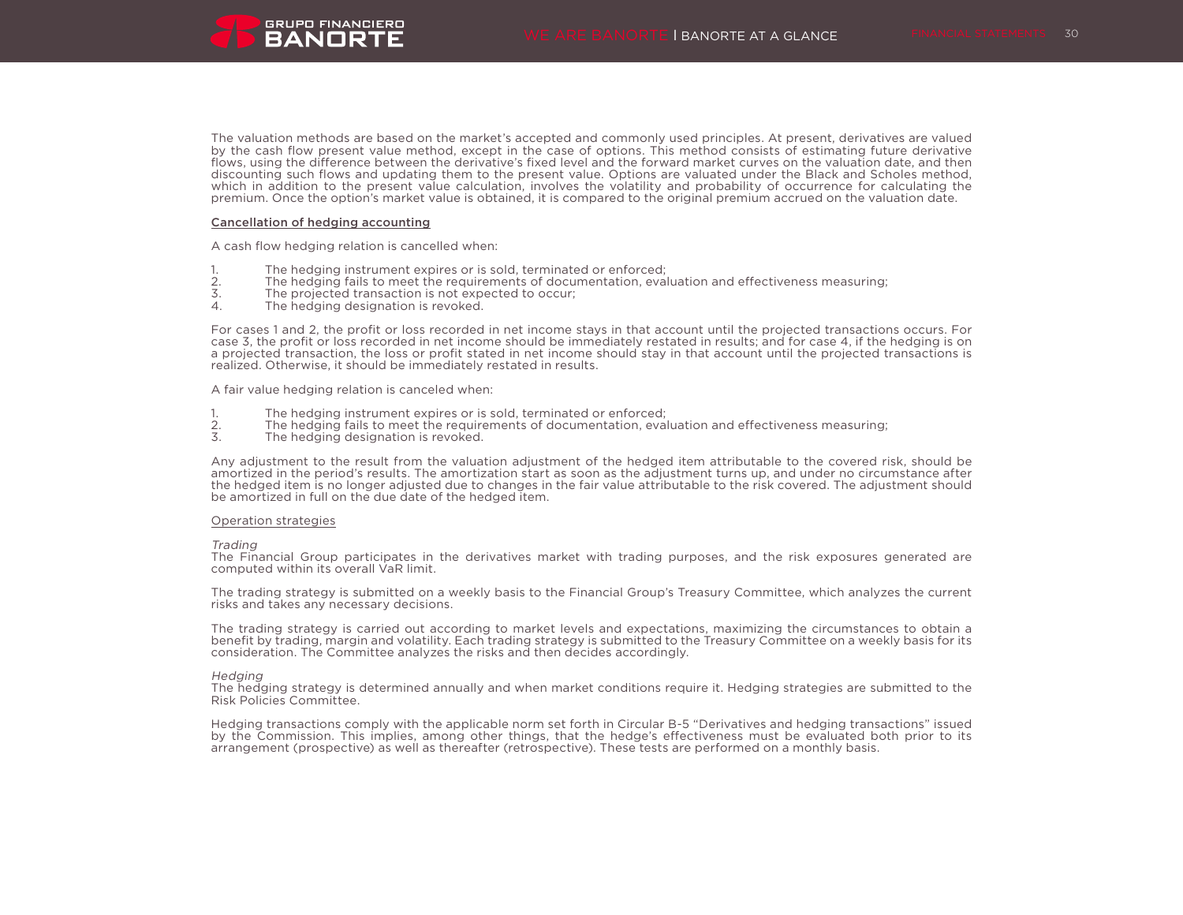The valuation methods are based on the market's accepted and commonly used principles. At present, derivatives are valued by the cash flow present value method, except in the case of options. This method consists of estimating future derivative flows, using the difference between the derivative's fixed level and the forward market curves on the valuation date, and then discounting such flows and updating them to the present value. Options are valuated under the Black and Scholes method, which in addition to the present value calculation, involves the volatility and probability of occurrence for calculating the premium. Once the option's market value is obtained, it is compared to the original premium accrued on the valuation date.

<u>**Cancellation of hedging accounting**</u>

A cash flow hedging relation is cancelled when:

1. The hedging instrument expires or is sold, terminated or enforced;
2. The hedging fails to meet the requirements of documentation, evaluation and effectiveness measuring;
3. The projected transaction is not expected to occur;
4. The hedging designation is revoked.

For cases 1 and 2, the profit or loss recorded in net income stays in that account until the projected transactions occurs. For case 3, the profit or loss recorded in net income should be immediately restated in results; and for case 4, if the hedging is on a projected transaction, the loss or profit stated in net income should stay in that account until the projected transactions is realized. Otherwise, it should be immediately restated in results.

A fair value hedging relation is canceled when:

1. The hedging instrument expires or is sold, terminated or enforced;
2. The hedging fails to meet the requirements of documentation, evaluation and effectiveness measuring;
3. The hedging designation is revoked.

Any adjustment to the result from the valuation adjustment of the hedged item attributable to the covered risk, should be amortized in the period's results. The amortization start as soon as the adjustment turns up, and under no circumstance after the hedged item is no longer adjusted due to changes in the fair value attributable to the risk covered. The adjustment should be amortized in full on the due date of the hedged item.

<u>Operation strategies</u>

*Trading*

The Financial Group participates in the derivatives market with trading purposes, and the risk exposures generated are computed within its overall VaR limit.

The trading strategy is submitted on a weekly basis to the Financial Group's Treasury Committee, which analyzes the current risks and takes any necessary decisions.

The trading strategy is carried out according to market levels and expectations, maximizing the circumstances to obtain a benefit by trading, margin and volatility. Each trading strategy is submitted to the Treasury Committee on a weekly basis for its consideration. The Committee analyzes the risks and then decides accordingly.

*Hedging*

The hedging strategy is determined annually and when market conditions require it. Hedging strategies are submitted to the Risk Policies Committee.

Hedging transactions comply with the applicable norm set forth in Circular B-5 "Derivatives and hedging transactions" issued by the Commission. This implies, among other things, that the hedge's effectiveness must be evaluated both prior to its arrangement (prospective) as well as thereafter (retrospective). These tests are performed on a monthly basis.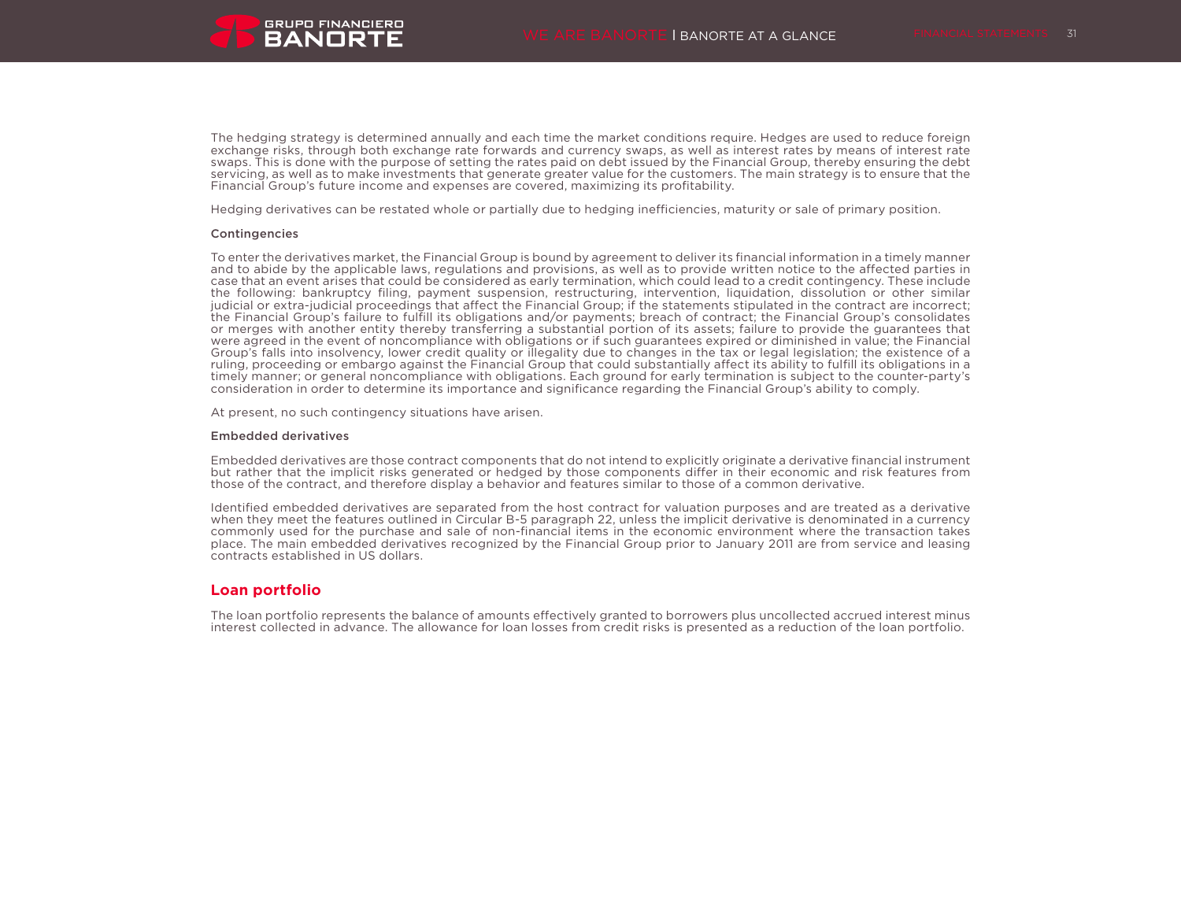The hedging strategy is determined annually and each time the market conditions require. Hedges are used to reduce foreign exchange risks, through both exchange rate forwards and currency swaps, as well as interest rates by means of interest rate swaps. This is done with the purpose of setting the rates paid on debt issued by the Financial Group, thereby ensuring the debt servicing, as well as to make investments that generate greater value for the customers. The main strategy is to ensure that the Financial Group's future income and expenses are covered, maximizing its profitability.

Hedging derivatives can be restated whole or partially due to hedging inefficiencies, maturity or sale of primary position.

**Contingencies**

To enter the derivatives market, the Financial Group is bound by agreement to deliver its financial information in a timely manner and to abide by the applicable laws, regulations and provisions, as well as to provide written notice to the affected parties in case that an event arises that could be considered as early termination, which could lead to a credit contingency. These include the following: bankruptcy filing, payment suspension, restructuring, intervention, liquidation, dissolution or other similar judicial or extra-judicial proceedings that affect the Financial Group; if the statements stipulated in the contract are incorrect; the Financial Group's failure to fulfill its obligations and/or payments; breach of contract; the Financial Group's consolidates or merges with another entity thereby transferring a substantial portion of its assets; failure to provide the guarantees that were agreed in the event of noncompliance with obligations or if such guarantees expired or diminished in value; the Financial Group's falls into insolvency, lower credit quality or illegality due to changes in the tax or legal legislation; the existence of a ruling, proceeding or embargo against the Financial Group that could substantially affect its ability to fulfill its obligations in a timely manner; or general noncompliance with obligations. Each ground for early termination is subject to the counter-party's consideration in order to determine its importance and significance regarding the Financial Group's ability to comply.

At present, no such contingency situations have arisen.

**Embedded derivatives**

Embedded derivatives are those contract components that do not intend to explicitly originate a derivative financial instrument but rather that the implicit risks generated or hedged by those components differ in their economic and risk features from those of the contract, and therefore display a behavior and features similar to those of a common derivative.

Identified embedded derivatives are separated from the host contract for valuation purposes and are treated as a derivative when they meet the features outlined in Circular B-5 paragraph 22, unless the implicit derivative is denominated in a currency commonly used for the purchase and sale of non-financial items in the economic environment where the transaction takes place. The main embedded derivatives recognized by the Financial Group prior to January 2011 are from service and leasing contracts established in US dollars.

## Loan portfolio

The loan portfolio represents the balance of amounts effectively granted to borrowers plus uncollected accrued interest minus interest collected in advance. The allowance for loan losses from credit risks is presented as a reduction of the loan portfolio.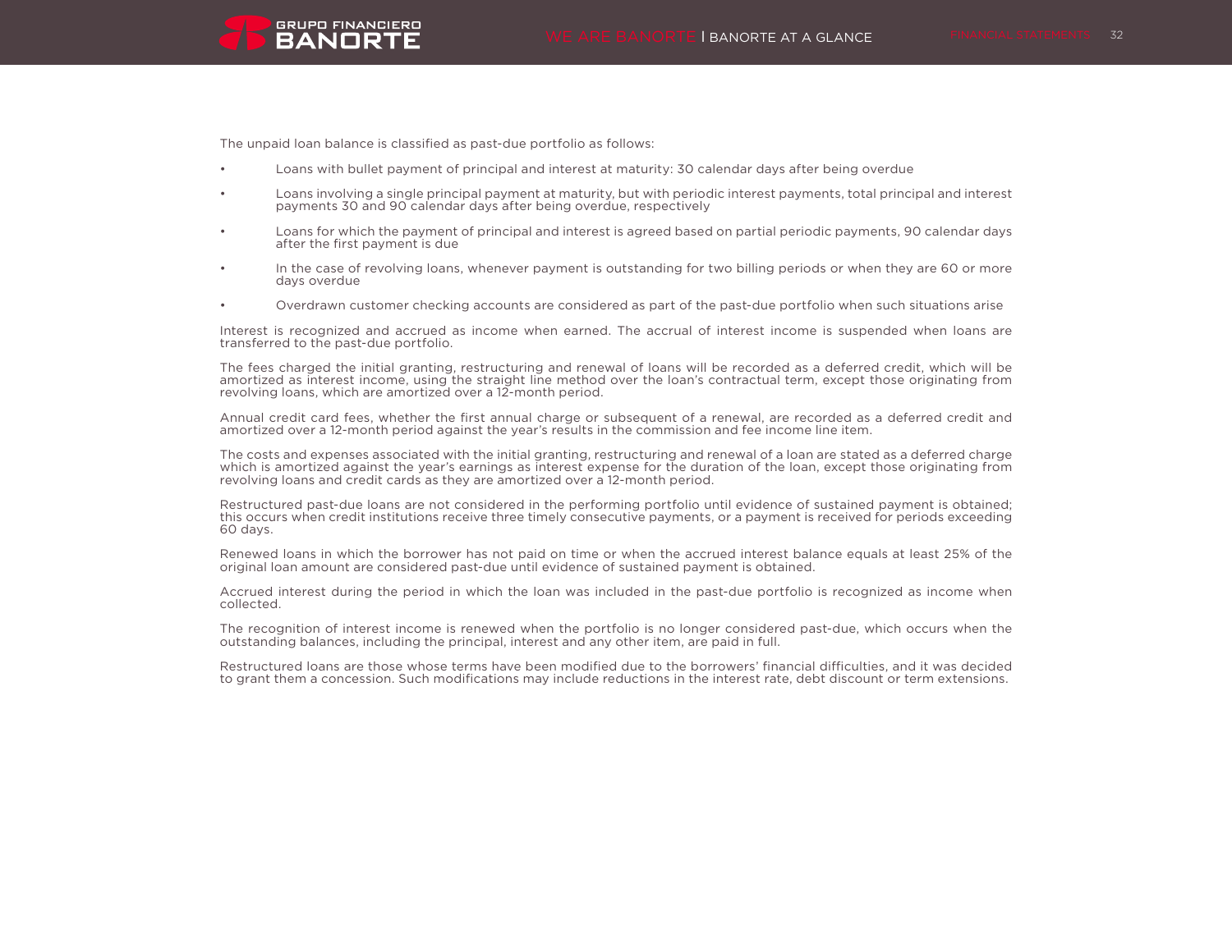The unpaid loan balance is classified as past-due portfolio as follows:

- Loans with bullet payment of principal and interest at maturity: 30 calendar days after being overdue
- Loans involving a single principal payment at maturity, but with periodic interest payments, total principal and interest payments 30 and 90 calendar days after being overdue, respectively
- Loans for which the payment of principal and interest is agreed based on partial periodic payments, 90 calendar days after the first payment is due
- In the case of revolving loans, whenever payment is outstanding for two billing periods or when they are 60 or more days overdue
- Overdrawn customer checking accounts are considered as part of the past-due portfolio when such situations arise

Interest is recognized and accrued as income when earned. The accrual of interest income is suspended when loans are transferred to the past-due portfolio.

The fees charged the initial granting, restructuring and renewal of loans will be recorded as a deferred credit, which will be amortized as interest income, using the straight line method over the loan's contractual term, except those originating from revolving loans, which are amortized over a 12-month period.

Annual credit card fees, whether the first annual charge or subsequent of a renewal, are recorded as a deferred credit and amortized over a 12-month period against the year's results in the commission and fee income line item.

The costs and expenses associated with the initial granting, restructuring and renewal of a loan are stated as a deferred charge which is amortized against the year's earnings as interest expense for the duration of the loan, except those originating from revolving loans and credit cards as they are amortized over a 12-month period.

Restructured past-due loans are not considered in the performing portfolio until evidence of sustained payment is obtained; this occurs when credit institutions receive three timely consecutive payments, or a payment is received for periods exceeding 60 days.

Renewed loans in which the borrower has not paid on time or when the accrued interest balance equals at least 25% of the original loan amount are considered past-due until evidence of sustained payment is obtained.

Accrued interest during the period in which the loan was included in the past-due portfolio is recognized as income when collected.

The recognition of interest income is renewed when the portfolio is no longer considered past-due, which occurs when the outstanding balances, including the principal, interest and any other item, are paid in full.

Restructured loans are those whose terms have been modified due to the borrowers' financial difficulties, and it was decided to grant them a concession. Such modifications may include reductions in the interest rate, debt discount or term extensions.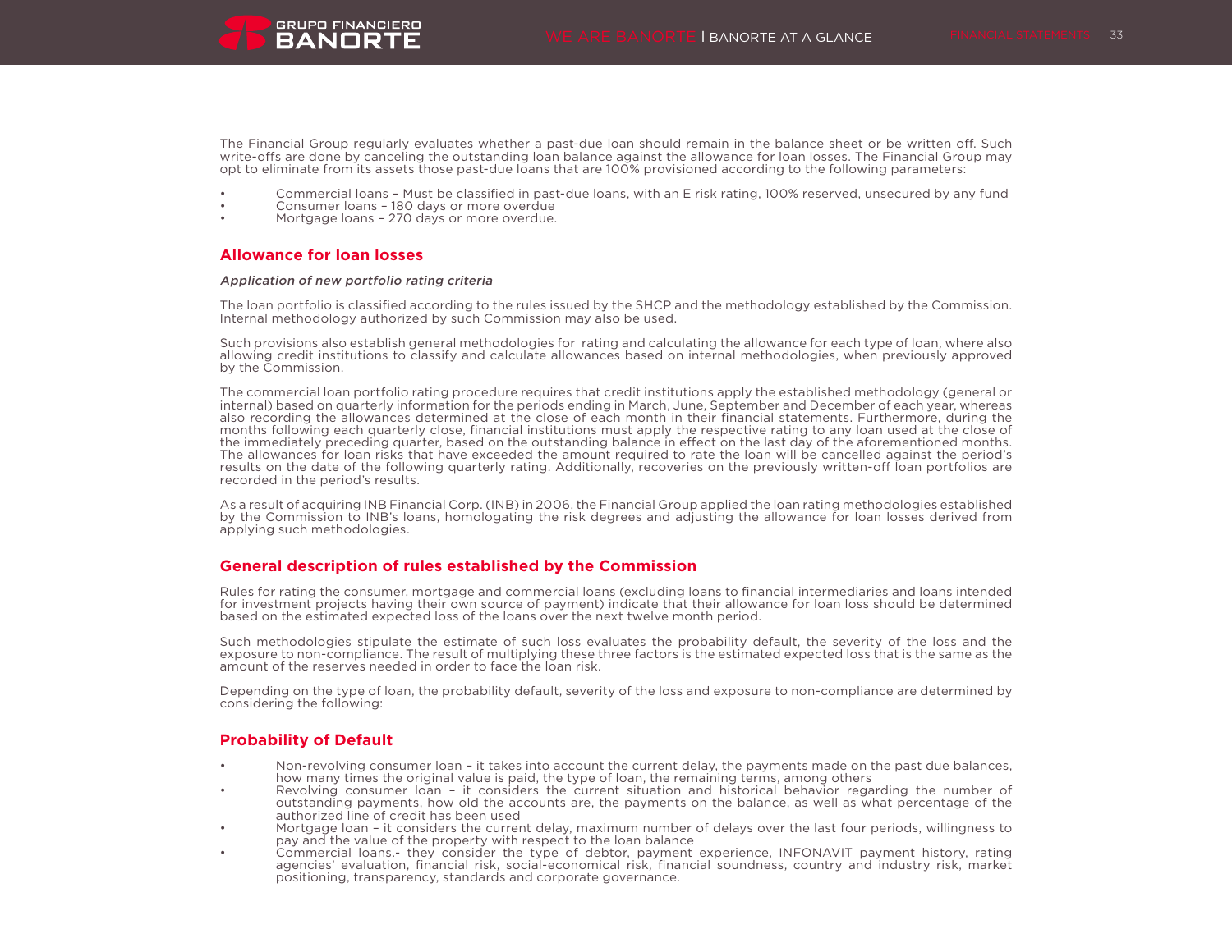The Financial Group regularly evaluates whether a past-due loan should remain in the balance sheet or be written off. Such write-offs are done by canceling the outstanding loan balance against the allowance for loan losses. The Financial Group may opt to eliminate from its assets those past-due loans that are 100% provisioned according to the following parameters:

- Commercial loans – Must be classified in past-due loans, with an E risk rating, 100% reserved, unsecured by any fund
- Consumer loans – 180 days or more overdue
- Mortgage loans – 270 days or more overdue.

## Allowance for loan losses

*Application of new portfolio rating criteria*

The loan portfolio is classified according to the rules issued by the SHCP and the methodology established by the Commission. Internal methodology authorized by such Commission may also be used.

Such provisions also establish general methodologies for rating and calculating the allowance for each type of loan, where also allowing credit institutions to classify and calculate allowances based on internal methodologies, when previously approved by the Commission.

The commercial loan portfolio rating procedure requires that credit institutions apply the established methodology (general or internal) based on quarterly information for the periods ending in March, June, September and December of each year, whereas also recording the allowances determined at the close of each month in their financial statements. Furthermore, during the months following each quarterly close, financial institutions must apply the respective rating to any loan used at the close of the immediately preceding quarter, based on the outstanding balance in effect on the last day of the aforementioned months. The allowances for loan risks that have exceeded the amount required to rate the loan will be cancelled against the period's results on the date of the following quarterly rating. Additionally, recoveries on the previously written-off loan portfolios are recorded in the period's results.

As a result of acquiring INB Financial Corp. (INB) in 2006, the Financial Group applied the loan rating methodologies established by the Commission to INB's loans, homologating the risk degrees and adjusting the allowance for loan losses derived from applying such methodologies.

## General description of rules established by the Commission

Rules for rating the consumer, mortgage and commercial loans (excluding loans to financial intermediaries and loans intended for investment projects having their own source of payment) indicate that their allowance for loan loss should be determined based on the estimated expected loss of the loans over the next twelve month period.

Such methodologies stipulate the estimate of such loss evaluates the probability default, the severity of the loss and the exposure to non-compliance. The result of multiplying these three factors is the estimated expected loss that is the same as the amount of the reserves needed in order to face the loan risk.

Depending on the type of loan, the probability default, severity of the loss and exposure to non-compliance are determined by considering the following:

## Probability of Default

- Non-revolving consumer loan – it takes into account the current delay, the payments made on the past due balances, how many times the original value is paid, the type of loan, the remaining terms, among others
- Revolving consumer loan – it considers the current situation and historical behavior regarding the number of outstanding payments, how old the accounts are, the payments on the balance, as well as what percentage of the authorized line of credit has been used
- Mortgage loan – it considers the current delay, maximum number of delays over the last four periods, willingness to pay and the value of the property with respect to the loan balance
- Commercial loans.- they consider the type of debtor, payment experience, INFONAVIT payment history, rating agencies' evaluation, financial risk, social-economical risk, financial soundness, country and industry risk, market positioning, transparency, standards and corporate governance.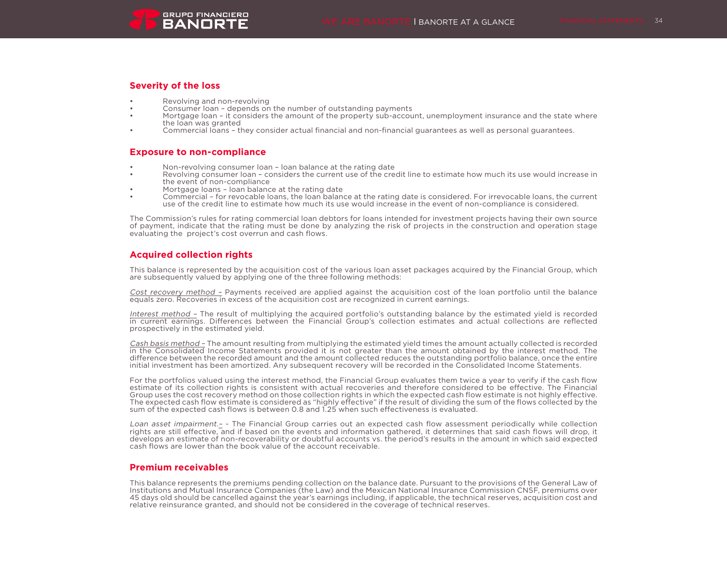## Severity of the loss

- Revolving and non-revolving
- Consumer loan – depends on the number of outstanding payments
- Mortgage loan – it considers the amount of the property sub-account, unemployment insurance and the state where the loan was granted
- Commercial loans – they consider actual financial and non-financial guarantees as well as personal guarantees.

## Exposure to non-compliance

- Non-revolving consumer loan – loan balance at the rating date
- Revolving consumer loan – considers the current use of the credit line to estimate how much its use would increase in the event of non-compliance
- Mortgage loans – loan balance at the rating date
- Commercial – for revocable loans, the loan balance at the rating date is considered. For irrevocable loans, the current use of the credit line to estimate how much its use would increase in the event of non-compliance is considered.

The Commission's rules for rating commercial loan debtors for loans intended for investment projects having their own source of payment, indicate that the rating must be done by analyzing the risk of projects in the construction and operation stage evaluating the project's cost overrun and cash flows.

## Acquired collection rights

This balance is represented by the acquisition cost of the various loan asset packages acquired by the Financial Group, which are subsequently valued by applying one of the three following methods:

*Cost recovery method –* Payments received are applied against the acquisition cost of the loan portfolio until the balance equals zero. Recoveries in excess of the acquisition cost are recognized in current earnings.

*Interest method –* The result of multiplying the acquired portfolio's outstanding balance by the estimated yield is recorded in current earnings. Differences between the Financial Group's collection estimates and actual collections are reflected prospectively in the estimated yield.

*Cash basis method –* The amount resulting from multiplying the estimated yield times the amount actually collected is recorded in the Consolidated Income Statements provided it is not greater than the amount obtained by the interest method. The difference between the recorded amount and the amount collected reduces the outstanding portfolio balance, once the entire initial investment has been amortized. Any subsequent recovery will be recorded in the Consolidated Income Statements.

For the portfolios valued using the interest method, the Financial Group evaluates them twice a year to verify if the cash flow estimate of its collection rights is consistent with actual recoveries and therefore considered to be effective. The Financial Group uses the cost recovery method on those collection rights in which the expected cash flow estimate is not highly effective. The expected cash flow estimate is considered as "highly effective" if the result of dividing the sum of the flows collected by the sum of the expected cash flows is between 0.8 and 1.25 when such effectiveness is evaluated.

*Loan asset impairment.–* - The Financial Group carries out an expected cash flow assessment periodically while collection rights are still effective, and if based on the events and information gathered, it determines that said cash flows will drop, it develops an estimate of non-recoverability or doubtful accounts vs. the period's results in the amount in which said expected cash flows are lower than the book value of the account receivable.

## Premium receivables

This balance represents the premiums pending collection on the balance date. Pursuant to the provisions of the General Law of Institutions and Mutual Insurance Companies (the Law) and the Mexican National Insurance Commission CNSF, premiums over 45 days old should be cancelled against the year's earnings including, if applicable, the technical reserves, acquisition cost and relative reinsurance granted, and should not be considered in the coverage of technical reserves.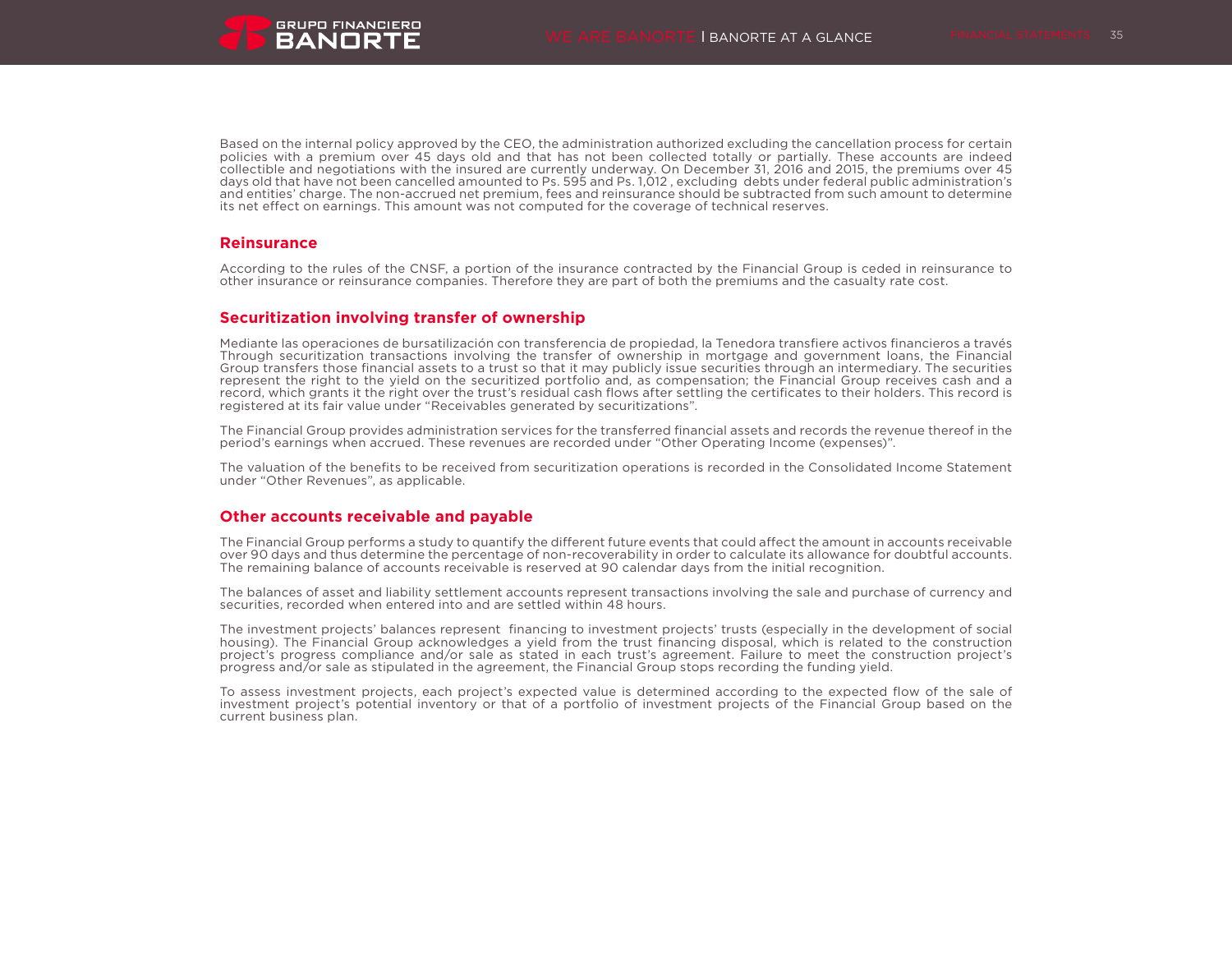Based on the internal policy approved by the CEO, the administration authorized excluding the cancellation process for certain policies with a premium over 45 days old and that has not been collected totally or partially. These accounts are indeed collectible and negotiations with the insured are currently underway. On December 31, 2016 and 2015, the premiums over 45 days old that have not been cancelled amounted to Ps. 595 and Ps. 1,012 , excluding debts under federal public administration's and entities' charge. The non-accrued net premium, fees and reinsurance should be subtracted from such amount to determine its net effect on earnings. This amount was not computed for the coverage of technical reserves.

## Reinsurance

According to the rules of the CNSF, a portion of the insurance contracted by the Financial Group is ceded in reinsurance to other insurance or reinsurance companies. Therefore they are part of both the premiums and the casualty rate cost.

## Securitization involving transfer of ownership

Mediante las operaciones de bursatilización con transferencia de propiedad, la Tenedora transfiere activos financieros a través Through securitization transactions involving the transfer of ownership in mortgage and government loans, the Financial Group transfers those financial assets to a trust so that it may publicly issue securities through an intermediary. The securities represent the right to the yield on the securitized portfolio and, as compensation; the Financial Group receives cash and a record, which grants it the right over the trust's residual cash flows after settling the certificates to their holders. This record is registered at its fair value under "Receivables generated by securitizations".

The Financial Group provides administration services for the transferred financial assets and records the revenue thereof in the period's earnings when accrued. These revenues are recorded under "Other Operating Income (expenses)".

The valuation of the benefits to be received from securitization operations is recorded in the Consolidated Income Statement under "Other Revenues", as applicable.

## Other accounts receivable and payable

The Financial Group performs a study to quantify the different future events that could affect the amount in accounts receivable over 90 days and thus determine the percentage of non-recoverability in order to calculate its allowance for doubtful accounts. The remaining balance of accounts receivable is reserved at 90 calendar days from the initial recognition.

The balances of asset and liability settlement accounts represent transactions involving the sale and purchase of currency and securities, recorded when entered into and are settled within 48 hours.

The investment projects' balances represent financing to investment projects' trusts (especially in the development of social housing). The Financial Group acknowledges a yield from the trust financing disposal, which is related to the construction project's progress compliance and/or sale as stated in each trust's agreement. Failure to meet the construction project's progress and/or sale as stipulated in the agreement, the Financial Group stops recording the funding yield.

To assess investment projects, each project's expected value is determined according to the expected flow of the sale of investment project's potential inventory or that of a portfolio of investment projects of the Financial Group based on the current business plan.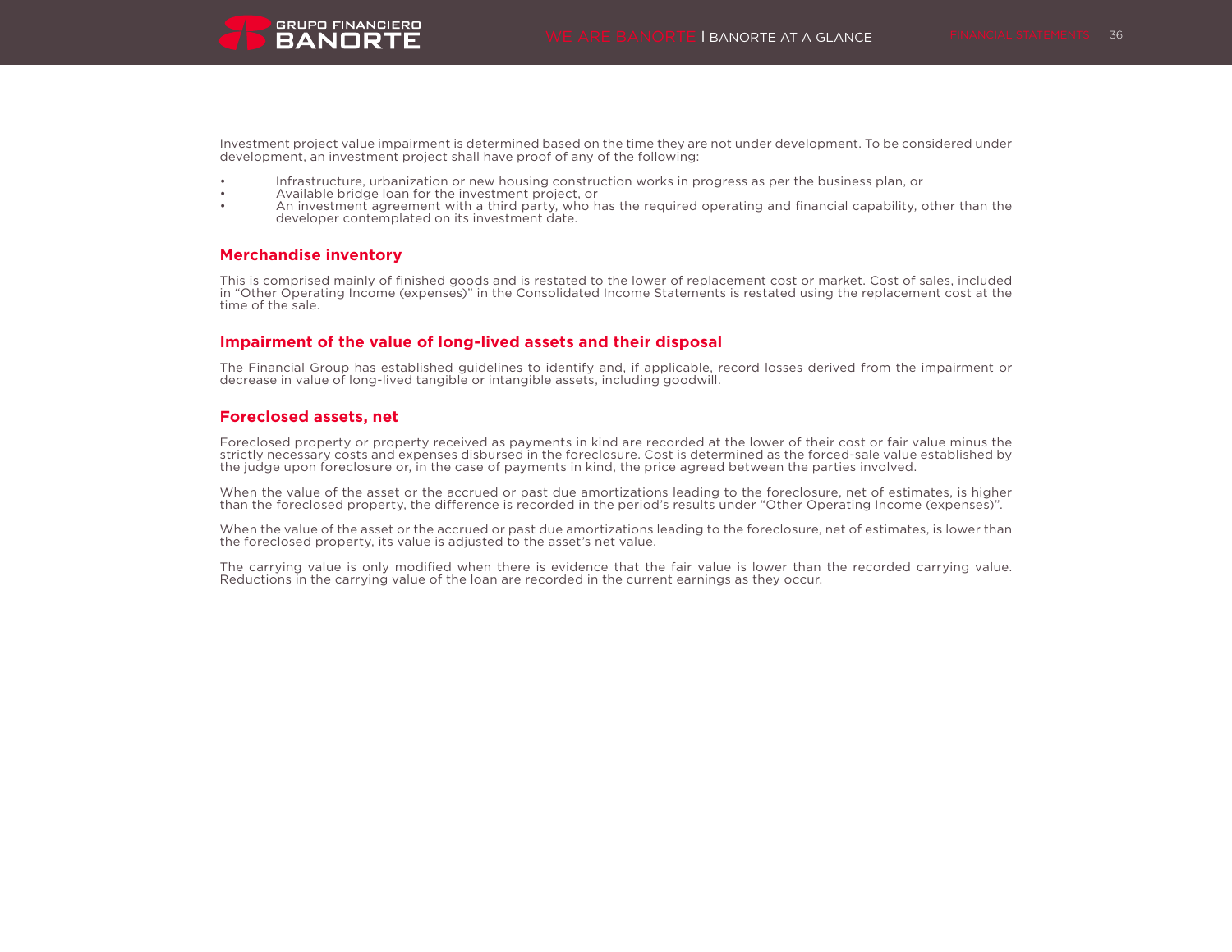Investment project value impairment is determined based on the time they are not under development. To be considered under development, an investment project shall have proof of any of the following:

- Infrastructure, urbanization or new housing construction works in progress as per the business plan, or
- Available bridge loan for the investment project, or
- An investment agreement with a third party, who has the required operating and financial capability, other than the developer contemplated on its investment date.

## Merchandise inventory

This is comprised mainly of finished goods and is restated to the lower of replacement cost or market. Cost of sales, included in "Other Operating Income (expenses)" in the Consolidated Income Statements is restated using the replacement cost at the time of the sale.

## Impairment of the value of long-lived assets and their disposal

The Financial Group has established guidelines to identify and, if applicable, record losses derived from the impairment or decrease in value of long-lived tangible or intangible assets, including goodwill.

## Foreclosed assets, net

Foreclosed property or property received as payments in kind are recorded at the lower of their cost or fair value minus the strictly necessary costs and expenses disbursed in the foreclosure. Cost is determined as the forced-sale value established by the judge upon foreclosure or, in the case of payments in kind, the price agreed between the parties involved.

When the value of the asset or the accrued or past due amortizations leading to the foreclosure, net of estimates, is higher than the foreclosed property, the difference is recorded in the period's results under "Other Operating Income (expenses)".

When the value of the asset or the accrued or past due amortizations leading to the foreclosure, net of estimates, is lower than the foreclosed property, its value is adjusted to the asset's net value.

The carrying value is only modified when there is evidence that the fair value is lower than the recorded carrying value. Reductions in the carrying value of the loan are recorded in the current earnings as they occur.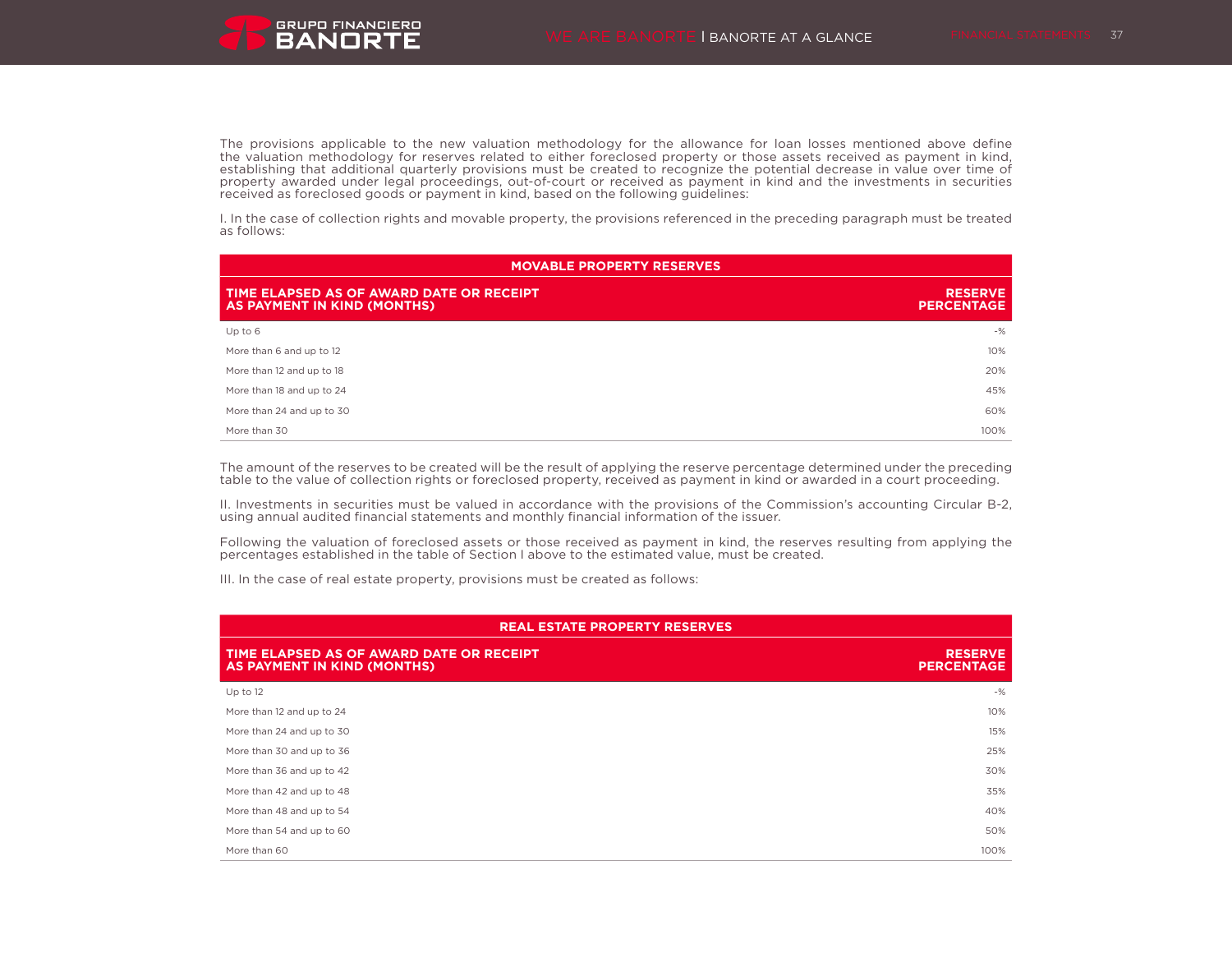The provisions applicable to the new valuation methodology for the allowance for loan losses mentioned above define the valuation methodology for reserves related to either foreclosed property or those assets received as payment in kind, establishing that additional quarterly provisions must be created to recognize the potential decrease in value over time of property awarded under legal proceedings, out-of-court or received as payment in kind and the investments in securities received as foreclosed goods or payment in kind, based on the following guidelines:

I. In the case of collection rights and movable property, the provisions referenced in the preceding paragraph must be treated as follows:

| MOVABLE PROPERTY RESERVES | |
|---|---|
| **TIME ELAPSED AS OF AWARD DATE OR RECEIPT AS PAYMENT IN KIND (MONTHS)** | **RESERVE PERCENTAGE** |
| Up to 6 | -% |
| More than 6 and up to 12 | 10% |
| More than 12 and up to 18 | 20% |
| More than 18 and up to 24 | 45% |
| More than 24 and up to 30 | 60% |
| More than 30 | 100% |

The amount of the reserves to be created will be the result of applying the reserve percentage determined under the preceding table to the value of collection rights or foreclosed property, received as payment in kind or awarded in a court proceeding.

II. Investments in securities must be valued in accordance with the provisions of the Commission's accounting Circular B-2, using annual audited financial statements and monthly financial information of the issuer.

Following the valuation of foreclosed assets or those received as payment in kind, the reserves resulting from applying the percentages established in the table of Section I above to the estimated value, must be created.

III. In the case of real estate property, provisions must be created as follows:

| REAL ESTATE PROPERTY RESERVES | |
|---|---|
| **TIME ELAPSED AS OF AWARD DATE OR RECEIPT AS PAYMENT IN KIND (MONTHS)** | **RESERVE PERCENTAGE** |
| Up to 12 | -% |
| More than 12 and up to 24 | 10% |
| More than 24 and up to 30 | 15% |
| More than 30 and up to 36 | 25% |
| More than 36 and up to 42 | 30% |
| More than 42 and up to 48 | 35% |
| More than 48 and up to 54 | 40% |
| More than 54 and up to 60 | 50% |
| More than 60 | 100% |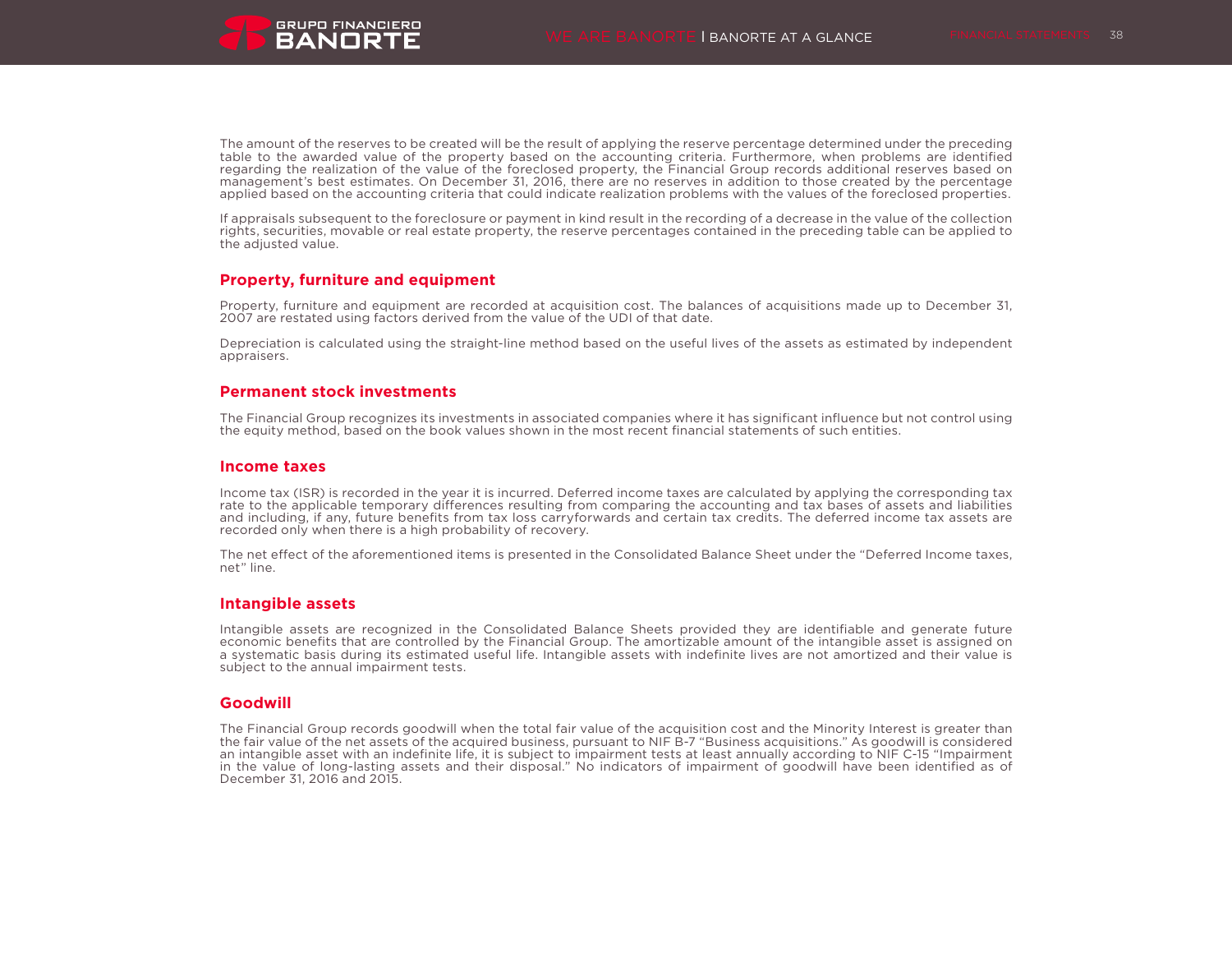The amount of the reserves to be created will be the result of applying the reserve percentage determined under the preceding table to the awarded value of the property based on the accounting criteria. Furthermore, when problems are identified regarding the realization of the value of the foreclosed property, the Financial Group records additional reserves based on management's best estimates. On December 31, 2016, there are no reserves in addition to those created by the percentage applied based on the accounting criteria that could indicate realization problems with the values of the foreclosed properties.

If appraisals subsequent to the foreclosure or payment in kind result in the recording of a decrease in the value of the collection rights, securities, movable or real estate property, the reserve percentages contained in the preceding table can be applied to the adjusted value.

## Property, furniture and equipment

Property, furniture and equipment are recorded at acquisition cost. The balances of acquisitions made up to December 31, 2007 are restated using factors derived from the value of the UDI of that date.

Depreciation is calculated using the straight-line method based on the useful lives of the assets as estimated by independent appraisers.

## Permanent stock investments

The Financial Group recognizes its investments in associated companies where it has significant influence but not control using the equity method, based on the book values shown in the most recent financial statements of such entities.

## Income taxes

Income tax (ISR) is recorded in the year it is incurred. Deferred income taxes are calculated by applying the corresponding tax rate to the applicable temporary differences resulting from comparing the accounting and tax bases of assets and liabilities and including, if any, future benefits from tax loss carryforwards and certain tax credits. The deferred income tax assets are recorded only when there is a high probability of recovery.

The net effect of the aforementioned items is presented in the Consolidated Balance Sheet under the "Deferred Income taxes, net" line.

## Intangible assets

Intangible assets are recognized in the Consolidated Balance Sheets provided they are identifiable and generate future economic benefits that are controlled by the Financial Group. The amortizable amount of the intangible asset is assigned on a systematic basis during its estimated useful life. Intangible assets with indefinite lives are not amortized and their value is subject to the annual impairment tests.

## Goodwill

The Financial Group records goodwill when the total fair value of the acquisition cost and the Minority Interest is greater than the fair value of the net assets of the acquired business, pursuant to NIF B-7 "Business acquisitions." As goodwill is considered an intangible asset with an indefinite life, it is subject to impairment tests at least annually according to NIF C-15 "Impairment in the value of long-lasting assets and their disposal." No indicators of impairment of goodwill have been identified as of December 31, 2016 and 2015.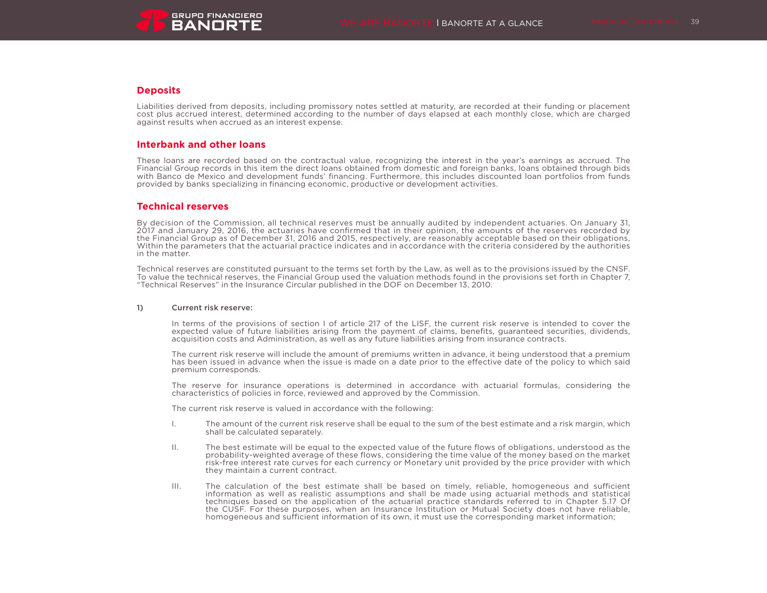## Deposits

Liabilities derived from deposits, including promissory notes settled at maturity, are recorded at their funding or placement cost plus accrued interest, determined according to the number of days elapsed at each monthly close, which are charged against results when accrued as an interest expense.

## Interbank and other loans

These loans are recorded based on the contractual value, recognizing the interest in the year's earnings as accrued. The Financial Group records in this item the direct loans obtained from domestic and foreign banks, loans obtained through bids with Banco de Mexico and development funds' financing. Furthermore, this includes discounted loan portfolios from funds provided by banks specializing in financing economic, productive or development activities.

## Technical reserves

By decision of the Commission, all technical reserves must be annually audited by independent actuaries. On January 31, 2017 and January 29, 2016, the actuaries have confirmed that in their opinion, the amounts of the reserves recorded by the Financial Group as of December 31, 2016 and 2015, respectively, are reasonably acceptable based on their obligations, Within the parameters that the actuarial practice indicates and in accordance with the criteria considered by the authorities in the matter.

Technical reserves are constituted pursuant to the terms set forth by the Law, as well as to the provisions issued by the CNSF. To value the technical reserves, the Financial Group used the valuation methods found in the provisions set forth in Chapter 7, "Technical Reserves" in the Insurance Circular published in the DOF on December 13, 2010.

**1) Current risk reserve:**

In terms of the provisions of section I of article 217 of the LISF, the current risk reserve is intended to cover the expected value of future liabilities arising from the payment of claims, benefits, guaranteed securities, dividends, acquisition costs and Administration, as well as any future liabilities arising from insurance contracts.

The current risk reserve will include the amount of premiums written in advance, it being understood that a premium has been issued in advance when the issue is made on a date prior to the effective date of the policy to which said premium corresponds.

The reserve for insurance operations is determined in accordance with actuarial formulas, considering the characteristics of policies in force, reviewed and approved by the Commission.

The current risk reserve is valued in accordance with the following:

I. The amount of the current risk reserve shall be equal to the sum of the best estimate and a risk margin, which shall be calculated separately.

II. The best estimate will be equal to the expected value of the future flows of obligations, understood as the probability-weighted average of these flows, considering the time value of the money based on the market risk-free interest rate curves for each currency or Monetary unit provided by the price provider with which they maintain a current contract.

III. The calculation of the best estimate shall be based on timely, reliable, homogeneous and sufficient information as well as realistic assumptions and shall be made using actuarial methods and statistical techniques based on the application of the actuarial practice standards referred to in Chapter 5.17 Of the CUSF. For these purposes, when an Insurance Institution or Mutual Society does not have reliable, homogeneous and sufficient information of its own, it must use the corresponding market information;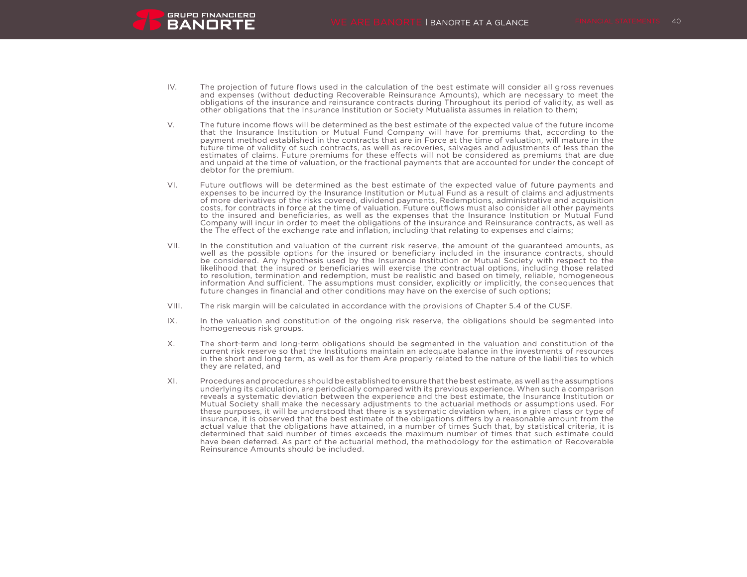IV. The projection of future flows used in the calculation of the best estimate will consider all gross revenues and expenses (without deducting Recoverable Reinsurance Amounts), which are necessary to meet the obligations of the insurance and reinsurance contracts during Throughout its period of validity, as well as other obligations that the Insurance Institution or Society Mutualista assumes in relation to them;

V. The future income flows will be determined as the best estimate of the expected value of the future income that the Insurance Institution or Mutual Fund Company will have for premiums that, according to the payment method established in the contracts that are in Force at the time of valuation, will mature in the future time of validity of such contracts, as well as recoveries, salvages and adjustments of less than the estimates of claims. Future premiums for these effects will not be considered as premiums that are due and unpaid at the time of valuation, or the fractional payments that are accounted for under the concept of debtor for the premium.

VI. Future outflows will be determined as the best estimate of the expected value of future payments and expenses to be incurred by the Insurance Institution or Mutual Fund as a result of claims and adjustments of more derivatives of the risks covered, dividend payments, Redemptions, administrative and acquisition costs, for contracts in force at the time of valuation. Future outflows must also consider all other payments to the insured and beneficiaries, as well as the expenses that the Insurance Institution or Mutual Fund Company will incur in order to meet the obligations of the insurance and Reinsurance contracts, as well as the The effect of the exchange rate and inflation, including that relating to expenses and claims;

VII. In the constitution and valuation of the current risk reserve, the amount of the guaranteed amounts, as well as the possible options for the insured or beneficiary included in the insurance contracts, should be considered. Any hypothesis used by the Insurance Institution or Mutual Society with respect to the likelihood that the insured or beneficiaries will exercise the contractual options, including those related to resolution, termination and redemption, must be realistic and based on timely, reliable, homogeneous information And sufficient. The assumptions must consider, explicitly or implicitly, the consequences that future changes in financial and other conditions may have on the exercise of such options;

VIII. The risk margin will be calculated in accordance with the provisions of Chapter 5.4 of the CUSF.

IX. In the valuation and constitution of the ongoing risk reserve, the obligations should be segmented into homogeneous risk groups.

X. The short-term and long-term obligations should be segmented in the valuation and constitution of the current risk reserve so that the Institutions maintain an adequate balance in the investments of resources in the short and long term, as well as for them Are properly related to the nature of the liabilities to which they are related, and

XI. Procedures and procedures should be established to ensure that the best estimate, as well as the assumptions underlying its calculation, are periodically compared with its previous experience. When such a comparison reveals a systematic deviation between the experience and the best estimate, the Insurance Institution or Mutual Society shall make the necessary adjustments to the actuarial methods or assumptions used. For these purposes, it will be understood that there is a systematic deviation when, in a given class or type of insurance, it is observed that the best estimate of the obligations differs by a reasonable amount from the actual value that the obligations have attained, in a number of times Such that, by statistical criteria, it is determined that said number of times exceeds the maximum number of times that such estimate could have been deferred. As part of the actuarial method, the methodology for the estimation of Recoverable Reinsurance Amounts should be included.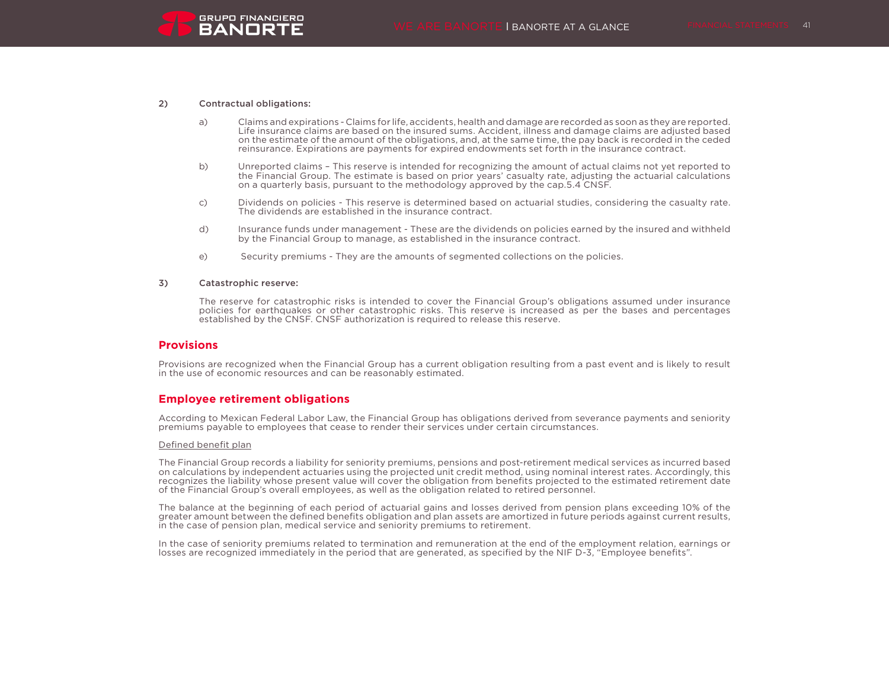2) **Contractual obligations:**

a) Claims and expirations - Claims for life, accidents, health and damage are recorded as soon as they are reported. Life insurance claims are based on the insured sums. Accident, illness and damage claims are adjusted based on the estimate of the amount of the obligations, and, at the same time, the pay back is recorded in the ceded reinsurance. Expirations are payments for expired endowments set forth in the insurance contract.

b) Unreported claims – This reserve is intended for recognizing the amount of actual claims not yet reported to the Financial Group. The estimate is based on prior years' casualty rate, adjusting the actuarial calculations on a quarterly basis, pursuant to the methodology approved by the cap.5.4 CNSF.

c) Dividends on policies - This reserve is determined based on actuarial studies, considering the casualty rate. The dividends are established in the insurance contract.

d) Insurance funds under management - These are the dividends on policies earned by the insured and withheld by the Financial Group to manage, as established in the insurance contract.

e) Security premiums - They are the amounts of segmented collections on the policies.

3) **Catastrophic reserve:**

The reserve for catastrophic risks is intended to cover the Financial Group's obligations assumed under insurance policies for earthquakes or other catastrophic risks. This reserve is increased as per the bases and percentages established by the CNSF. CNSF authorization is required to release this reserve.

## Provisions

Provisions are recognized when the Financial Group has a current obligation resulting from a past event and is likely to result in the use of economic resources and can be reasonably estimated.

## Employee retirement obligations

According to Mexican Federal Labor Law, the Financial Group has obligations derived from severance payments and seniority premiums payable to employees that cease to render their services under certain circumstances.

Defined benefit plan

The Financial Group records a liability for seniority premiums, pensions and post-retirement medical services as incurred based on calculations by independent actuaries using the projected unit credit method, using nominal interest rates. Accordingly, this recognizes the liability whose present value will cover the obligation from benefits projected to the estimated retirement date of the Financial Group's overall employees, as well as the obligation related to retired personnel.

The balance at the beginning of each period of actuarial gains and losses derived from pension plans exceeding 10% of the greater amount between the defined benefits obligation and plan assets are amortized in future periods against current results, in the case of pension plan, medical service and seniority premiums to retirement.

In the case of seniority premiums related to termination and remuneration at the end of the employment relation, earnings or losses are recognized immediately in the period that are generated, as specified by the NIF D-3, "Employee benefits".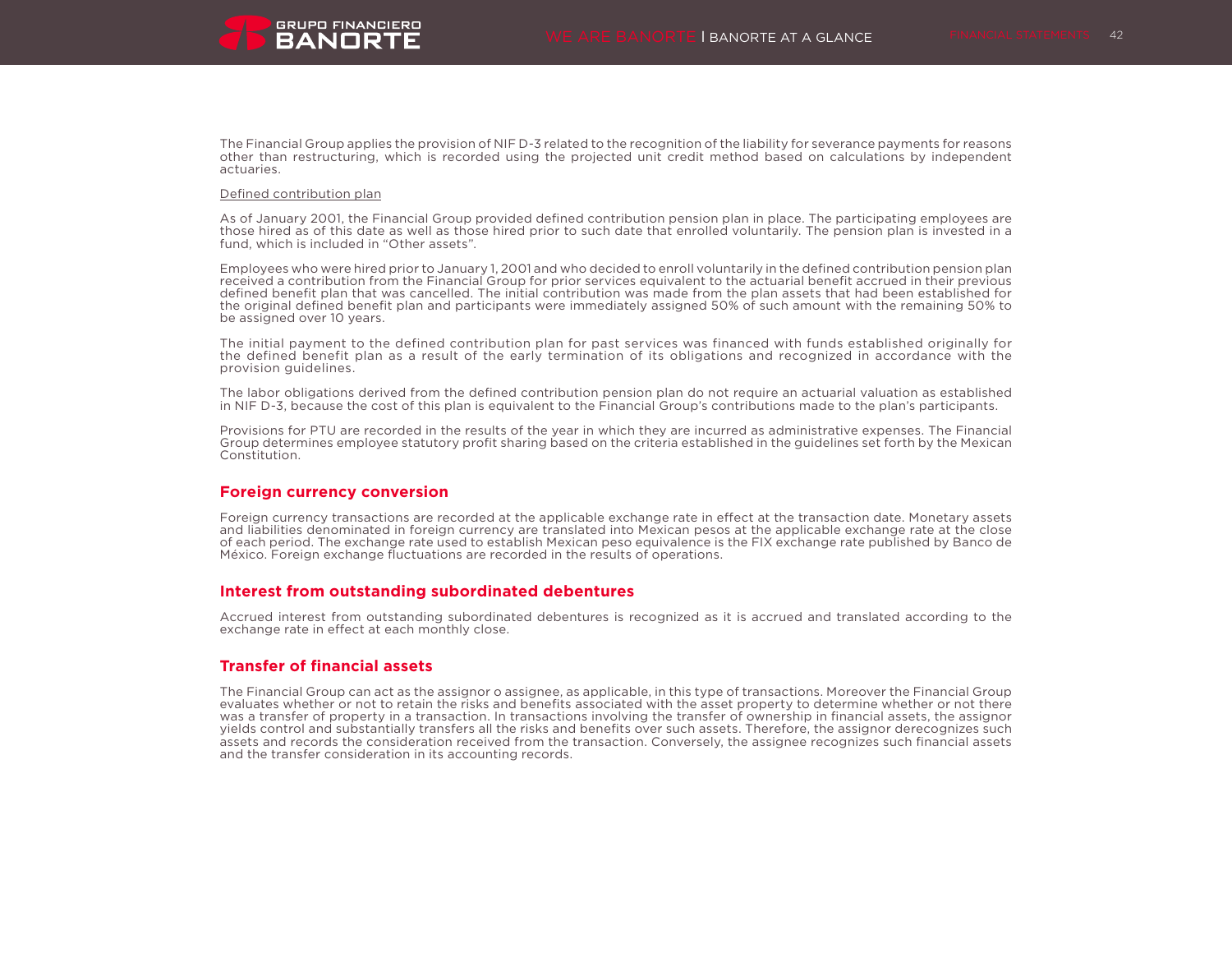The Financial Group applies the provision of NIF D-3 related to the recognition of the liability for severance payments for reasons other than restructuring, which is recorded using the projected unit credit method based on calculations by independent actuaries.

Defined contribution plan

As of January 2001, the Financial Group provided defined contribution pension plan in place. The participating employees are those hired as of this date as well as those hired prior to such date that enrolled voluntarily. The pension plan is invested in a fund, which is included in “Other assets”.

Employees who were hired prior to January 1, 2001 and who decided to enroll voluntarily in the defined contribution pension plan received a contribution from the Financial Group for prior services equivalent to the actuarial benefit accrued in their previous defined benefit plan that was cancelled. The initial contribution was made from the plan assets that had been established for the original defined benefit plan and participants were immediately assigned 50% of such amount with the remaining 50% to be assigned over 10 years.

The initial payment to the defined contribution plan for past services was financed with funds established originally for the defined benefit plan as a result of the early termination of its obligations and recognized in accordance with the provision guidelines.

The labor obligations derived from the defined contribution pension plan do not require an actuarial valuation as established in NIF D-3, because the cost of this plan is equivalent to the Financial Group’s contributions made to the plan’s participants.

Provisions for PTU are recorded in the results of the year in which they are incurred as administrative expenses. The Financial Group determines employee statutory profit sharing based on the criteria established in the guidelines set forth by the Mexican Constitution.

## Foreign currency conversion

Foreign currency transactions are recorded at the applicable exchange rate in effect at the transaction date. Monetary assets and liabilities denominated in foreign currency are translated into Mexican pesos at the applicable exchange rate at the close of each period. The exchange rate used to establish Mexican peso equivalence is the FIX exchange rate published by Banco de México. Foreign exchange fluctuations are recorded in the results of operations.

## Interest from outstanding subordinated debentures

Accrued interest from outstanding subordinated debentures is recognized as it is accrued and translated according to the exchange rate in effect at each monthly close.

## Transfer of financial assets

The Financial Group can act as the assignor o assignee, as applicable, in this type of transactions. Moreover the Financial Group evaluates whether or not to retain the risks and benefits associated with the asset property to determine whether or not there was a transfer of property in a transaction. In transactions involving the transfer of ownership in financial assets, the assignor yields control and substantially transfers all the risks and benefits over such assets. Therefore, the assignor derecognizes such assets and records the consideration received from the transaction. Conversely, the assignee recognizes such financial assets and the transfer consideration in its accounting records.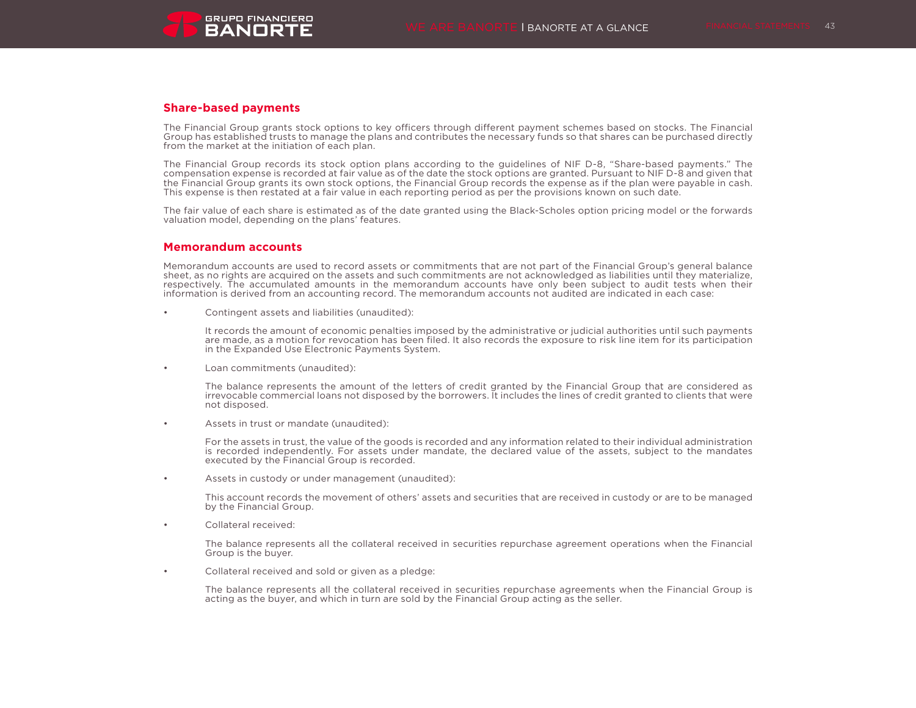## Share-based payments

The Financial Group grants stock options to key officers through different payment schemes based on stocks. The Financial Group has established trusts to manage the plans and contributes the necessary funds so that shares can be purchased directly from the market at the initiation of each plan.

The Financial Group records its stock option plans according to the guidelines of NIF D-8, "Share-based payments." The compensation expense is recorded at fair value as of the date the stock options are granted. Pursuant to NIF D-8 and given that the Financial Group grants its own stock options, the Financial Group records the expense as if the plan were payable in cash. This expense is then restated at a fair value in each reporting period as per the provisions known on such date.

The fair value of each share is estimated as of the date granted using the Black-Scholes option pricing model or the forwards valuation model, depending on the plans' features.

## Memorandum accounts

Memorandum accounts are used to record assets or commitments that are not part of the Financial Group's general balance sheet, as no rights are acquired on the assets and such commitments are not acknowledged as liabilities until they materialize, respectively. The accumulated amounts in the memorandum accounts have only been subject to audit tests when their information is derived from an accounting record. The memorandum accounts not audited are indicated in each case:

- Contingent assets and liabilities (unaudited):

  It records the amount of economic penalties imposed by the administrative or judicial authorities until such payments are made, as a motion for revocation has been filed. It also records the exposure to risk line item for its participation in the Expanded Use Electronic Payments System.

- Loan commitments (unaudited):

  The balance represents the amount of the letters of credit granted by the Financial Group that are considered as irrevocable commercial loans not disposed by the borrowers. It includes the lines of credit granted to clients that were not disposed.

- Assets in trust or mandate (unaudited):

  For the assets in trust, the value of the goods is recorded and any information related to their individual administration is recorded independently. For assets under mandate, the declared value of the assets, subject to the mandates executed by the Financial Group is recorded.

- Assets in custody or under management (unaudited):

  This account records the movement of others' assets and securities that are received in custody or are to be managed by the Financial Group.

- Collateral received:

  The balance represents all the collateral received in securities repurchase agreement operations when the Financial Group is the buyer.

- Collateral received and sold or given as a pledge:

  The balance represents all the collateral received in securities repurchase agreements when the Financial Group is acting as the buyer, and which in turn are sold by the Financial Group acting as the seller.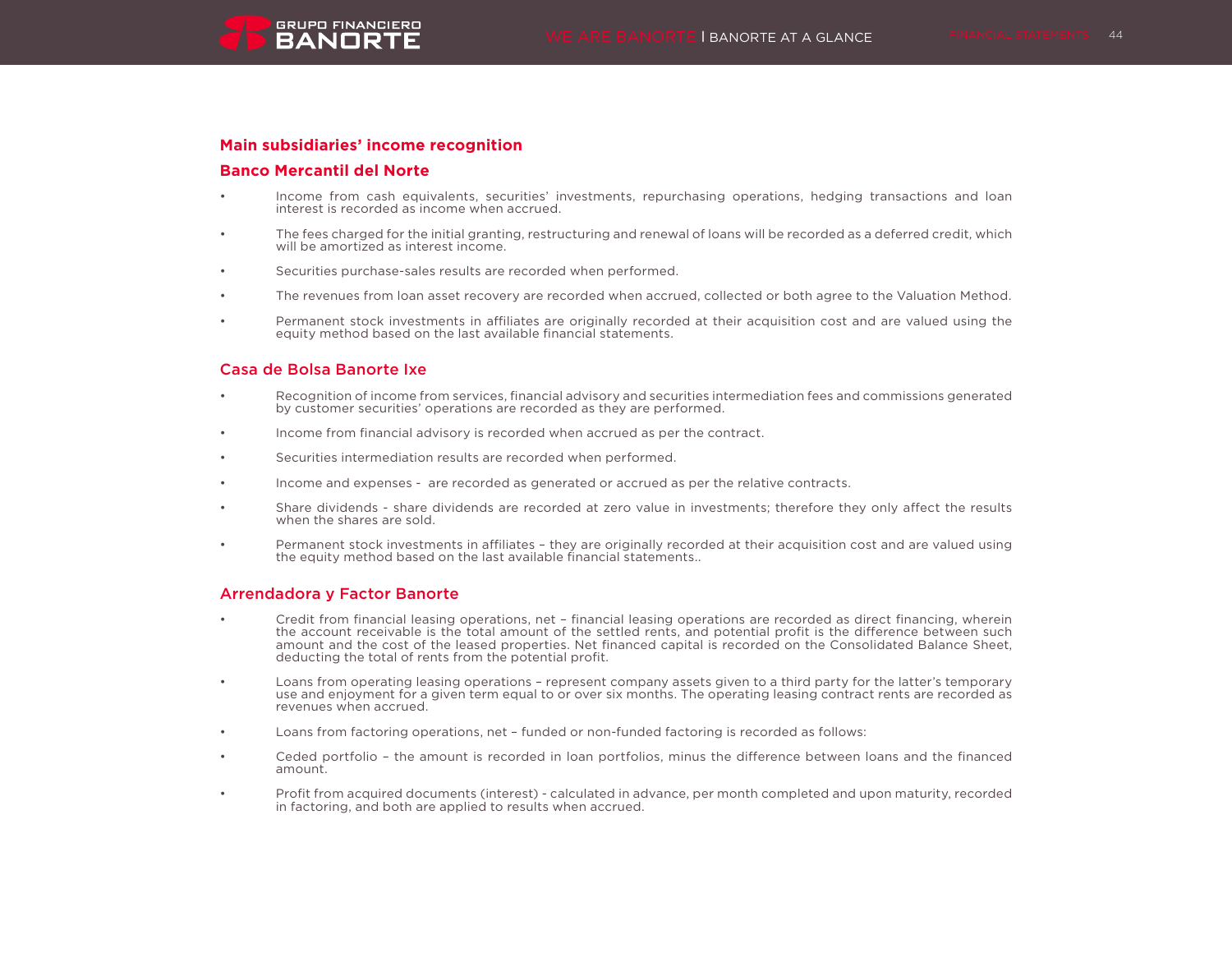## Main subsidiaries' income recognition

### Banco Mercantil del Norte

- Income from cash equivalents, securities' investments, repurchasing operations, hedging transactions and loan interest is recorded as income when accrued.
- The fees charged for the initial granting, restructuring and renewal of loans will be recorded as a deferred credit, which will be amortized as interest income.
- Securities purchase-sales results are recorded when performed.
- The revenues from loan asset recovery are recorded when accrued, collected or both agree to the Valuation Method.
- Permanent stock investments in affiliates are originally recorded at their acquisition cost and are valued using the equity method based on the last available financial statements.

### Casa de Bolsa Banorte Ixe

- Recognition of income from services, financial advisory and securities intermediation fees and commissions generated by customer securities' operations are recorded as they are performed.
- Income from financial advisory is recorded when accrued as per the contract.
- Securities intermediation results are recorded when performed.
- Income and expenses - are recorded as generated or accrued as per the relative contracts.
- Share dividends - share dividends are recorded at zero value in investments; therefore they only affect the results when the shares are sold.
- Permanent stock investments in affiliates – they are originally recorded at their acquisition cost and are valued using the equity method based on the last available financial statements..

### Arrendadora y Factor Banorte

- Credit from financial leasing operations, net – financial leasing operations are recorded as direct financing, wherein the account receivable is the total amount of the settled rents, and potential profit is the difference between such amount and the cost of the leased properties. Net financed capital is recorded on the Consolidated Balance Sheet, deducting the total of rents from the potential profit.
- Loans from operating leasing operations – represent company assets given to a third party for the latter's temporary use and enjoyment for a given term equal to or over six months. The operating leasing contract rents are recorded as revenues when accrued.
- Loans from factoring operations, net – funded or non-funded factoring is recorded as follows:
- Ceded portfolio – the amount is recorded in loan portfolios, minus the difference between loans and the financed amount.
- Profit from acquired documents (interest) - calculated in advance, per month completed and upon maturity, recorded in factoring, and both are applied to results when accrued.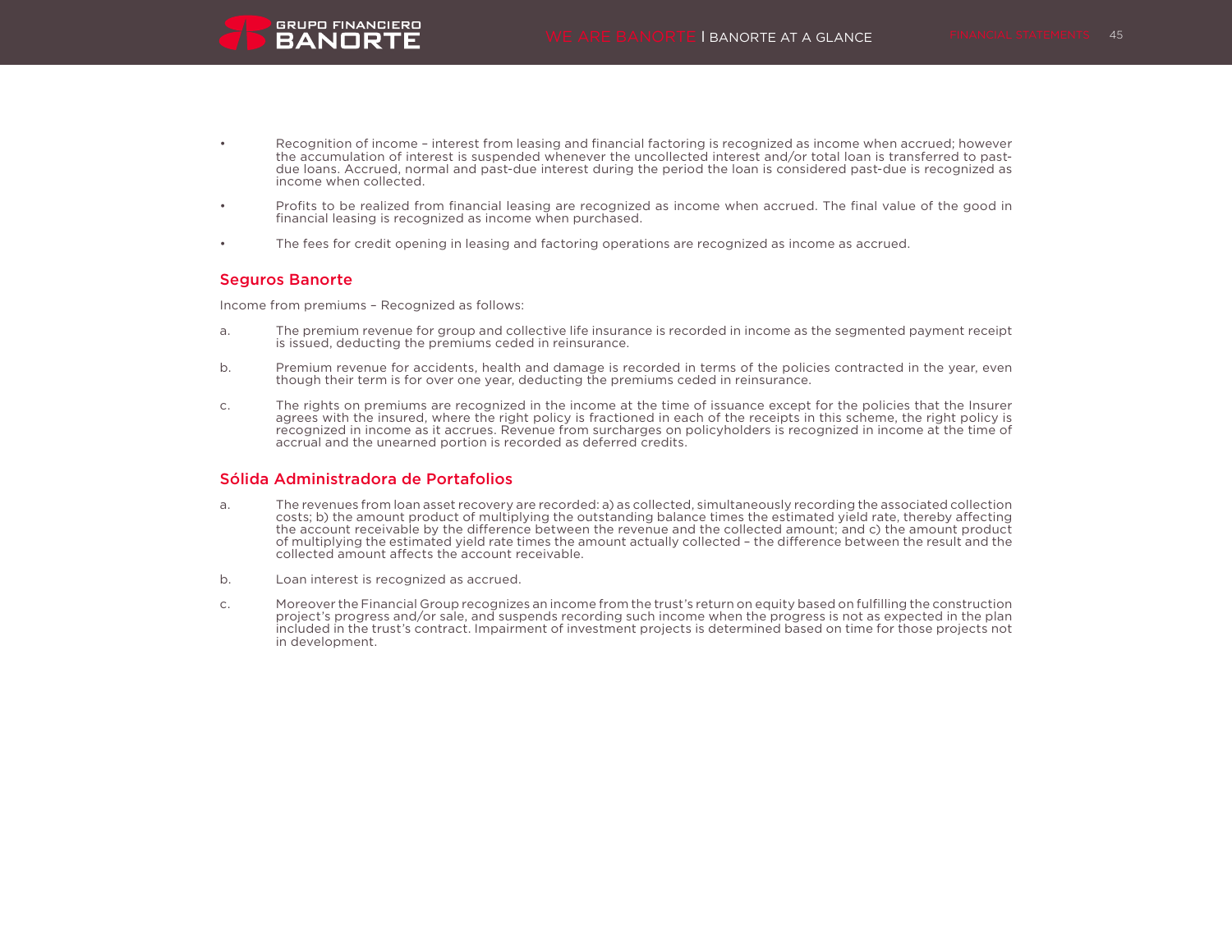- Recognition of income – interest from leasing and financial factoring is recognized as income when accrued; however the accumulation of interest is suspended whenever the uncollected interest and/or total loan is transferred to past-due loans. Accrued, normal and past-due interest during the period the loan is considered past-due is recognized as income when collected.
- Profits to be realized from financial leasing are recognized as income when accrued. The final value of the good in financial leasing is recognized as income when purchased.
- The fees for credit opening in leasing and factoring operations are recognized as income as accrued.

## Seguros Banorte

Income from premiums – Recognized as follows:

a. The premium revenue for group and collective life insurance is recorded in income as the segmented payment receipt is issued, deducting the premiums ceded in reinsurance.

b. Premium revenue for accidents, health and damage is recorded in terms of the policies contracted in the year, even though their term is for over one year, deducting the premiums ceded in reinsurance.

c. The rights on premiums are recognized in the income at the time of issuance except for the policies that the Insurer agrees with the insured, where the right policy is fractioned in each of the receipts in this scheme, the right policy is recognized in income as it accrues. Revenue from surcharges on policyholders is recognized in income at the time of accrual and the unearned portion is recorded as deferred credits.

## Sólida Administradora de Portafolios

a. The revenues from loan asset recovery are recorded: a) as collected, simultaneously recording the associated collection costs; b) the amount product of multiplying the outstanding balance times the estimated yield rate, thereby affecting the account receivable by the difference between the revenue and the collected amount; and c) the amount product of multiplying the estimated yield rate times the amount actually collected – the difference between the result and the collected amount affects the account receivable.

b. Loan interest is recognized as accrued.

c. Moreover the Financial Group recognizes an income from the trust's return on equity based on fulfilling the construction project's progress and/or sale, and suspends recording such income when the progress is not as expected in the plan included in the trust's contract. Impairment of investment projects is determined based on time for those projects not in development.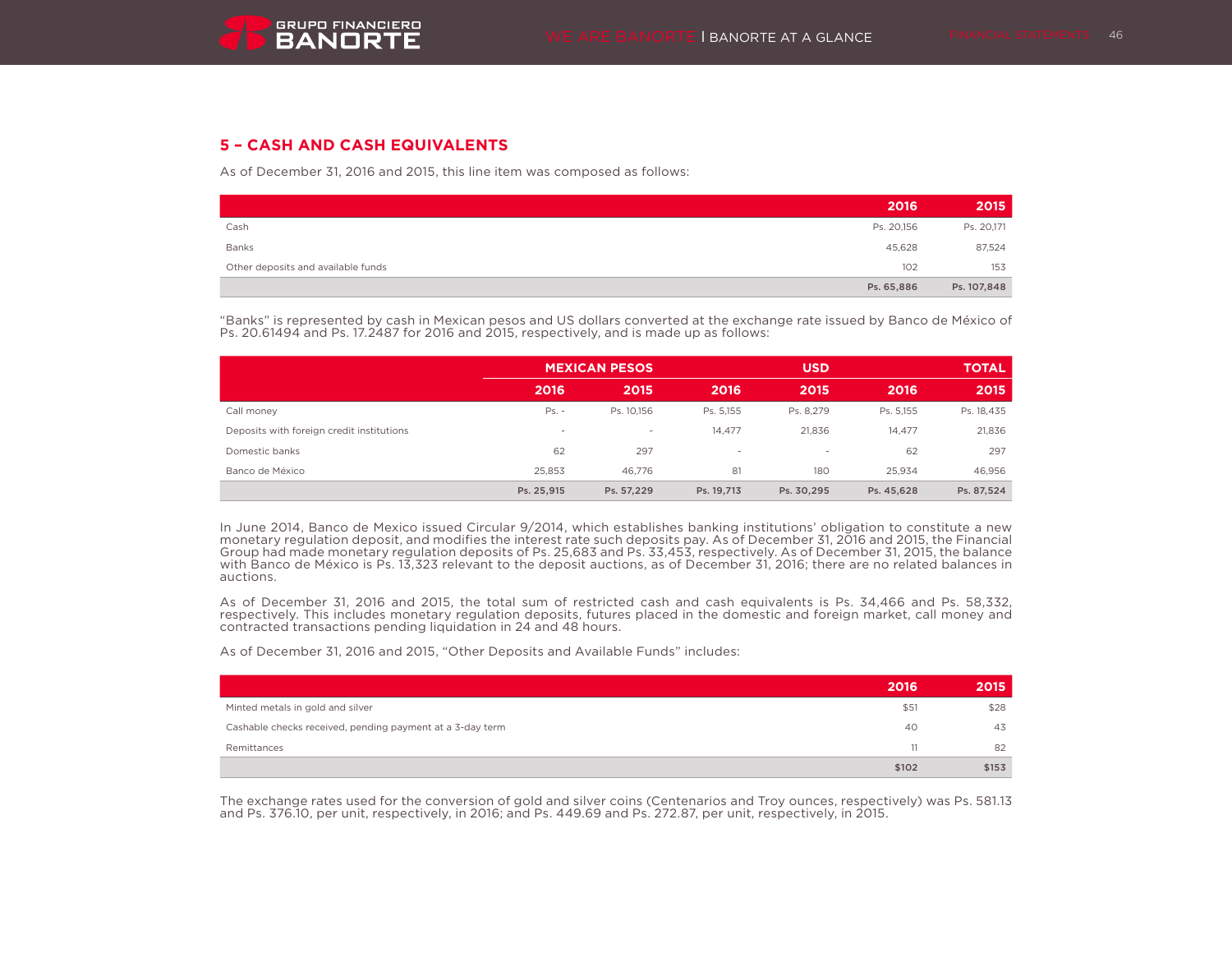## 5 – CASH AND CASH EQUIVALENTS

As of December 31, 2016 and 2015, this line item was composed as follows:

| | 2016 | 2015 |
|---|---|---|
| Cash | Ps. 20,156 | Ps. 20,171 |
| Banks | 45,628 | 87,524 |
| Other deposits and available funds | 102 | 153 |
| | **Ps. 65,886** | **Ps. 107,848** |

“Banks” is represented by cash in Mexican pesos and US dollars converted at the exchange rate issued by Banco de México of Ps. 20.61494 and Ps. 17.2487 for 2016 and 2015, respectively, and is made up as follows:

| | MEXICAN PESOS | | USD | | TOTAL | |
|---|---|---|---|---|---|---|
| | 2016 | 2015 | 2016 | 2015 | 2016 | 2015 |
| Call money | Ps. - | Ps. 10,156 | Ps. 5,155 | Ps. 8,279 | Ps. 5,155 | Ps. 18,435 |
| Deposits with foreign credit institutions | - | - | 14,477 | 21,836 | 14,477 | 21,836 |
| Domestic banks | 62 | 297 | - | - | 62 | 297 |
| Banco de México | 25,853 | 46,776 | 81 | 180 | 25,934 | 46,956 |
| | **Ps. 25,915** | **Ps. 57,229** | **Ps. 19,713** | **Ps. 30,295** | **Ps. 45,628** | **Ps. 87,524** |

In June 2014, Banco de Mexico issued Circular 9/2014, which establishes banking institutions’ obligation to constitute a new monetary regulation deposit, and modifies the interest rate such deposits pay. As of December 31, 2016 and 2015, the Financial Group had made monetary regulation deposits of Ps. 25,683 and Ps. 33,453, respectively. As of December 31, 2015, the balance with Banco de México is Ps. 13,323 relevant to the deposit auctions, as of December 31, 2016; there are no related balances in auctions.

As of December 31, 2016 and 2015, the total sum of restricted cash and cash equivalents is Ps. 34,466 and Ps. 58,332, respectively. This includes monetary regulation deposits, futures placed in the domestic and foreign market, call money and contracted transactions pending liquidation in 24 and 48 hours.

As of December 31, 2016 and 2015, “Other Deposits and Available Funds” includes:

| | 2016 | 2015 |
|---|---|---|
| Minted metals in gold and silver | $51 | $28 |
| Cashable checks received, pending payment at a 3-day term | 40 | 43 |
| Remittances | 11 | 82 |
| | **$102** | **$153** |

The exchange rates used for the conversion of gold and silver coins (Centenarios and Troy ounces, respectively) was Ps. 581.13 and Ps. 376.10, per unit, respectively, in 2016; and Ps. 449.69 and Ps. 272.87, per unit, respectively, in 2015.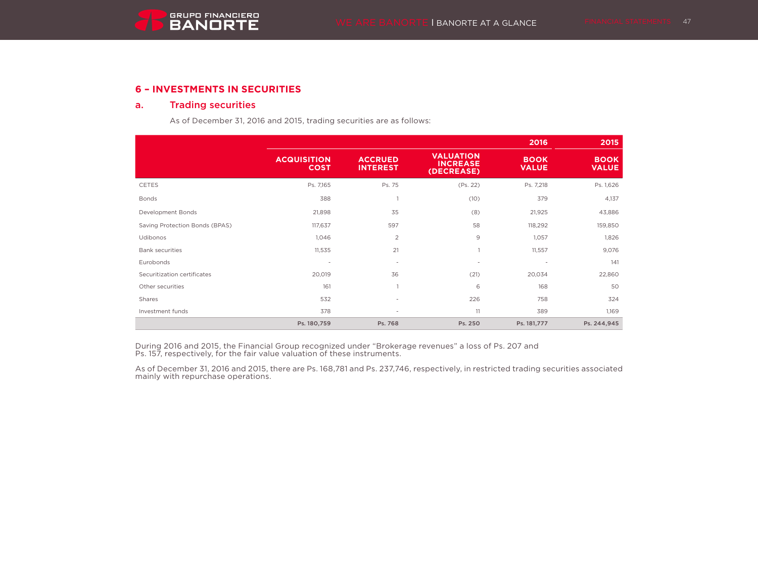## 6 – INVESTMENTS IN SECURITIES

### a. Trading securities

As of December 31, 2016 and 2015, trading securities are as follows:

| | 2016 | | | | 2015 |
|---|---|---|---|---|---|
| | ACQUISITION COST | ACCRUED INTEREST | VALUATION INCREASE (DECREASE) | BOOK VALUE | BOOK VALUE |
| CETES | Ps. 7,165 | Ps. 75 | (Ps. 22) | Ps. 7,218 | Ps. 1,626 |
| Bonds | 388 | 1 | (10) | 379 | 4,137 |
| Development Bonds | 21,898 | 35 | (8) | 21,925 | 43,886 |
| Saving Protection Bonds (BPAS) | 117,637 | 597 | 58 | 118,292 | 159,850 |
| Udibonos | 1,046 | 2 | 9 | 1,057 | 1,826 |
| Bank securities | 11,535 | 21 | 1 | 11,557 | 9,076 |
| Eurobonds | - | - | - | - | 141 |
| Securitization certificates | 20,019 | 36 | (21) | 20,034 | 22,860 |
| Other securities | 161 | 1 | 6 | 168 | 50 |
| Shares | 532 | - | 226 | 758 | 324 |
| Investment funds | 378 | - | 11 | 389 | 1,169 |
| | **Ps. 180,759** | **Ps. 768** | **Ps. 250** | **Ps. 181,777** | **Ps. 244,945** |

During 2016 and 2015, the Financial Group recognized under "Brokerage revenues" a loss of Ps. 207 and Ps. 157, respectively, for the fair value valuation of these instruments.

As of December 31, 2016 and 2015, there are Ps. 168,781 and Ps. 237,746, respectively, in restricted trading securities associated mainly with repurchase operations.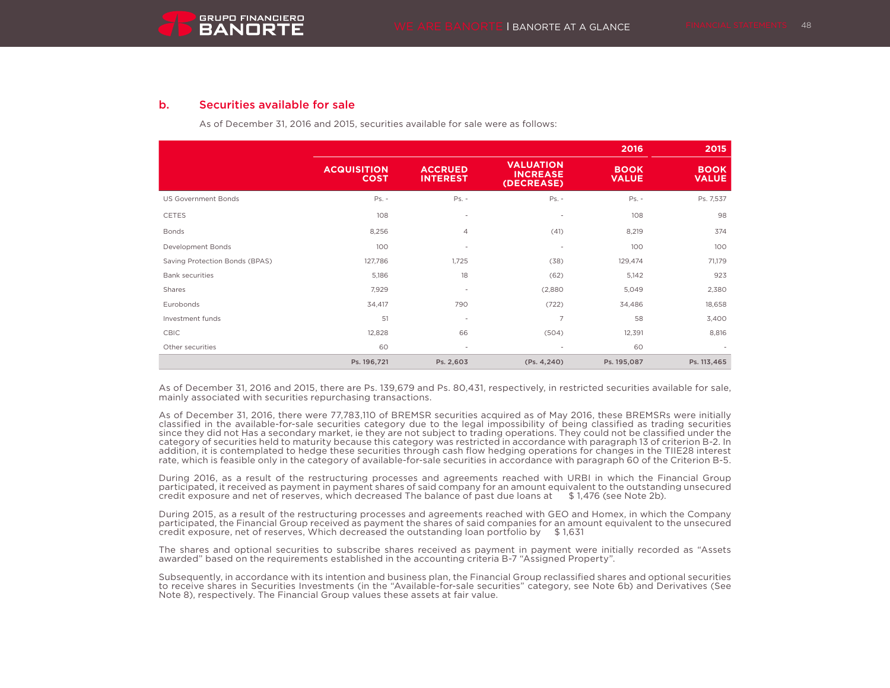## b. Securities available for sale

As of December 31, 2016 and 2015, securities available for sale were as follows:

| | 2016 | | | | 2015 |
|---|---|---|---|---|---|
| | ACQUISITION COST | ACCRUED INTEREST | VALUATION INCREASE (DECREASE) | BOOK VALUE | BOOK VALUE |
| US Government Bonds | Ps. - | Ps. - | Ps. - | Ps. - | Ps. 7,537 |
| CETES | 108 | - | - | 108 | 98 |
| Bonds | 8,256 | 4 | (41) | 8,219 | 374 |
| Development Bonds | 100 | - | - | 100 | 100 |
| Saving Protection Bonds (BPAS) | 127,786 | 1,725 | (38) | 129,474 | 71,179 |
| Bank securities | 5,186 | 18 | (62) | 5,142 | 923 |
| Shares | 7,929 | - | (2,880 | 5,049 | 2,380 |
| Eurobonds | 34,417 | 790 | (722) | 34,486 | 18,658 |
| Investment funds | 51 | - | 7 | 58 | 3,400 |
| CBIC | 12,828 | 66 | (504) | 12,391 | 8,816 |
| Other securities | 60 | - | - | 60 | - |
| | **Ps. 196,721** | **Ps. 2,603** | **(Ps. 4,240)** | **Ps. 195,087** | **Ps. 113,465** |

As of December 31, 2016 and 2015, there are Ps. 139,679 and Ps. 80,431, respectively, in restricted securities available for sale, mainly associated with securities repurchasing transactions.

As of December 31, 2016, there were 77,783,110 of BREMSR securities acquired as of May 2016, these BREMSRs were initially classified in the available-for-sale securities category due to the legal impossibility of being classified as trading securities since they did not Has a secondary market, ie they are not subject to trading operations. They could not be classified under the category of securities held to maturity because this category was restricted in accordance with paragraph 13 of criterion B-2. In addition, it is contemplated to hedge these securities through cash flow hedging operations for changes in the TIIE28 interest rate, which is feasible only in the category of available-for-sale securities in accordance with paragraph 60 of the Criterion B-5.

During 2016, as a result of the restructuring processes and agreements reached with URBI in which the Financial Group participated, it received as payment in payment shares of said company for an amount equivalent to the outstanding unsecured credit exposure and net of reserves, which decreased The balance of past due loans at $ 1,476 (see Note 2b).

During 2015, as a result of the restructuring processes and agreements reached with GEO and Homex, in which the Company participated, the Financial Group received as payment the shares of said companies for an amount equivalent to the unsecured credit exposure, net of reserves, Which decreased the outstanding loan portfolio by $ 1,631

The shares and optional securities to subscribe shares received as payment in payment were initially recorded as "Assets awarded" based on the requirements established in the accounting criteria B-7 "Assigned Property".

Subsequently, in accordance with its intention and business plan, the Financial Group reclassified shares and optional securities to receive shares in Securities Investments (in the "Available-for-sale securities" category, see Note 6b) and Derivatives (See Note 8), respectively. The Financial Group values these assets at fair value.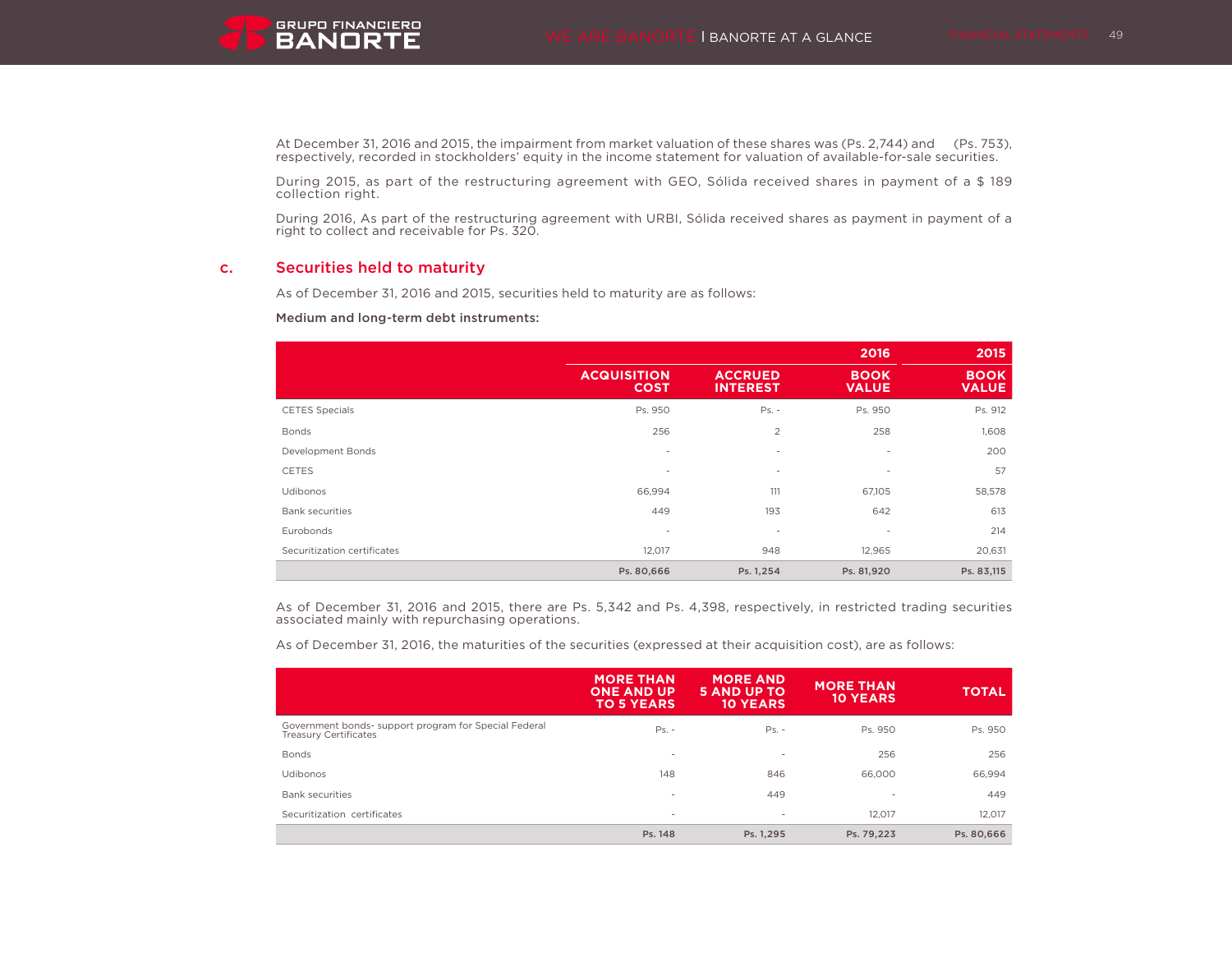At December 31, 2016 and 2015, the impairment from market valuation of these shares was (Ps. 2,744) and (Ps. 753), respectively, recorded in stockholders' equity in the income statement for valuation of available-for-sale securities.

During 2015, as part of the restructuring agreement with GEO, Sólida received shares in payment of a $ 189 collection right.

During 2016, As part of the restructuring agreement with URBI, Sólida received shares as payment in payment of a right to collect and receivable for Ps. 320.

## c. Securities held to maturity

As of December 31, 2016 and 2015, securities held to maturity are as follows:

**Medium and long-term debt instruments:**

| | | | 2016 | 2015 |
|---|---|---|---|---|
| | ACQUISITION COST | ACCRUED INTEREST | BOOK VALUE | BOOK VALUE |
| CETES Specials | Ps. 950 | Ps. - | Ps. 950 | Ps. 912 |
| Bonds | 256 | 2 | 258 | 1,608 |
| Development Bonds | - | - | - | 200 |
| CETES | - | - | - | 57 |
| Udibonos | 66,994 | 111 | 67,105 | 58,578 |
| Bank securities | 449 | 193 | 642 | 613 |
| Eurobonds | - | - | - | 214 |
| Securitization certificates | 12,017 | 948 | 12,965 | 20,631 |
| | **Ps. 80,666** | **Ps. 1,254** | **Ps. 81,920** | **Ps. 83,115** |

As of December 31, 2016 and 2015, there are Ps. 5,342 and Ps. 4,398, respectively, in restricted trading securities associated mainly with repurchasing operations.

As of December 31, 2016, the maturities of the securities (expressed at their acquisition cost), are as follows:

| | MORE THAN ONE AND UP TO 5 YEARS | MORE AND 5 AND UP TO 10 YEARS | MORE THAN 10 YEARS | TOTAL |
|---|---|---|---|---|
| Government bonds- support program for Special Federal Treasury Certificates | Ps. - | Ps. - | Ps. 950 | Ps. 950 |
| Bonds | - | - | 256 | 256 |
| Udibonos | 148 | 846 | 66,000 | 66,994 |
| Bank securities | - | 449 | - | 449 |
| Securitization certificates | - | - | 12,017 | 12,017 |
| | **Ps. 148** | **Ps. 1,295** | **Ps. 79,223** | **Ps. 80,666** |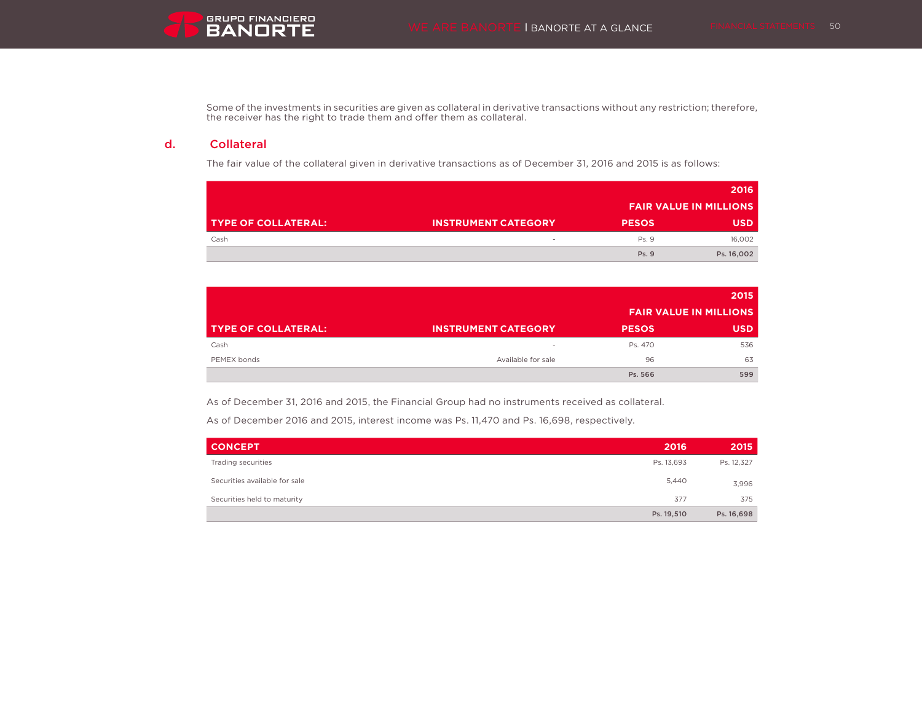Some of the investments in securities are given as collateral in derivative transactions without any restriction; therefore, the receiver has the right to trade them and offer them as collateral.

## d. Collateral

The fair value of the collateral given in derivative transactions as of December 31, 2016 and 2015 is as follows:

| | | 2016 | |
|---|---|---|---|
| | | FAIR VALUE IN MILLIONS | |
| TYPE OF COLLATERAL: | INSTRUMENT CATEGORY | PESOS | USD |
| Cash | - | Ps. 9 | 16,002 |
| | | **Ps. 9** | **Ps. 16,002** |

| | | 2015 | |
|---|---|---|---|
| | | FAIR VALUE IN MILLIONS | |
| TYPE OF COLLATERAL: | INSTRUMENT CATEGORY | PESOS | USD |
| Cash | - | Ps. 470 | 536 |
| PEMEX bonds | Available for sale | 96 | 63 |
| | | **Ps. 566** | **599** |

As of December 31, 2016 and 2015, the Financial Group had no instruments received as collateral.

As of December 2016 and 2015, interest income was Ps. 11,470 and Ps. 16,698, respectively.

| CONCEPT | 2016 | 2015 |
|---|---|---|
| Trading securities | Ps. 13,693 | Ps. 12,327 |
| Securities available for sale | 5,440 | 3,996 |
| Securities held to maturity | 377 | 375 |
| | **Ps. 19,510** | **Ps. 16,698** |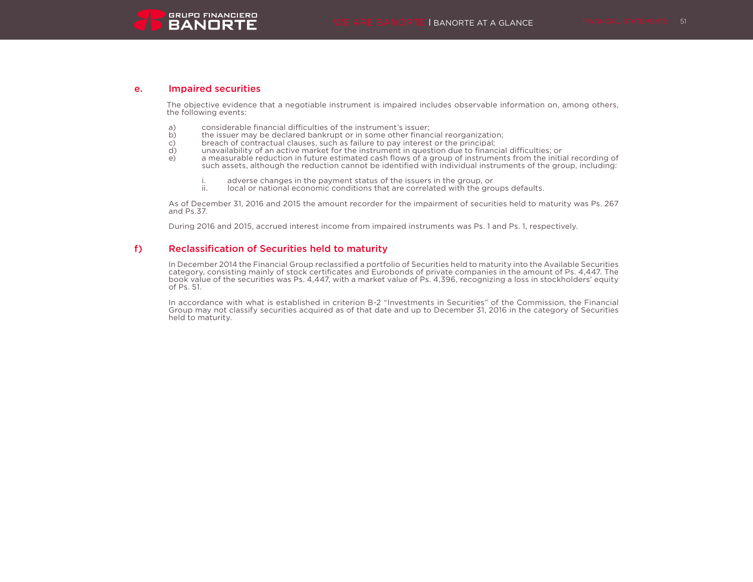## e. Impaired securities

The objective evidence that a negotiable instrument is impaired includes observable information on, among others, the following events:

a) considerable financial difficulties of the instrument's issuer;
b) the issuer may be declared bankrupt or in some other financial reorganization;
c) breach of contractual clauses, such as failure to pay interest or the principal;
d) unavailability of an active market for the instrument in question due to financial difficulties; or
e) a measurable reduction in future estimated cash flows of a group of instruments from the initial recording of such assets, although the reduction cannot be identified with individual instruments of the group, including:

   i. adverse changes in the payment status of the issuers in the group, or
   ii. local or national economic conditions that are correlated with the groups defaults.

As of December 31, 2016 and 2015 the amount recorder for the impairment of securities held to maturity was Ps. 267 and Ps.37.

During 2016 and 2015, accrued interest income from impaired instruments was Ps. 1 and Ps. 1, respectively.

## f) Reclassification of Securities held to maturity

In December 2014 the Financial Group reclassified a portfolio of Securities held to maturity into the Available Securities category, consisting mainly of stock certificates and Eurobonds of private companies in the amount of Ps. 4,447. The book value of the securities was Ps. 4,447, with a market value of Ps. 4,396, recognizing a loss in stockholders' equity of Ps. 51.

In accordance with what is established in criterion B-2 "Investments in Securities" of the Commission, the Financial Group may not classify securities acquired as of that date and up to December 31, 2016 in the category of Securities held to maturity.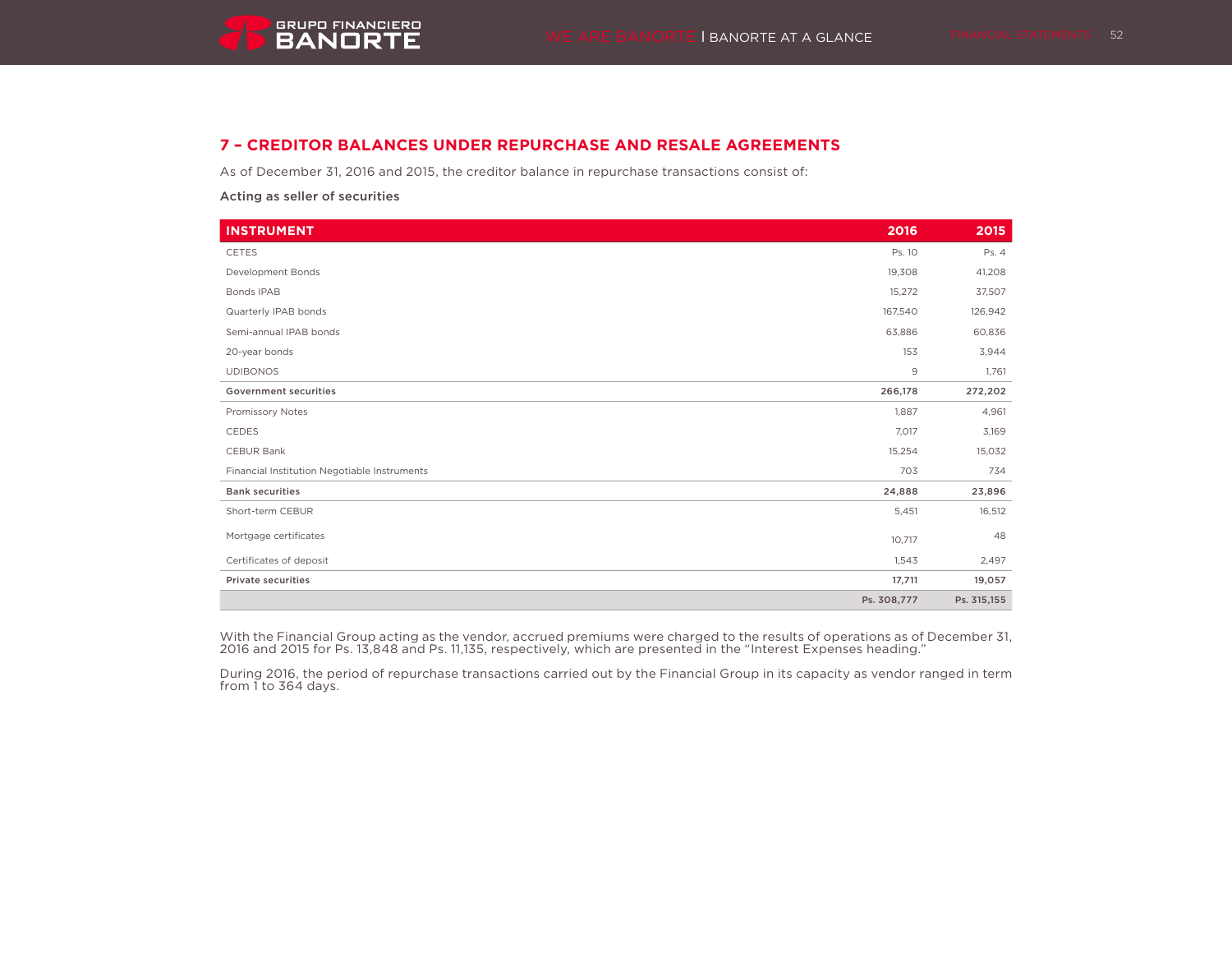## 7 – CREDITOR BALANCES UNDER REPURCHASE AND RESALE AGREEMENTS

As of December 31, 2016 and 2015, the creditor balance in repurchase transactions consist of:

**Acting as seller of securities**

| INSTRUMENT | 2016 | 2015 |
|---|---|---|
| CETES | Ps. 10 | Ps. 4 |
| Development Bonds | 19,308 | 41,208 |
| Bonds IPAB | 15,272 | 37,507 |
| Quarterly IPAB bonds | 167,540 | 126,942 |
| Semi-annual IPAB bonds | 63,886 | 60,836 |
| 20-year bonds | 153 | 3,944 |
| UDIBONOS | 9 | 1,761 |
| **Government securities** | **266,178** | **272,202** |
| Promissory Notes | 1,887 | 4,961 |
| CEDES | 7,017 | 3,169 |
| CEBUR Bank | 15,254 | 15,032 |
| Financial Institution Negotiable Instruments | 703 | 734 |
| **Bank securities** | **24,888** | **23,896** |
| Short-term CEBUR | 5,451 | 16,512 |
| Mortgage certificates | 10,717 | 48 |
| Certificates of deposit | 1,543 | 2,497 |
| **Private securities** | **17,711** | **19,057** |
| | **Ps. 308,777** | **Ps. 315,155** |

With the Financial Group acting as the vendor, accrued premiums were charged to the results of operations as of December 31, 2016 and 2015 for Ps. 13,848 and Ps. 11,135, respectively, which are presented in the "Interest Expenses heading."

During 2016, the period of repurchase transactions carried out by the Financial Group in its capacity as vendor ranged in term from 1 to 364 days.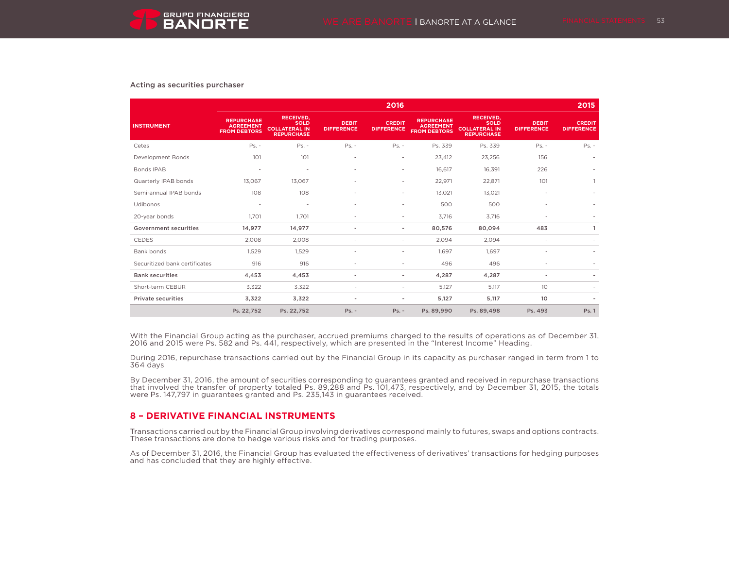Acting as securities purchaser

| INSTRUMENT | 2016 | | | | 2015 | | | |
|---|---|---|---|---|---|---|---|---|
| | REPURCHASE AGREEMENT FROM DEBTORS | RECEIVED, SOLD COLLATERAL IN REPURCHASE | DEBIT DIFFERENCE | CREDIT DIFFERENCE | REPURCHASE AGREEMENT FROM DEBTORS | RECEIVED, SOLD COLLATERAL IN REPURCHASE | DEBIT DIFFERENCE | CREDIT DIFFERENCE |
| Cetes | Ps. - | Ps. - | Ps. - | Ps. - | Ps. 339 | Ps. 339 | Ps. - | Ps. - |
| Development Bonds | 101 | 101 | - | - | 23,412 | 23,256 | 156 | - |
| Bonds IPAB | - | - | - | - | 16,617 | 16,391 | 226 | - |
| Quarterly IPAB bonds | 13,067 | 13,067 | - | - | 22,971 | 22,871 | 101 | 1 |
| Semi-annual IPAB bonds | 108 | 108 | - | - | 13,021 | 13,021 | - | - |
| Udibonos | - | - | - | - | 500 | 500 | - | - |
| 20-year bonds | 1,701 | 1,701 | - | - | 3,716 | 3,716 | - | - |
| **Government securities** | **14,977** | **14,977** | **-** | **-** | **80,576** | **80,094** | **483** | **1** |
| CEDES | 2,008 | 2,008 | - | - | 2,094 | 2,094 | - | - |
| Bank bonds | 1,529 | 1,529 | - | - | 1,697 | 1,697 | - | - |
| Securitized bank certificates | 916 | 916 | - | - | 496 | 496 | - | - |
| **Bank securities** | **4,453** | **4,453** | **-** | **-** | **4,287** | **4,287** | **-** | **-** |
| Short-term CEBUR | 3,322 | 3,322 | - | - | 5,127 | 5,117 | 10 | - |
| **Private securities** | **3,322** | **3,322** | **-** | **-** | **5,127** | **5,117** | **10** | **-** |
| | **Ps. 22,752** | **Ps. 22,752** | **Ps. -** | **Ps. -** | **Ps. 89,990** | **Ps. 89,498** | **Ps. 493** | **Ps. 1** |

With the Financial Group acting as the purchaser, accrued premiums charged to the results of operations as of December 31, 2016 and 2015 were Ps. 582 and Ps. 441, respectively, which are presented in the "Interest Income" Heading.

During 2016, repurchase transactions carried out by the Financial Group in its capacity as purchaser ranged in term from 1 to 364 days

By December 31, 2016, the amount of securities corresponding to guarantees granted and received in repurchase transactions that involved the transfer of property totaled Ps. 89,288 and Ps. 101,473, respectively, and by December 31, 2015, the totals were Ps. 147,797 in guarantees granted and Ps. 235,143 in guarantees received.

## 8 – DERIVATIVE FINANCIAL INSTRUMENTS

Transactions carried out by the Financial Group involving derivatives correspond mainly to futures, swaps and options contracts. These transactions are done to hedge various risks and for trading purposes.

As of December 31, 2016, the Financial Group has evaluated the effectiveness of derivatives' transactions for hedging purposes and has concluded that they are highly effective.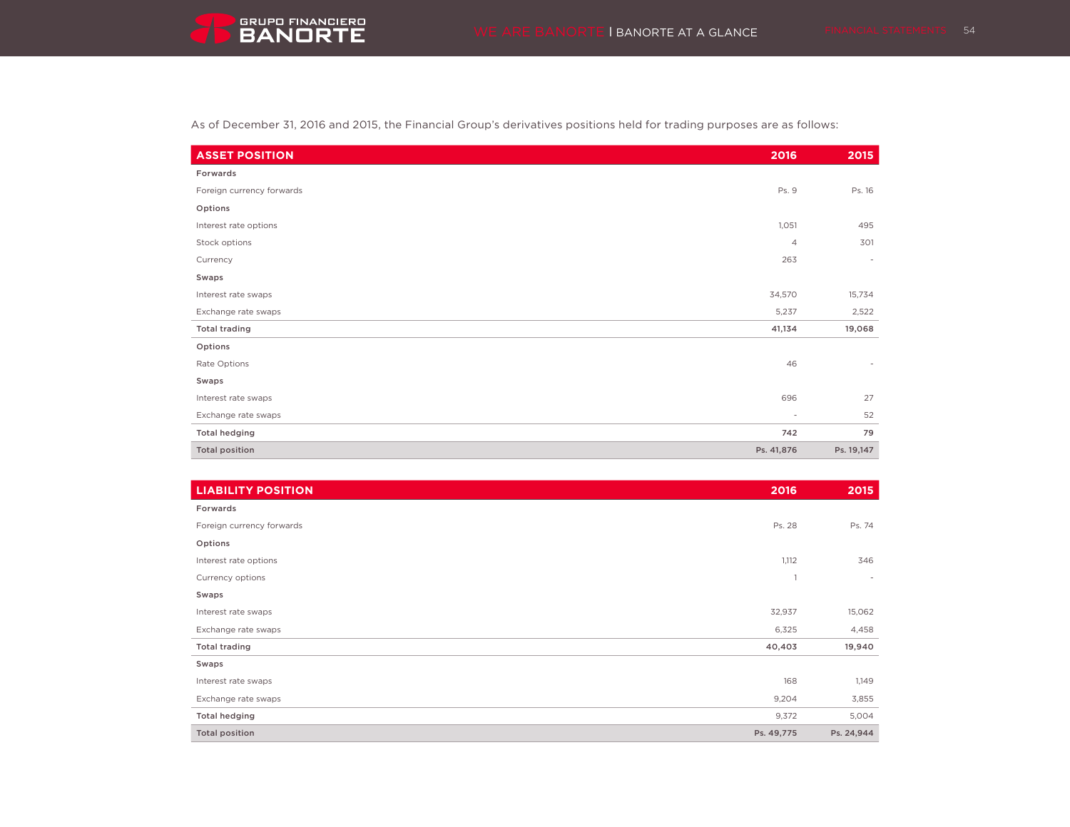As of December 31, 2016 and 2015, the Financial Group's derivatives positions held for trading purposes are as follows:

| ASSET POSITION | 2016 | 2015 |
|---|---|---|
| **Forwards** | | |
| Foreign currency forwards | Ps. 9 | Ps. 16 |
| **Options** | | |
| Interest rate options | 1,051 | 495 |
| Stock options | 4 | 301 |
| Currency | 263 | - |
| **Swaps** | | |
| Interest rate swaps | 34,570 | 15,734 |
| Exchange rate swaps | 5,237 | 2,522 |
| **Total trading** | **41,134** | **19,068** |
| **Options** | | |
| Rate Options | 46 | - |
| **Swaps** | | |
| Interest rate swaps | 696 | 27 |
| Exchange rate swaps | - | 52 |
| **Total hedging** | **742** | **79** |
| **Total position** | **Ps. 41,876** | **Ps. 19,147** |

| LIABILITY POSITION | 2016 | 2015 |
|---|---|---|
| **Forwards** | | |
| Foreign currency forwards | Ps. 28 | Ps. 74 |
| **Options** | | |
| Interest rate options | 1,112 | 346 |
| Currency options | 1 | - |
| **Swaps** | | |
| Interest rate swaps | 32,937 | 15,062 |
| Exchange rate swaps | 6,325 | 4,458 |
| **Total trading** | **40,403** | **19,940** |
| **Swaps** | | |
| Interest rate swaps | 168 | 1,149 |
| Exchange rate swaps | 9,204 | 3,855 |
| **Total hedging** | 9,372 | 5,004 |
| **Total position** | **Ps. 49,775** | **Ps. 24,944** |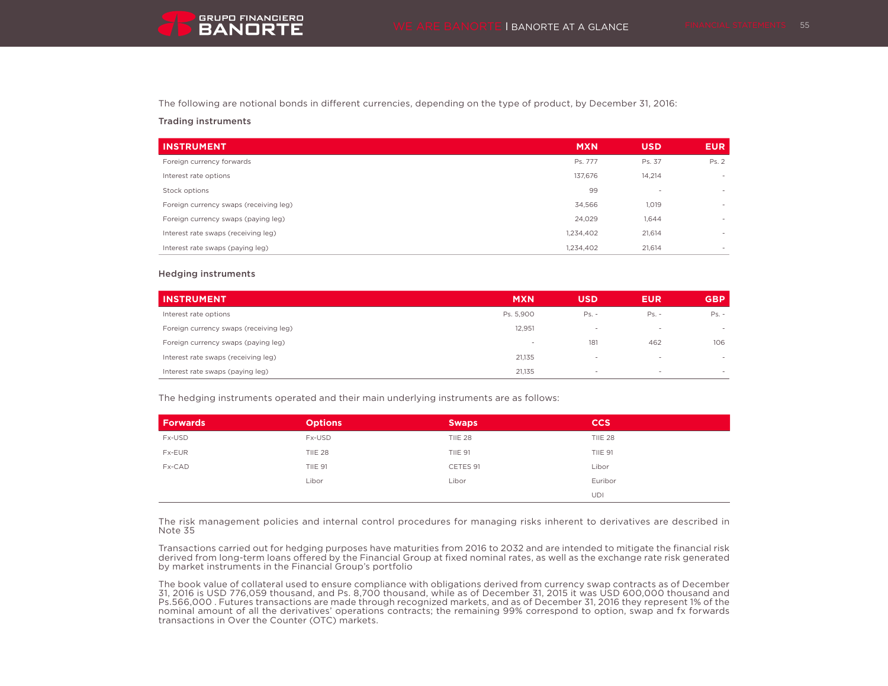The following are notional bonds in different currencies, depending on the type of product, by December 31, 2016:

**Trading instruments**

| INSTRUMENT | MXN | USD | EUR |
|---|---|---|---|
| Foreign currency forwards | Ps. 777 | Ps. 37 | Ps. 2 |
| Interest rate options | 137,676 | 14,214 | - |
| Stock options | 99 | - | - |
| Foreign currency swaps (receiving leg) | 34,566 | 1,019 | - |
| Foreign currency swaps (paying leg) | 24,029 | 1,644 | - |
| Interest rate swaps (receiving leg) | 1,234,402 | 21,614 | - |
| Interest rate swaps (paying leg) | 1,234,402 | 21,614 | - |

**Hedging instruments**

| INSTRUMENT | MXN | USD | EUR | GBP |
|---|---|---|---|---|
| Interest rate options | Ps. 5,900 | Ps. - | Ps. - | Ps. - |
| Foreign currency swaps (receiving leg) | 12,951 | - | - | - |
| Foreign currency swaps (paying leg) | - | 181 | 462 | 106 |
| Interest rate swaps (receiving leg) | 21,135 | - | - | - |
| Interest rate swaps (paying leg) | 21,135 | - | - | - |

The hedging instruments operated and their main underlying instruments are as follows:

| Forwards | Options | Swaps | CCS |
|---|---|---|---|
| Fx-USD | Fx-USD | TIIE 28 | TIIE 28 |
| Fx-EUR | TIIE 28 | TIIE 91 | TIIE 91 |
| Fx-CAD | TIIE 91 | CETES 91 | Libor |
| | Libor | Libor | Euribor |
| | | | UDI |

The risk management policies and internal control procedures for managing risks inherent to derivatives are described in Note 35

Transactions carried out for hedging purposes have maturities from 2016 to 2032 and are intended to mitigate the financial risk derived from long-term loans offered by the Financial Group at fixed nominal rates, as well as the exchange rate risk generated by market instruments in the Financial Group's portfolio

The book value of collateral used to ensure compliance with obligations derived from currency swap contracts as of December 31, 2016 is USD 776,059 thousand, and Ps. 8,700 thousand, while as of December 31, 2015 it was USD 600,000 thousand and Ps.566,000 . Futures transactions are made through recognized markets, and as of December 31, 2016 they represent 1% of the nominal amount of all the derivatives' operations contracts; the remaining 99% correspond to option, swap and fx forwards transactions in Over the Counter (OTC) markets.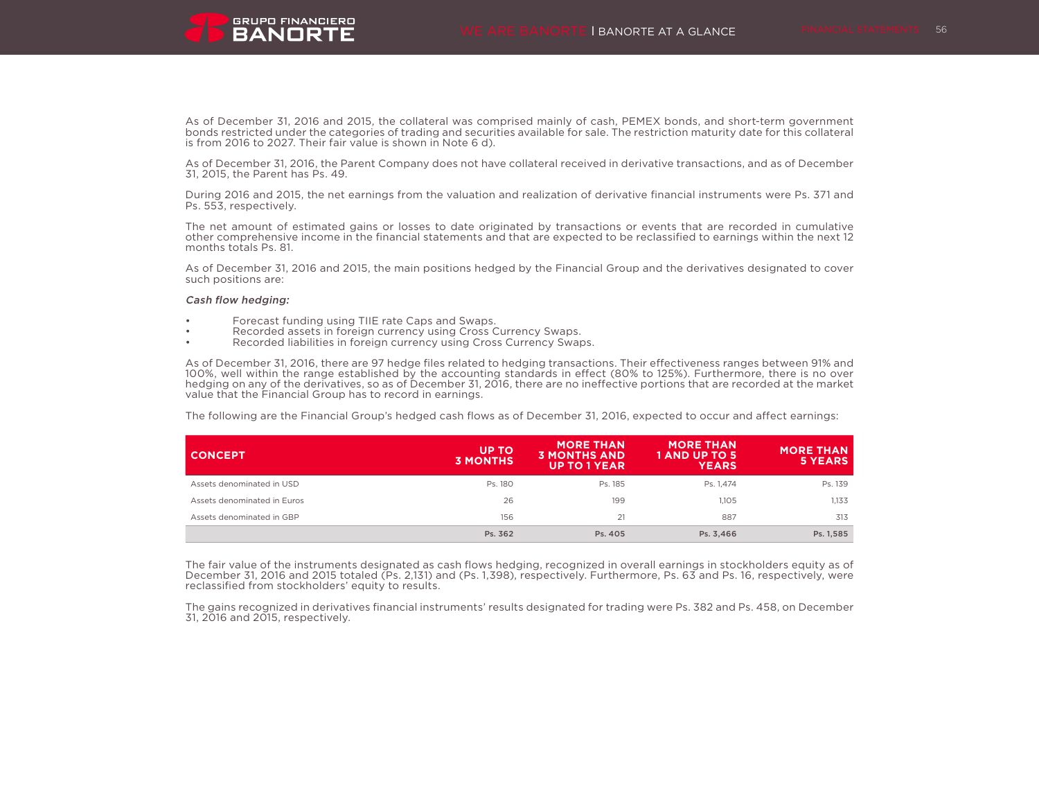As of December 31, 2016 and 2015, the collateral was comprised mainly of cash, PEMEX bonds, and short-term government bonds restricted under the categories of trading and securities available for sale. The restriction maturity date for this collateral is from 2016 to 2027. Their fair value is shown in Note 6 d).

As of December 31, 2016, the Parent Company does not have collateral received in derivative transactions, and as of December 31, 2015, the Parent has Ps. 49.

During 2016 and 2015, the net earnings from the valuation and realization of derivative financial instruments were Ps. 371 and Ps. 553, respectively.

The net amount of estimated gains or losses to date originated by transactions or events that are recorded in cumulative other comprehensive income in the financial statements and that are expected to be reclassified to earnings within the next 12 months totals Ps. 81.

As of December 31, 2016 and 2015, the main positions hedged by the Financial Group and the derivatives designated to cover such positions are:

***Cash flow hedging:***

- Forecast funding using TIIE rate Caps and Swaps.
- Recorded assets in foreign currency using Cross Currency Swaps.
- Recorded liabilities in foreign currency using Cross Currency Swaps.

As of December 31, 2016, there are 97 hedge files related to hedging transactions. Their effectiveness ranges between 91% and 100%, well within the range established by the accounting standards in effect (80% to 125%). Furthermore, there is no over hedging on any of the derivatives, so as of December 31, 2016, there are no ineffective portions that are recorded at the market value that the Financial Group has to record in earnings.

The following are the Financial Group's hedged cash flows as of December 31, 2016, expected to occur and affect earnings:

| CONCEPT | UP TO 3 MONTHS | MORE THAN 3 MONTHS AND UP TO 1 YEAR | MORE THAN 1 AND UP TO 5 YEARS | MORE THAN 5 YEARS |
|---|---|---|---|---|
| Assets denominated in USD | Ps. 180 | Ps. 185 | Ps. 1,474 | Ps. 139 |
| Assets denominated in Euros | 26 | 199 | 1,105 | 1,133 |
| Assets denominated in GBP | 156 | 21 | 887 | 313 |
| | **Ps. 362** | **Ps. 405** | **Ps. 3,466** | **Ps. 1,585** |

The fair value of the instruments designated as cash flows hedging, recognized in overall earnings in stockholders equity as of December 31, 2016 and 2015 totaled (Ps. 2,131) and (Ps. 1,398), respectively. Furthermore, Ps. 63 and Ps. 16, respectively, were reclassified from stockholders' equity to results.

The gains recognized in derivatives financial instruments' results designated for trading were Ps. 382 and Ps. 458, on December 31, 2016 and 2015, respectively.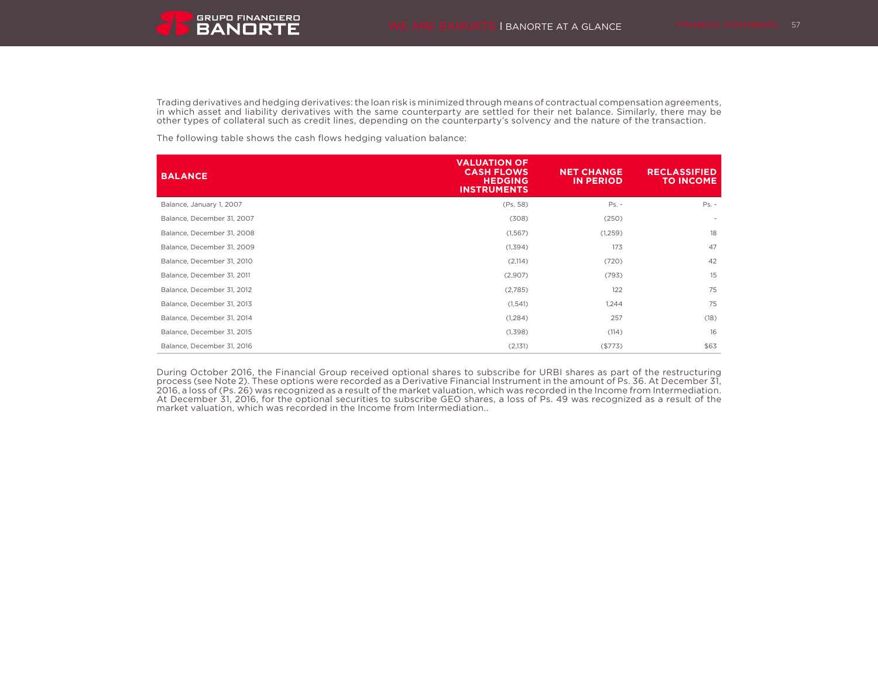Trading derivatives and hedging derivatives: the loan risk is minimized through means of contractual compensation agreements, in which asset and liability derivatives with the same counterparty are settled for their net balance. Similarly, there may be other types of collateral such as credit lines, depending on the counterparty's solvency and the nature of the transaction.

The following table shows the cash flows hedging valuation balance:

| BALANCE | VALUATION OF CASH FLOWS HEDGING INSTRUMENTS | NET CHANGE IN PERIOD | RECLASSIFIED TO INCOME |
|---|---|---|---|
| Balance, January 1, 2007 | (Ps. 58) | Ps. - | Ps. - |
| Balance, December 31, 2007 | (308) | (250) | - |
| Balance, December 31, 2008 | (1,567) | (1,259) | 18 |
| Balance, December 31, 2009 | (1,394) | 173 | 47 |
| Balance, December 31, 2010 | (2,114) | (720) | 42 |
| Balance, December 31, 2011 | (2,907) | (793) | 15 |
| Balance, December 31, 2012 | (2,785) | 122 | 75 |
| Balance, December 31, 2013 | (1,541) | 1,244 | 75 |
| Balance, December 31, 2014 | (1,284) | 257 | (18) |
| Balance, December 31, 2015 | (1,398) | (114) | 16 |
| Balance, December 31, 2016 | (2,131) | ($773) | $63 |

During October 2016, the Financial Group received optional shares to subscribe for URBI shares as part of the restructuring process (see Note 2). These options were recorded as a Derivative Financial Instrument in the amount of Ps. 36. At December 31, 2016, a loss of (Ps. 26) was recognized as a result of the market valuation, which was recorded in the Income from Intermediation. At December 31, 2016, for the optional securities to subscribe GEO shares, a loss of Ps. 49 was recognized as a result of the market valuation, which was recorded in the Income from Intermediation..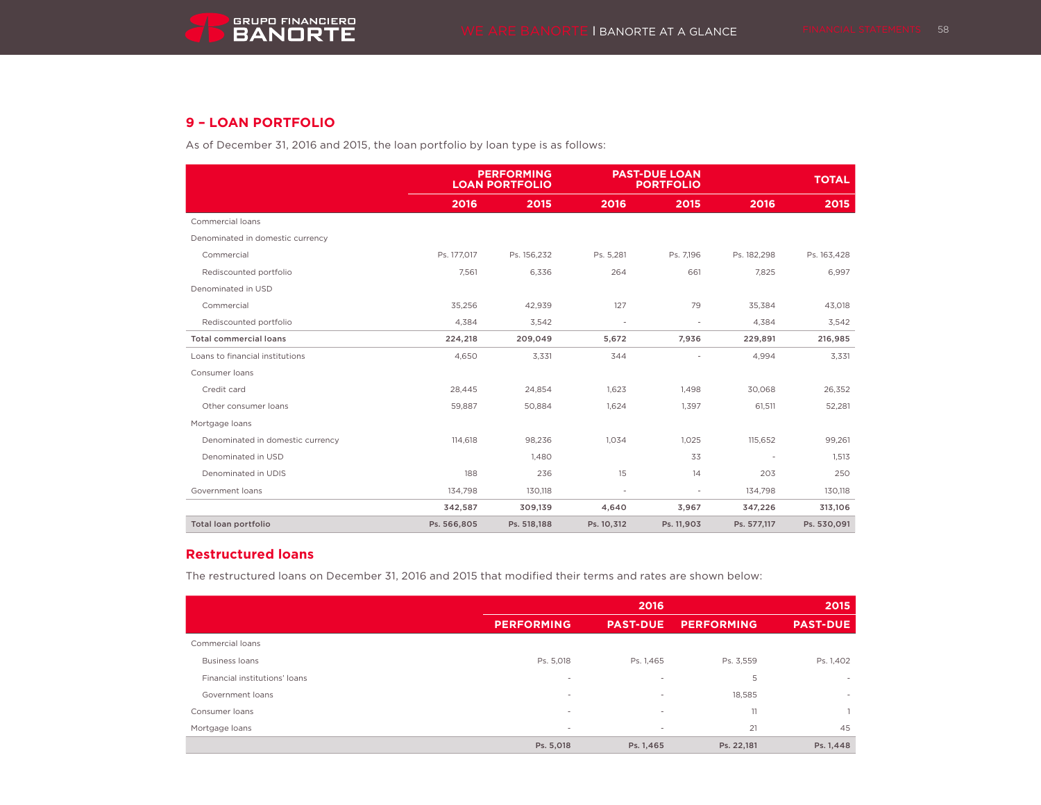## 9 – LOAN PORTFOLIO

As of December 31, 2016 and 2015, the loan portfolio by loan type is as follows:

| | PERFORMING LOAN PORTFOLIO | | PAST-DUE LOAN PORTFOLIO | | TOTAL | |
|---|---|---|---|---|---|---|
| | 2016 | 2015 | 2016 | 2015 | 2016 | 2015 |
| Commercial loans | | | | | | |
| Denominated in domestic currency | | | | | | |
| Commercial | Ps. 177,017 | Ps. 156,232 | Ps. 5,281 | Ps. 7,196 | Ps. 182,298 | Ps. 163,428 |
| Rediscounted portfolio | 7,561 | 6,336 | 264 | 661 | 7,825 | 6,997 |
| Denominated in USD | | | | | | |
| Commercial | 35,256 | 42,939 | 127 | 79 | 35,384 | 43,018 |
| Rediscounted portfolio | 4,384 | 3,542 | - | - | 4,384 | 3,542 |
| **Total commercial loans** | **224,218** | **209,049** | **5,672** | **7,936** | **229,891** | **216,985** |
| Loans to financial institutions | 4,650 | 3,331 | 344 | - | 4,994 | 3,331 |
| Consumer loans | | | | | | |
| Credit card | 28,445 | 24,854 | 1,623 | 1,498 | 30,068 | 26,352 |
| Other consumer loans | 59,887 | 50,884 | 1,624 | 1,397 | 61,511 | 52,281 |
| Mortgage loans | | | | | | |
| Denominated in domestic currency | 114,618 | 98,236 | 1,034 | 1,025 | 115,652 | 99,261 |
| Denominated in USD | | 1,480 | | 33 | - | 1,513 |
| Denominated in UDIS | 188 | 236 | 15 | 14 | 203 | 250 |
| Government loans | 134,798 | 130,118 | - | - | 134,798 | 130,118 |
| | **342,587** | **309,139** | **4,640** | **3,967** | **347,226** | **313,106** |
| **Total loan portfolio** | **Ps. 566,805** | **Ps. 518,188** | **Ps. 10,312** | **Ps. 11,903** | **Ps. 577,117** | **Ps. 530,091** |

## Restructured loans

The restructured loans on December 31, 2016 and 2015 that modified their terms and rates are shown below:

| | 2016 | | 2015 | |
|---|---|---|---|---|
| | PERFORMING | PAST-DUE | PERFORMING | PAST-DUE |
| Commercial loans | | | | |
| Business loans | Ps. 5,018 | Ps. 1,465 | Ps. 3,559 | Ps. 1,402 |
| Financial institutions' loans | - | - | 5 | - |
| Government loans | - | - | 18,585 | - |
| Consumer loans | - | - | 11 | 1 |
| Mortgage loans | - | - | 21 | 45 |
| | **Ps. 5,018** | **Ps. 1,465** | **Ps. 22,181** | **Ps. 1,448** |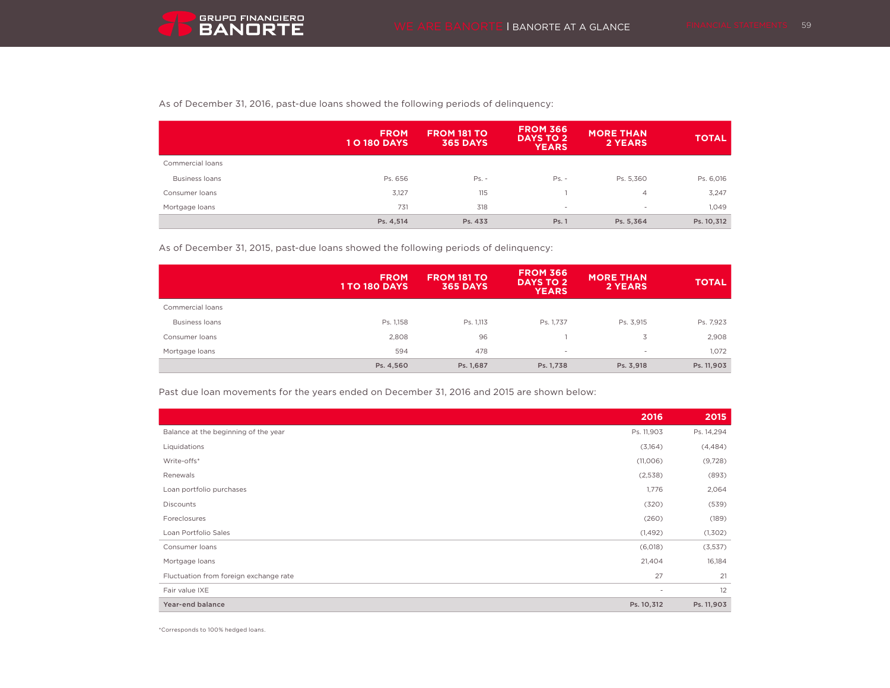As of December 31, 2016, past-due loans showed the following periods of delinquency:

| | FROM 1 O 180 DAYS | FROM 181 TO 365 DAYS | FROM 366 DAYS TO 2 YEARS | MORE THAN 2 YEARS | TOTAL |
|---|---|---|---|---|---|
| Commercial loans | | | | | |
| Business loans | Ps. 656 | Ps. - | Ps. - | Ps. 5,360 | Ps. 6,016 |
| Consumer loans | 3,127 | 115 | 1 | 4 | 3,247 |
| Mortgage loans | 731 | 318 | - | - | 1,049 |
| | **Ps. 4,514** | **Ps. 433** | **Ps. 1** | **Ps. 5,364** | **Ps. 10,312** |

As of December 31, 2015, past-due loans showed the following periods of delinquency:

| | FROM 1 TO 180 DAYS | FROM 181 TO 365 DAYS | FROM 366 DAYS TO 2 YEARS | MORE THAN 2 YEARS | TOTAL |
|---|---|---|---|---|---|
| Commercial loans | | | | | |
| Business loans | Ps. 1,158 | Ps. 1,113 | Ps. 1,737 | Ps. 3,915 | Ps. 7,923 |
| Consumer loans | 2,808 | 96 | 1 | 3 | 2,908 |
| Mortgage loans | 594 | 478 | - | - | 1,072 |
| | **Ps. 4,560** | **Ps. 1,687** | **Ps. 1,738** | **Ps. 3,918** | **Ps. 11,903** |

Past due loan movements for the years ended on December 31, 2016 and 2015 are shown below:

| | 2016 | 2015 |
|---|---|---|
| Balance at the beginning of the year | Ps. 11,903 | Ps. 14,294 |
| Liquidations | (3,164) | (4,484) |
| Write-offs* | (11,006) | (9,728) |
| Renewals | (2,538) | (893) |
| Loan portfolio purchases | 1,776 | 2,064 |
| Discounts | (320) | (539) |
| Foreclosures | (260) | (189) |
| Loan Portfolio Sales | (1,492) | (1,302) |
| Consumer loans | (6,018) | (3,537) |
| Mortgage loans | 21,404 | 16,184 |
| Fluctuation from foreign exchange rate | 27 | 21 |
| Fair value IXE | - | 12 |
| **Year-end balance** | **Ps. 10,312** | **Ps. 11,903** |

*Corresponds to 100% hedged loans.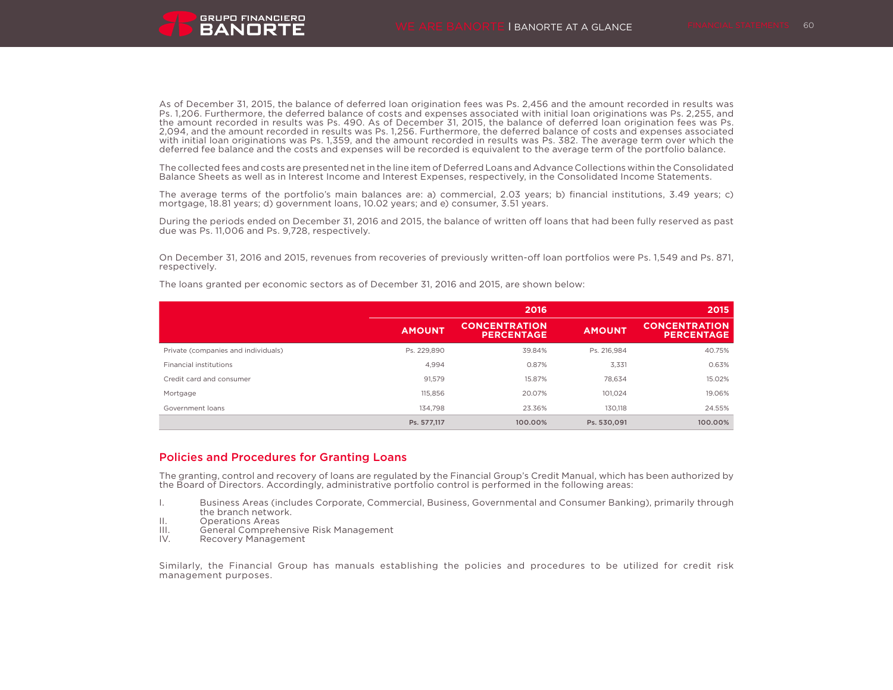As of December 31, 2015, the balance of deferred loan origination fees was Ps. 2,456 and the amount recorded in results was Ps. 1,206. Furthermore, the deferred balance of costs and expenses associated with initial loan originations was Ps. 2,255, and the amount recorded in results was Ps. 490. As of December 31, 2015, the balance of deferred loan origination fees was Ps. 2,094, and the amount recorded in results was Ps. 1,256. Furthermore, the deferred balance of costs and expenses associated with initial loan originations was Ps. 1,359, and the amount recorded in results was Ps. 382. The average term over which the deferred fee balance and the costs and expenses will be recorded is equivalent to the average term of the portfolio balance.

The collected fees and costs are presented net in the line item of Deferred Loans and Advance Collections within the Consolidated Balance Sheets as well as in Interest Income and Interest Expenses, respectively, in the Consolidated Income Statements.

The average terms of the portfolio's main balances are: a) commercial, 2.03 years; b) financial institutions, 3.49 years; c) mortgage, 18.81 years; d) government loans, 10.02 years; and e) consumer, 3.51 years.

During the periods ended on December 31, 2016 and 2015, the balance of written off loans that had been fully reserved as past due was Ps. 11,006 and Ps. 9,728, respectively.

On December 31, 2016 and 2015, revenues from recoveries of previously written-off loan portfolios were Ps. 1,549 and Ps. 871, respectively.

The loans granted per economic sectors as of December 31, 2016 and 2015, are shown below:

| | 2016 | | 2015 | |
|---|---|---|---|---|
| | AMOUNT | CONCENTRATION PERCENTAGE | AMOUNT | CONCENTRATION PERCENTAGE |
| Private (companies and individuals) | Ps. 229,890 | 39.84% | Ps. 216,984 | 40.75% |
| Financial institutions | 4,994 | 0.87% | 3,331 | 0.63% |
| Credit card and consumer | 91,579 | 15.87% | 78,634 | 15.02% |
| Mortgage | 115,856 | 20.07% | 101,024 | 19.06% |
| Government loans | 134,798 | 23.36% | 130,118 | 24.55% |
| | **Ps. 577,117** | **100.00%** | **Ps. 530,091** | **100.00%** |

## Policies and Procedures for Granting Loans

The granting, control and recovery of loans are regulated by the Financial Group's Credit Manual, which has been authorized by the Board of Directors. Accordingly, administrative portfolio control is performed in the following areas:

I. Business Areas (includes Corporate, Commercial, Business, Governmental and Consumer Banking), primarily through the branch network.
II. Operations Areas
III. General Comprehensive Risk Management
IV. Recovery Management

Similarly, the Financial Group has manuals establishing the policies and procedures to be utilized for credit risk management purposes.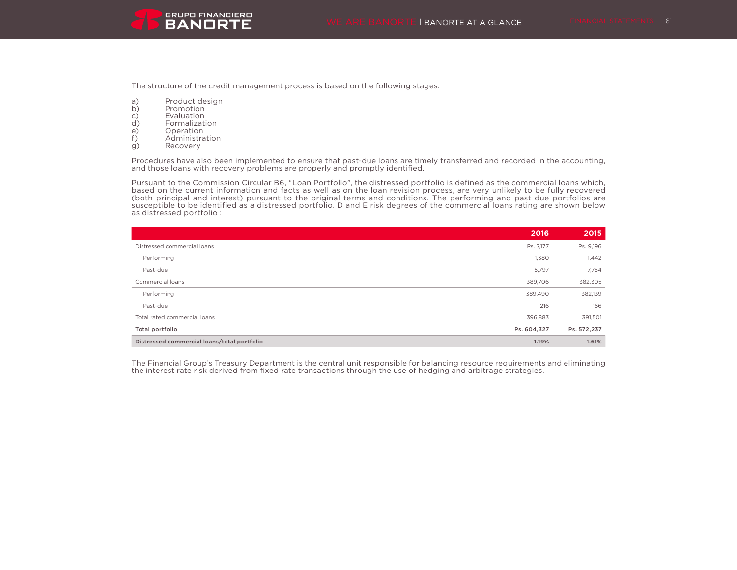The structure of the credit management process is based on the following stages:

a) Product design
b) Promotion
c) Evaluation
d) Formalization
e) Operation
f) Administration
g) Recovery

Procedures have also been implemented to ensure that past-due loans are timely transferred and recorded in the accounting, and those loans with recovery problems are properly and promptly identified.

Pursuant to the Commission Circular B6, "Loan Portfolio", the distressed portfolio is defined as the commercial loans which, based on the current information and facts as well as on the loan revision process, are very unlikely to be fully recovered (both principal and interest) pursuant to the original terms and conditions. The performing and past due portfolios are susceptible to be identified as a distressed portfolio. D and E risk degrees of the commercial loans rating are shown below as distressed portfolio :

| | 2016 | 2015 |
|---|---|---|
| Distressed commercial loans | Ps. 7,177 | Ps. 9,196 |
| Performing | 1,380 | 1,442 |
| Past-due | 5,797 | 7,754 |
| Commercial loans | 389,706 | 382,305 |
| Performing | 389,490 | 382,139 |
| Past-due | 216 | 166 |
| Total rated commercial loans | 396,883 | 391,501 |
| **Total portfolio** | **Ps. 604,327** | **Ps. 572,237** |
| **Distressed commercial loans/total portfolio** | **1.19%** | **1.61%** |

The Financial Group's Treasury Department is the central unit responsible for balancing resource requirements and eliminating the interest rate risk derived from fixed rate transactions through the use of hedging and arbitrage strategies.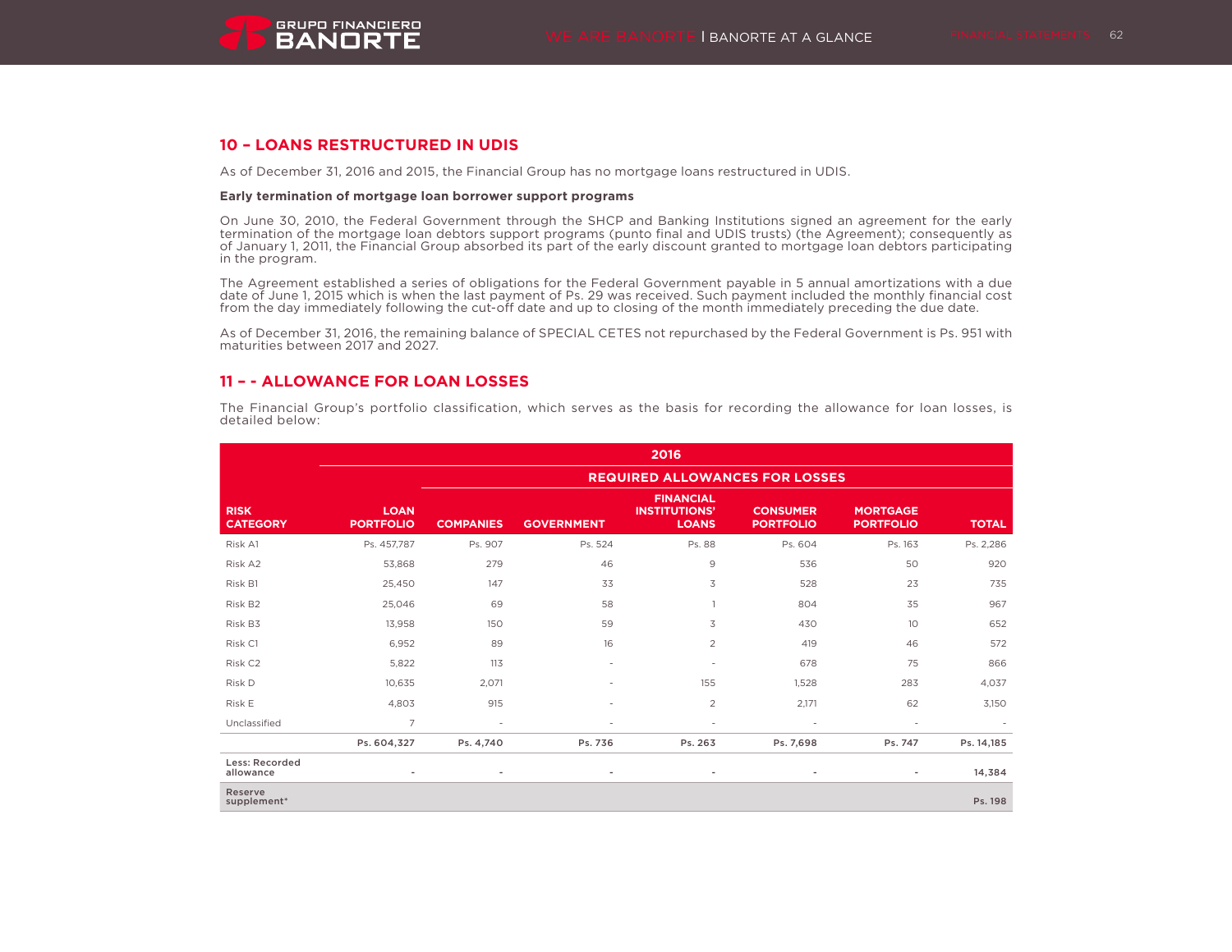## 10 – LOANS RESTRUCTURED IN UDIS

As of December 31, 2016 and 2015, the Financial Group has no mortgage loans restructured in UDIS.

**Early termination of mortgage loan borrower support programs**

On June 30, 2010, the Federal Government through the SHCP and Banking Institutions signed an agreement for the early termination of the mortgage loan debtors support programs (punto final and UDIS trusts) (the Agreement); consequently as of January 1, 2011, the Financial Group absorbed its part of the early discount granted to mortgage loan debtors participating in the program.

The Agreement established a series of obligations for the Federal Government payable in 5 annual amortizations with a due date of June 1, 2015 which is when the last payment of Ps. 29 was received. Such payment included the monthly financial cost from the day immediately following the cut-off date and up to closing of the month immediately preceding the due date.

As of December 31, 2016, the remaining balance of SPECIAL CETES not repurchased by the Federal Government is Ps. 951 with maturities between 2017 and 2027.

## 11 – - ALLOWANCE FOR LOAN LOSSES

The Financial Group's portfolio classification, which serves as the basis for recording the allowance for loan losses, is detailed below:

| | 2016 | | | | | | |
|---|---|---|---|---|---|---|---|
| | | REQUIRED ALLOWANCES FOR LOSSES | | | | | |
| RISK CATEGORY | LOAN PORTFOLIO | COMPANIES | GOVERNMENT | FINANCIAL INSTITUTIONS' LOANS | CONSUMER PORTFOLIO | MORTGAGE PORTFOLIO | TOTAL |
| Risk A1 | Ps. 457,787 | Ps. 907 | Ps. 524 | Ps. 88 | Ps. 604 | Ps. 163 | Ps. 2,286 |
| Risk A2 | 53,868 | 279 | 46 | 9 | 536 | 50 | 920 |
| Risk B1 | 25,450 | 147 | 33 | 3 | 528 | 23 | 735 |
| Risk B2 | 25,046 | 69 | 58 | 1 | 804 | 35 | 967 |
| Risk B3 | 13,958 | 150 | 59 | 3 | 430 | 10 | 652 |
| Risk C1 | 6,952 | 89 | 16 | 2 | 419 | 46 | 572 |
| Risk C2 | 5,822 | 113 | - | - | 678 | 75 | 866 |
| Risk D | 10,635 | 2,071 | - | 155 | 1,528 | 283 | 4,037 |
| Risk E | 4,803 | 915 | - | 2 | 2,171 | 62 | 3,150 |
| Unclassified | 7 | - | - | - | - | - | - |
| | **Ps. 604,327** | **Ps. 4,740** | **Ps. 736** | **Ps. 263** | **Ps. 7,698** | **Ps. 747** | **Ps. 14,185** |
| **Less: Recorded allowance** | - | - | - | - | - | - | **14,384** |
| **Reserve supplement*** | | | | | | | **Ps. 198** |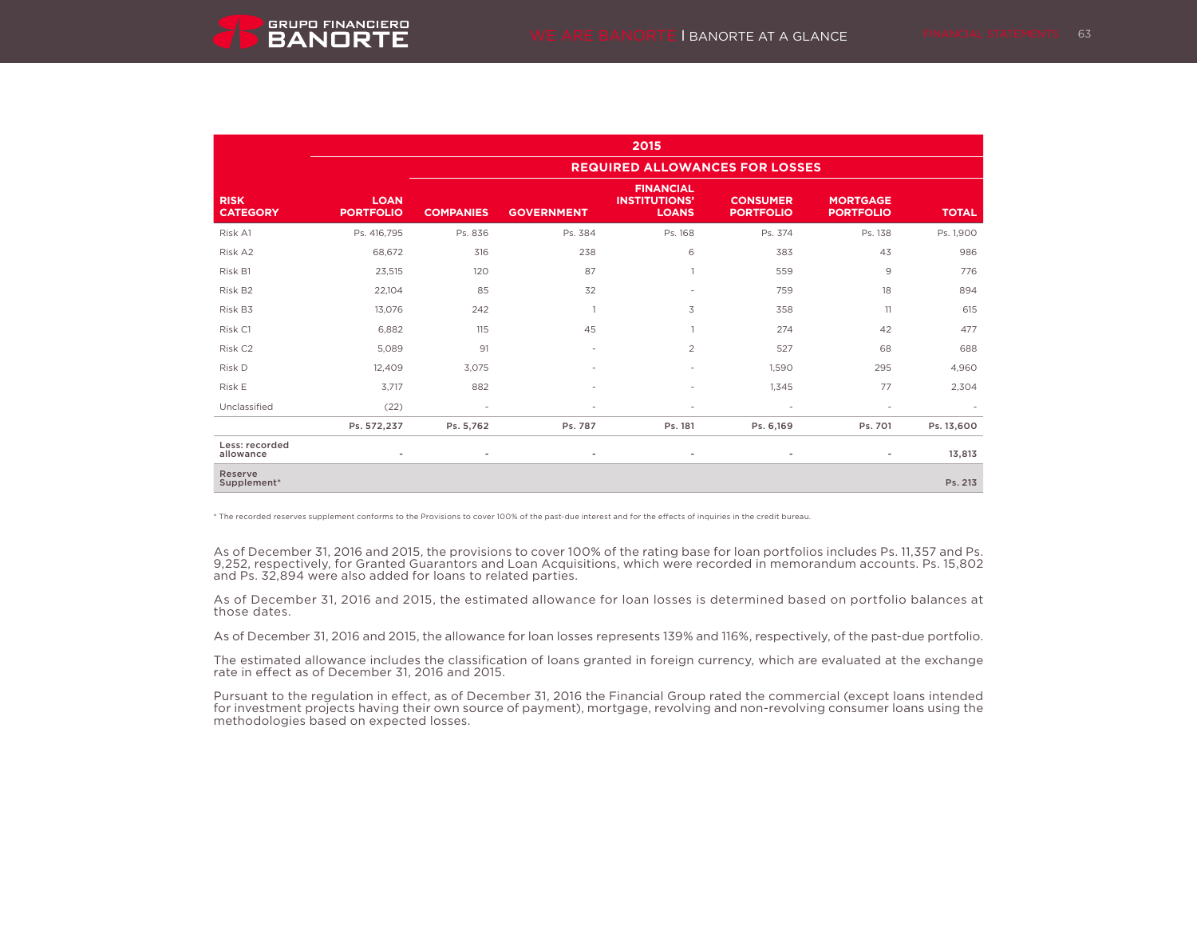| RISK CATEGORY | LOAN PORTFOLIO | 2015 | | | | | |
|---|---|---|---|---|---|---|---|
| | | REQUIRED ALLOWANCES FOR LOSSES | | | | | |
| | | COMPANIES | GOVERNMENT | FINANCIAL INSTITUTIONS' LOANS | CONSUMER PORTFOLIO | MORTGAGE PORTFOLIO | TOTAL |
| Risk A1 | Ps. 416,795 | Ps. 836 | Ps. 384 | Ps. 168 | Ps. 374 | Ps. 138 | Ps. 1,900 |
| Risk A2 | 68,672 | 316 | 238 | 6 | 383 | 43 | 986 |
| Risk B1 | 23,515 | 120 | 87 | 1 | 559 | 9 | 776 |
| Risk B2 | 22,104 | 85 | 32 | - | 759 | 18 | 894 |
| Risk B3 | 13,076 | 242 | 1 | 3 | 358 | 11 | 615 |
| Risk C1 | 6,882 | 115 | 45 | 1 | 274 | 42 | 477 |
| Risk C2 | 5,089 | 91 | - | 2 | 527 | 68 | 688 |
| Risk D | 12,409 | 3,075 | - | - | 1,590 | 295 | 4,960 |
| Risk E | 3,717 | 882 | - | - | 1,345 | 77 | 2,304 |
| Unclassified | (22) | - | - | - | - | - | - |
| | **Ps. 572,237** | **Ps. 5,762** | **Ps. 787** | **Ps. 181** | **Ps. 6,169** | **Ps. 701** | **Ps. 13,600** |
| **Less: recorded allowance** | **-** | **-** | **-** | **-** | **-** | **-** | **13,813** |
| **Reserve Supplement*** | | | | | | | **Ps. 213** |

* The recorded reserves supplement conforms to the Provisions to cover 100% of the past-due interest and for the effects of inquiries in the credit bureau.

As of December 31, 2016 and 2015, the provisions to cover 100% of the rating base for loan portfolios includes Ps. 11,357 and Ps. 9,252, respectively, for Granted Guarantors and Loan Acquisitions, which were recorded in memorandum accounts. Ps. 15,802 and Ps. 32,894 were also added for loans to related parties.

As of December 31, 2016 and 2015, the estimated allowance for loan losses is determined based on portfolio balances at those dates.

As of December 31, 2016 and 2015, the allowance for loan losses represents 139% and 116%, respectively, of the past-due portfolio.

The estimated allowance includes the classification of loans granted in foreign currency, which are evaluated at the exchange rate in effect as of December 31, 2016 and 2015.

Pursuant to the regulation in effect, as of December 31, 2016 the Financial Group rated the commercial (except loans intended for investment projects having their own source of payment), mortgage, revolving and non-revolving consumer loans using the methodologies based on expected losses.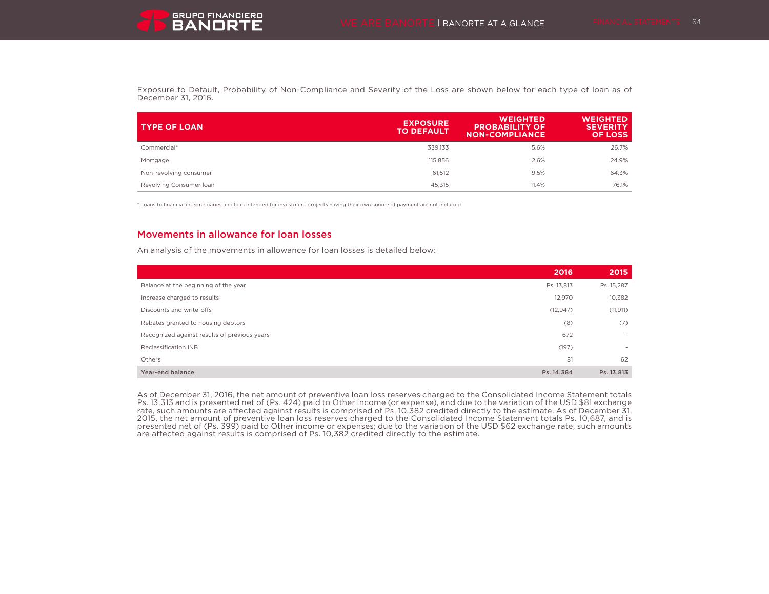Exposure to Default, Probability of Non-Compliance and Severity of the Loss are shown below for each type of loan as of December 31, 2016.

| TYPE OF LOAN | EXPOSURE TO DEFAULT | WEIGHTED PROBABILITY OF NON-COMPLIANCE | WEIGHTED SEVERITY OF LOSS |
|---|---|---|---|
| Commercial* | 339,133 | 5.6% | 26.7% |
| Mortgage | 115,856 | 2.6% | 24.9% |
| Non-revolving consumer | 61,512 | 9.5% | 64.3% |
| Revolving Consumer loan | 45,315 | 11.4% | 76.1% |

* Loans to financial intermediaries and loan intended for investment projects having their own source of payment are not included.

## Movements in allowance for loan losses

An analysis of the movements in allowance for loan losses is detailed below:

| | 2016 | 2015 |
|---|---|---|
| Balance at the beginning of the year | Ps. 13,813 | Ps. 15,287 |
| Increase charged to results | 12,970 | 10,382 |
| Discounts and write-offs | (12,947) | (11,911) |
| Rebates granted to housing debtors | (8) | (7) |
| Recognized against results of previous years | 672 | - |
| Reclassification INB | (197) | - |
| Others | 81 | 62 |
| **Year-end balance** | **Ps. 14,384** | **Ps. 13,813** |

As of December 31, 2016, the net amount of preventive loan loss reserves charged to the Consolidated Income Statement totals Ps. 13,313 and is presented net of (Ps. 424) paid to Other income (or expense), and due to the variation of the USD $81 exchange rate, such amounts are affected against results is comprised of Ps. 10,382 credited directly to the estimate. As of December 31, 2015, the net amount of preventive loan loss reserves charged to the Consolidated Income Statement totals Ps. 10,687, and is presented net of (Ps. 399) paid to Other income or expenses; due to the variation of the USD $62 exchange rate, such amounts are affected against results is comprised of Ps. 10,382 credited directly to the estimate.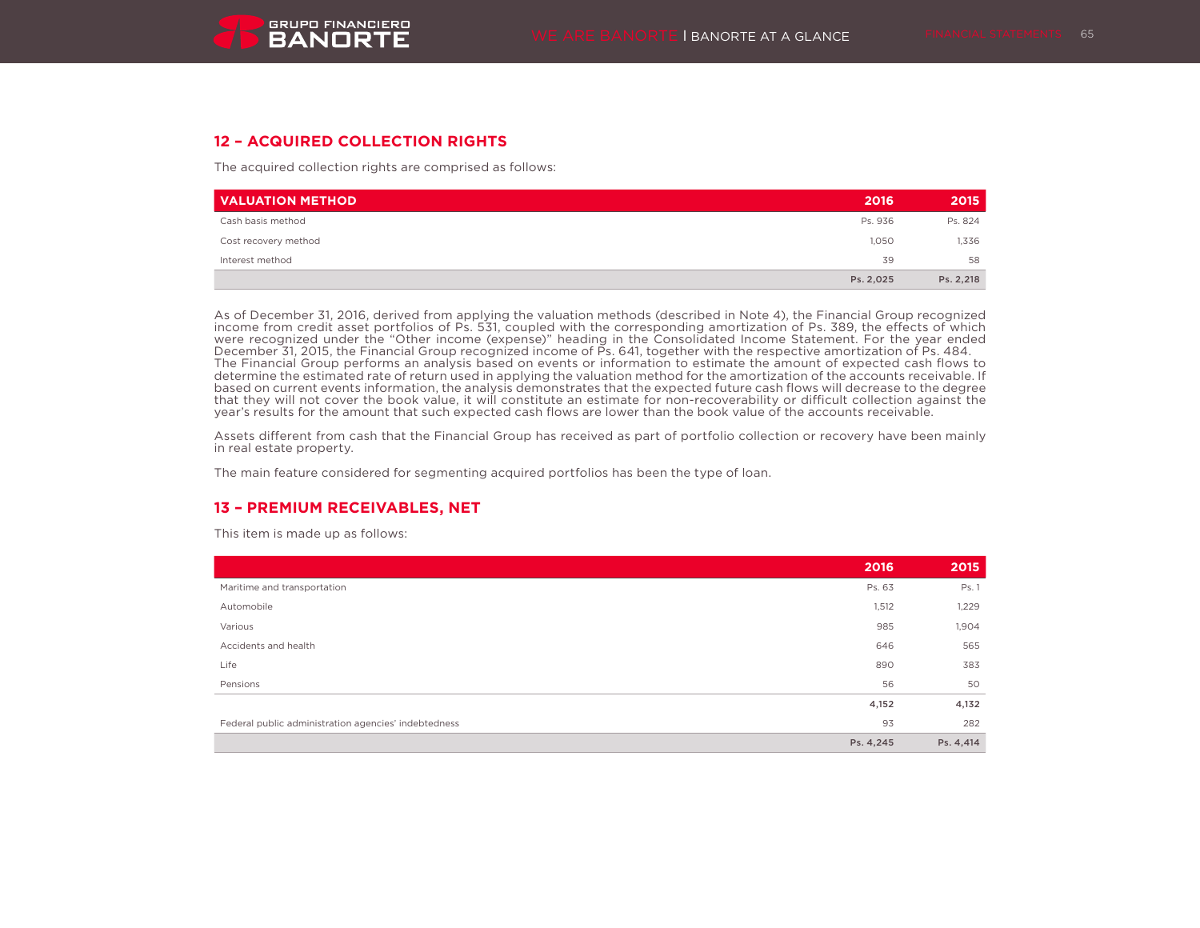## 12 – ACQUIRED COLLECTION RIGHTS

The acquired collection rights are comprised as follows:

| VALUATION METHOD | 2016 | 2015 |
|---|---|---|
| Cash basis method | Ps. 936 | Ps. 824 |
| Cost recovery method | 1,050 | 1,336 |
| Interest method | 39 | 58 |
| | **Ps. 2,025** | **Ps. 2,218** |

As of December 31, 2016, derived from applying the valuation methods (described in Note 4), the Financial Group recognized income from credit asset portfolios of Ps. 531, coupled with the corresponding amortization of Ps. 389, the effects of which were recognized under the "Other income (expense)" heading in the Consolidated Income Statement. For the year ended December 31, 2015, the Financial Group recognized income of Ps. 641, together with the respective amortization of Ps. 484. The Financial Group performs an analysis based on events or information to estimate the amount of expected cash flows to determine the estimated rate of return used in applying the valuation method for the amortization of the accounts receivable. If based on current events information, the analysis demonstrates that the expected future cash flows will decrease to the degree that they will not cover the book value, it will constitute an estimate for non-recoverability or difficult collection against the year's results for the amount that such expected cash flows are lower than the book value of the accounts receivable.

Assets different from cash that the Financial Group has received as part of portfolio collection or recovery have been mainly in real estate property.

The main feature considered for segmenting acquired portfolios has been the type of loan.

## 13 – PREMIUM RECEIVABLES, NET

This item is made up as follows:

| | 2016 | 2015 |
|---|---|---|
| Maritime and transportation | Ps. 63 | Ps. 1 |
| Automobile | 1,512 | 1,229 |
| Various | 985 | 1,904 |
| Accidents and health | 646 | 565 |
| Life | 890 | 383 |
| Pensions | 56 | 50 |
| | **4,152** | **4,132** |
| Federal public administration agencies' indebtedness | 93 | 282 |
| | **Ps. 4,245** | **Ps. 4,414** |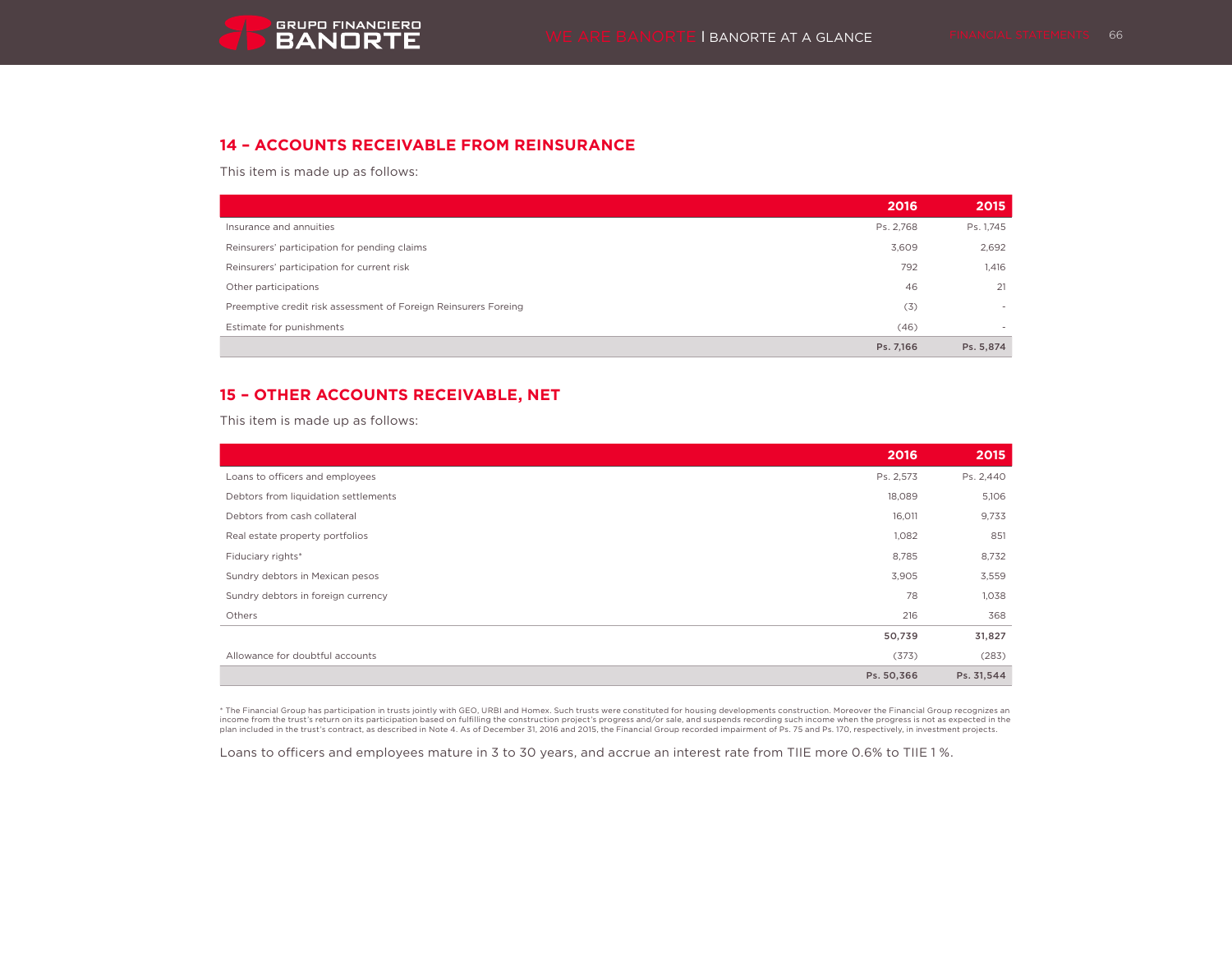## 14 – ACCOUNTS RECEIVABLE FROM REINSURANCE

This item is made up as follows:

| | 2016 | 2015 |
|---|---|---|
| Insurance and annuities | Ps. 2,768 | Ps. 1,745 |
| Reinsurers' participation for pending claims | 3,609 | 2,692 |
| Reinsurers' participation for current risk | 792 | 1,416 |
| Other participations | 46 | 21 |
| Preemptive credit risk assessment of Foreign Reinsurers Foreing | (3) | - |
| Estimate for punishments | (46) | - |
| | **Ps. 7,166** | **Ps. 5,874** |

## 15 – OTHER ACCOUNTS RECEIVABLE, NET

This item is made up as follows:

| | 2016 | 2015 |
|---|---|---|
| Loans to officers and employees | Ps. 2,573 | Ps. 2,440 |
| Debtors from liquidation settlements | 18,089 | 5,106 |
| Debtors from cash collateral | 16,011 | 9,733 |
| Real estate property portfolios | 1,082 | 851 |
| Fiduciary rights* | 8,785 | 8,732 |
| Sundry debtors in Mexican pesos | 3,905 | 3,559 |
| Sundry debtors in foreign currency | 78 | 1,038 |
| Others | 216 | 368 |
| | **50,739** | **31,827** |
| Allowance for doubtful accounts | (373) | (283) |
| | **Ps. 50,366** | **Ps. 31,544** |

* The Financial Group has participation in trusts jointly with GEO, URBI and Homex. Such trusts were constituted for housing developments construction. Moreover the Financial Group recognizes an income from the trust's return on its participation based on fulfilling the construction project's progress and/or sale, and suspends recording such income when the progress is not as expected in the plan included in the trust's contract, as described in Note 4. As of December 31, 2016 and 2015, the Financial Group recorded impairment of Ps. 75 and Ps. 170, respectively, in investment projects.

Loans to officers and employees mature in 3 to 30 years, and accrue an interest rate from TIIE more 0.6% to TIIE 1 %.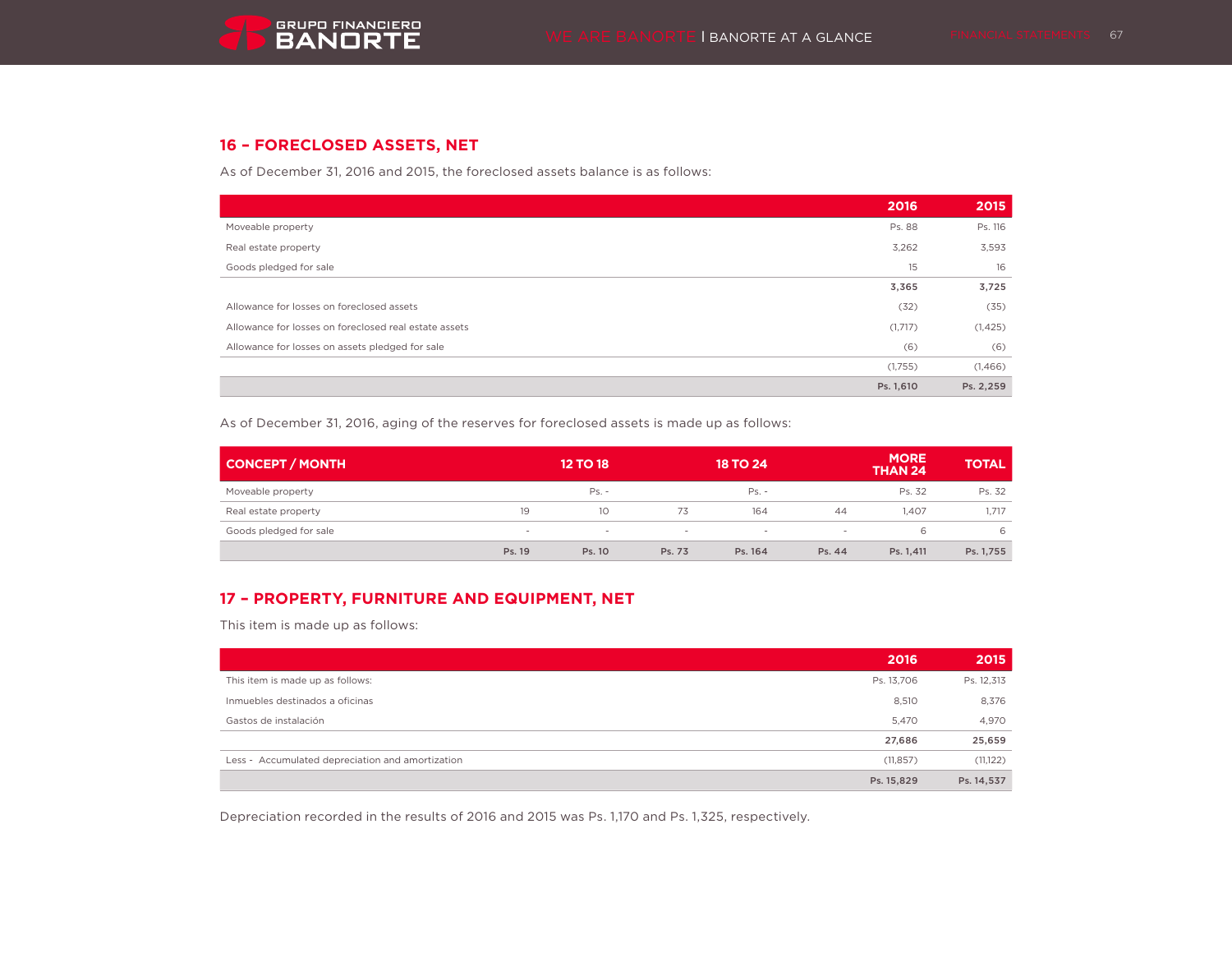## 16 – FORECLOSED ASSETS, NET

As of December 31, 2016 and 2015, the foreclosed assets balance is as follows:

| | 2016 | 2015 |
|---|---|---|
| Moveable property | Ps. 88 | Ps. 116 |
| Real estate property | 3,262 | 3,593 |
| Goods pledged for sale | 15 | 16 |
| | **3,365** | **3,725** |
| Allowance for losses on foreclosed assets | (32) | (35) |
| Allowance for losses on foreclosed real estate assets | (1,717) | (1,425) |
| Allowance for losses on assets pledged for sale | (6) | (6) |
| | (1,755) | (1,466) |
| | **Ps. 1,610** | **Ps. 2,259** |

As of December 31, 2016, aging of the reserves for foreclosed assets is made up as follows:

| CONCEPT / MONTH | | 12 TO 18 | | 18 TO 24 | | MORE THAN 24 | TOTAL |
|---|---|---|---|---|---|---|---|
| Moveable property | | Ps. - | | Ps. - | | Ps. 32 | Ps. 32 |
| Real estate property | 19 | 10 | 73 | 164 | 44 | 1,407 | 1,717 |
| Goods pledged for sale | - | - | - | - | - | 6 | 6 |
| | **Ps. 19** | **Ps. 10** | **Ps. 73** | **Ps. 164** | **Ps. 44** | **Ps. 1,411** | **Ps. 1,755** |

## 17 – PROPERTY, FURNITURE AND EQUIPMENT, NET

This item is made up as follows:

| | 2016 | 2015 |
|---|---|---|
| This item is made up as follows: | Ps. 13,706 | Ps. 12,313 |
| Inmuebles destinados a oficinas | 8,510 | 8,376 |
| Gastos de instalación | 5,470 | 4,970 |
| | **27,686** | **25,659** |
| Less - Accumulated depreciation and amortization | (11,857) | (11,122) |
| | **Ps. 15,829** | **Ps. 14,537** |

Depreciation recorded in the results of 2016 and 2015 was Ps. 1,170 and Ps. 1,325, respectively.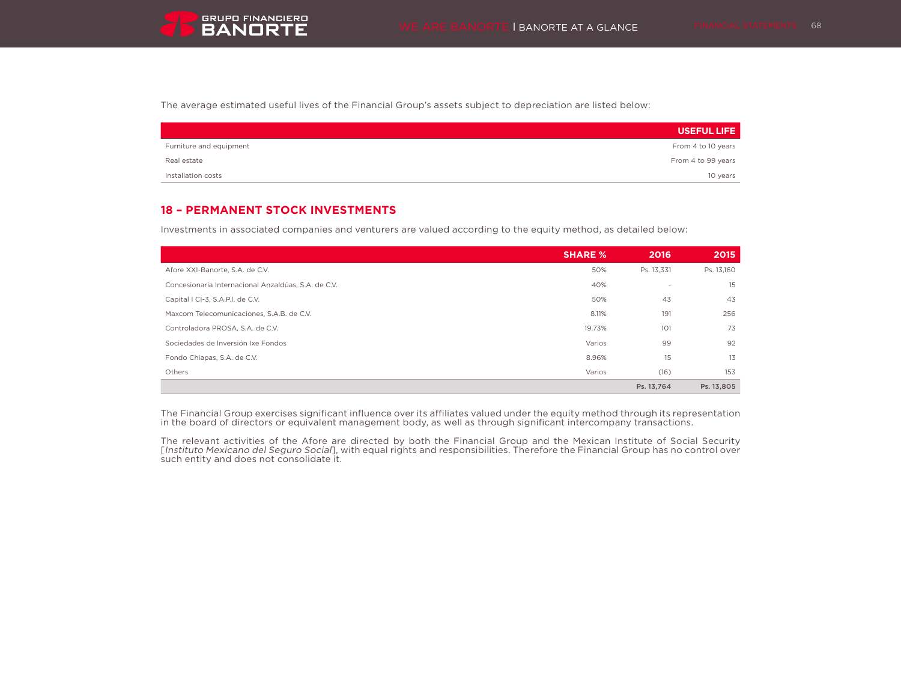The average estimated useful lives of the Financial Group's assets subject to depreciation are listed below:

| | USEFUL LIFE |
|---|---|
| Furniture and equipment | From 4 to 10 years |
| Real estate | From 4 to 99 years |
| Installation costs | 10 years |

## 18 – PERMANENT STOCK INVESTMENTS

Investments in associated companies and venturers are valued according to the equity method, as detailed below:

| | SHARE % | 2016 | 2015 |
|---|---|---|---|
| Afore XXI-Banorte, S.A. de C.V. | 50% | Ps. 13,331 | Ps. 13,160 |
| Concesionaria Internacional Anzaldúas, S.A. de C.V. | 40% | - | 15 |
| Capital I CI-3, S.A.P.I. de C.V. | 50% | 43 | 43 |
| Maxcom Telecomunicaciones, S.A.B. de C.V. | 8.11% | 191 | 256 |
| Controladora PROSA, S.A. de C.V. | 19.73% | 101 | 73 |
| Sociedades de Inversión Ixe Fondos | Varios | 99 | 92 |
| Fondo Chiapas, S.A. de C.V. | 8.96% | 15 | 13 |
| Others | Varios | (16) | 153 |
| | | **Ps. 13,764** | **Ps. 13,805** |

The Financial Group exercises significant influence over its affiliates valued under the equity method through its representation in the board of directors or equivalent management body, as well as through significant intercompany transactions.

The relevant activities of the Afore are directed by both the Financial Group and the Mexican Institute of Social Security [*Instituto Mexicano del Seguro Social*], with equal rights and responsibilities. Therefore the Financial Group has no control over such entity and does not consolidate it.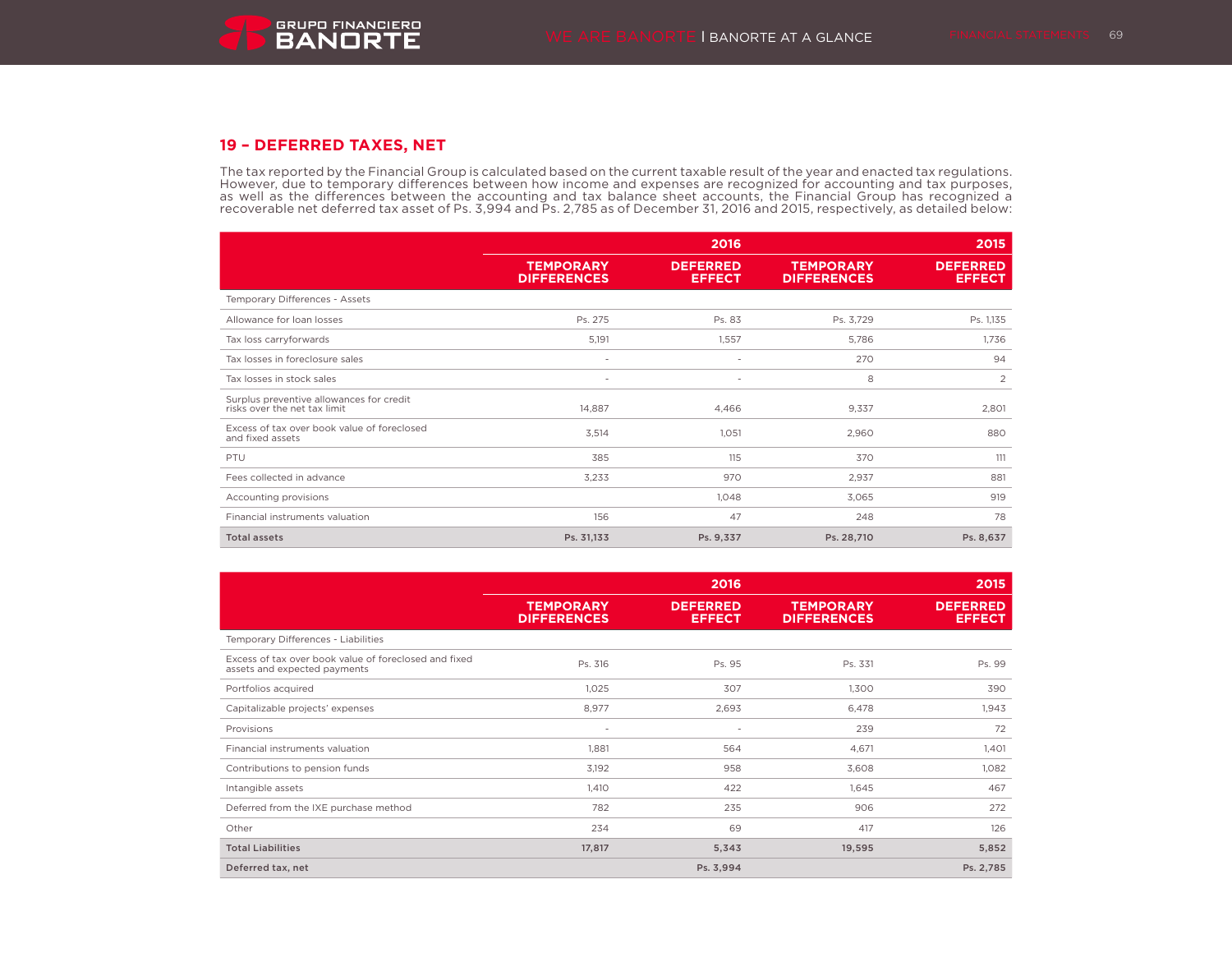## 19 – DEFERRED TAXES, NET

The tax reported by the Financial Group is calculated based on the current taxable result of the year and enacted tax regulations. However, due to temporary differences between how income and expenses are recognized for accounting and tax purposes, as well as the differences between the accounting and tax balance sheet accounts, the Financial Group has recognized a recoverable net deferred tax asset of Ps. 3,994 and Ps. 2,785 as of December 31, 2016 and 2015, respectively, as detailed below:

| | 2016 | | 2015 | |
|---|---|---|---|---|
| | TEMPORARY DIFFERENCES | DEFERRED EFFECT | TEMPORARY DIFFERENCES | DEFERRED EFFECT |
| Temporary Differences - Assets | | | | |
| Allowance for loan losses | Ps. 275 | Ps. 83 | Ps. 3,729 | Ps. 1,135 |
| Tax loss carryforwards | 5,191 | 1,557 | 5,786 | 1,736 |
| Tax losses in foreclosure sales | - | - | 270 | 94 |
| Tax losses in stock sales | - | - | 8 | 2 |
| Surplus preventive allowances for credit risks over the net tax limit | 14,887 | 4,466 | 9,337 | 2,801 |
| Excess of tax over book value of foreclosed and fixed assets | 3,514 | 1,051 | 2,960 | 880 |
| PTU | 385 | 115 | 370 | 111 |
| Fees collected in advance | 3,233 | 970 | 2,937 | 881 |
| Accounting provisions | | 1,048 | 3,065 | 919 |
| Financial instruments valuation | 156 | 47 | 248 | 78 |
| **Total assets** | **Ps. 31,133** | **Ps. 9,337** | **Ps. 28,710** | **Ps. 8,637** |

| | 2016 | | 2015 | |
|---|---|---|---|---|
| | TEMPORARY DIFFERENCES | DEFERRED EFFECT | TEMPORARY DIFFERENCES | DEFERRED EFFECT |
| Temporary Differences - Liabilities | | | | |
| Excess of tax over book value of foreclosed and fixed assets and expected payments | Ps. 316 | Ps. 95 | Ps. 331 | Ps. 99 |
| Portfolios acquired | 1,025 | 307 | 1,300 | 390 |
| Capitalizable projects' expenses | 8,977 | 2,693 | 6,478 | 1,943 |
| Provisions | - | - | 239 | 72 |
| Financial instruments valuation | 1,881 | 564 | 4,671 | 1,401 |
| Contributions to pension funds | 3,192 | 958 | 3,608 | 1,082 |
| Intangible assets | 1,410 | 422 | 1,645 | 467 |
| Deferred from the IXE purchase method | 782 | 235 | 906 | 272 |
| Other | 234 | 69 | 417 | 126 |
| **Total Liabilities** | **17,817** | **5,343** | **19,595** | **5,852** |
| **Deferred tax, net** | | **Ps. 3,994** | | **Ps. 2,785** |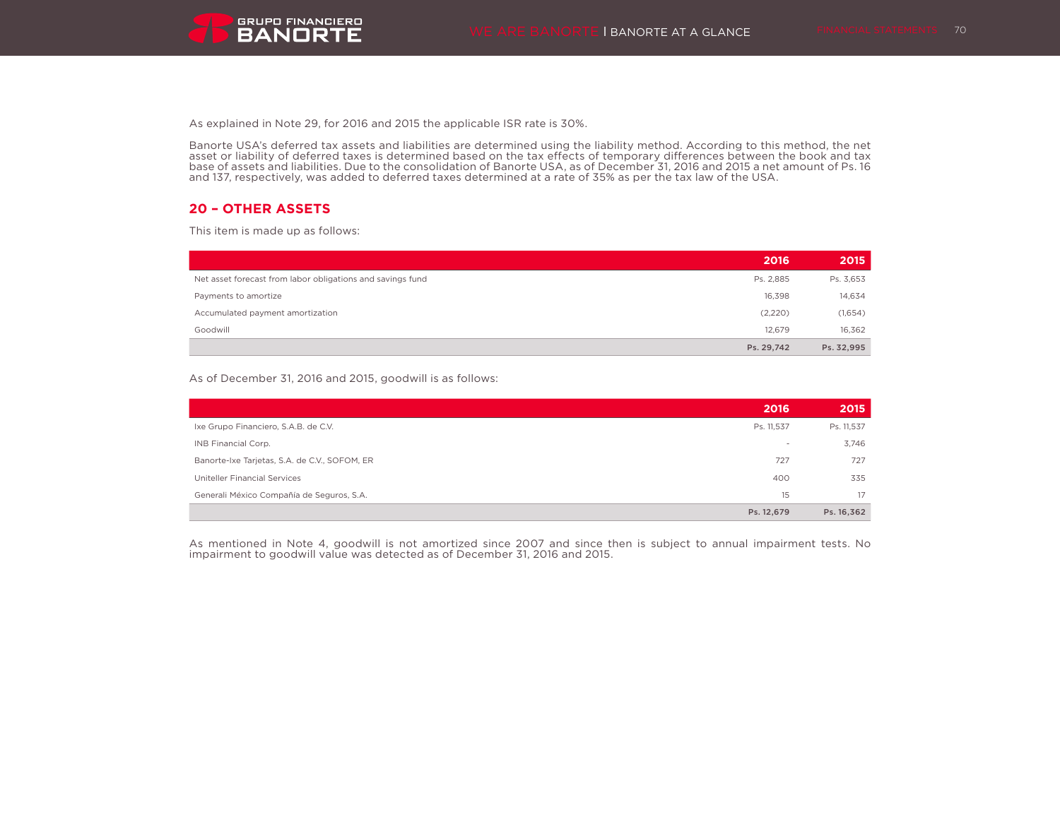As explained in Note 29, for 2016 and 2015 the applicable ISR rate is 30%.

Banorte USA's deferred tax assets and liabilities are determined using the liability method. According to this method, the net asset or liability of deferred taxes is determined based on the tax effects of temporary differences between the book and tax base of assets and liabilities. Due to the consolidation of Banorte USA, as of December 31, 2016 and 2015 a net amount of Ps. 16 and 137, respectively, was added to deferred taxes determined at a rate of 35% as per the tax law of the USA.

## 20 – OTHER ASSETS

This item is made up as follows:

| | 2016 | 2015 |
|---|---|---|
| Net asset forecast from labor obligations and savings fund | Ps. 2,885 | Ps. 3,653 |
| Payments to amortize | 16,398 | 14,634 |
| Accumulated payment amortization | (2,220) | (1,654) |
| Goodwill | 12,679 | 16,362 |
| | **Ps. 29,742** | **Ps. 32,995** |

As of December 31, 2016 and 2015, goodwill is as follows:

| | 2016 | 2015 |
|---|---|---|
| Ixe Grupo Financiero, S.A.B. de C.V. | Ps. 11,537 | Ps. 11,537 |
| INB Financial Corp. | - | 3,746 |
| Banorte-Ixe Tarjetas, S.A. de C.V., SOFOM, ER | 727 | 727 |
| Uniteller Financial Services | 400 | 335 |
| Generali México Compañía de Seguros, S.A. | 15 | 17 |
| | **Ps. 12,679** | **Ps. 16,362** |

As mentioned in Note 4, goodwill is not amortized since 2007 and since then is subject to annual impairment tests. No impairment to goodwill value was detected as of December 31, 2016 and 2015.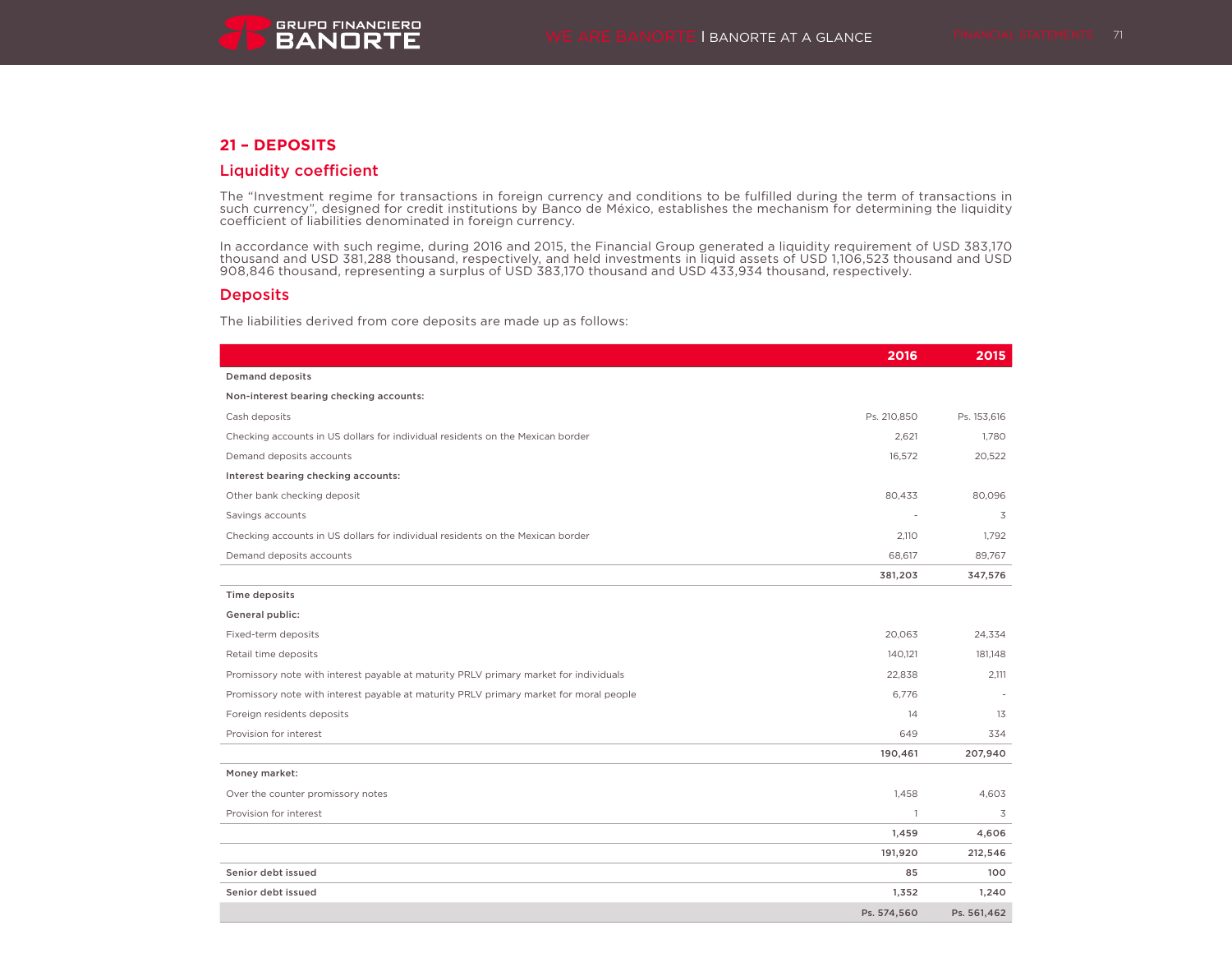## 21 – DEPOSITS

### Liquidity coefficient

The "Investment regime for transactions in foreign currency and conditions to be fulfilled during the term of transactions in such currency", designed for credit institutions by Banco de México, establishes the mechanism for determining the liquidity coefficient of liabilities denominated in foreign currency.

In accordance with such regime, during 2016 and 2015, the Financial Group generated a liquidity requirement of USD 383,170 thousand and USD 381,288 thousand, respectively, and held investments in liquid assets of USD 1,106,523 thousand and USD 908,846 thousand, representing a surplus of USD 383,170 thousand and USD 433,934 thousand, respectively.

### Deposits

The liabilities derived from core deposits are made up as follows:

| | 2016 | 2015 |
|---|---|---|
| **Demand deposits** | | |
| **Non-interest bearing checking accounts:** | | |
| Cash deposits | Ps. 210,850 | Ps. 153,616 |
| Checking accounts in US dollars for individual residents on the Mexican border | 2,621 | 1,780 |
| Demand deposits accounts | 16,572 | 20,522 |
| **Interest bearing checking accounts:** | | |
| Other bank checking deposit | 80,433 | 80,096 |
| Savings accounts | - | 3 |
| Checking accounts in US dollars for individual residents on the Mexican border | 2,110 | 1,792 |
| Demand deposits accounts | 68,617 | 89,767 |
| | **381,203** | **347,576** |
| **Time deposits** | | |
| **General public:** | | |
| Fixed-term deposits | 20,063 | 24,334 |
| Retail time deposits | 140,121 | 181,148 |
| Promissory note with interest payable at maturity PRLV primary market for individuals | 22,838 | 2,111 |
| Promissory note with interest payable at maturity PRLV primary market for moral people | 6,776 | - |
| Foreign residents deposits | 14 | 13 |
| Provision for interest | 649 | 334 |
| | **190,461** | **207,940** |
| **Money market:** | | |
| Over the counter promissory notes | 1,458 | 4,603 |
| Provision for interest | 1 | 3 |
| | **1,459** | **4,606** |
| | **191,920** | **212,546** |
| **Senior debt issued** | **85** | **100** |
| **Senior debt issued** | **1,352** | **1,240** |
| | **Ps. 574,560** | **Ps. 561,462** |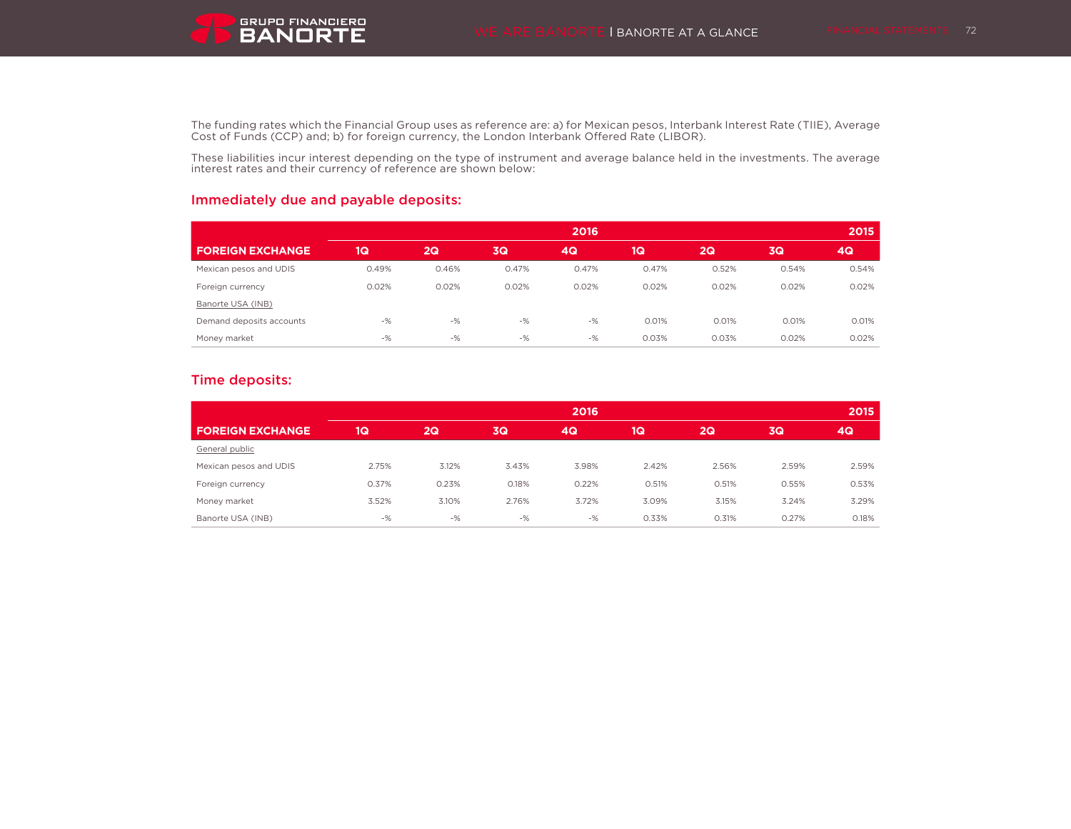The funding rates which the Financial Group uses as reference are: a) for Mexican pesos, Interbank Interest Rate (TIIE), Average Cost of Funds (CCP) and; b) for foreign currency, the London Interbank Offered Rate (LIBOR).

These liabilities incur interest depending on the type of instrument and average balance held in the investments. The average interest rates and their currency of reference are shown below:

## Immediately due and payable deposits:

| | 2016 | | | | 2015 | | | |
|---|---|---|---|---|---|---|---|---|
| FOREIGN EXCHANGE | 1Q | 2Q | 3Q | 4Q | 1Q | 2Q | 3Q | 4Q |
| Mexican pesos and UDIS | 0.49% | 0.46% | 0.47% | 0.47% | 0.47% | 0.52% | 0.54% | 0.54% |
| Foreign currency | 0.02% | 0.02% | 0.02% | 0.02% | 0.02% | 0.02% | 0.02% | 0.02% |
| Banorte USA (INB) | | | | | | | | |
| Demand deposits accounts | -% | -% | -% | -% | 0.01% | 0.01% | 0.01% | 0.01% |
| Money market | -% | -% | -% | -% | 0.03% | 0.03% | 0.02% | 0.02% |

## Time deposits:

| | 2016 | | | | 2015 | | | |
|---|---|---|---|---|---|---|---|---|
| FOREIGN EXCHANGE | 1Q | 2Q | 3Q | 4Q | 1Q | 2Q | 3Q | 4Q |
| General public | | | | | | | | |
| Mexican pesos and UDIS | 2.75% | 3.12% | 3.43% | 3.98% | 2.42% | 2.56% | 2.59% | 2.59% |
| Foreign currency | 0.37% | 0.23% | 0.18% | 0.22% | 0.51% | 0.51% | 0.55% | 0.53% |
| Money market | 3.52% | 3.10% | 2.76% | 3.72% | 3.09% | 3.15% | 3.24% | 3.29% |
| Banorte USA (INB) | -% | -% | -% | -% | 0.33% | 0.31% | 0.27% | 0.18% |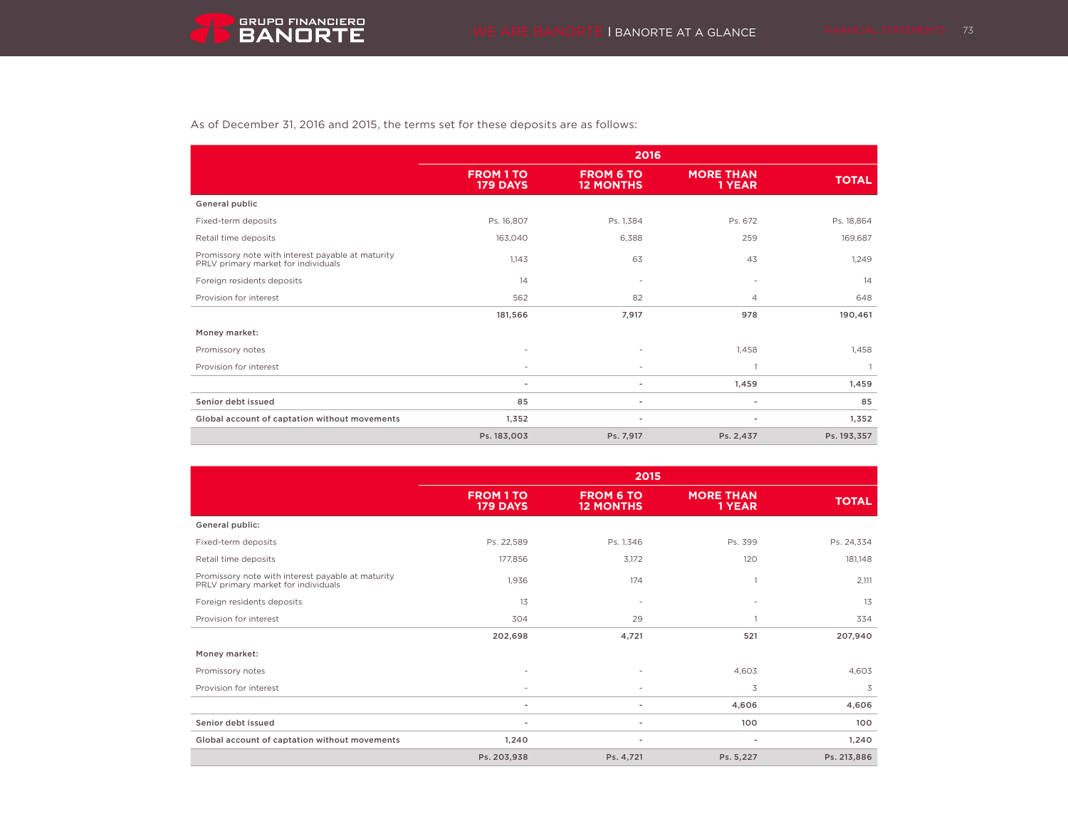As of December 31, 2016 and 2015, the terms set for these deposits are as follows:

| | 2016 | | | |
|---|---|---|---|---|
| | FROM 1 TO 179 DAYS | FROM 6 TO 12 MONTHS | MORE THAN 1 YEAR | TOTAL |
| **General public** | | | | |
| Fixed-term deposits | Ps. 16,807 | Ps. 1,384 | Ps. 672 | Ps. 18,864 |
| Retail time deposits | 163,040 | 6,388 | 259 | 169,687 |
| Promissory note with interest payable at maturity PRLV primary market for individuals | 1,143 | 63 | 43 | 1,249 |
| Foreign residents deposits | 14 | - | - | 14 |
| Provision for interest | 562 | 82 | 4 | 648 |
| | **181,566** | **7,917** | **978** | **190,461** |
| **Money market:** | | | | |
| Promissory notes | - | - | 1,458 | 1,458 |
| Provision for interest | - | - | 1 | 1 |
| | **-** | **-** | **1,459** | **1,459** |
| **Senior debt issued** | **85** | **-** | **-** | **85** |
| **Global account of captation without movements** | **1,352** | **-** | **-** | **1,352** |
| | **Ps. 183,003** | **Ps. 7,917** | **Ps. 2,437** | **Ps. 193,357** |

| | 2015 | | | |
|---|---|---|---|---|
| | FROM 1 TO 179 DAYS | FROM 6 TO 12 MONTHS | MORE THAN 1 YEAR | TOTAL |
| **General public:** | | | | |
| Fixed-term deposits | Ps. 22,589 | Ps. 1,346 | Ps. 399 | Ps. 24,334 |
| Retail time deposits | 177,856 | 3,172 | 120 | 181,148 |
| Promissory note with interest payable at maturity PRLV primary market for individuals | 1,936 | 174 | 1 | 2,111 |
| Foreign residents deposits | 13 | - | - | 13 |
| Provision for interest | 304 | 29 | 1 | 334 |
| | **202,698** | **4,721** | **521** | **207,940** |
| **Money market:** | | | | |
| Promissory notes | - | - | 4,603 | 4,603 |
| Provision for interest | - | - | 3 | 3 |
| | **-** | **-** | **4,606** | **4,606** |
| **Senior debt issued** | **-** | **-** | **100** | **100** |
| **Global account of captation without movements** | **1,240** | **-** | **-** | **1,240** |
| | **Ps. 203,938** | **Ps. 4,721** | **Ps. 5,227** | **Ps. 213,886** |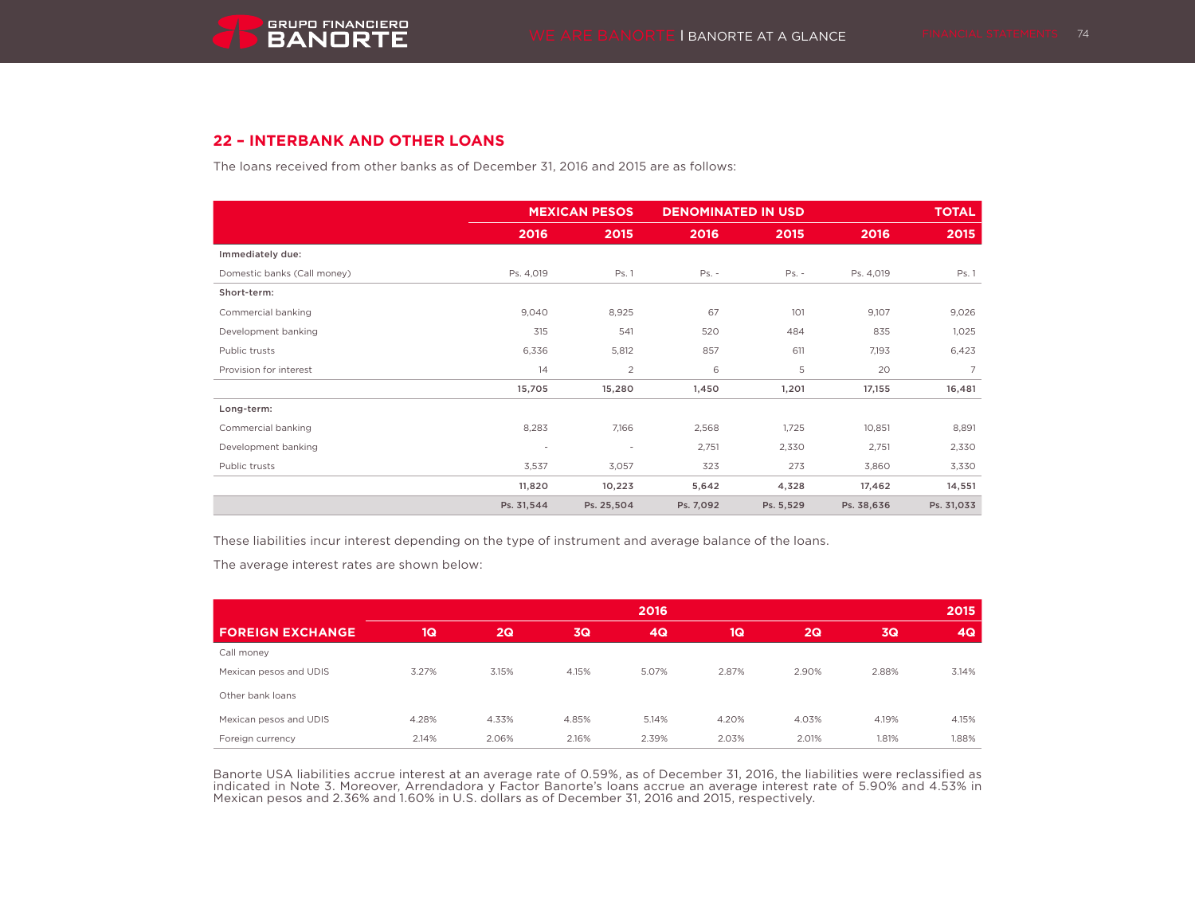## 22 – INTERBANK AND OTHER LOANS

The loans received from other banks as of December 31, 2016 and 2015 are as follows:

| | MEXICAN PESOS | | DENOMINATED IN USD | | TOTAL | |
|---|---|---|---|---|---|---|
| | 2016 | 2015 | 2016 | 2015 | 2016 | 2015 |
| **Immediately due:** | | | | | | |
| Domestic banks (Call money) | Ps. 4,019 | Ps. 1 | Ps. - | Ps. - | Ps. 4,019 | Ps. 1 |
| **Short-term:** | | | | | | |
| Commercial banking | 9,040 | 8,925 | 67 | 101 | 9,107 | 9,026 |
| Development banking | 315 | 541 | 520 | 484 | 835 | 1,025 |
| Public trusts | 6,336 | 5,812 | 857 | 611 | 7,193 | 6,423 |
| Provision for interest | 14 | 2 | 6 | 5 | 20 | 7 |
| | **15,705** | **15,280** | **1,450** | **1,201** | **17,155** | **16,481** |
| **Long-term:** | | | | | | |
| Commercial banking | 8,283 | 7,166 | 2,568 | 1,725 | 10,851 | 8,891 |
| Development banking | - | - | 2,751 | 2,330 | 2,751 | 2,330 |
| Public trusts | 3,537 | 3,057 | 323 | 273 | 3,860 | 3,330 |
| | **11,820** | **10,223** | **5,642** | **4,328** | **17,462** | **14,551** |
| | **Ps. 31,544** | **Ps. 25,504** | **Ps. 7,092** | **Ps. 5,529** | **Ps. 38,636** | **Ps. 31,033** |

These liabilities incur interest depending on the type of instrument and average balance of the loans.

The average interest rates are shown below:

| | 2016 | | | | 2015 | | | |
|---|---|---|---|---|---|---|---|---|
| **FOREIGN EXCHANGE** | 1Q | 2Q | 3Q | 4Q | 1Q | 2Q | 3Q | 4Q |
| Call money | | | | | | | | |
| Mexican pesos and UDIS | 3.27% | 3.15% | 4.15% | 5.07% | 2.87% | 2.90% | 2.88% | 3.14% |
| Other bank loans | | | | | | | | |
| Mexican pesos and UDIS | 4.28% | 4.33% | 4.85% | 5.14% | 4.20% | 4.03% | 4.19% | 4.15% |
| Foreign currency | 2.14% | 2.06% | 2.16% | 2.39% | 2.03% | 2.01% | 1.81% | 1.88% |

Banorte USA liabilities accrue interest at an average rate of 0.59%, as of December 31, 2016, the liabilities were reclassified as indicated in Note 3. Moreover, Arrendadora y Factor Banorte's loans accrue an average interest rate of 5.90% and 4.53% in Mexican pesos and 2.36% and 1.60% in U.S. dollars as of December 31, 2016 and 2015, respectively.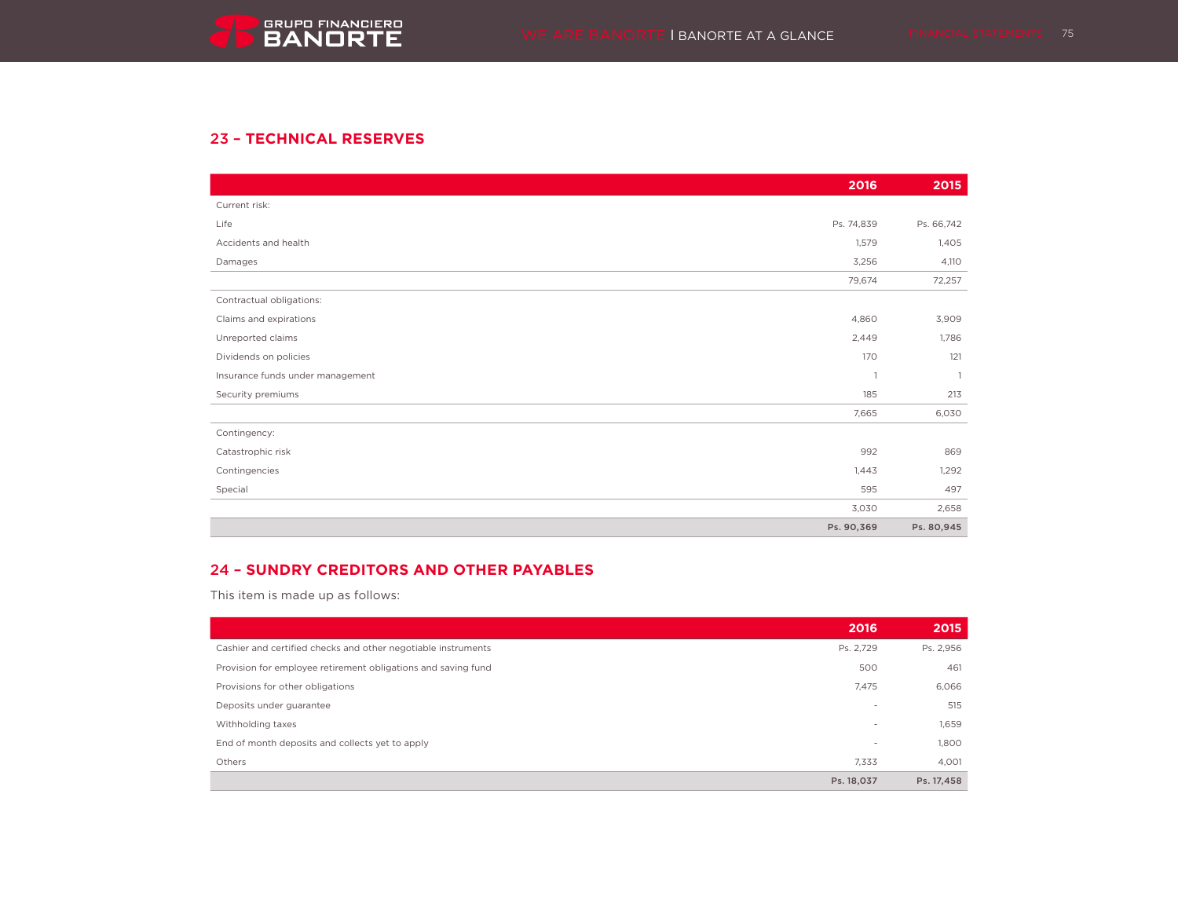## 23 – TECHNICAL RESERVES

| | 2016 | 2015 |
|---|---|---|
| Current risk: | | |
| Life | Ps. 74,839 | Ps. 66,742 |
| Accidents and health | 1,579 | 1,405 |
| Damages | 3,256 | 4,110 |
| | 79,674 | 72,257 |
| Contractual obligations: | | |
| Claims and expirations | 4,860 | 3,909 |
| Unreported claims | 2,449 | 1,786 |
| Dividends on policies | 170 | 121 |
| Insurance funds under management | 1 | 1 |
| Security premiums | 185 | 213 |
| | 7,665 | 6,030 |
| Contingency: | | |
| Catastrophic risk | 992 | 869 |
| Contingencies | 1,443 | 1,292 |
| Special | 595 | 497 |
| | 3,030 | 2,658 |
| | **Ps. 90,369** | **Ps. 80,945** |

## 24 – SUNDRY CREDITORS AND OTHER PAYABLES

This item is made up as follows:

| | 2016 | 2015 |
|---|---|---|
| Cashier and certified checks and other negotiable instruments | Ps. 2,729 | Ps. 2,956 |
| Provision for employee retirement obligations and saving fund | 500 | 461 |
| Provisions for other obligations | 7,475 | 6,066 |
| Deposits under guarantee | - | 515 |
| Withholding taxes | - | 1,659 |
| End of month deposits and collects yet to apply | - | 1,800 |
| Others | 7,333 | 4,001 |
| | **Ps. 18,037** | **Ps. 17,458** |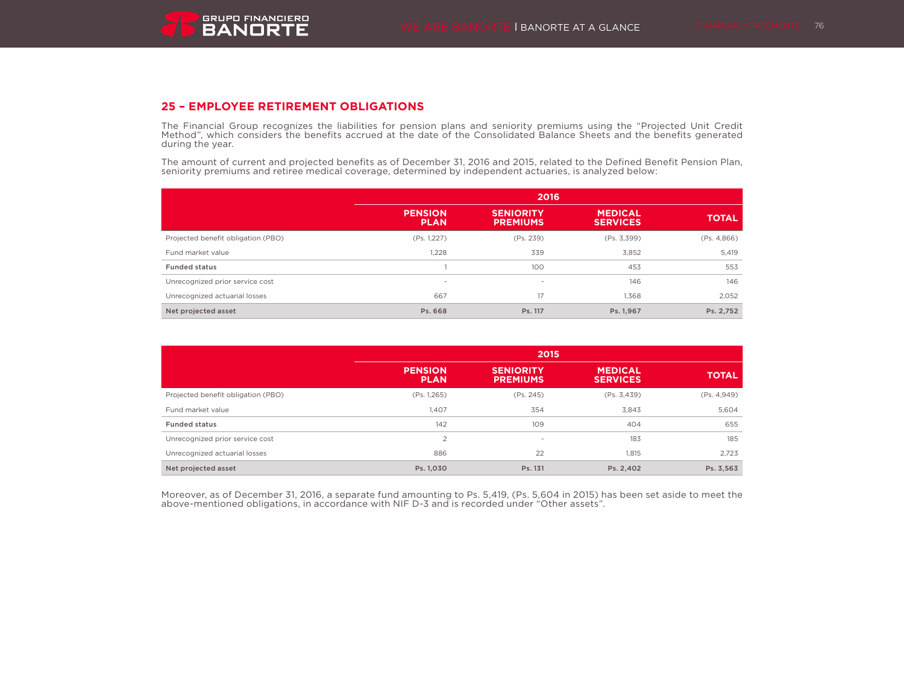## 25 – EMPLOYEE RETIREMENT OBLIGATIONS

The Financial Group recognizes the liabilities for pension plans and seniority premiums using the "Projected Unit Credit Method", which considers the benefits accrued at the date of the Consolidated Balance Sheets and the benefits generated during the year.

The amount of current and projected benefits as of December 31, 2016 and 2015, related to the Defined Benefit Pension Plan, seniority premiums and retiree medical coverage, determined by independent actuaries, is analyzed below:

| | 2016 | | | |
|---|---|---|---|---|
| | **PENSION PLAN** | **SENIORITY PREMIUMS** | **MEDICAL SERVICES** | **TOTAL** |
| Projected benefit obligation (PBO) | (Ps. 1,227) | (Ps. 239) | (Ps. 3,399) | (Ps. 4,866) |
| Fund market value | 1,228 | 339 | 3,852 | 5,419 |
| **Funded status** | 1 | 100 | 453 | 553 |
| Unrecognized prior service cost | - | - | 146 | 146 |
| Unrecognized actuarial losses | 667 | 17 | 1,368 | 2,052 |
| **Net projected asset** | **Ps. 668** | **Ps. 117** | **Ps. 1,967** | **Ps. 2,752** |

| | 2015 | | | |
|---|---|---|---|---|
| | **PENSION PLAN** | **SENIORITY PREMIUMS** | **MEDICAL SERVICES** | **TOTAL** |
| Projected benefit obligation (PBO) | (Ps. 1,265) | (Ps. 245) | (Ps. 3,439) | (Ps. 4,949) |
| Fund market value | 1,407 | 354 | 3,843 | 5,604 |
| **Funded status** | 142 | 109 | 404 | 655 |
| Unrecognized prior service cost | 2 | - | 183 | 185 |
| Unrecognized actuarial losses | 886 | 22 | 1,815 | 2,723 |
| **Net projected asset** | **Ps. 1,030** | **Ps. 131** | **Ps. 2,402** | **Ps. 3,563** |

Moreover, as of December 31, 2016, a separate fund amounting to Ps. 5,419, (Ps. 5,604 in 2015) has been set aside to meet the above-mentioned obligations, in accordance with NIF D-3 and is recorded under "Other assets".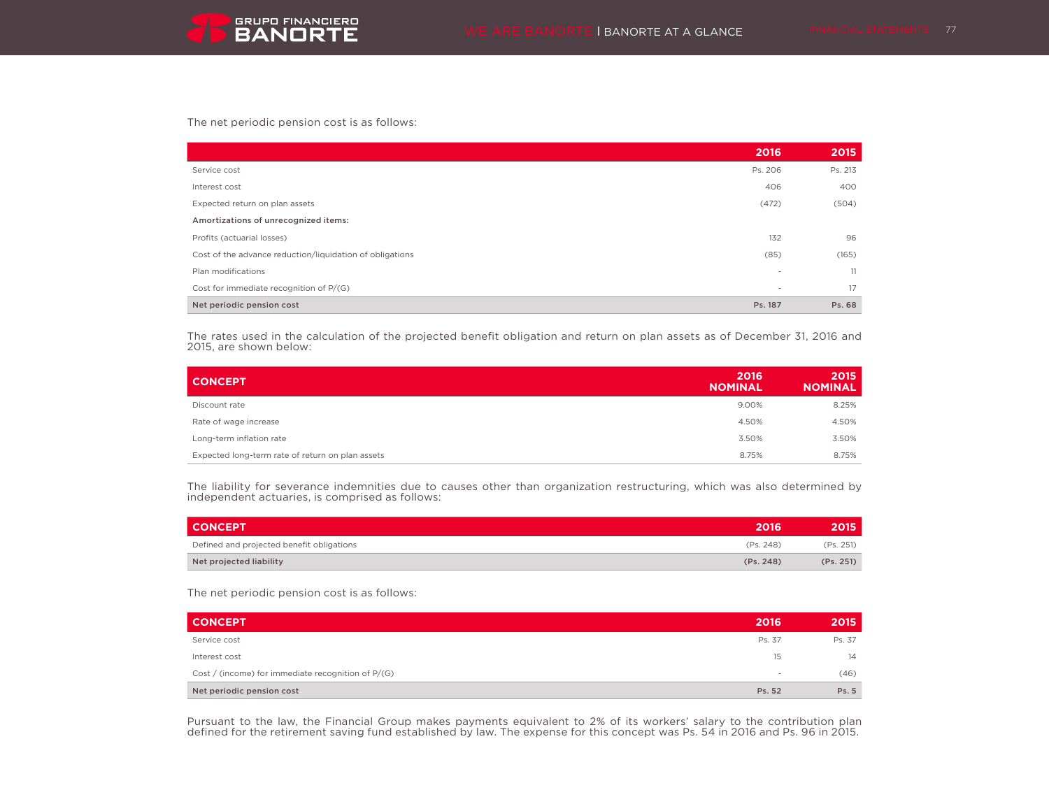The net periodic pension cost is as follows:

| | 2016 | 2015 |
|---|---|---|
| Service cost | Ps. 206 | Ps. 213 |
| Interest cost | 406 | 400 |
| Expected return on plan assets | (472) | (504) |
| **Amortizations of unrecognized items:** | | |
| Profits (actuarial losses) | 132 | 96 |
| Cost of the advance reduction/liquidation of obligations | (85) | (165) |
| Plan modifications | - | 11 |
| Cost for immediate recognition of P/(G) | - | 17 |
| **Net periodic pension cost** | **Ps. 187** | **Ps. 68** |

The rates used in the calculation of the projected benefit obligation and return on plan assets as of December 31, 2016 and 2015, are shown below:

| CONCEPT | 2016 NOMINAL | 2015 NOMINAL |
|---|---|---|
| Discount rate | 9.00% | 8.25% |
| Rate of wage increase | 4.50% | 4.50% |
| Long-term inflation rate | 3.50% | 3.50% |
| Expected long-term rate of return on plan assets | 8.75% | 8.75% |

The liability for severance indemnities due to causes other than organization restructuring, which was also determined by independent actuaries, is comprised as follows:

| CONCEPT | 2016 | 2015 |
|---|---|---|
| Defined and projected benefit obligations | (Ps. 248) | (Ps. 251) |
| **Net projected liability** | **(Ps. 248)** | **(Ps. 251)** |

The net periodic pension cost is as follows:

| CONCEPT | 2016 | 2015 |
|---|---|---|
| Service cost | Ps. 37 | Ps. 37 |
| Interest cost | 15 | 14 |
| Cost / (income) for immediate recognition of P/(G) | - | (46) |
| **Net periodic pension cost** | **Ps. 52** | **Ps. 5** |

Pursuant to the law, the Financial Group makes payments equivalent to 2% of its workers' salary to the contribution plan defined for the retirement saving fund established by law. The expense for this concept was Ps. 54 in 2016 and Ps. 96 in 2015.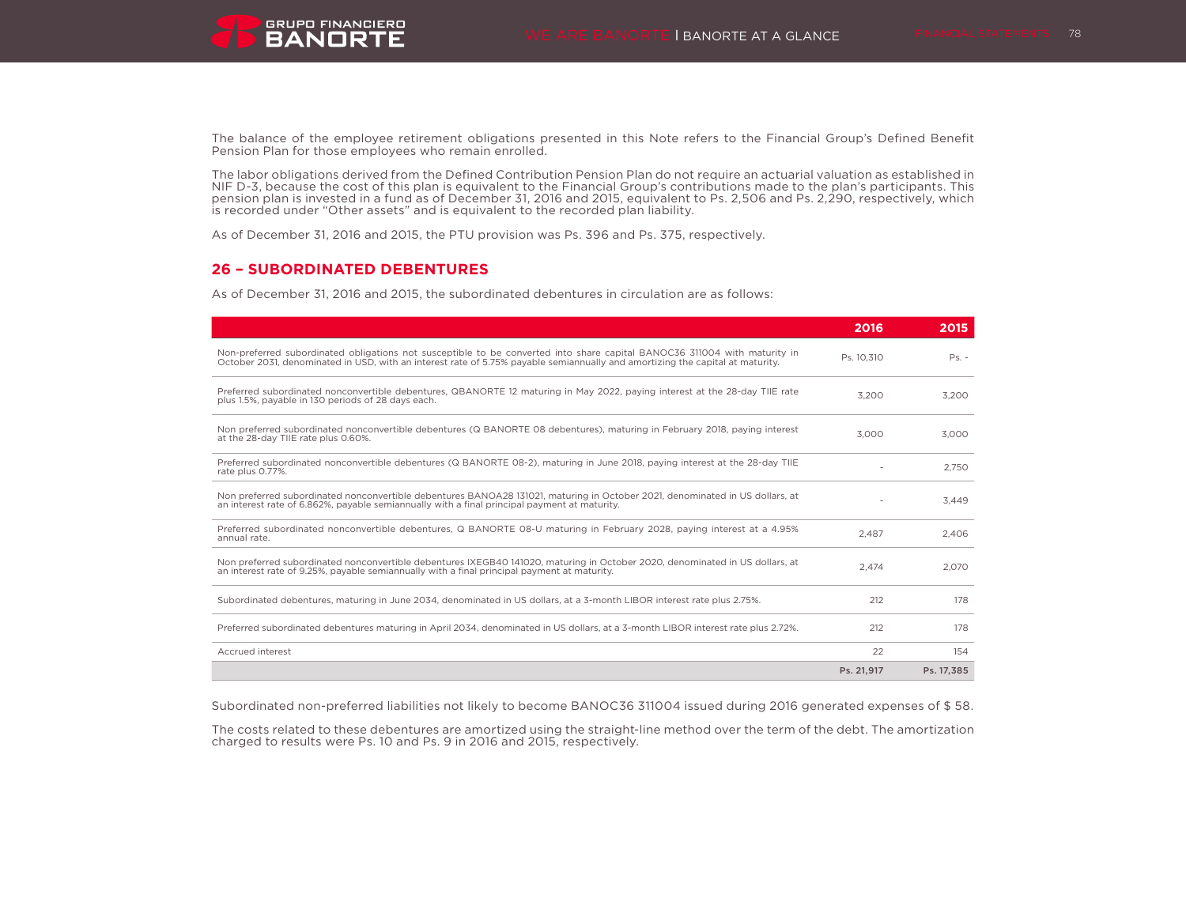The balance of the employee retirement obligations presented in this Note refers to the Financial Group's Defined Benefit Pension Plan for those employees who remain enrolled.

The labor obligations derived from the Defined Contribution Pension Plan do not require an actuarial valuation as established in NIF D-3, because the cost of this plan is equivalent to the Financial Group's contributions made to the plan's participants. This pension plan is invested in a fund as of December 31, 2016 and 2015, equivalent to Ps. 2,506 and Ps. 2,290, respectively, which is recorded under "Other assets" and is equivalent to the recorded plan liability.

As of December 31, 2016 and 2015, the PTU provision was Ps. 396 and Ps. 375, respectively.

## 26 – SUBORDINATED DEBENTURES

As of December 31, 2016 and 2015, the subordinated debentures in circulation are as follows:

| | 2016 | 2015 |
|---|---|---|
| Non-preferred subordinated obligations not susceptible to be converted into share capital BANOC36 311004 with maturity in October 2031, denominated in USD, with an interest rate of 5.75% payable semiannually and amortizing the capital at maturity. | Ps. 10,310 | Ps. - |
| Preferred subordinated nonconvertible debentures, QBANORTE 12 maturing in May 2022, paying interest at the 28-day TIIE rate plus 1.5%, payable in 130 periods of 28 days each. | 3,200 | 3,200 |
| Non preferred subordinated nonconvertible debentures (Q BANORTE 08 debentures), maturing in February 2018, paying interest at the 28-day TIIE rate plus 0.60%. | 3,000 | 3,000 |
| Preferred subordinated nonconvertible debentures (Q BANORTE 08-2), maturing in June 2018, paying interest at the 28-day TIIE rate plus 0.77%. | - | 2,750 |
| Non preferred subordinated nonconvertible debentures BANOA28 131021, maturing in October 2021, denominated in US dollars, at an interest rate of 6.862%, payable semiannually with a final principal payment at maturity. | - | 3,449 |
| Preferred subordinated nonconvertible debentures, Q BANORTE 08-U maturing in February 2028, paying interest at a 4.95% annual rate. | 2,487 | 2,406 |
| Non preferred subordinated nonconvertible debentures IXEGB40 141020, maturing in October 2020, denominated in US dollars, at an interest rate of 9.25%, payable semiannually with a final principal payment at maturity. | 2,474 | 2,070 |
| Subordinated debentures, maturing in June 2034, denominated in US dollars, at a 3-month LIBOR interest rate plus 2.75%. | 212 | 178 |
| Preferred subordinated debentures maturing in April 2034, denominated in US dollars, at a 3-month LIBOR interest rate plus 2.72%. | 212 | 178 |
| Accrued interest | 22 | 154 |
| | **Ps. 21,917** | **Ps. 17,385** |

Subordinated non-preferred liabilities not likely to become BANOC36 311004 issued during 2016 generated expenses of $ 58.

The costs related to these debentures are amortized using the straight-line method over the term of the debt. The amortization charged to results were Ps. 10 and Ps. 9 in 2016 and 2015, respectively.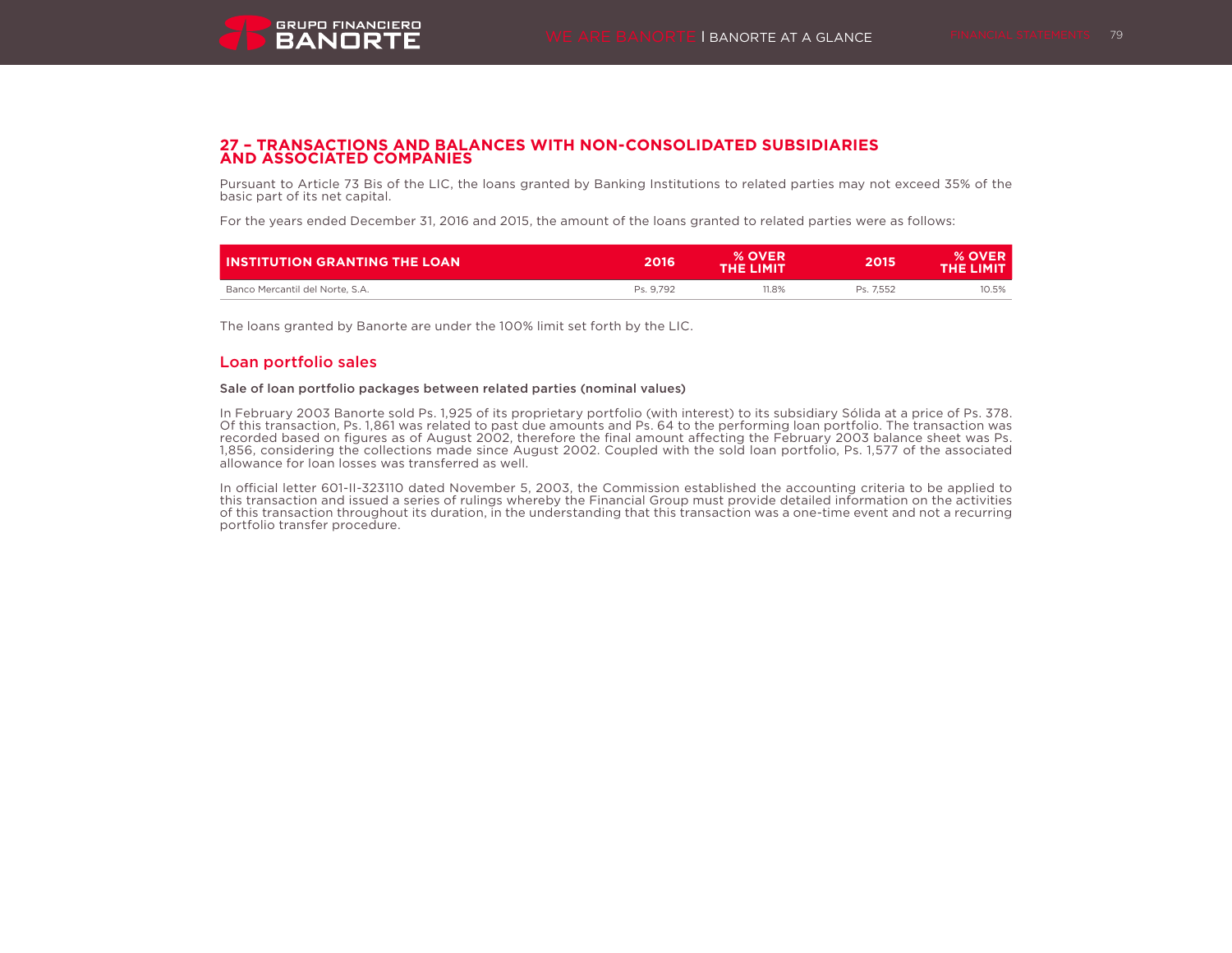## 27 – TRANSACTIONS AND BALANCES WITH NON-CONSOLIDATED SUBSIDIARIES AND ASSOCIATED COMPANIES

Pursuant to Article 73 Bis of the LIC, the loans granted by Banking Institutions to related parties may not exceed 35% of the basic part of its net capital.

For the years ended December 31, 2016 and 2015, the amount of the loans granted to related parties were as follows:

| INSTITUTION GRANTING THE LOAN | 2016 | % OVER THE LIMIT | 2015 | % OVER THE LIMIT |
|---|---|---|---|---|
| Banco Mercantil del Norte, S.A. | Ps. 9,792 | 11.8% | Ps. 7,552 | 10.5% |

The loans granted by Banorte are under the 100% limit set forth by the LIC.

### Loan portfolio sales

**Sale of loan portfolio packages between related parties (nominal values)**

In February 2003 Banorte sold Ps. 1,925 of its proprietary portfolio (with interest) to its subsidiary Sólida at a price of Ps. 378. Of this transaction, Ps. 1,861 was related to past due amounts and Ps. 64 to the performing loan portfolio. The transaction was recorded based on figures as of August 2002, therefore the final amount affecting the February 2003 balance sheet was Ps. 1,856, considering the collections made since August 2002. Coupled with the sold loan portfolio, Ps. 1,577 of the associated allowance for loan losses was transferred as well.

In official letter 601-II-323110 dated November 5, 2003, the Commission established the accounting criteria to be applied to this transaction and issued a series of rulings whereby the Financial Group must provide detailed information on the activities of this transaction throughout its duration, in the understanding that this transaction was a one-time event and not a recurring portfolio transfer procedure.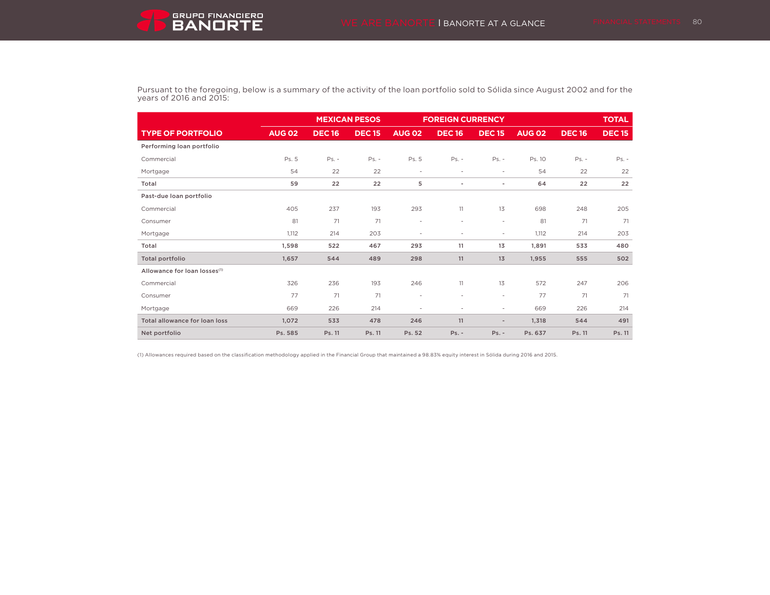Pursuant to the foregoing, below is a summary of the activity of the loan portfolio sold to Sólida since August 2002 and for the years of 2016 and 2015:

| | MEXICAN PESOS | | | FOREIGN CURRENCY | | | TOTAL | | |
|---|---|---|---|---|---|---|---|---|---|
| **TYPE OF PORTFOLIO** | **AUG 02** | **DEC 16** | **DEC 15** | **AUG 02** | **DEC 16** | **DEC 15** | **AUG 02** | **DEC 16** | **DEC 15** |
| **Performing loan portfolio** | | | | | | | | | |
| Commercial | Ps. 5 | Ps. - | Ps. - | Ps. 5 | Ps. - | Ps. - | Ps. 10 | Ps. - | Ps. - |
| Mortgage | 54 | 22 | 22 | - | - | - | 54 | 22 | 22 |
| **Total** | **59** | **22** | **22** | **5** | **-** | **-** | **64** | **22** | **22** |
| **Past-due loan portfolio** | | | | | | | | | |
| Commercial | 405 | 237 | 193 | 293 | 11 | 13 | 698 | 248 | 205 |
| Consumer | 81 | 71 | 71 | - | - | - | 81 | 71 | 71 |
| Mortgage | 1,112 | 214 | 203 | - | - | - | 1,112 | 214 | 203 |
| **Total** | **1,598** | **522** | **467** | **293** | **11** | **13** | **1,891** | **533** | **480** |
| **Total portfolio** | **1,657** | **544** | **489** | **298** | **11** | **13** | **1,955** | **555** | **502** |
| **Allowance for loan losses(1)** | | | | | | | | | |
| Commercial | 326 | 236 | 193 | 246 | 11 | 13 | 572 | 247 | 206 |
| Consumer | 77 | 71 | 71 | - | - | - | 77 | 71 | 71 |
| Mortgage | 669 | 226 | 214 | - | - | - | 669 | 226 | 214 |
| **Total allowance for loan loss** | **1,072** | **533** | **478** | **246** | **11** | **-** | **1,318** | **544** | **491** |
| **Net portfolio** | **Ps. 585** | **Ps. 11** | **Ps. 11** | **Ps. 52** | **Ps. -** | **Ps. -** | **Ps. 637** | **Ps. 11** | **Ps. 11** |

(1) Allowances required based on the classification methodology applied in the Financial Group that maintained a 98.83% equity interest in Sólida during 2016 and 2015.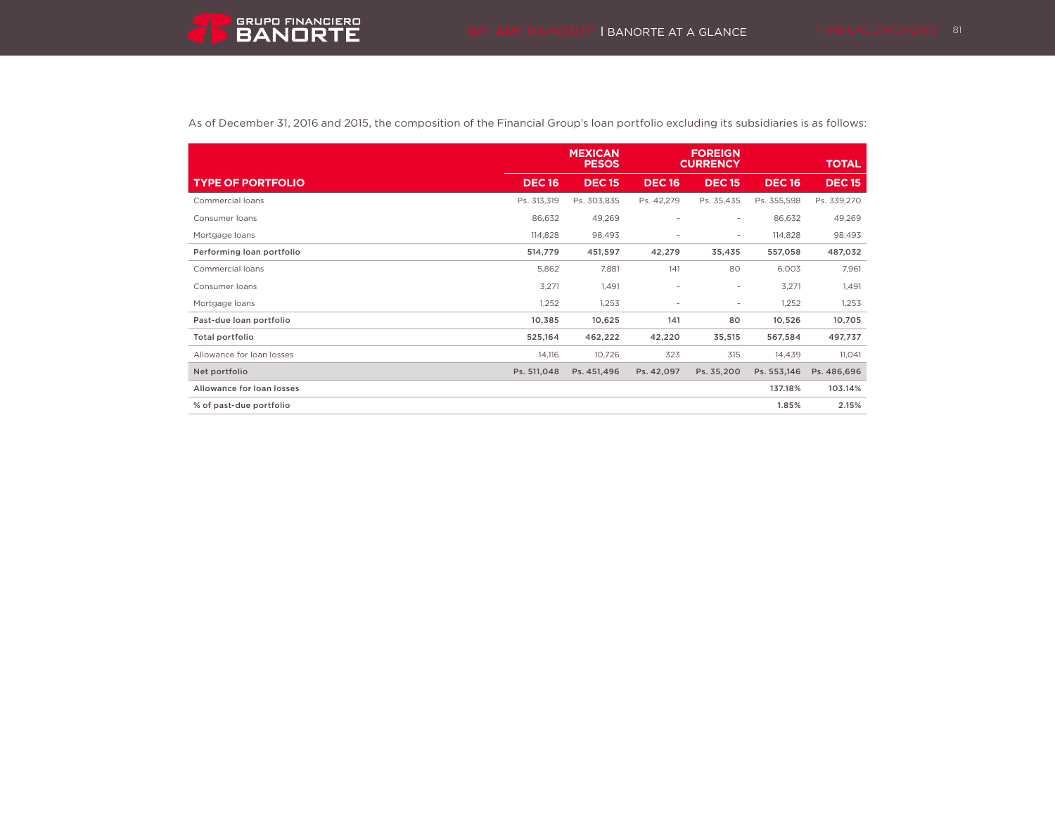As of December 31, 2016 and 2015, the composition of the Financial Group's loan portfolio excluding its subsidiaries is as follows:

| | MEXICAN PESOS | | FOREIGN CURRENCY | | TOTAL | |
|---|---|---|---|---|---|---|
| **TYPE OF PORTFOLIO** | **DEC 16** | **DEC 15** | **DEC 16** | **DEC 15** | **DEC 16** | **DEC 15** |
| Commercial loans | Ps. 313,319 | Ps. 303,835 | Ps. 42,279 | Ps. 35,435 | Ps. 355,598 | Ps. 339,270 |
| Consumer loans | 86,632 | 49,269 | - | - | 86,632 | 49,269 |
| Mortgage loans | 114,828 | 98,493 | - | - | 114,828 | 98,493 |
| **Performing loan portfolio** | **514,779** | **451,597** | **42,279** | **35,435** | **557,058** | **487,032** |
| Commercial loans | 5,862 | 7,881 | 141 | 80 | 6,003 | 7,961 |
| Consumer loans | 3,271 | 1,491 | - | - | 3,271 | 1,491 |
| Mortgage loans | 1,252 | 1,253 | - | - | 1,252 | 1,253 |
| **Past-due loan portfolio** | **10,385** | **10,625** | **141** | **80** | **10,526** | **10,705** |
| **Total portfolio** | **525,164** | **462,222** | **42,220** | **35,515** | **567,584** | **497,737** |
| Allowance for loan losses | 14,116 | 10,726 | 323 | 315 | 14,439 | 11,041 |
| **Net portfolio** | **Ps. 511,048** | **Ps. 451,496** | **Ps. 42,097** | **Ps. 35,200** | **Ps. 553,146** | **Ps. 486,696** |
| **Allowance for loan losses** | | | | | **137.18%** | **103.14%** |
| **% of past-due portfolio** | | | | | **1.85%** | **2.15%** |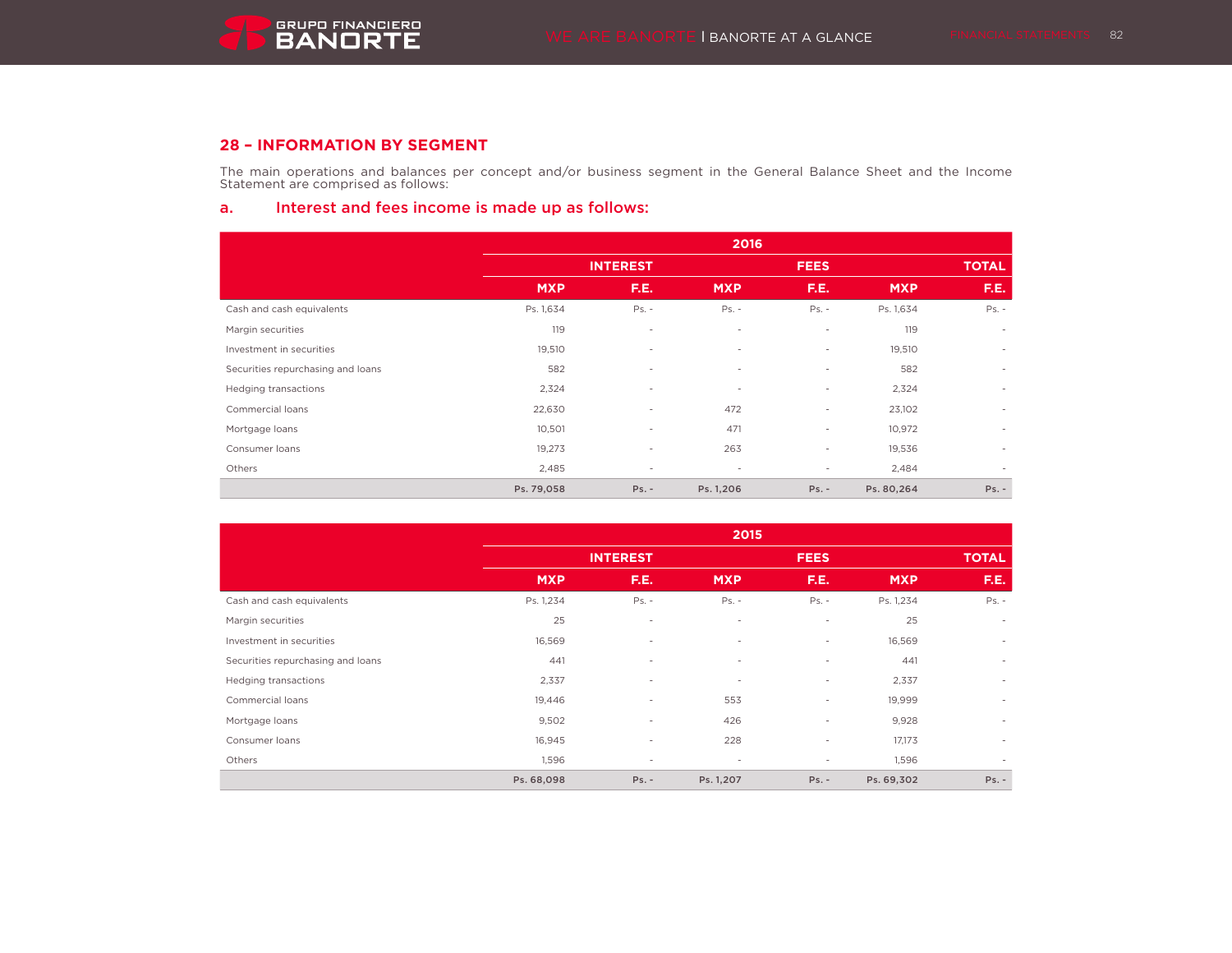## 28 – INFORMATION BY SEGMENT

The main operations and balances per concept and/or business segment in the General Balance Sheet and the Income Statement are comprised as follows:

### a. Interest and fees income is made up as follows:

| | 2016 | | | | | |
|---|---|---|---|---|---|---|
| | INTEREST | | FEES | | TOTAL | |
| | MXP | F.E. | MXP | F.E. | MXP | F.E. |
| Cash and cash equivalents | Ps. 1,634 | Ps. - | Ps. - | Ps. - | Ps. 1,634 | Ps. - |
| Margin securities | 119 | - | - | - | 119 | - |
| Investment in securities | 19,510 | - | - | - | 19,510 | - |
| Securities repurchasing and loans | 582 | - | - | - | 582 | - |
| Hedging transactions | 2,324 | - | - | - | 2,324 | - |
| Commercial loans | 22,630 | - | 472 | - | 23,102 | - |
| Mortgage loans | 10,501 | - | 471 | - | 10,972 | - |
| Consumer loans | 19,273 | - | 263 | - | 19,536 | - |
| Others | 2,485 | - | - | - | 2,484 | - |
| | **Ps. 79,058** | **Ps. -** | **Ps. 1,206** | **Ps. -** | **Ps. 80,264** | **Ps. -** |

| | 2015 | | | | | |
|---|---|---|---|---|---|---|
| | INTEREST | | FEES | | TOTAL | |
| | MXP | F.E. | MXP | F.E. | MXP | F.E. |
| Cash and cash equivalents | Ps. 1,234 | Ps. - | Ps. - | Ps. - | Ps. 1,234 | Ps. - |
| Margin securities | 25 | - | - | - | 25 | - |
| Investment in securities | 16,569 | - | - | - | 16,569 | - |
| Securities repurchasing and loans | 441 | - | - | - | 441 | - |
| Hedging transactions | 2,337 | - | - | - | 2,337 | - |
| Commercial loans | 19,446 | - | 553 | - | 19,999 | - |
| Mortgage loans | 9,502 | - | 426 | - | 9,928 | - |
| Consumer loans | 16,945 | - | 228 | - | 17,173 | - |
| Others | 1,596 | - | - | - | 1,596 | - |
| | **Ps. 68,098** | **Ps. -** | **Ps. 1,207** | **Ps. -** | **Ps. 69,302** | **Ps. -** |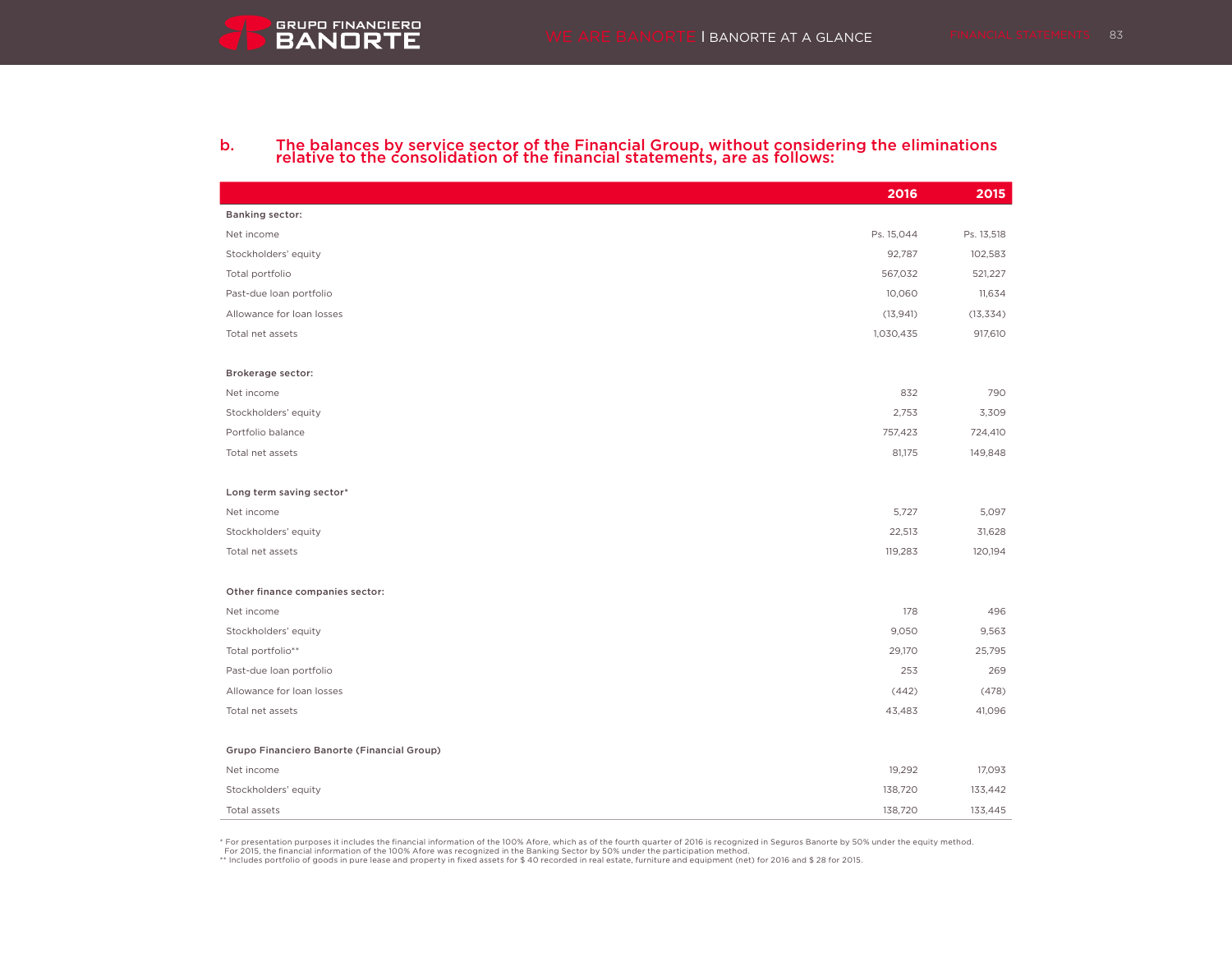## b. The balances by service sector of the Financial Group, without considering the eliminations relative to the consolidation of the financial statements, are as follows:

| | 2016 | 2015 |
|---|---|---|
| **Banking sector:** | | |
| Net income | Ps. 15,044 | Ps. 13,518 |
| Stockholders' equity | 92,787 | 102,583 |
| Total portfolio | 567,032 | 521,227 |
| Past-due loan portfolio | 10,060 | 11,634 |
| Allowance for loan losses | (13,941) | (13,334) |
| Total net assets | 1,030,435 | 917,610 |
| | | |
| **Brokerage sector:** | | |
| Net income | 832 | 790 |
| Stockholders' equity | 2,753 | 3,309 |
| Portfolio balance | 757,423 | 724,410 |
| Total net assets | 81,175 | 149,848 |
| | | |
| **Long term saving sector*** | | |
| Net income | 5,727 | 5,097 |
| Stockholders' equity | 22,513 | 31,628 |
| Total net assets | 119,283 | 120,194 |
| | | |
| **Other finance companies sector:** | | |
| Net income | 178 | 496 |
| Stockholders' equity | 9,050 | 9,563 |
| Total portfolio** | 29,170 | 25,795 |
| Past-due loan portfolio | 253 | 269 |
| Allowance for loan losses | (442) | (478) |
| Total net assets | 43,483 | 41,096 |
| | | |
| **Grupo Financiero Banorte (Financial Group)** | | |
| Net income | 19,292 | 17,093 |
| Stockholders' equity | 138,720 | 133,442 |
| Total assets | 138,720 | 133,445 |

* For presentation purposes it includes the financial information of the 100% Afore, which as of the fourth quarter of 2016 is recognized in Seguros Banorte by 50% under the equity method. For 2015, the financial information of the 100% Afore was recognized in the Banking Sector by 50% under the participation method.

** Includes portfolio of goods in pure lease and property in fixed assets for $ 40 recorded in real estate, furniture and equipment (net) for 2016 and $ 28 for 2015.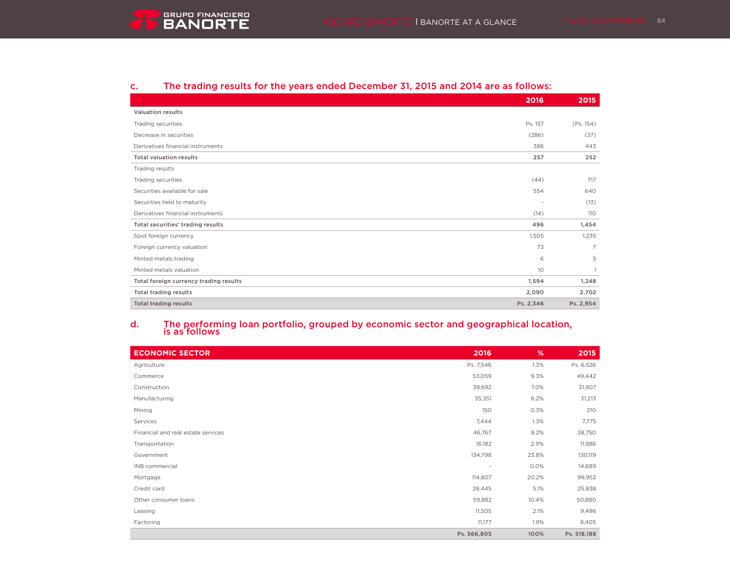## c. The trading results for the years ended December 31, 2015 and 2014 are as follows:

| | 2016 | 2015 |
|---|---|---|
| **Valuation results** | | |
| Trading securities | Ps. 157 | (Ps. 154) |
| Decrease in securities | (286) | (37) |
| Derivatives financial instruments | 386 | 443 |
| **Total valuation results** | **257** | **252** |
| Trading results | | |
| Trading securities | (44) | 717 |
| Securities available for sale | 554 | 640 |
| Securities held to maturity | - | (13) |
| Derivatives financial instruments | (14) | 110 |
| **Total securities' trading results** | **496** | **1,454** |
| Spot foreign currency | 1,505 | 1,235 |
| Foreign currency valuation | 73 | 7 |
| Minted metals trading | 6 | 5 |
| Minted metals valuation | 10 | 1 |
| **Total foreign currency trading results** | **1,594** | **1,248** |
| **Total trading results** | **2,090** | **2,702** |
| **Total trading results** | **Ps. 2,346** | **Ps. 2,954** |

## d. The performing loan portfolio, grouped by economic sector and geographical location, is as follows

| ECONOMIC SECTOR | 2016 | % | 2015 |
|---|---|---|---|
| Agriculture | Ps. 7,546 | 1.3% | Ps. 6,526 |
| Commerce | 53,059 | 9.3% | 49,442 |
| Construction | 39,692 | 7.0% | 31,907 |
| Manufacturing | 35,351 | 6.2% | 31,213 |
| Mining | 150 | 0.3% | 210 |
| Services | 7,444 | 1.3% | 7,775 |
| Financial and real estate services | 46,767 | 8.2% | 38,750 |
| Transportation | 16,182 | 2.9% | 11,986 |
| Government | 134,798 | 23.8% | 130,119 |
| INB commercial | - | 0.0% | 14,689 |
| Mortgage | 114,807 | 20.2% | 99,952 |
| Credit card | 28,445 | 5.1% | 25,838 |
| Other consumer loans | 59,882 | 10.4% | 50,880 |
| Leasing | 11,505 | 2.1% | 9,496 |
| Factoring | 11,177 | 1.9% | 9,405 |
| | **Ps. 566,805** | **100%** | **Ps. 518,188** |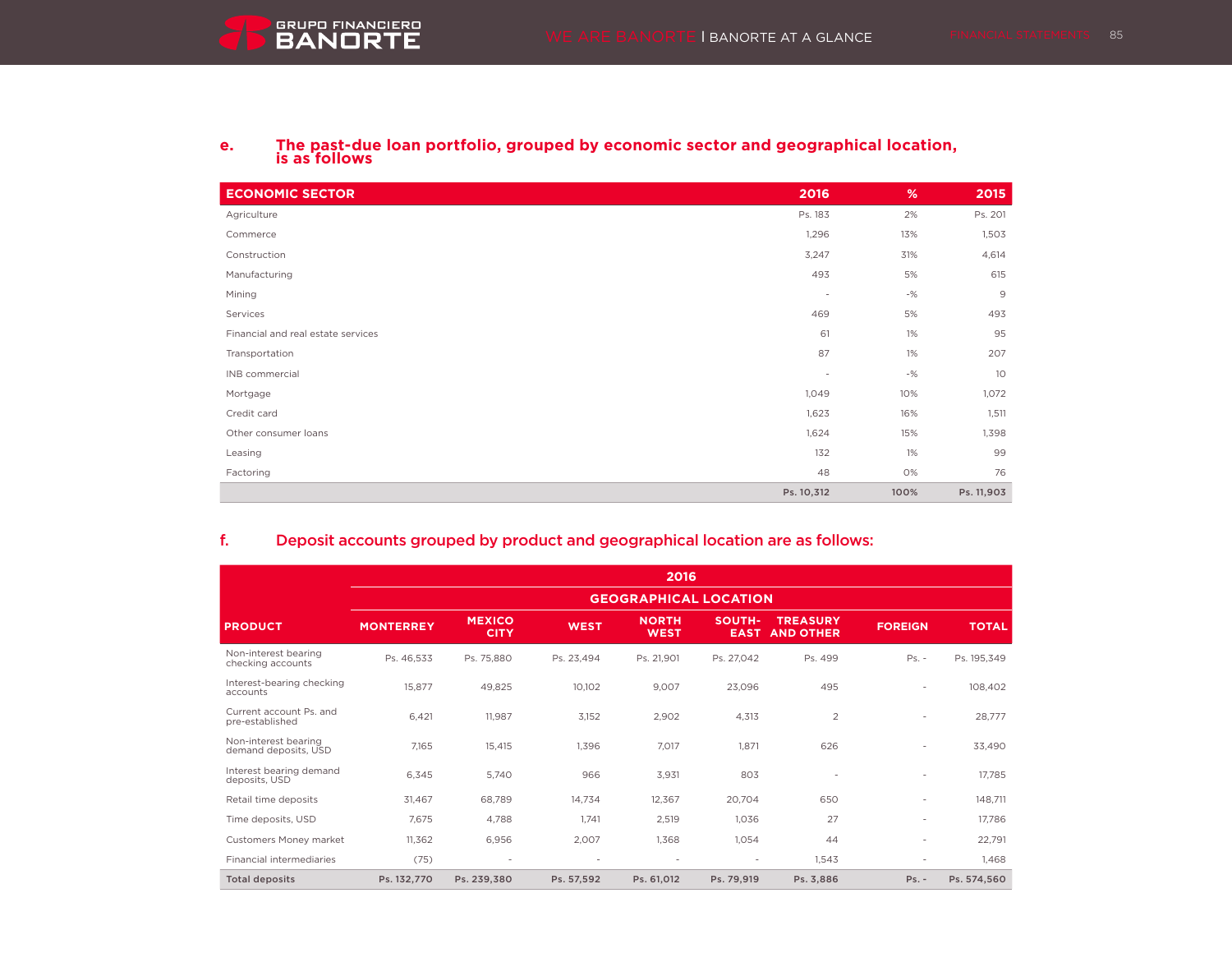e. **The past-due loan portfolio, grouped by economic sector and geographical location, is as follows**

| ECONOMIC SECTOR | 2016 | % | 2015 |
|---|---|---|---|
| Agriculture | Ps. 183 | 2% | Ps. 201 |
| Commerce | 1,296 | 13% | 1,503 |
| Construction | 3,247 | 31% | 4,614 |
| Manufacturing | 493 | 5% | 615 |
| Mining | - | -% | 9 |
| Services | 469 | 5% | 493 |
| Financial and real estate services | 61 | 1% | 95 |
| Transportation | 87 | 1% | 207 |
| INB commercial | - | -% | 10 |
| Mortgage | 1,049 | 10% | 1,072 |
| Credit card | 1,623 | 16% | 1,511 |
| Other consumer loans | 1,624 | 15% | 1,398 |
| Leasing | 132 | 1% | 99 |
| Factoring | 48 | 0% | 76 |
| | **Ps. 10,312** | **100%** | **Ps. 11,903** |

f. **Deposit accounts grouped by product and geographical location are as follows:**

| | 2016 | | | | | | | |
|---|---|---|---|---|---|---|---|---|
| | GEOGRAPHICAL LOCATION | | | | | | | |
| PRODUCT | MONTERREY | MEXICO CITY | WEST | NORTH WEST | SOUTH-EAST | TREASURY AND OTHER | FOREIGN | TOTAL |
| Non-interest bearing checking accounts | Ps. 46,533 | Ps. 75,880 | Ps. 23,494 | Ps. 21,901 | Ps. 27,042 | Ps. 499 | Ps. - | Ps. 195,349 |
| Interest-bearing checking accounts | 15,877 | 49,825 | 10,102 | 9,007 | 23,096 | 495 | - | 108,402 |
| Current account Ps. and pre-established | 6,421 | 11,987 | 3,152 | 2,902 | 4,313 | 2 | - | 28,777 |
| Non-interest bearing demand deposits, USD | 7,165 | 15,415 | 1,396 | 7,017 | 1,871 | 626 | - | 33,490 |
| Interest bearing demand deposits, USD | 6,345 | 5,740 | 966 | 3,931 | 803 | - | - | 17,785 |
| Retail time deposits | 31,467 | 68,789 | 14,734 | 12,367 | 20,704 | 650 | - | 148,711 |
| Time deposits, USD | 7,675 | 4,788 | 1,741 | 2,519 | 1,036 | 27 | - | 17,786 |
| Customers Money market | 11,362 | 6,956 | 2,007 | 1,368 | 1,054 | 44 | - | 22,791 |
| Financial intermediaries | (75) | - | - | - | - | 1,543 | - | 1,468 |
| **Total deposits** | **Ps. 132,770** | **Ps. 239,380** | **Ps. 57,592** | **Ps. 61,012** | **Ps. 79,919** | **Ps. 3,886** | **Ps. -** | **Ps. 574,560** |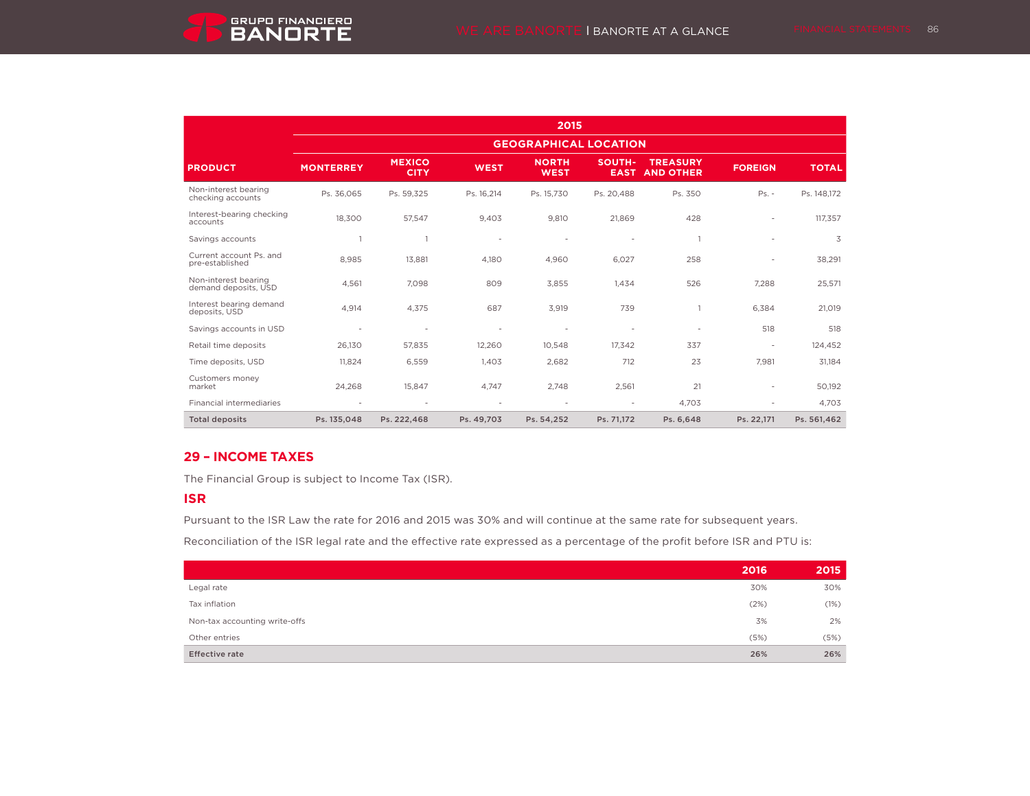| PRODUCT | 2015 | | | | | | | |
|---|---|---|---|---|---|---|---|---|
| | GEOGRAPHICAL LOCATION | | | | | | | |
| | MONTERREY | MEXICO CITY | WEST | NORTH WEST | SOUTH-EAST | TREASURY AND OTHER | FOREIGN | TOTAL |
| Non-interest bearing checking accounts | Ps. 36,065 | Ps. 59,325 | Ps. 16,214 | Ps. 15,730 | Ps. 20,488 | Ps. 350 | Ps. - | Ps. 148,172 |
| Interest-bearing checking accounts | 18,300 | 57,547 | 9,403 | 9,810 | 21,869 | 428 | - | 117,357 |
| Savings accounts | 1 | 1 | - | - | - | 1 | - | 3 |
| Current account Ps. and pre-established | 8,985 | 13,881 | 4,180 | 4,960 | 6,027 | 258 | - | 38,291 |
| Non-interest bearing demand deposits, USD | 4,561 | 7,098 | 809 | 3,855 | 1,434 | 526 | 7,288 | 25,571 |
| Interest bearing demand deposits, USD | 4,914 | 4,375 | 687 | 3,919 | 739 | 1 | 6,384 | 21,019 |
| Savings accounts in USD | - | - | - | - | - | - | 518 | 518 |
| Retail time deposits | 26,130 | 57,835 | 12,260 | 10,548 | 17,342 | 337 | - | 124,452 |
| Time deposits, USD | 11,824 | 6,559 | 1,403 | 2,682 | 712 | 23 | 7,981 | 31,184 |
| Customers money market | 24,268 | 15,847 | 4,747 | 2,748 | 2,561 | 21 | - | 50,192 |
| Financial intermediaries | - | - | - | - | - | 4,703 | - | 4,703 |
| **Total deposits** | **Ps. 135,048** | **Ps. 222,468** | **Ps. 49,703** | **Ps. 54,252** | **Ps. 71,172** | **Ps. 6,648** | **Ps. 22,171** | **Ps. 561,462** |

## 29 – INCOME TAXES

The Financial Group is subject to Income Tax (ISR).

### ISR

Pursuant to the ISR Law the rate for 2016 and 2015 was 30% and will continue at the same rate for subsequent years.

Reconciliation of the ISR legal rate and the effective rate expressed as a percentage of the profit before ISR and PTU is:

| | 2016 | 2015 |
|---|---|---|
| Legal rate | 30% | 30% |
| Tax inflation | (2%) | (1%) |
| Non-tax accounting write-offs | 3% | 2% |
| Other entries | (5%) | (5%) |
| **Effective rate** | **26%** | **26%** |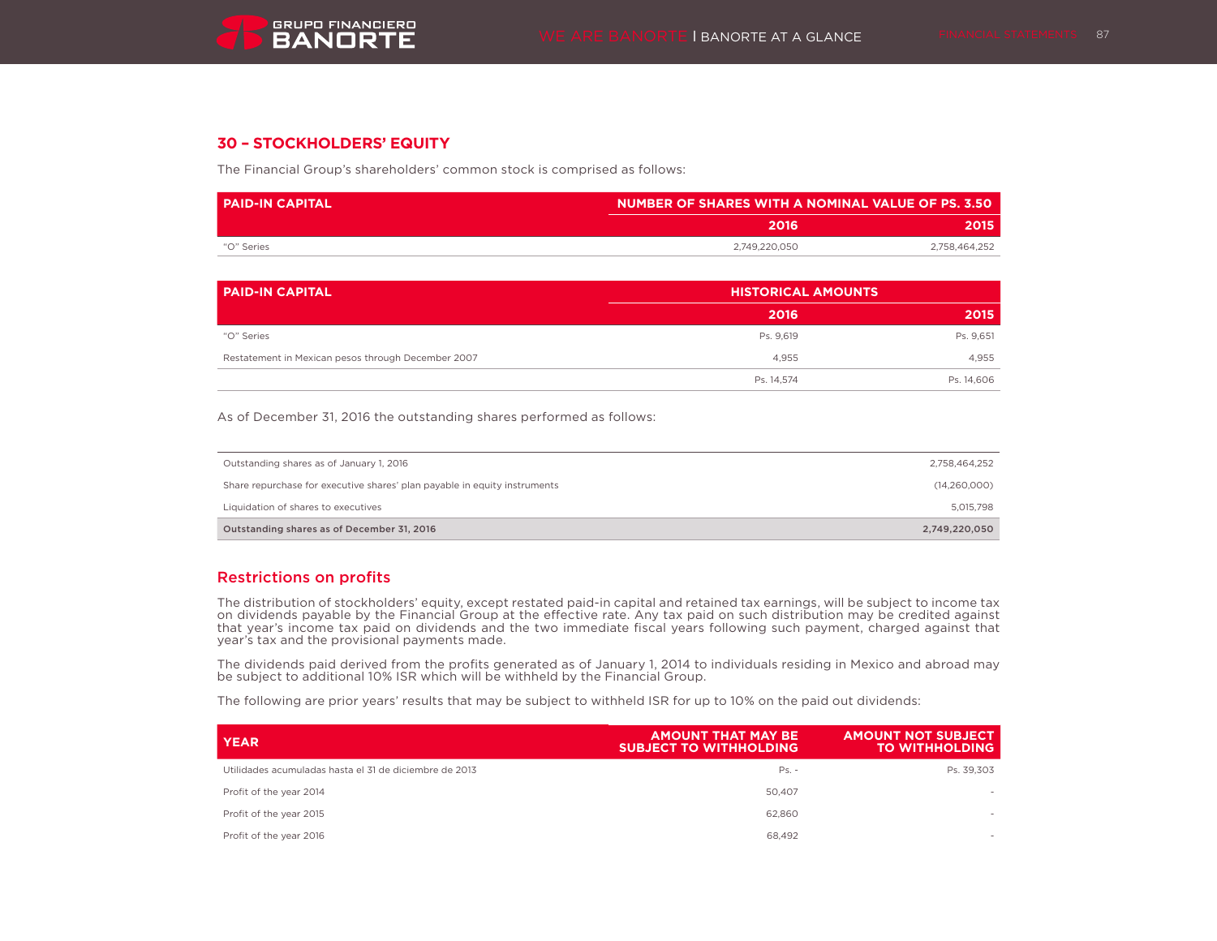## 30 – STOCKHOLDERS' EQUITY

The Financial Group's shareholders' common stock is comprised as follows:

| PAID-IN CAPITAL | NUMBER OF SHARES WITH A NOMINAL VALUE OF PS. 3.50 | |
|---|---|---|
| | 2016 | 2015 |
| "O" Series | 2,749,220,050 | 2,758,464,252 |

| PAID-IN CAPITAL | HISTORICAL AMOUNTS | |
|---|---|---|
| | 2016 | 2015 |
| "O" Series | Ps. 9,619 | Ps. 9,651 |
| Restatement in Mexican pesos through December 2007 | 4,955 | 4,955 |
| | Ps. 14,574 | Ps. 14,606 |

As of December 31, 2016 the outstanding shares performed as follows:

| | |
|---|---|
| Outstanding shares as of January 1, 2016 | 2,758,464,252 |
| Share repurchase for executive shares' plan payable in equity instruments | (14,260,000) |
| Liquidation of shares to executives | 5,015,798 |
| **Outstanding shares as of December 31, 2016** | **2,749,220,050** |

## Restrictions on profits

The distribution of stockholders' equity, except restated paid-in capital and retained tax earnings, will be subject to income tax on dividends payable by the Financial Group at the effective rate. Any tax paid on such distribution may be credited against that year's income tax paid on dividends and the two immediate fiscal years following such payment, charged against that year's tax and the provisional payments made.

The dividends paid derived from the profits generated as of January 1, 2014 to individuals residing in Mexico and abroad may be subject to additional 10% ISR which will be withheld by the Financial Group.

The following are prior years' results that may be subject to withheld ISR for up to 10% on the paid out dividends:

| YEAR | AMOUNT THAT MAY BE SUBJECT TO WITHHOLDING | AMOUNT NOT SUBJECT TO WITHHOLDING |
|---|---|---|
| Utilidades acumuladas hasta el 31 de diciembre de 2013 | Ps. - | Ps. 39,303 |
| Profit of the year 2014 | 50,407 | - |
| Profit of the year 2015 | 62,860 | - |
| Profit of the year 2016 | 68,492 | - |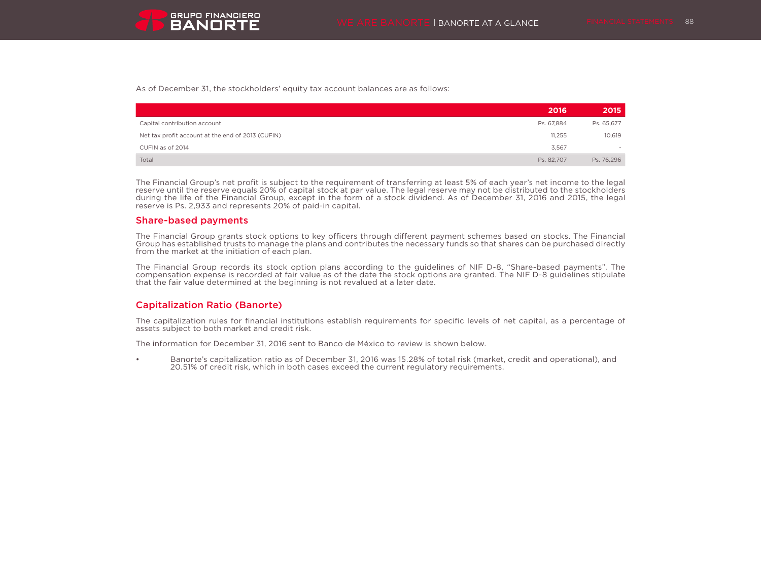As of December 31, the stockholders' equity tax account balances are as follows:

| | 2016 | 2015 |
|---|---|---|
| Capital contribution account | Ps. 67,884 | Ps. 65,677 |
| Net tax profit account at the end of 2013 (CUFIN) | 11,255 | 10,619 |
| CUFIN as of 2014 | 3,567 | - |
| Total | Ps. 82,707 | Ps. 76,296 |

The Financial Group's net profit is subject to the requirement of transferring at least 5% of each year's net income to the legal reserve until the reserve equals 20% of capital stock at par value. The legal reserve may not be distributed to the stockholders during the life of the Financial Group, except in the form of a stock dividend. As of December 31, 2016 and 2015, the legal reserve is Ps. 2,933 and represents 20% of paid-in capital.

## Share-based payments

The Financial Group grants stock options to key officers through different payment schemes based on stocks. The Financial Group has established trusts to manage the plans and contributes the necessary funds so that shares can be purchased directly from the market at the initiation of each plan.

The Financial Group records its stock option plans according to the guidelines of NIF D-8, "Share-based payments". The compensation expense is recorded at fair value as of the date the stock options are granted. The NIF D-8 guidelines stipulate that the fair value determined at the beginning is not revalued at a later date.

## Capitalization Ratio (Banorte)

The capitalization rules for financial institutions establish requirements for specific levels of net capital, as a percentage of assets subject to both market and credit risk.

The information for December 31, 2016 sent to Banco de México to review is shown below.

- Banorte's capitalization ratio as of December 31, 2016 was 15.28% of total risk (market, credit and operational), and 20.51% of credit risk, which in both cases exceed the current regulatory requirements.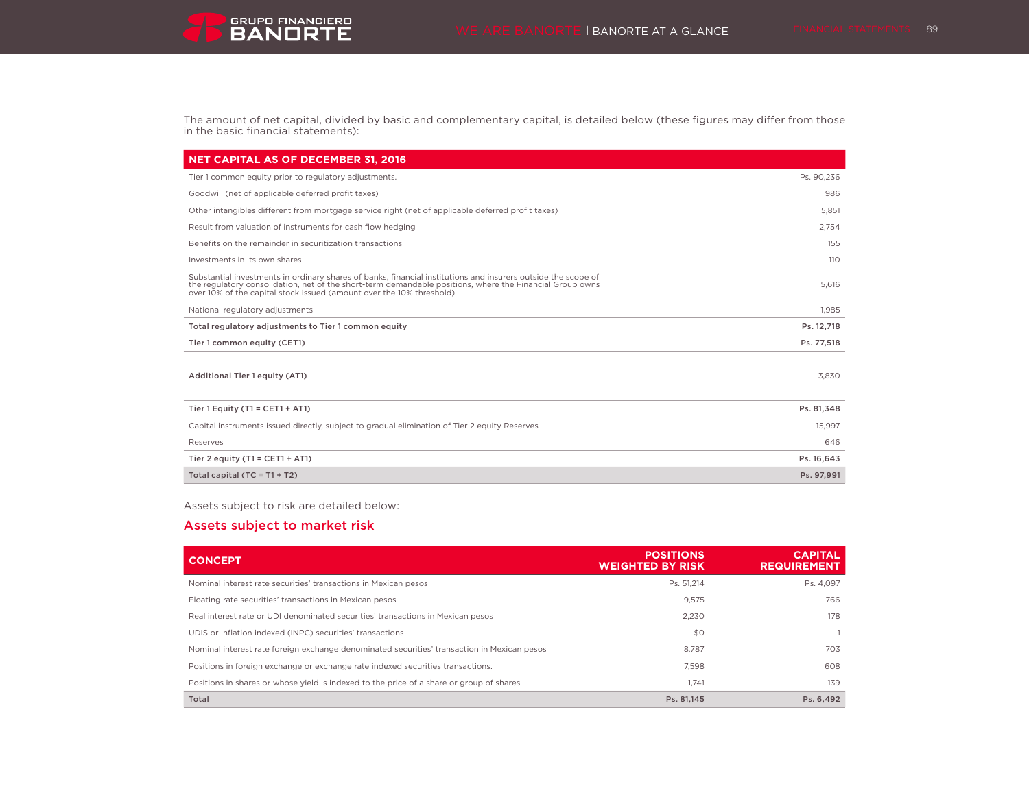The amount of net capital, divided by basic and complementary capital, is detailed below (these figures may differ from those in the basic financial statements):

| NET CAPITAL AS OF DECEMBER 31, 2016 | |
|---|---|
| Tier 1 common equity prior to regulatory adjustments. | Ps. 90,236 |
| Goodwill (net of applicable deferred profit taxes) | 986 |
| Other intangibles different from mortgage service right (net of applicable deferred profit taxes) | 5,851 |
| Result from valuation of instruments for cash flow hedging | 2,754 |
| Benefits on the remainder in securitization transactions | 155 |
| Investments in its own shares | 110 |
| Substantial investments in ordinary shares of banks, financial institutions and insurers outside the scope of the regulatory consolidation, net of the short-term demandable positions, where the Financial Group owns over 10% of the capital stock issued (amount over the 10% threshold) | 5,616 |
| National regulatory adjustments | 1,985 |
| **Total regulatory adjustments to Tier 1 common equity** | **Ps. 12,718** |
| **Tier 1 common equity (CET1)** | **Ps. 77,518** |
| **Additional Tier 1 equity (AT1)** | 3,830 |
| **Tier 1 Equity (T1 = CET1 + AT1)** | **Ps. 81,348** |
| Capital instruments issued directly, subject to gradual elimination of Tier 2 equity Reserves | 15,997 |
| Reserves | 646 |
| **Tier 2 equity (T1 = CET1 + AT1)** | **Ps. 16,643** |
| **Total capital (TC = T1 + T2)** | **Ps. 97,991** |

Assets subject to risk are detailed below:

## Assets subject to market risk

| CONCEPT | POSITIONS WEIGHTED BY RISK | CAPITAL REQUIREMENT |
|---|---|---|
| Nominal interest rate securities' transactions in Mexican pesos | Ps. 51,214 | Ps. 4,097 |
| Floating rate securities' transactions in Mexican pesos | 9,575 | 766 |
| Real interest rate or UDI denominated securities' transactions in Mexican pesos | 2,230 | 178 |
| UDIS or inflation indexed (INPC) securities' transactions | $0 | 1 |
| Nominal interest rate foreign exchange denominated securities' transaction in Mexican pesos | 8,787 | 703 |
| Positions in foreign exchange or exchange rate indexed securities transactions. | 7,598 | 608 |
| Positions in shares or whose yield is indexed to the price of a share or group of shares | 1,741 | 139 |
| **Total** | **Ps. 81,145** | **Ps. 6,492** |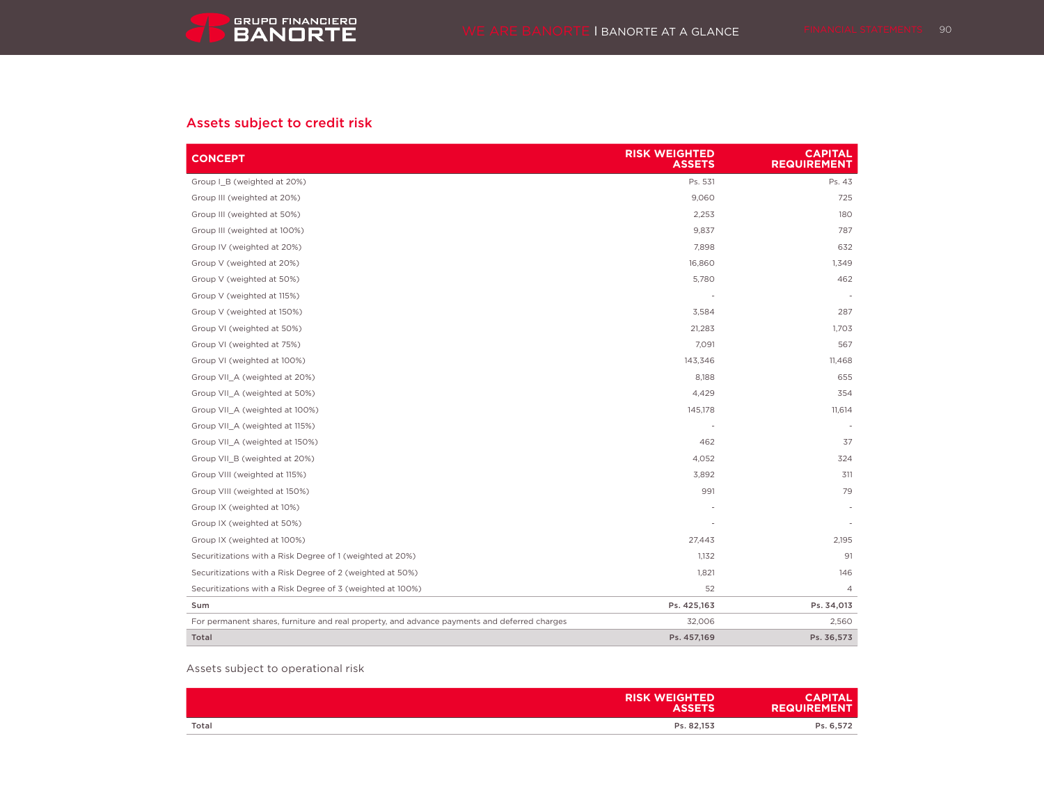## Assets subject to credit risk

| CONCEPT | RISK WEIGHTED ASSETS | CAPITAL REQUIREMENT |
|---|---|---|
| Group I_B (weighted at 20%) | Ps. 531 | Ps. 43 |
| Group III (weighted at 20%) | 9,060 | 725 |
| Group III (weighted at 50%) | 2,253 | 180 |
| Group III (weighted at 100%) | 9,837 | 787 |
| Group IV (weighted at 20%) | 7,898 | 632 |
| Group V (weighted at 20%) | 16,860 | 1,349 |
| Group V (weighted at 50%) | 5,780 | 462 |
| Group V (weighted at 115%) | - | - |
| Group V (weighted at 150%) | 3,584 | 287 |
| Group VI (weighted at 50%) | 21,283 | 1,703 |
| Group VI (weighted at 75%) | 7,091 | 567 |
| Group VI (weighted at 100%) | 143,346 | 11,468 |
| Group VII_A (weighted at 20%) | 8,188 | 655 |
| Group VII_A (weighted at 50%) | 4,429 | 354 |
| Group VII_A (weighted at 100%) | 145,178 | 11,614 |
| Group VII_A (weighted at 115%) | - | - |
| Group VII_A (weighted at 150%) | 462 | 37 |
| Group VII_B (weighted at 20%) | 4,052 | 324 |
| Group VIII (weighted at 115%) | 3,892 | 311 |
| Group VIII (weighted at 150%) | 991 | 79 |
| Group IX (weighted at 10%) | - | - |
| Group IX (weighted at 50%) | - | - |
| Group IX (weighted at 100%) | 27,443 | 2,195 |
| Securitizations with a Risk Degree of 1 (weighted at 20%) | 1,132 | 91 |
| Securitizations with a Risk Degree of 2 (weighted at 50%) | 1,821 | 146 |
| Securitizations with a Risk Degree of 3 (weighted at 100%) | 52 | 4 |
| **Sum** | **Ps. 425,163** | **Ps. 34,013** |
| For permanent shares, furniture and real property, and advance payments and deferred charges | 32,006 | 2,560 |
| **Total** | **Ps. 457,169** | **Ps. 36,573** |

Assets subject to operational risk

| | RISK WEIGHTED ASSETS | CAPITAL REQUIREMENT |
|---|---|---|
| **Total** | **Ps. 82,153** | **Ps. 6,572** |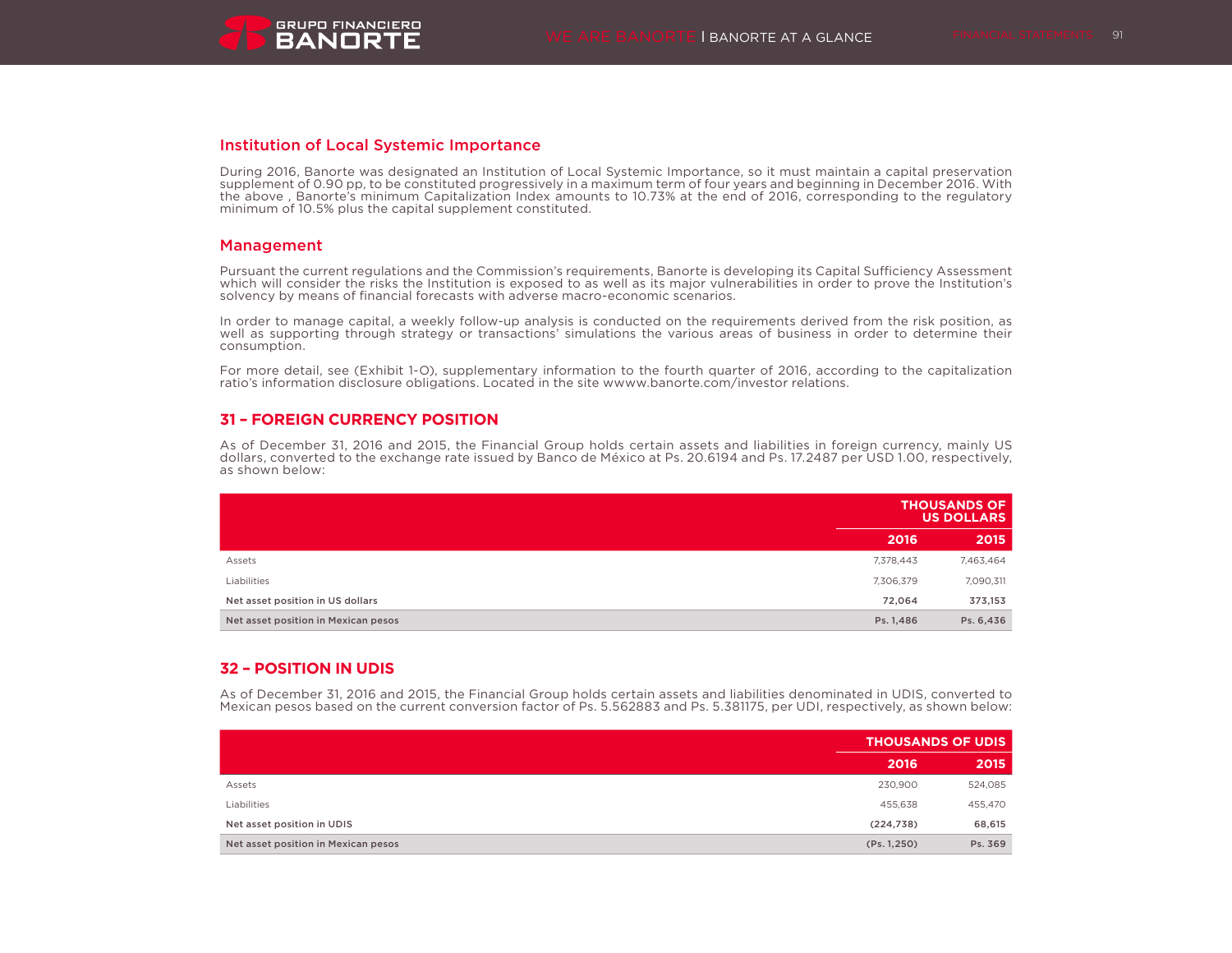## Institution of Local Systemic Importance

During 2016, Banorte was designated an Institution of Local Systemic Importance, so it must maintain a capital preservation supplement of 0.90 pp, to be constituted progressively in a maximum term of four years and beginning in December 2016. With the above , Banorte's minimum Capitalization Index amounts to 10.73% at the end of 2016, corresponding to the regulatory minimum of 10.5% plus the capital supplement constituted.

## Management

Pursuant the current regulations and the Commission's requirements, Banorte is developing its Capital Sufficiency Assessment which will consider the risks the Institution is exposed to as well as its major vulnerabilities in order to prove the Institution's solvency by means of financial forecasts with adverse macro-economic scenarios.

In order to manage capital, a weekly follow-up analysis is conducted on the requirements derived from the risk position, as well as supporting through strategy or transactions' simulations the various areas of business in order to determine their consumption.

For more detail, see (Exhibit 1-O), supplementary information to the fourth quarter of 2016, according to the capitalization ratio's information disclosure obligations. Located in the site wwww.banorte.com/investor relations.

## 31 – FOREIGN CURRENCY POSITION

As of December 31, 2016 and 2015, the Financial Group holds certain assets and liabilities in foreign currency, mainly US dollars, converted to the exchange rate issued by Banco de México at Ps. 20.6194 and Ps. 17.2487 per USD 1.00, respectively, as shown below:

| | THOUSANDS OF US DOLLARS | |
|---|---|---|
| | **2016** | **2015** |
| Assets | 7,378,443 | 7,463,464 |
| Liabilities | 7,306,379 | 7,090,311 |
| **Net asset position in US dollars** | **72,064** | **373,153** |
| **Net asset position in Mexican pesos** | **Ps. 1,486** | **Ps. 6,436** |

## 32 – POSITION IN UDIS

As of December 31, 2016 and 2015, the Financial Group holds certain assets and liabilities denominated in UDIS, converted to Mexican pesos based on the current conversion factor of Ps. 5.562883 and Ps. 5.381175, per UDI, respectively, as shown below:

| | THOUSANDS OF UDIS | |
|---|---|---|
| | **2016** | **2015** |
| Assets | 230,900 | 524,085 |
| Liabilities | 455,638 | 455,470 |
| **Net asset position in UDIS** | **(224,738)** | **68,615** |
| **Net asset position in Mexican pesos** | **(Ps. 1,250)** | **Ps. 369** |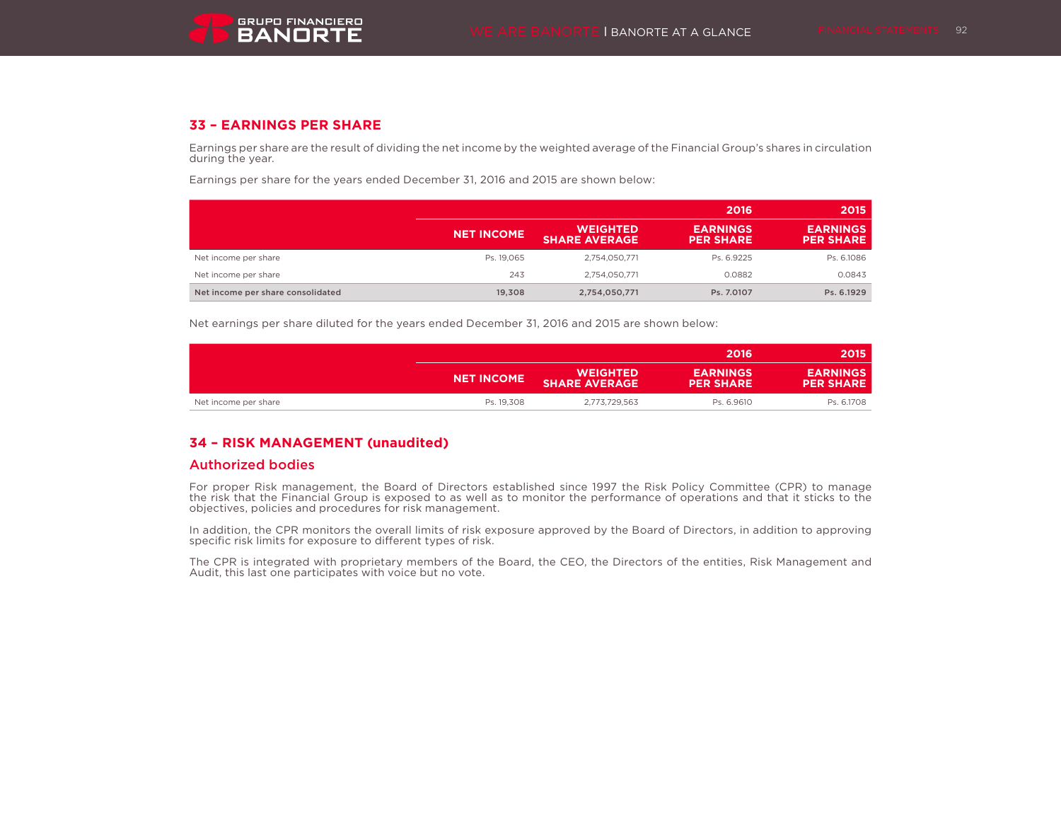## 33 – EARNINGS PER SHARE

Earnings per share are the result of dividing the net income by the weighted average of the Financial Group's shares in circulation during the year.

Earnings per share for the years ended December 31, 2016 and 2015 are shown below:

| | | | 2016 | 2015 |
|---|---|---|---|---|
| | NET INCOME | WEIGHTED SHARE AVERAGE | EARNINGS PER SHARE | EARNINGS PER SHARE |
| Net income per share | Ps. 19,065 | 2,754,050,771 | Ps. 6.9225 | Ps. 6.1086 |
| Net income per share | 243 | 2,754,050,771 | 0.0882 | 0.0843 |
| **Net income per share consolidated** | **19,308** | **2,754,050,771** | **Ps. 7.0107** | **Ps. 6.1929** |

Net earnings per share diluted for the years ended December 31, 2016 and 2015 are shown below:

| | | | 2016 | 2015 |
|---|---|---|---|---|
| | NET INCOME | WEIGHTED SHARE AVERAGE | EARNINGS PER SHARE | EARNINGS PER SHARE |
| Net income per share | Ps. 19,308 | 2,773,729,563 | Ps. 6.9610 | Ps. 6.1708 |

## 34 – RISK MANAGEMENT (unaudited)

### Authorized bodies

For proper Risk management, the Board of Directors established since 1997 the Risk Policy Committee (CPR) to manage the risk that the Financial Group is exposed to as well as to monitor the performance of operations and that it sticks to the objectives, policies and procedures for risk management.

In addition, the CPR monitors the overall limits of risk exposure approved by the Board of Directors, in addition to approving specific risk limits for exposure to different types of risk.

The CPR is integrated with proprietary members of the Board, the CEO, the Directors of the entities, Risk Management and Audit, this last one participates with voice but no vote.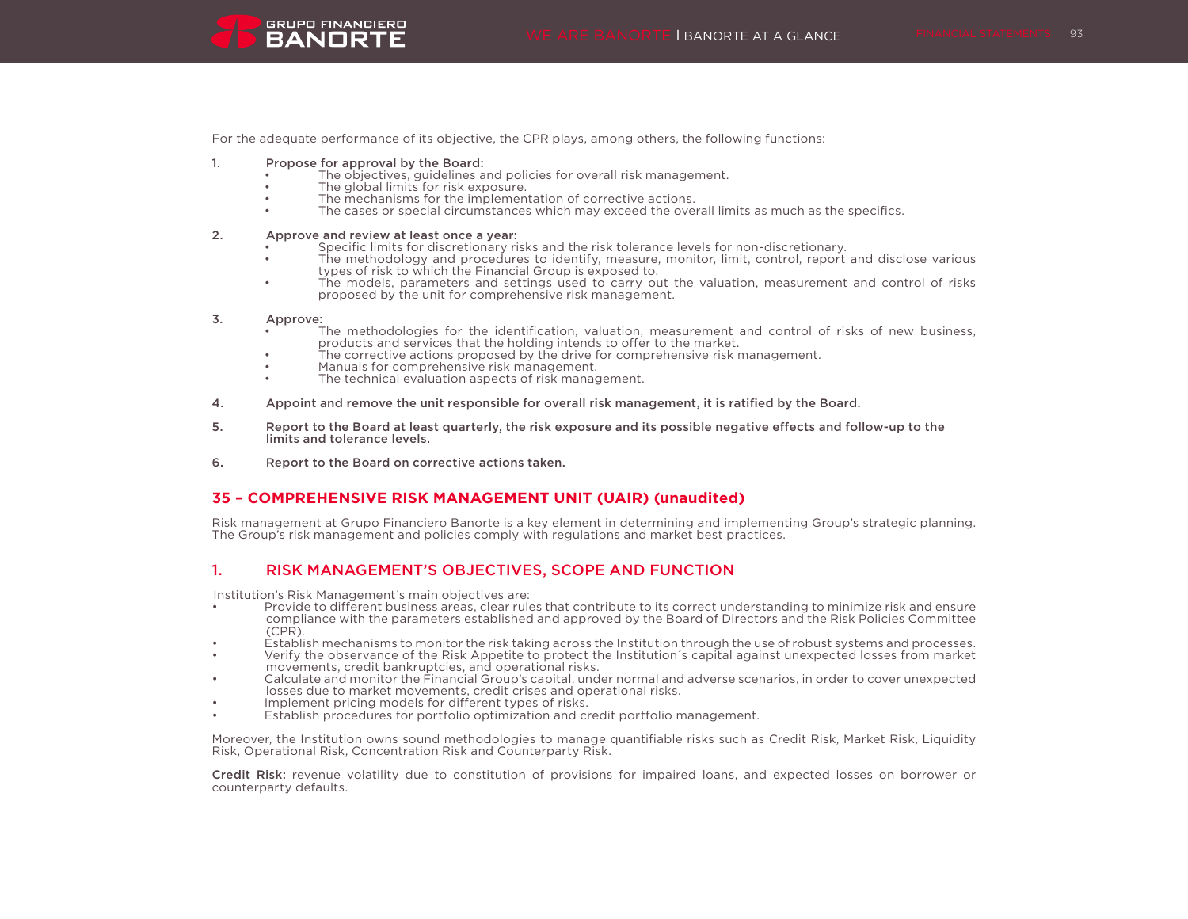For the adequate performance of its objective, the CPR plays, among others, the following functions:

1. **Propose for approval by the Board:**
   - The objectives, guidelines and policies for overall risk management.
   - The global limits for risk exposure.
   - The mechanisms for the implementation of corrective actions.
   - The cases or special circumstances which may exceed the overall limits as much as the specifics.

2. **Approve and review at least once a year:**
   - Specific limits for discretionary risks and the risk tolerance levels for non-discretionary.
   - The methodology and procedures to identify, measure, monitor, limit, control, report and disclose various types of risk to which the Financial Group is exposed to.
   - The models, parameters and settings used to carry out the valuation, measurement and control of risks proposed by the unit for comprehensive risk management.

3. **Approve:**
   - The methodologies for the identification, valuation, measurement and control of risks of new business, products and services that the holding intends to offer to the market.
   - The corrective actions proposed by the drive for comprehensive risk management.
   - Manuals for comprehensive risk management.
   - The technical evaluation aspects of risk management.

4. **Appoint and remove the unit responsible for overall risk management, it is ratified by the Board.**

5. **Report to the Board at least quarterly, the risk exposure and its possible negative effects and follow-up to the limits and tolerance levels.**

6. **Report to the Board on corrective actions taken.**

## 35 – COMPREHENSIVE RISK MANAGEMENT UNIT (UAIR) (unaudited)

Risk management at Grupo Financiero Banorte is a key element in determining and implementing Group's strategic planning. The Group's risk management and policies comply with regulations and market best practices.

### 1. RISK MANAGEMENT'S OBJECTIVES, SCOPE AND FUNCTION

Institution's Risk Management's main objectives are:

- Provide to different business areas, clear rules that contribute to its correct understanding to minimize risk and ensure compliance with the parameters established and approved by the Board of Directors and the Risk Policies Committee (CPR).
- Establish mechanisms to monitor the risk taking across the Institution through the use of robust systems and processes.
- Verify the observance of the Risk Appetite to protect the Institution´s capital against unexpected losses from market movements, credit bankruptcies, and operational risks.
- Calculate and monitor the Financial Group's capital, under normal and adverse scenarios, in order to cover unexpected losses due to market movements, credit crises and operational risks.
- Implement pricing models for different types of risks.
- Establish procedures for portfolio optimization and credit portfolio management.

Moreover, the Institution owns sound methodologies to manage quantifiable risks such as Credit Risk, Market Risk, Liquidity Risk, Operational Risk, Concentration Risk and Counterparty Risk.

**Credit Risk:** revenue volatility due to constitution of provisions for impaired loans, and expected losses on borrower or counterparty defaults.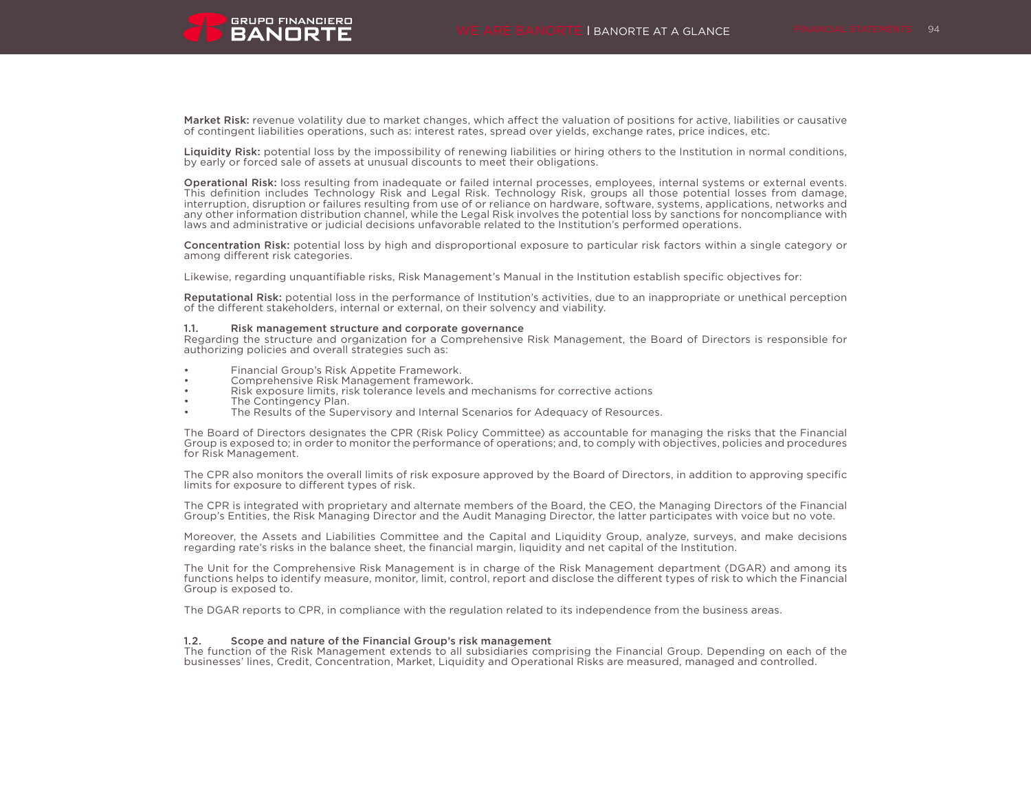**Market Risk:** revenue volatility due to market changes, which affect the valuation of positions for active, liabilities or causative of contingent liabilities operations, such as: interest rates, spread over yields, exchange rates, price indices, etc.

**Liquidity Risk:** potential loss by the impossibility of renewing liabilities or hiring others to the Institution in normal conditions, by early or forced sale of assets at unusual discounts to meet their obligations.

**Operational Risk:** loss resulting from inadequate or failed internal processes, employees, internal systems or external events. This definition includes Technology Risk and Legal Risk. Technology Risk, groups all those potential losses from damage, interruption, disruption or failures resulting from use of or reliance on hardware, software, systems, applications, networks and any other information distribution channel, while the Legal Risk involves the potential loss by sanctions for noncompliance with laws and administrative or judicial decisions unfavorable related to the Institution's performed operations.

**Concentration Risk:** potential loss by high and disproportional exposure to particular risk factors within a single category or among different risk categories.

Likewise, regarding unquantifiable risks, Risk Management's Manual in the Institution establish specific objectives for:

**Reputational Risk:** potential loss in the performance of Institution's activities, due to an inappropriate or unethical perception of the different stakeholders, internal or external, on their solvency and viability.

### 1.1. Risk management structure and corporate governance

Regarding the structure and organization for a Comprehensive Risk Management, the Board of Directors is responsible for authorizing policies and overall strategies such as:

- Financial Group's Risk Appetite Framework.
- Comprehensive Risk Management framework.
- Risk exposure limits, risk tolerance levels and mechanisms for corrective actions
- The Contingency Plan.
- The Results of the Supervisory and Internal Scenarios for Adequacy of Resources.

The Board of Directors designates the CPR (Risk Policy Committee) as accountable for managing the risks that the Financial Group is exposed to; in order to monitor the performance of operations; and, to comply with objectives, policies and procedures for Risk Management.

The CPR also monitors the overall limits of risk exposure approved by the Board of Directors, in addition to approving specific limits for exposure to different types of risk.

The CPR is integrated with proprietary and alternate members of the Board, the CEO, the Managing Directors of the Financial Group's Entities, the Risk Managing Director and the Audit Managing Director, the latter participates with voice but no vote.

Moreover, the Assets and Liabilities Committee and the Capital and Liquidity Group, analyze, surveys, and make decisions regarding rate's risks in the balance sheet, the financial margin, liquidity and net capital of the Institution.

The Unit for the Comprehensive Risk Management is in charge of the Risk Management department (DGAR) and among its functions helps to identify measure, monitor, limit, control, report and disclose the different types of risk to which the Financial Group is exposed to.

The DGAR reports to CPR, in compliance with the regulation related to its independence from the business areas.

### 1.2. Scope and nature of the Financial Group's risk management

The function of the Risk Management extends to all subsidiaries comprising the Financial Group. Depending on each of the businesses' lines, Credit, Concentration, Market, Liquidity and Operational Risks are measured, managed and controlled.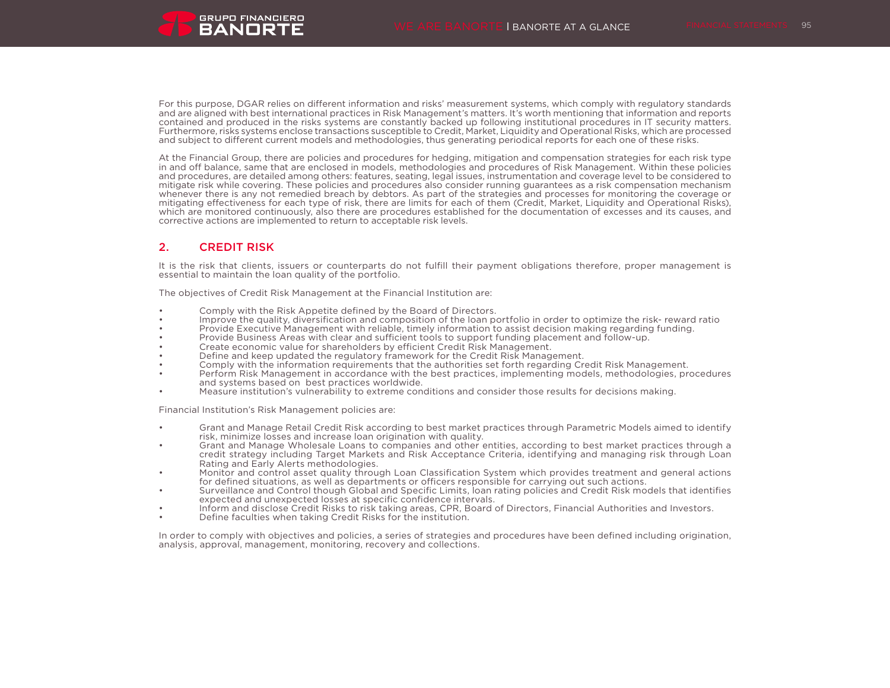For this purpose, DGAR relies on different information and risks' measurement systems, which comply with regulatory standards and are aligned with best international practices in Risk Management's matters. It's worth mentioning that information and reports contained and produced in the risks systems are constantly backed up following institutional procedures in IT security matters. Furthermore, risks systems enclose transactions susceptible to Credit, Market, Liquidity and Operational Risks, which are processed and subject to different current models and methodologies, thus generating periodical reports for each one of these risks.

At the Financial Group, there are policies and procedures for hedging, mitigation and compensation strategies for each risk type in and off balance, same that are enclosed in models, methodologies and procedures of Risk Management. Within these policies and procedures, are detailed among others: features, seating, legal issues, instrumentation and coverage level to be considered to mitigate risk while covering. These policies and procedures also consider running guarantees as a risk compensation mechanism whenever there is any not remedied breach by debtors. As part of the strategies and processes for monitoring the coverage or mitigating effectiveness for each type of risk, there are limits for each of them (Credit, Market, Liquidity and Operational Risks), which are monitored continuously, also there are procedures established for the documentation of excesses and its causes, and corrective actions are implemented to return to acceptable risk levels.

## 2. CREDIT RISK

It is the risk that clients, issuers or counterparts do not fulfill their payment obligations therefore, proper management is essential to maintain the loan quality of the portfolio.

The objectives of Credit Risk Management at the Financial Institution are:

- Comply with the Risk Appetite defined by the Board of Directors.
- Improve the quality, diversification and composition of the loan portfolio in order to optimize the risk- reward ratio
- Provide Executive Management with reliable, timely information to assist decision making regarding funding.
- Provide Business Areas with clear and sufficient tools to support funding placement and follow-up.
- Create economic value for shareholders by efficient Credit Risk Management.
- Define and keep updated the regulatory framework for the Credit Risk Management.
- Comply with the information requirements that the authorities set forth regarding Credit Risk Management.
- Perform Risk Management in accordance with the best practices, implementing models, methodologies, procedures and systems based on best practices worldwide.
- Measure institution's vulnerability to extreme conditions and consider those results for decisions making.

Financial Institution's Risk Management policies are:

- Grant and Manage Retail Credit Risk according to best market practices through Parametric Models aimed to identify risk, minimize losses and increase loan origination with quality.
- Grant and Manage Wholesale Loans to companies and other entities, according to best market practices through a credit strategy including Target Markets and Risk Acceptance Criteria, identifying and managing risk through Loan Rating and Early Alerts methodologies.
- Monitor and control asset quality through Loan Classification System which provides treatment and general actions for defined situations, as well as departments or officers responsible for carrying out such actions.
- Surveillance and Control though Global and Specific Limits, loan rating policies and Credit Risk models that identifies expected and unexpected losses at specific confidence intervals.
- Inform and disclose Credit Risks to risk taking areas, CPR, Board of Directors, Financial Authorities and Investors.
- Define faculties when taking Credit Risks for the institution.

In order to comply with objectives and policies, a series of strategies and procedures have been defined including origination, analysis, approval, management, monitoring, recovery and collections.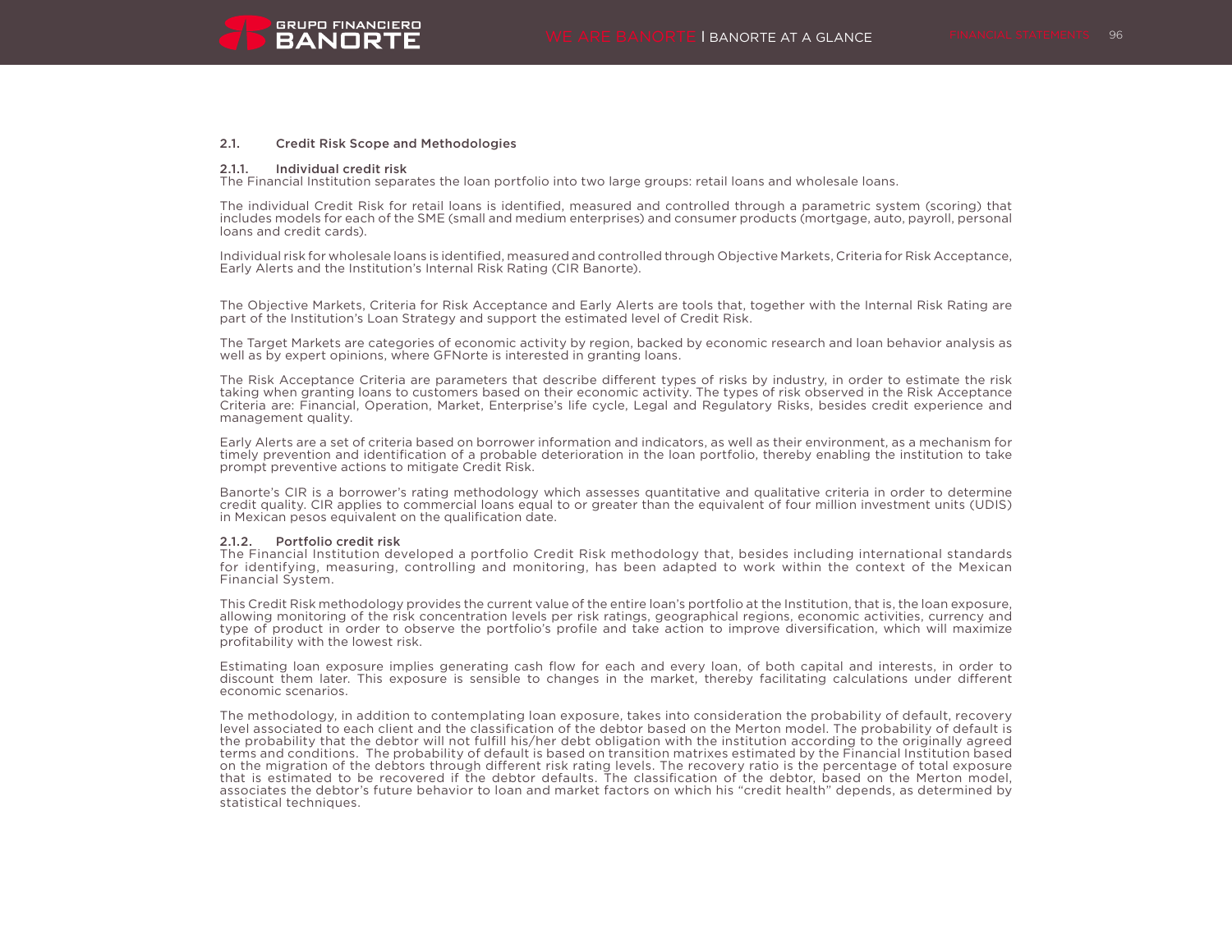## 2.1. Credit Risk Scope and Methodologies

### 2.1.1. Individual credit risk

The Financial Institution separates the loan portfolio into two large groups: retail loans and wholesale loans.

The individual Credit Risk for retail loans is identified, measured and controlled through a parametric system (scoring) that includes models for each of the SME (small and medium enterprises) and consumer products (mortgage, auto, payroll, personal loans and credit cards).

Individual risk for wholesale loans is identified, measured and controlled through Objective Markets, Criteria for Risk Acceptance, Early Alerts and the Institution's Internal Risk Rating (CIR Banorte).

The Objective Markets, Criteria for Risk Acceptance and Early Alerts are tools that, together with the Internal Risk Rating are part of the Institution's Loan Strategy and support the estimated level of Credit Risk.

The Target Markets are categories of economic activity by region, backed by economic research and loan behavior analysis as well as by expert opinions, where GFNorte is interested in granting loans.

The Risk Acceptance Criteria are parameters that describe different types of risks by industry, in order to estimate the risk taking when granting loans to customers based on their economic activity. The types of risk observed in the Risk Acceptance Criteria are: Financial, Operation, Market, Enterprise's life cycle, Legal and Regulatory Risks, besides credit experience and management quality.

Early Alerts are a set of criteria based on borrower information and indicators, as well as their environment, as a mechanism for timely prevention and identification of a probable deterioration in the loan portfolio, thereby enabling the institution to take prompt preventive actions to mitigate Credit Risk.

Banorte's CIR is a borrower's rating methodology which assesses quantitative and qualitative criteria in order to determine credit quality. CIR applies to commercial loans equal to or greater than the equivalent of four million investment units (UDIS) in Mexican pesos equivalent on the qualification date.

### 2.1.2. Portfolio credit risk

The Financial Institution developed a portfolio Credit Risk methodology that, besides including international standards for identifying, measuring, controlling and monitoring, has been adapted to work within the context of the Mexican Financial System.

This Credit Risk methodology provides the current value of the entire loan's portfolio at the Institution, that is, the loan exposure, allowing monitoring of the risk concentration levels per risk ratings, geographical regions, economic activities, currency and type of product in order to observe the portfolio's profile and take action to improve diversification, which will maximize profitability with the lowest risk.

Estimating loan exposure implies generating cash flow for each and every loan, of both capital and interests, in order to discount them later. This exposure is sensible to changes in the market, thereby facilitating calculations under different economic scenarios.

The methodology, in addition to contemplating loan exposure, takes into consideration the probability of default, recovery level associated to each client and the classification of the debtor based on the Merton model. The probability of default is the probability that the debtor will not fulfill his/her debt obligation with the institution according to the originally agreed terms and conditions. The probability of default is based on transition matrixes estimated by the Financial Institution based on the migration of the debtors through different risk rating levels. The recovery ratio is the percentage of total exposure that is estimated to be recovered if the debtor defaults. The classification of the debtor, based on the Merton model, associates the debtor's future behavior to loan and market factors on which his "credit health" depends, as determined by statistical techniques.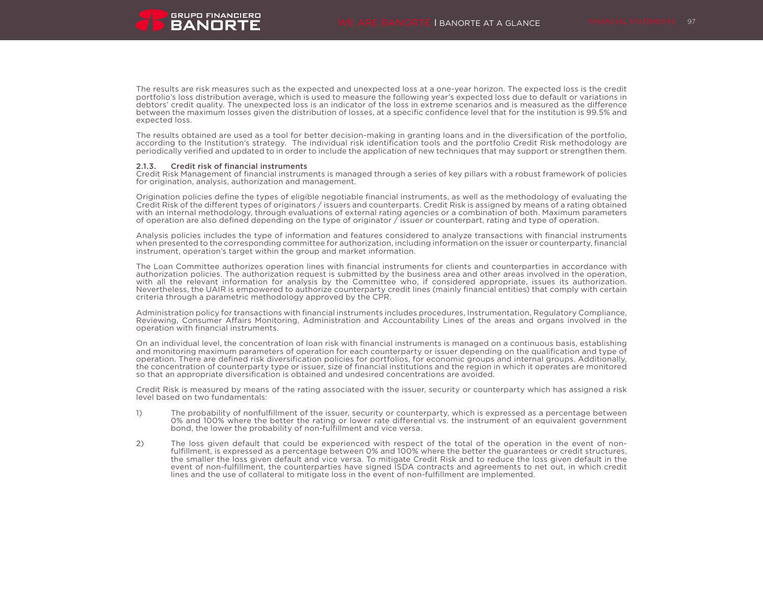The results are risk measures such as the expected and unexpected loss at a one-year horizon. The expected loss is the credit portfolio's loss distribution average, which is used to measure the following year's expected loss due to default or variations in debtors' credit quality. The unexpected loss is an indicator of the loss in extreme scenarios and is measured as the difference between the maximum losses given the distribution of losses, at a specific confidence level that for the institution is 99.5% and expected loss.

The results obtained are used as a tool for better decision-making in granting loans and in the diversification of the portfolio, according to the Institution's strategy. The individual risk identification tools and the portfolio Credit Risk methodology are periodically verified and updated to in order to include the application of new techniques that may support or strengthen them.

### 2.1.3. Credit risk of financial instruments

Credit Risk Management of financial instruments is managed through a series of key pillars with a robust framework of policies for origination, analysis, authorization and management.

Origination policies define the types of eligible negotiable financial instruments, as well as the methodology of evaluating the Credit Risk of the different types of originators / issuers and counterparts. Credit Risk is assigned by means of a rating obtained with an internal methodology, through evaluations of external rating agencies or a combination of both. Maximum parameters of operation are also defined depending on the type of originator / issuer or counterpart, rating and type of operation.

Analysis policies includes the type of information and features considered to analyze transactions with financial instruments when presented to the corresponding committee for authorization, including information on the issuer or counterparty, financial instrument, operation's target within the group and market information.

The Loan Committee authorizes operation lines with financial instruments for clients and counterparties in accordance with authorization policies. The authorization request is submitted by the business area and other areas involved in the operation, with all the relevant information for analysis by the Committee who, if considered appropriate, issues its authorization. Nevertheless, the UAIR is empowered to authorize counterparty credit lines (mainly financial entities) that comply with certain criteria through a parametric methodology approved by the CPR.

Administration policy for transactions with financial instruments includes procedures, Instrumentation, Regulatory Compliance, Reviewing, Consumer Affairs Monitoring, Administration and Accountability Lines of the areas and organs involved in the operation with financial instruments.

On an individual level, the concentration of loan risk with financial instruments is managed on a continuous basis, establishing and monitoring maximum parameters of operation for each counterparty or issuer depending on the qualification and type of operation. There are defined risk diversification policies for portfolios, for economic groups and internal groups. Additionally, the concentration of counterparty type or issuer, size of financial institutions and the region in which it operates are monitored so that an appropriate diversification is obtained and undesired concentrations are avoided.

Credit Risk is measured by means of the rating associated with the issuer, security or counterparty which has assigned a risk level based on two fundamentals:

1) The probability of nonfulfillment of the issuer, security or counterparty, which is expressed as a percentage between 0% and 100% where the better the rating or lower rate differential vs. the instrument of an equivalent government bond, the lower the probability of non-fulfillment and vice versa.

2) The loss given default that could be experienced with respect of the total of the operation in the event of non-fulfillment, is expressed as a percentage between 0% and 100% where the better the guarantees or credit structures, the smaller the loss given default and vice versa. To mitigate Credit Risk and to reduce the loss given default in the event of non-fulfillment, the counterparties have signed ISDA contracts and agreements to net out, in which credit lines and the use of collateral to mitigate loss in the event of non-fulfillment are implemented.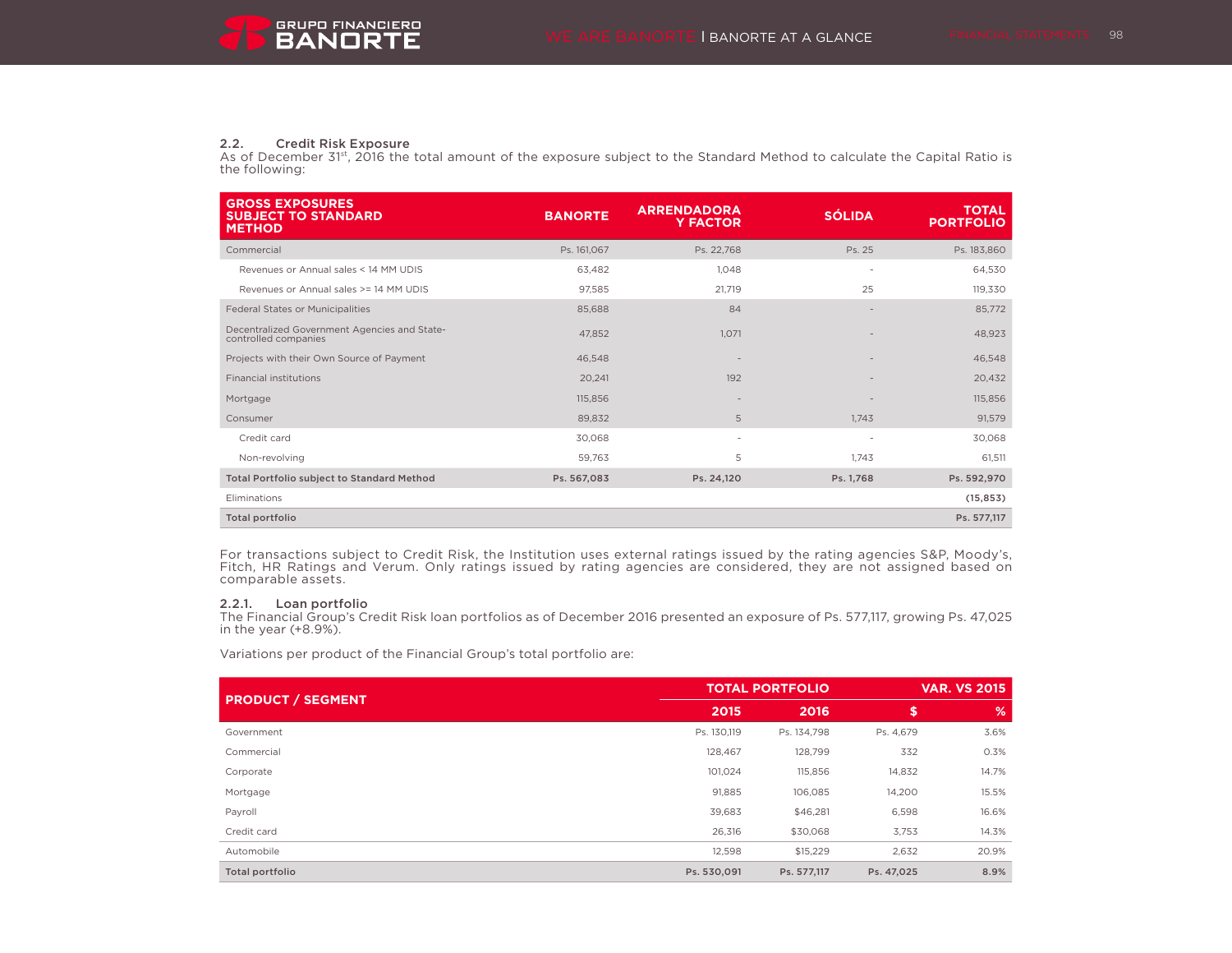### 2.2. Credit Risk Exposure

As of December 31st, 2016 the total amount of the exposure subject to the Standard Method to calculate the Capital Ratio is the following:

| GROSS EXPOSURES SUBJECT TO STANDARD METHOD | BANORTE | ARRENDADORA Y FACTOR | SÓLIDA | TOTAL PORTFOLIO |
|---|---|---|---|---|
| Commercial | Ps. 161,067 | Ps. 22,768 | Ps. 25 | Ps. 183,860 |
| Revenues or Annual sales < 14 MM UDIS | 63,482 | 1,048 | - | 64,530 |
| Revenues or Annual sales >= 14 MM UDIS | 97,585 | 21,719 | 25 | 119,330 |
| Federal States or Municipalities | 85,688 | 84 | - | 85,772 |
| Decentralized Government Agencies and State-controlled companies | 47,852 | 1,071 | - | 48,923 |
| Projects with their Own Source of Payment | 46,548 | - | - | 46,548 |
| Financial institutions | 20,241 | 192 | - | 20,432 |
| Mortgage | 115,856 | - | - | 115,856 |
| Consumer | 89,832 | 5 | 1,743 | 91,579 |
| Credit card | 30,068 | - | - | 30,068 |
| Non-revolving | 59,763 | 5 | 1,743 | 61,511 |
| **Total Portfolio subject to Standard Method** | **Ps. 567,083** | **Ps. 24,120** | **Ps. 1,768** | **Ps. 592,970** |
| Eliminations | | | | **(15,853)** |
| **Total portfolio** | | | | **Ps. 577,117** |

For transactions subject to Credit Risk, the Institution uses external ratings issued by the rating agencies S&P, Moody's, Fitch, HR Ratings and Verum. Only ratings issued by rating agencies are considered, they are not assigned based on comparable assets.

#### 2.2.1. Loan portfolio

The Financial Group's Credit Risk loan portfolios as of December 2016 presented an exposure of Ps. 577,117, growing Ps. 47,025 in the year (+8.9%).

Variations per product of the Financial Group's total portfolio are:

| PRODUCT / SEGMENT | TOTAL PORTFOLIO | | VAR. VS 2015 | |
|---|---|---|---|---|
| | 2015 | 2016 | $ | % |
| Government | Ps. 130,119 | Ps. 134,798 | Ps. 4,679 | 3.6% |
| Commercial | 128,467 | 128,799 | 332 | 0.3% |
| Corporate | 101,024 | 115,856 | 14,832 | 14.7% |
| Mortgage | 91,885 | 106,085 | 14,200 | 15.5% |
| Payroll | 39,683 | $46,281 | 6,598 | 16.6% |
| Credit card | 26,316 | $30,068 | 3,753 | 14.3% |
| Automobile | 12,598 | $15,229 | 2,632 | 20.9% |
| **Total portfolio** | **Ps. 530,091** | **Ps. 577,117** | **Ps. 47,025** | **8.9%** |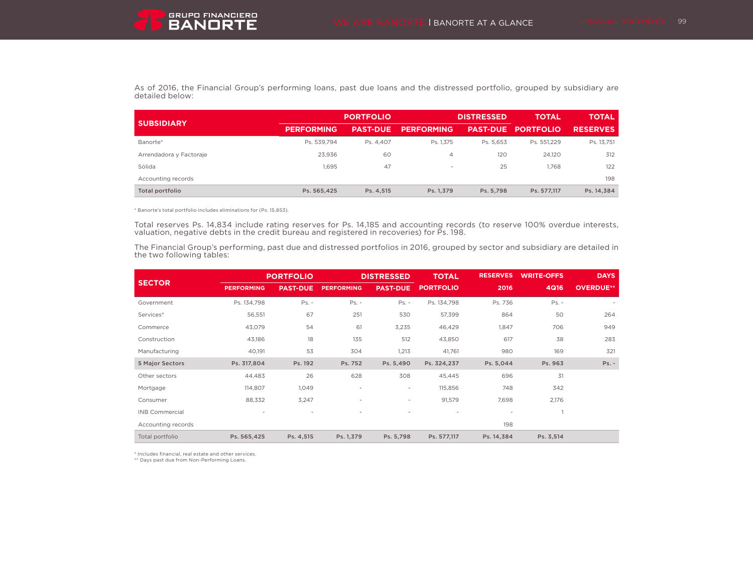As of 2016, the Financial Group's performing loans, past due loans and the distressed portfolio, grouped by subsidiary are detailed below:

| SUBSIDIARY | PORTFOLIO | | DISTRESSED | | TOTAL | TOTAL |
|---|---|---|---|---|---|---|
| | PERFORMING | PAST-DUE | PERFORMING | PAST-DUE | PORTFOLIO | RESERVES |
| Banorte* | Ps. 539,794 | Ps. 4,407 | Ps. 1,375 | Ps. 5,653 | Ps. 551,229 | Ps. 13,751 |
| Arrendadora y Factoraje | 23,936 | 60 | 4 | 120 | 24,120 | 312 |
| Sólida | 1,695 | 47 | - | 25 | 1,768 | 122 |
| Accounting records | | | | | | 198 |
| **Total portfolio** | **Ps. 565,425** | **Ps. 4,515** | **Ps. 1,379** | **Ps. 5,798** | **Ps. 577,117** | **Ps. 14,384** |

* Banorte's total portfolio includes eliminations for (Ps. 15,853).

Total reserves Ps. 14,834 include rating reserves for Ps. 14,185 and accounting records (to reserve 100% overdue interests, valuation, negative debts in the credit bureau and registered in recoveries) for Ps. 198.

The Financial Group's performing, past due and distressed portfolios in 2016, grouped by sector and subsidiary are detailed in the two following tables:

| SECTOR | PORTFOLIO | | DISTRESSED | | TOTAL | RESERVES | WRITE-OFFS | DAYS |
|---|---|---|---|---|---|---|---|---|
| | PERFORMING | PAST-DUE | PERFORMING | PAST-DUE | PORTFOLIO | 2016 | 4Q16 | OVERDUE** |
| Government | Ps. 134,798 | Ps. - | Ps. - | Ps. - | Ps. 134,798 | Ps. 736 | Ps. - | - |
| Services* | 56,551 | 67 | 251 | 530 | 57,399 | 864 | 50 | 264 |
| Commerce | 43,079 | 54 | 61 | 3,235 | 46,429 | 1,847 | 706 | 949 |
| Construction | 43,186 | 18 | 135 | 512 | 43,850 | 617 | 38 | 283 |
| Manufacturing | 40,191 | 53 | 304 | 1,213 | 41,761 | 980 | 169 | 321 |
| **5 Major Sectors** | **Ps. 317,804** | **Ps. 192** | **Ps. 752** | **Ps. 5,490** | **Ps. 324,237** | **Ps. 5,044** | **Ps. 963** | **Ps. -** |
| Other sectors | 44,483 | 26 | 628 | 308 | 45,445 | 696 | 31 | |
| Mortgage | 114,807 | 1,049 | - | - | 115,856 | 748 | 342 | |
| Consumer | 88,332 | 3,247 | - | - | 91,579 | 7,698 | 2,176 | |
| INB Commercial | - | - | - | - | - | - | 1 | |
| Accounting records | | | | | | 198 | | |
| Total portfolio | **Ps. 565,425** | **Ps. 4,515** | **Ps. 1,379** | **Ps. 5,798** | **Ps. 577,117** | **Ps. 14,384** | **Ps. 3,514** | |

* Includes financial, real estate and other services.
** Days past due from Non-Performing Loans.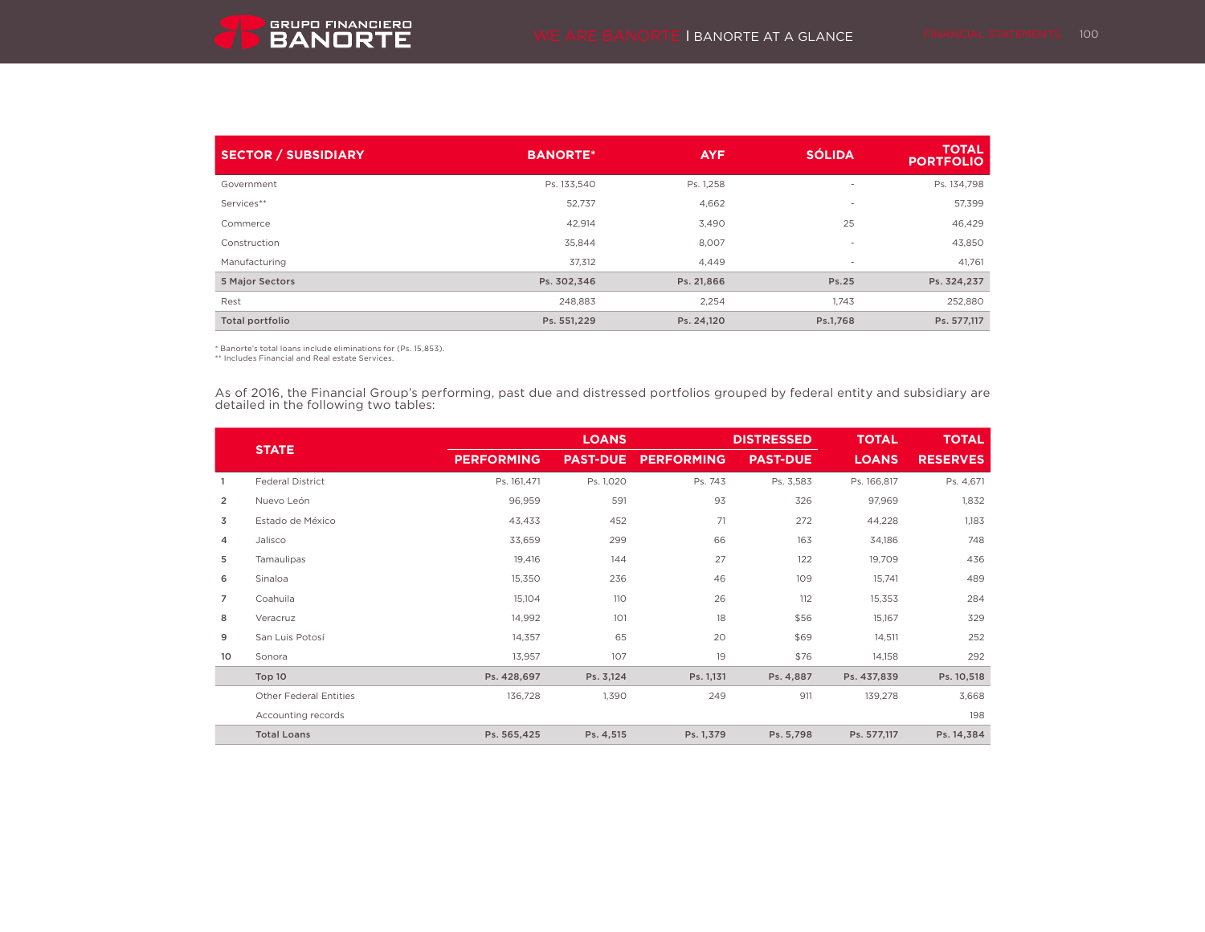| SECTOR / SUBSIDIARY | BANORTE* | AYF | SÓLIDA | TOTAL PORTFOLIO |
|---|---|---|---|---|
| Government | Ps. 133,540 | Ps. 1,258 | - | Ps. 134,798 |
| Services** | 52,737 | 4,662 | - | 57,399 |
| Commerce | 42,914 | 3,490 | 25 | 46,429 |
| Construction | 35,844 | 8,007 | - | 43,850 |
| Manufacturing | 37,312 | 4,449 | - | 41,761 |
| **5 Major Sectors** | **Ps. 302,346** | **Ps. 21,866** | **Ps.25** | **Ps. 324,237** |
| Rest | 248,883 | 2,254 | 1,743 | 252,880 |
| **Total portfolio** | **Ps. 551,229** | **Ps. 24,120** | **Ps.1,768** | **Ps. 577,117** |

* Banorte's total loans include eliminations for (Ps. 15,853).
** Includes Financial and Real estate Services.

As of 2016, the Financial Group's performing, past due and distressed portfolios grouped by federal entity and subsidiary are detailed in the following two tables:

| | STATE | LOANS | | DISTRESSED | | TOTAL | TOTAL |
|---|---|---|---|---|---|---|---|
| | | PERFORMING | PAST-DUE | PERFORMING | PAST-DUE | LOANS | RESERVES |
| 1 | Federal District | Ps. 161,471 | Ps. 1,020 | Ps. 743 | Ps. 3,583 | Ps. 166,817 | Ps. 4,671 |
| 2 | Nuevo León | 96,959 | 591 | 93 | 326 | 97,969 | 1,832 |
| 3 | Estado de México | 43,433 | 452 | 71 | 272 | 44,228 | 1,183 |
| 4 | Jalisco | 33,659 | 299 | 66 | 163 | 34,186 | 748 |
| 5 | Tamaulipas | 19,416 | 144 | 27 | 122 | 19,709 | 436 |
| 6 | Sinaloa | 15,350 | 236 | 46 | 109 | 15,741 | 489 |
| 7 | Coahuila | 15,104 | 110 | 26 | 112 | 15,353 | 284 |
| 8 | Veracruz | 14,992 | 101 | 18 | $56 | 15,167 | 329 |
| 9 | San Luis Potosí | 14,357 | 65 | 20 | $69 | 14,511 | 252 |
| 10 | Sonora | 13,957 | 107 | 19 | $76 | 14,158 | 292 |
| | **Top 10** | **Ps. 428,697** | **Ps. 3,124** | **Ps. 1,131** | **Ps. 4,887** | **Ps. 437,839** | **Ps. 10,518** |
| | Other Federal Entities | 136,728 | 1,390 | 249 | 911 | 139,278 | 3,668 |
| | Accounting records | | | | | | 198 |
| | **Total Loans** | **Ps. 565,425** | **Ps. 4,515** | **Ps. 1,379** | **Ps. 5,798** | **Ps. 577,117** | **Ps. 14,384** |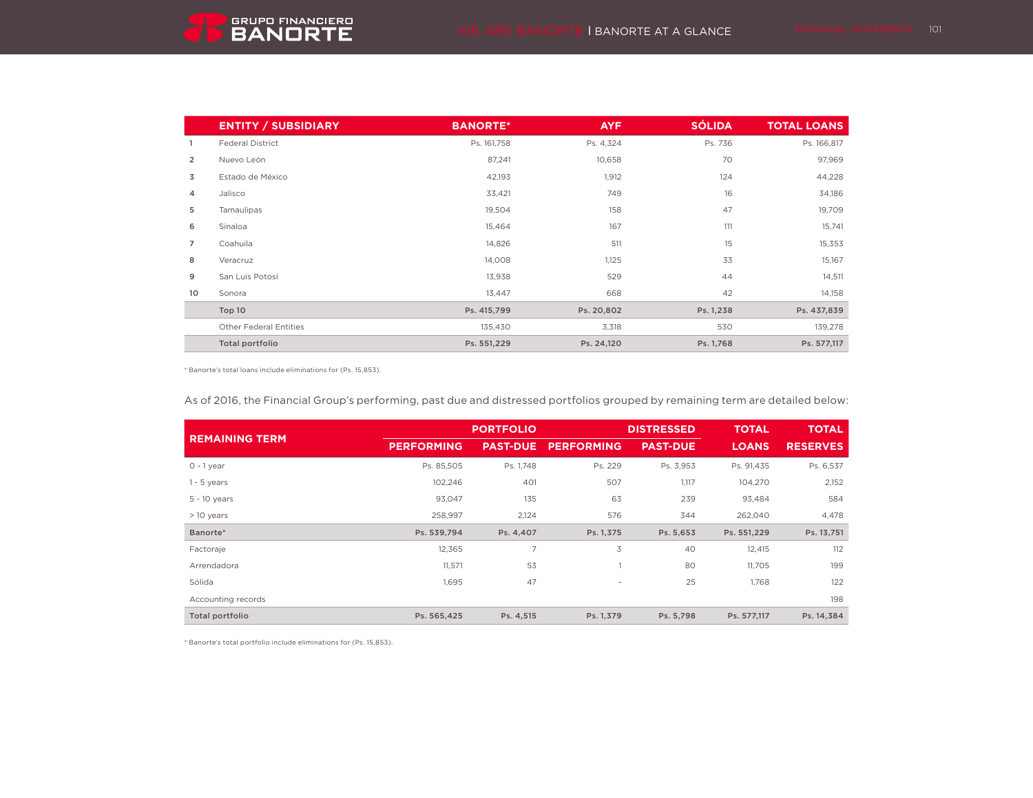| | ENTITY / SUBSIDIARY | BANORTE* | AYF | SÓLIDA | TOTAL LOANS |
|---|---|---|---|---|---|
| 1 | Federal District | Ps. 161,758 | Ps. 4,324 | Ps. 736 | Ps. 166,817 |
| 2 | Nuevo León | 87,241 | 10,658 | 70 | 97,969 |
| 3 | Estado de México | 42,193 | 1,912 | 124 | 44,228 |
| 4 | Jalisco | 33,421 | 749 | 16 | 34,186 |
| 5 | Tamaulipas | 19,504 | 158 | 47 | 19,709 |
| 6 | Sinaloa | 15,464 | 167 | 111 | 15,741 |
| 7 | Coahuila | 14,826 | 511 | 15 | 15,353 |
| 8 | Veracruz | 14,008 | 1,125 | 33 | 15,167 |
| 9 | San Luis Potosí | 13,938 | 529 | 44 | 14,511 |
| 10 | Sonora | 13,447 | 668 | 42 | 14,158 |
| | **Top 10** | **Ps. 415,799** | **Ps. 20,802** | **Ps. 1,238** | **Ps. 437,839** |
| | Other Federal Entities | 135,430 | 3,318 | 530 | 139,278 |
| | **Total portfolio** | **Ps. 551,229** | **Ps. 24,120** | **Ps. 1,768** | **Ps. 577,117** |

* Banorte's total loans include eliminations for (Ps. 15,853).

As of 2016, the Financial Group's performing, past due and distressed portfolios grouped by remaining term are detailed below:

| REMAINING TERM | PORTFOLIO | | DISTRESSED | | TOTAL | TOTAL |
|---|---|---|---|---|---|---|
| | PERFORMING | PAST-DUE | PERFORMING | PAST-DUE | LOANS | RESERVES |
| 0 - 1 year | Ps. 85,505 | Ps. 1,748 | Ps. 229 | Ps. 3,953 | Ps. 91,435 | Ps. 6,537 |
| 1 - 5 years | 102,246 | 401 | 507 | 1,117 | 104,270 | 2,152 |
| 5 - 10 years | 93,047 | 135 | 63 | 239 | 93,484 | 584 |
| > 10 years | 258,997 | 2,124 | 576 | 344 | 262,040 | 4,478 |
| **Banorte*** | **Ps. 539,794** | **Ps. 4,407** | **Ps. 1,375** | **Ps. 5,653** | **Ps. 551,229** | **Ps. 13,751** |
| Factoraje | 12,365 | 7 | 3 | 40 | 12,415 | 112 |
| Arrendadora | 11,571 | 53 | 1 | 80 | 11,705 | 199 |
| Sólida | 1,695 | 47 | - | 25 | 1,768 | 122 |
| Accounting records | | | | | | 198 |
| **Total portfolio** | **Ps. 565,425** | **Ps. 4,515** | **Ps. 1,379** | **Ps. 5,798** | **Ps. 577,117** | **Ps. 14,384** |

* Banorte's total portfolio include eliminations for (Ps. 15,853).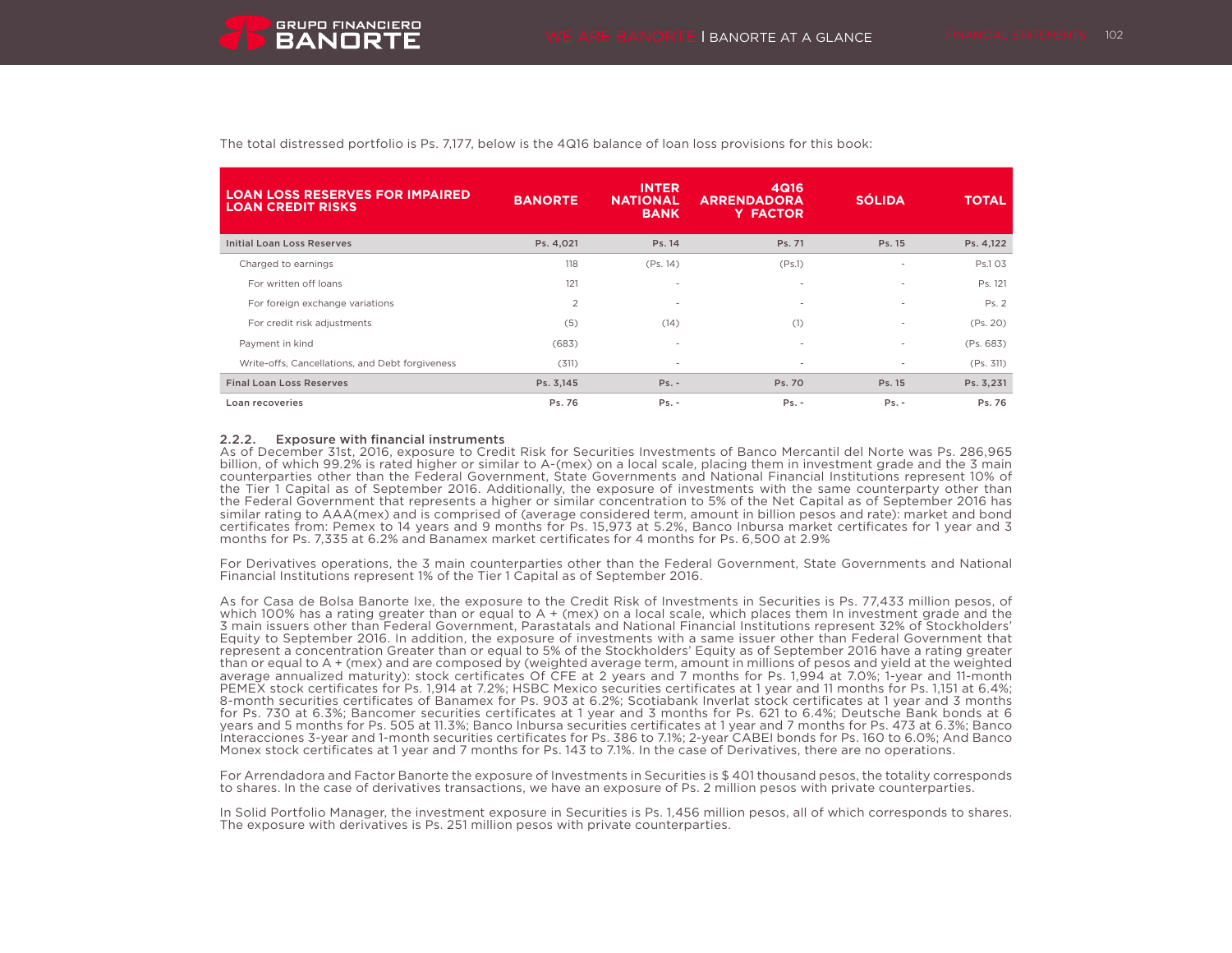The total distressed portfolio is Ps. 7,177, below is the 4Q16 balance of loan loss provisions for this book:

| LOAN LOSS RESERVES FOR IMPAIRED LOAN CREDIT RISKS | BANORTE | INTER NATIONAL BANK | 4Q16 ARRENDADORA Y FACTOR | SÓLIDA | TOTAL |
|---|---|---|---|---|---|
| **Initial Loan Loss Reserves** | **Ps. 4,021** | **Ps. 14** | **Ps. 71** | **Ps. 15** | **Ps. 4,122** |
| Charged to earnings | 118 | (Ps. 14) | (Ps.1) | - | Ps.1 03 |
| For written off loans | 121 | - | - | - | Ps. 121 |
| For foreign exchange variations | 2 | - | - | - | Ps. 2 |
| For credit risk adjustments | (5) | (14) | (1) | - | (Ps. 20) |
| Payment in kind | (683) | - | - | - | (Ps. 683) |
| Write-offs, Cancellations, and Debt forgiveness | (311) | - | - | - | (Ps. 311) |
| **Final Loan Loss Reserves** | **Ps. 3,145** | **Ps. -** | **Ps. 70** | **Ps. 15** | **Ps. 3,231** |
| **Loan recoveries** | **Ps. 76** | **Ps. -** | **Ps. -** | **Ps. -** | **Ps. 76** |

### 2.2.2. Exposure with financial instruments

As of December 31st, 2016, exposure to Credit Risk for Securities Investments of Banco Mercantil del Norte was Ps. 286,965 billion, of which 99.2% is rated higher or similar to A-(mex) on a local scale, placing them in investment grade and the 3 main counterparties other than the Federal Government, State Governments and National Financial Institutions represent 10% of the Tier 1 Capital as of September 2016. Additionally, the exposure of investments with the same counterparty other than the Federal Government that represents a higher or similar concentration to 5% of the Net Capital as of September 2016 has similar rating to AAA(mex) and is comprised of (average considered term, amount in billion pesos and rate): market and bond certificates from: Pemex to 14 years and 9 months for Ps. 15,973 at 5.2%, Banco Inbursa market certificates for 1 year and 3 months for Ps. 7,335 at 6.2% and Banamex market certificates for 4 months for Ps. 6,500 at 2.9%

For Derivatives operations, the 3 main counterparties other than the Federal Government, State Governments and National Financial Institutions represent 1% of the Tier 1 Capital as of September 2016.

As for Casa de Bolsa Banorte Ixe, the exposure to the Credit Risk of Investments in Securities is Ps. 77,433 million pesos, of which 100% has a rating greater than or equal to A + (mex) on a local scale, which places them In investment grade and the 3 main issuers other than Federal Government, Parastatals and National Financial Institutions represent 32% of Stockholders' Equity to September 2016. In addition, the exposure of investments with a same issuer other than Federal Government that represent a concentration Greater than or equal to 5% of the Stockholders' Equity as of September 2016 have a rating greater than or equal to A + (mex) and are composed by (weighted average term, amount in millions of pesos and yield at the weighted average annualized maturity): stock certificates Of CFE at 2 years and 7 months for Ps. 1,994 at 7.0%; 1-year and 11-month PEMEX stock certificates for Ps. 1,914 at 7.2%; HSBC Mexico securities certificates at 1 year and 11 months for Ps. 1,151 at 6.4%; 8-month securities certificates of Banamex for Ps. 903 at 6.2%; Scotiabank Inverlat stock certificates at 1 year and 3 months for Ps. 730 at 6.3%; Bancomer securities certificates at 1 year and 3 months for Ps. 621 to 6.4%; Deutsche Bank bonds at 6 years and 5 months for Ps. 505 at 11.3%; Banco Inbursa securities certificates at 1 year and 7 months for Ps. 473 at 6.3%; Banco Interacciones 3-year and 1-month securities certificates for Ps. 386 to 7.1%; 2-year CABEI bonds for Ps. 160 to 6.0%; And Banco Monex stock certificates at 1 year and 7 months for Ps. 143 to 7.1%. In the case of Derivatives, there are no operations.

For Arrendadora and Factor Banorte the exposure of Investments in Securities is $ 401 thousand pesos, the totality corresponds to shares. In the case of derivatives transactions, we have an exposure of Ps. 2 million pesos with private counterparties.

In Solid Portfolio Manager, the investment exposure in Securities is Ps. 1,456 million pesos, all of which corresponds to shares. The exposure with derivatives is Ps. 251 million pesos with private counterparties.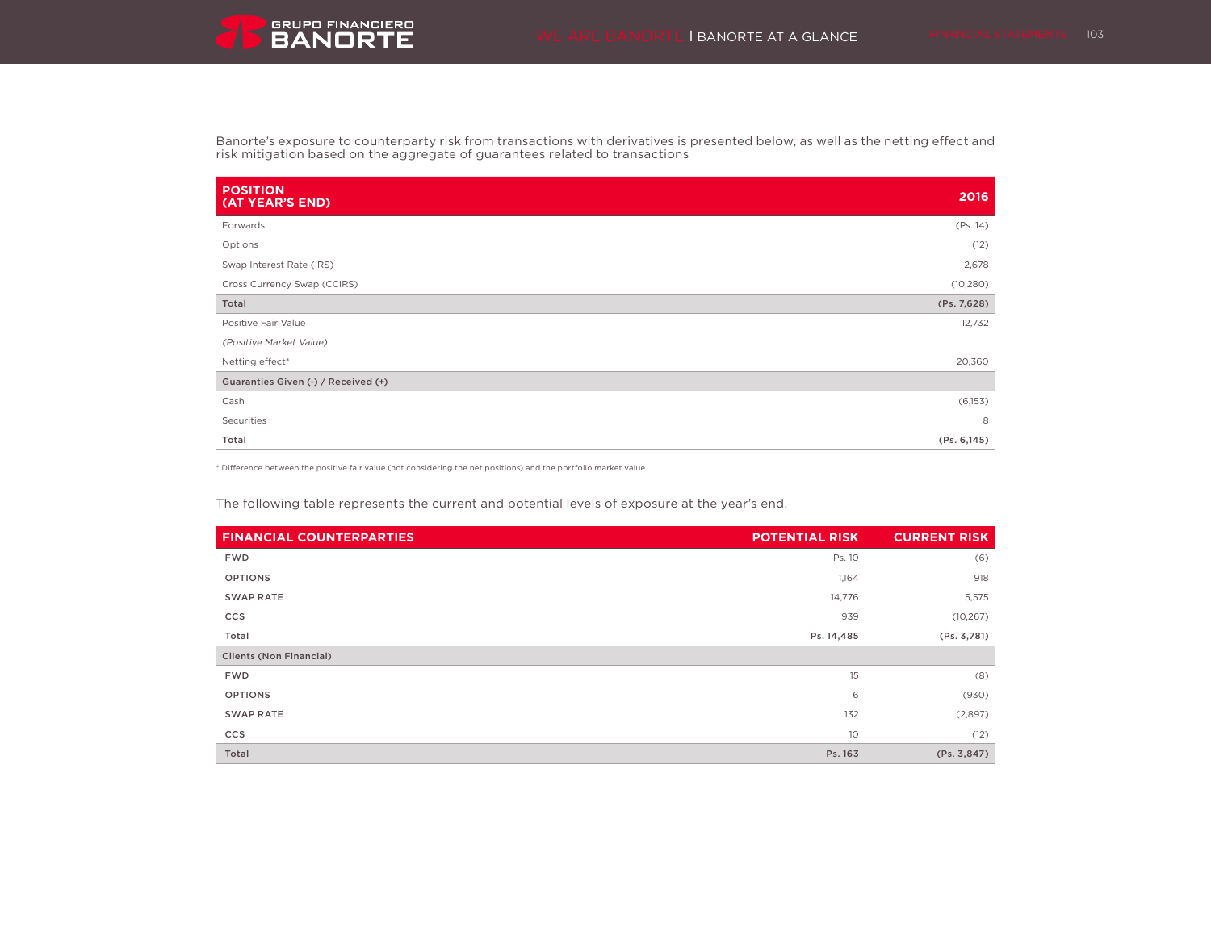Banorte's exposure to counterparty risk from transactions with derivatives is presented below, as well as the netting effect and risk mitigation based on the aggregate of guarantees related to transactions

| POSITION (AT YEAR'S END) | 2016 |
|---|---|
| Forwards | (Ps. 14) |
| Options | (12) |
| Swap Interest Rate (IRS) | 2,678 |
| Cross Currency Swap (CCIRS) | (10,280) |
| **Total** | **(Ps. 7,628)** |
| Positive Fair Value | 12,732 |
| *(Positive Market Value)* | |
| Netting effect* | 20,360 |
| **Guaranties Given (-) / Received (+)** | |
| Cash | (6,153) |
| Securities | 8 |
| **Total** | **(Ps. 6,145)** |

* Difference between the positive fair value (not considering the net positions) and the portfolio market value.

The following table represents the current and potential levels of exposure at the year's end.

| FINANCIAL COUNTERPARTIES | POTENTIAL RISK | CURRENT RISK |
|---|---|---|
| FWD | Ps. 10 | (6) |
| OPTIONS | 1,164 | 918 |
| SWAP RATE | 14,776 | 5,575 |
| CCS | 939 | (10,267) |
| **Total** | **Ps. 14,485** | **(Ps. 3,781)** |
| **Clients (Non Financial)** | | |
| FWD | 15 | (8) |
| OPTIONS | 6 | (930) |
| SWAP RATE | 132 | (2,897) |
| CCS | 10 | (12) |
| **Total** | **Ps. 163** | **(Ps. 3,847)** |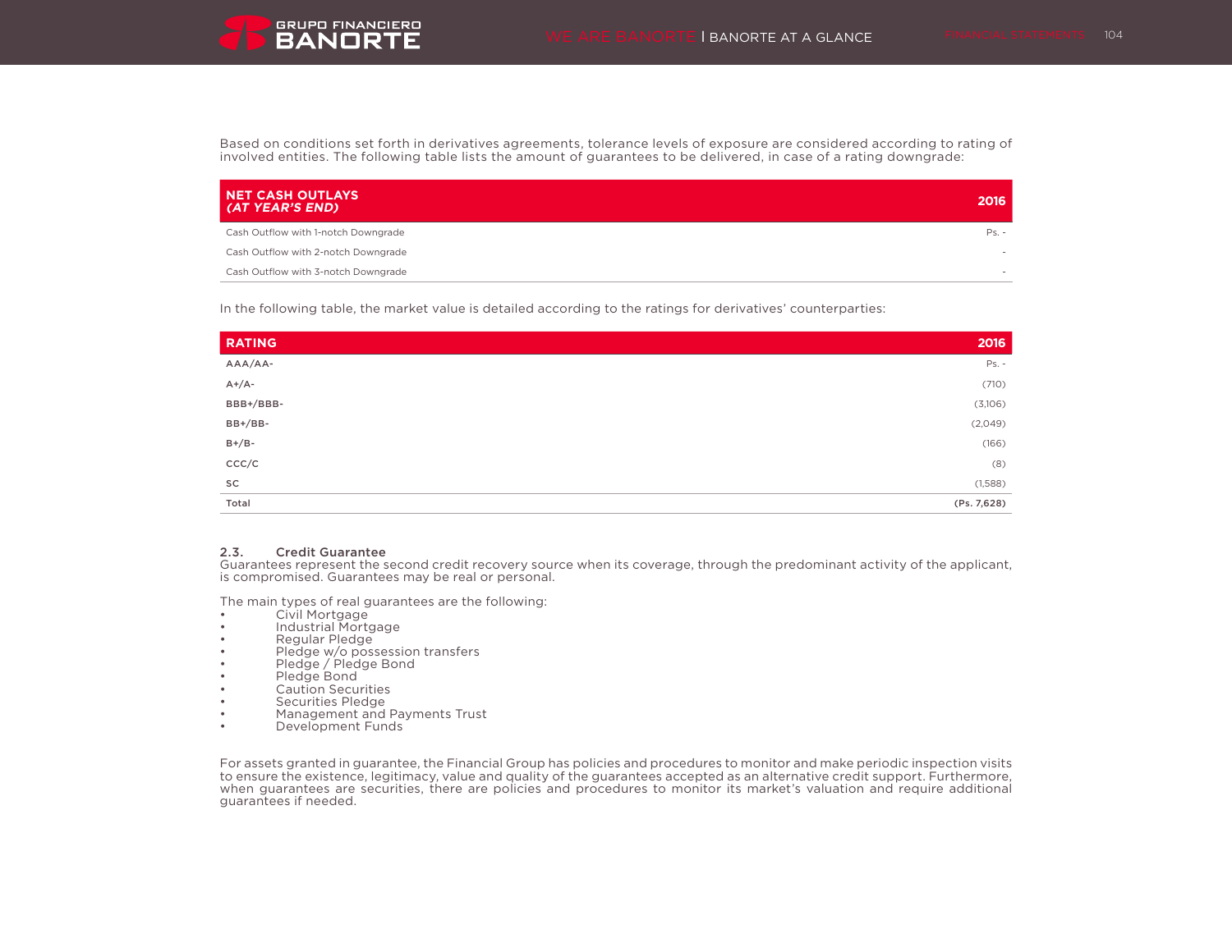Based on conditions set forth in derivatives agreements, tolerance levels of exposure are considered according to rating of involved entities. The following table lists the amount of guarantees to be delivered, in case of a rating downgrade:

| **NET CASH OUTLAYS *(AT YEAR'S END)*** | **2016** |
|---|---|
| Cash Outflow with 1-notch Downgrade | Ps. - |
| Cash Outflow with 2-notch Downgrade | - |
| Cash Outflow with 3-notch Downgrade | - |

In the following table, the market value is detailed according to the ratings for derivatives' counterparties:

| **RATING** | **2016** |
|---|---|
| AAA/AA- | Ps. - |
| A+/A- | (710) |
| BBB+/BBB- | (3,106) |
| BB+/BB- | (2,049) |
| B+/B- | (166) |
| CCC/C | (8) |
| SC | (1,588) |
| **Total** | **(Ps. 7,628)** |

### 2.3. Credit Guarantee

Guarantees represent the second credit recovery source when its coverage, through the predominant activity of the applicant, is compromised. Guarantees may be real or personal.

The main types of real guarantees are the following:

- Civil Mortgage
- Industrial Mortgage
- Regular Pledge
- Pledge w/o possession transfers
- Pledge / Pledge Bond
- Pledge Bond
- Caution Securities
- Securities Pledge
- Management and Payments Trust
- Development Funds

For assets granted in guarantee, the Financial Group has policies and procedures to monitor and make periodic inspection visits to ensure the existence, legitimacy, value and quality of the guarantees accepted as an alternative credit support. Furthermore, when guarantees are securities, there are policies and procedures to monitor its market's valuation and require additional guarantees if needed.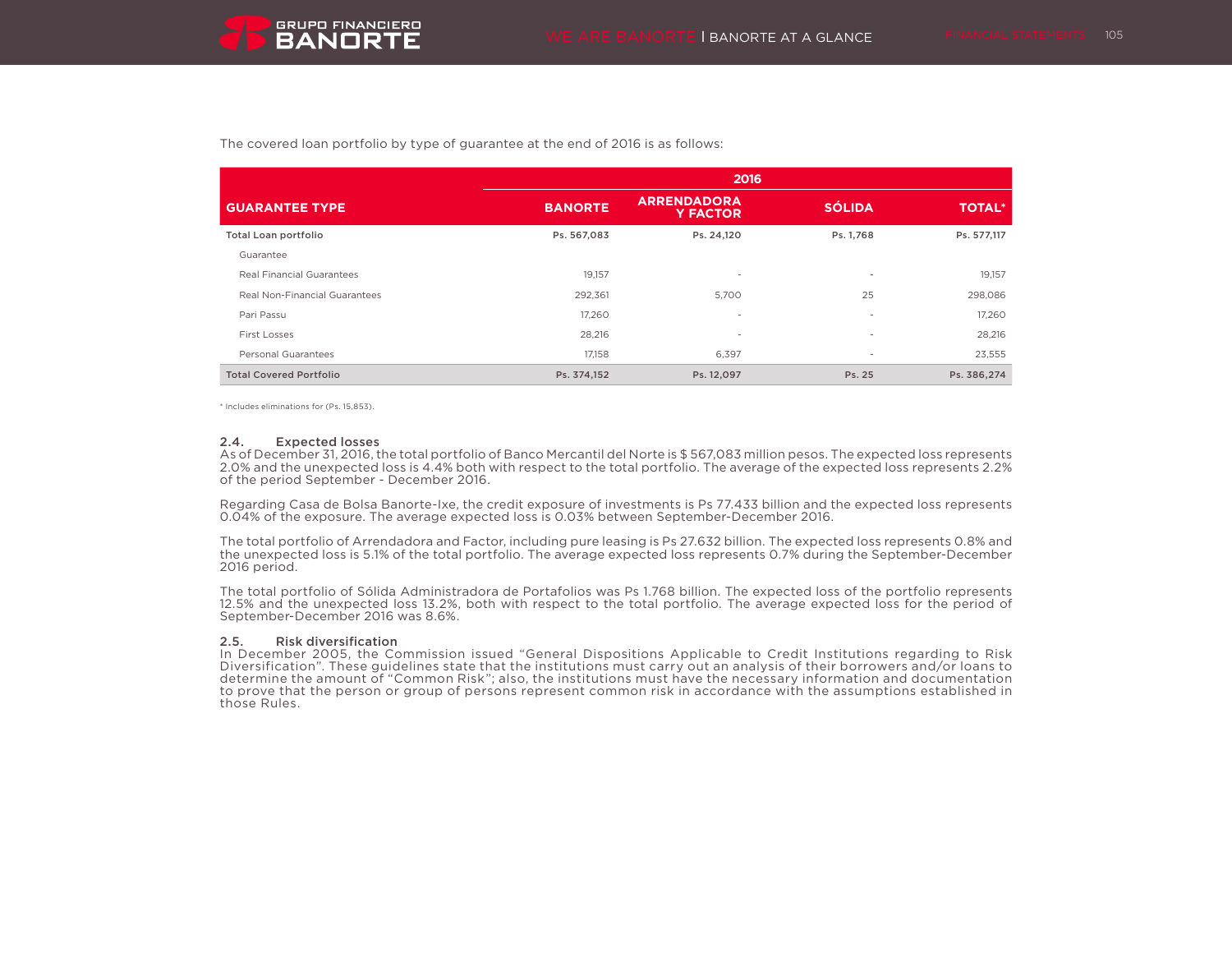The covered loan portfolio by type of guarantee at the end of 2016 is as follows:

| | 2016 | | | |
|---|---|---|---|---|
| **GUARANTEE TYPE** | **BANORTE** | **ARRENDADORA Y FACTOR** | **SÓLIDA** | **TOTAL*** |
| **Total Loan portfolio** | **Ps. 567,083** | **Ps. 24,120** | **Ps. 1,768** | **Ps. 577,117** |
| Guarantee | | | | |
| Real Financial Guarantees | 19,157 | - | - | 19,157 |
| Real Non-Financial Guarantees | 292,361 | 5,700 | 25 | 298,086 |
| Pari Passu | 17,260 | - | - | 17,260 |
| First Losses | 28,216 | - | - | 28,216 |
| Personal Guarantees | 17,158 | 6,397 | - | 23,555 |
| **Total Covered Portfolio** | **Ps. 374,152** | **Ps. 12,097** | **Ps. 25** | **Ps. 386,274** |

* Includes eliminations for (Ps. 15,853).

### 2.4. Expected losses

As of December 31, 2016, the total portfolio of Banco Mercantil del Norte is $ 567,083 million pesos. The expected loss represents 2.0% and the unexpected loss is 4.4% both with respect to the total portfolio. The average of the expected loss represents 2.2% of the period September - December 2016.

Regarding Casa de Bolsa Banorte-Ixe, the credit exposure of investments is Ps 77.433 billion and the expected loss represents 0.04% of the exposure. The average expected loss is 0.03% between September-December 2016.

The total portfolio of Arrendadora and Factor, including pure leasing is Ps 27.632 billion. The expected loss represents 0.8% and the unexpected loss is 5.1% of the total portfolio. The average expected loss represents 0.7% during the September-December 2016 period.

The total portfolio of Sólida Administradora de Portafolios was Ps 1.768 billion. The expected loss of the portfolio represents 12.5% and the unexpected loss 13.2%, both with respect to the total portfolio. The average expected loss for the period of September-December 2016 was 8.6%.

### 2.5. Risk diversification

In December 2005, the Commission issued “General Dispositions Applicable to Credit Institutions regarding to Risk Diversification”. These guidelines state that the institutions must carry out an analysis of their borrowers and/or loans to determine the amount of “Common Risk”; also, the institutions must have the necessary information and documentation to prove that the person or group of persons represent common risk in accordance with the assumptions established in those Rules.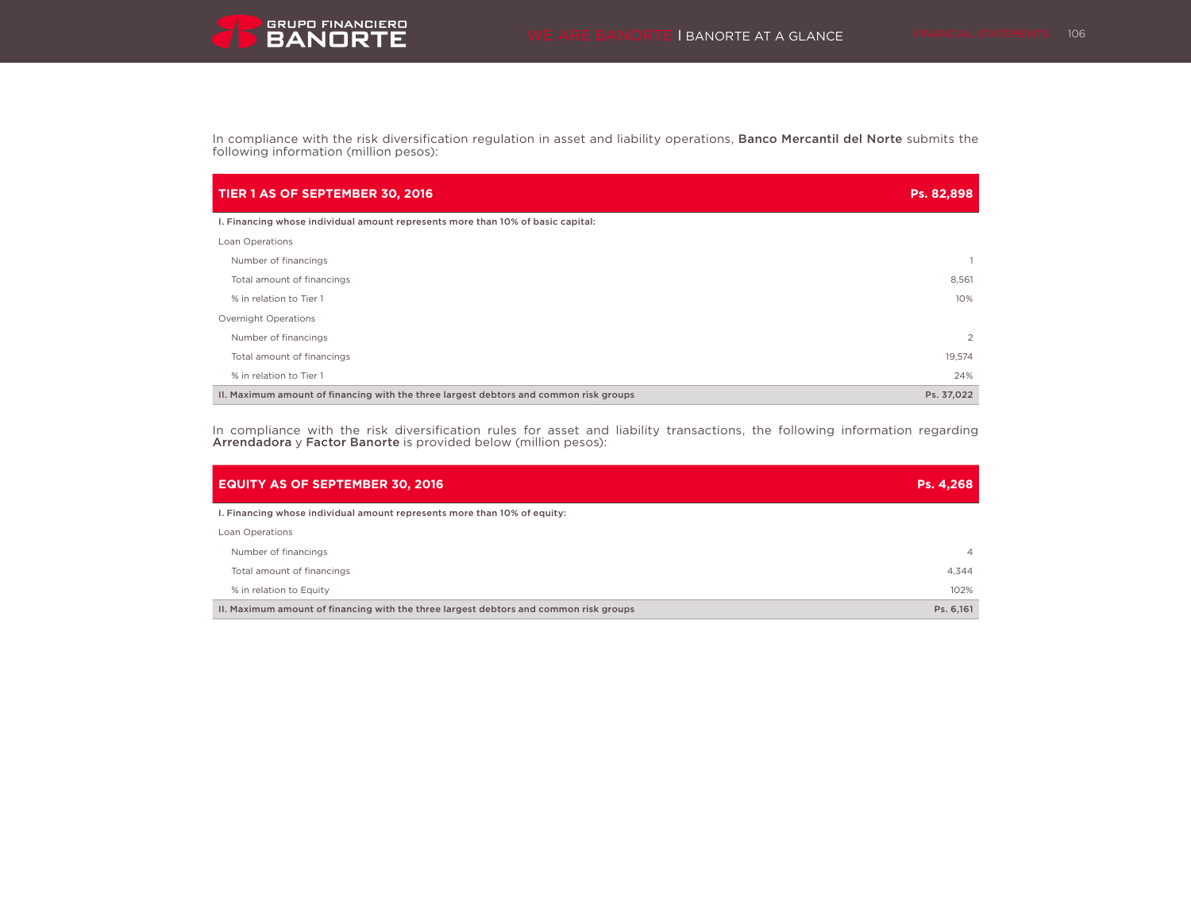In compliance with the risk diversification regulation in asset and liability operations, **Banco Mercantil del Norte** submits the following information (million pesos):

| TIER 1 AS OF SEPTEMBER 30, 2016 | Ps. 82,898 |
|---|---|
| **I. Financing whose individual amount represents more than 10% of basic capital:** | |
| Loan Operations | |
| Number of financings | 1 |
| Total amount of financings | 8,561 |
| % in relation to Tier 1 | 10% |
| Overnight Operations | |
| Number of financings | 2 |
| Total amount of financings | 19,574 |
| % in relation to Tier 1 | 24% |
| **II. Maximum amount of financing with the three largest debtors and common risk groups** | **Ps. 37,022** |

In compliance with the risk diversification rules for asset and liability transactions, the following information regarding **Arrendadora** y **Factor Banorte** is provided below (million pesos):

| EQUITY AS OF SEPTEMBER 30, 2016 | Ps. 4,268 |
|---|---|
| **I. Financing whose individual amount represents more than 10% of equity:** | |
| Loan Operations | |
| Number of financings | 4 |
| Total amount of financings | 4,344 |
| % in relation to Equity | 102% |
| **II. Maximum amount of financing with the three largest debtors and common risk groups** | **Ps. 6,161** |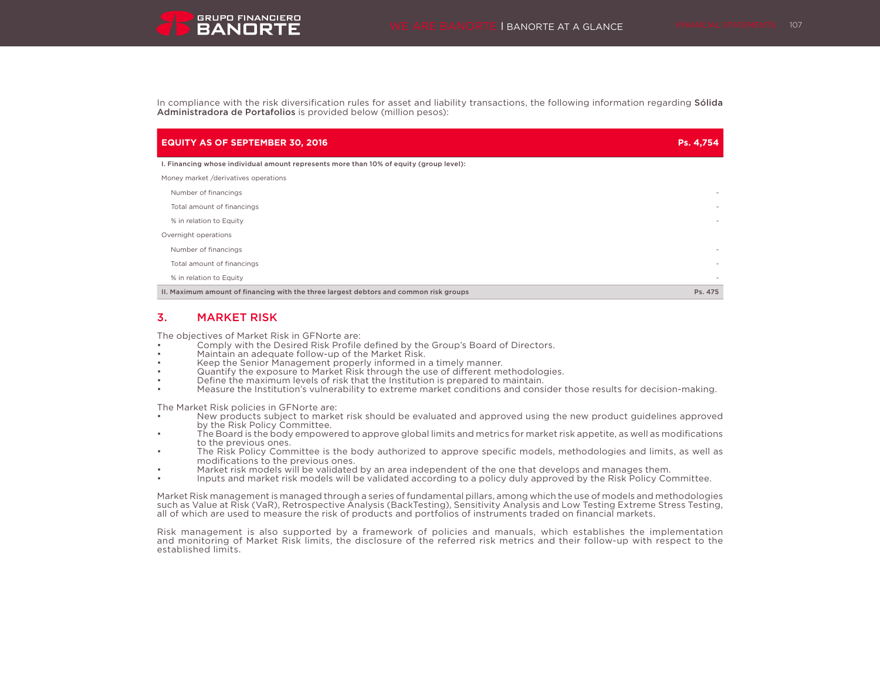In compliance with the risk diversification rules for asset and liability transactions, the following information regarding **Sólida Administradora de Portafolios** is provided below (million pesos):

| **EQUITY AS OF SEPTEMBER 30, 2016** | **Ps. 4,754** |
|---|---|
| **I. Financing whose individual amount represents more than 10% of equity (group level):** | |
| Money market /derivatives operations | |
| Number of financings | - |
| Total amount of financings | - |
| % in relation to Equity | - |
| Overnight operations | |
| Number of financings | - |
| Total amount of financings | - |
| % in relation to Equity | - |
| **II. Maximum amount of financing with the three largest debtors and common risk groups** | **Ps. 475** |

## 3. MARKET RISK

The objectives of Market Risk in GFNorte are:

- Comply with the Desired Risk Profile defined by the Group's Board of Directors.
- Maintain an adequate follow-up of the Market Risk.
- Keep the Senior Management properly informed in a timely manner.
- Quantify the exposure to Market Risk through the use of different methodologies.
- Define the maximum levels of risk that the Institution is prepared to maintain.
- Measure the Institution's vulnerability to extreme market conditions and consider those results for decision-making.

The Market Risk policies in GFNorte are:

- New products subject to market risk should be evaluated and approved using the new product guidelines approved by the Risk Policy Committee.
- The Board is the body empowered to approve global limits and metrics for market risk appetite, as well as modifications to the previous ones.
- The Risk Policy Committee is the body authorized to approve specific models, methodologies and limits, as well as modifications to the previous ones.
- Market risk models will be validated by an area independent of the one that develops and manages them.
- Inputs and market risk models will be validated according to a policy duly approved by the Risk Policy Committee.

Market Risk management is managed through a series of fundamental pillars, among which the use of models and methodologies such as Value at Risk (VaR), Retrospective Analysis (BackTesting), Sensitivity Analysis and Low Testing Extreme Stress Testing, all of which are used to measure the risk of products and portfolios of instruments traded on financial markets.

Risk management is also supported by a framework of policies and manuals, which establishes the implementation and monitoring of Market Risk limits, the disclosure of the referred risk metrics and their follow-up with respect to the established limits.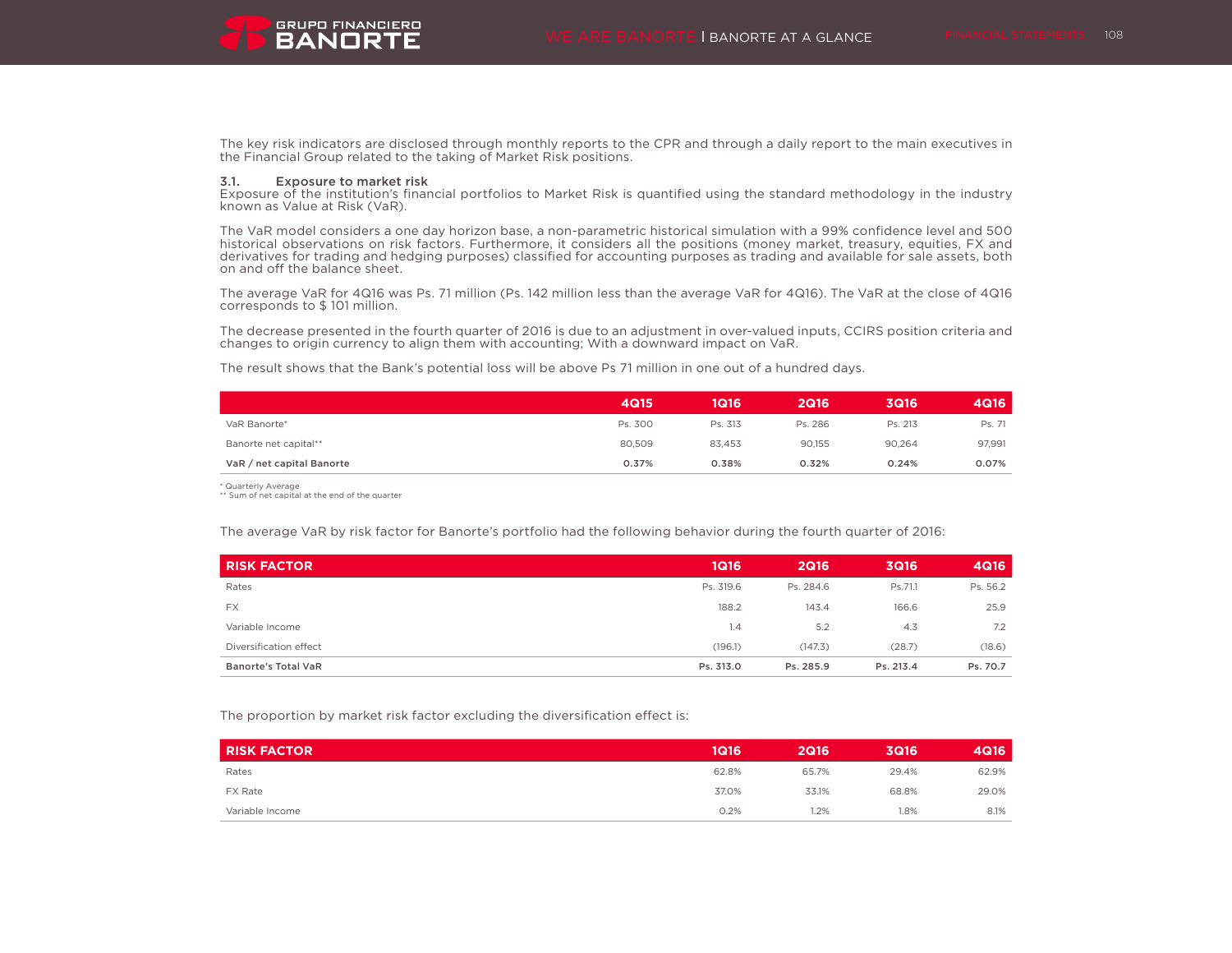The key risk indicators are disclosed through monthly reports to the CPR and through a daily report to the main executives in the Financial Group related to the taking of Market Risk positions.

### 3.1. Exposure to market risk

Exposure of the institution's financial portfolios to Market Risk is quantified using the standard methodology in the industry known as Value at Risk (VaR).

The VaR model considers a one day horizon base, a non-parametric historical simulation with a 99% confidence level and 500 historical observations on risk factors. Furthermore, it considers all the positions (money market, treasury, equities, FX and derivatives for trading and hedging purposes) classified for accounting purposes as trading and available for sale assets, both on and off the balance sheet.

The average VaR for 4Q16 was Ps. 71 million (Ps. 142 million less than the average VaR for 4Q16). The VaR at the close of 4Q16 corresponds to $ 101 million.

The decrease presented in the fourth quarter of 2016 is due to an adjustment in over-valued inputs, CCIRS position criteria and changes to origin currency to align them with accounting; With a downward impact on VaR.

The result shows that the Bank's potential loss will be above Ps 71 million in one out of a hundred days.

| | 4Q15 | 1Q16 | 2Q16 | 3Q16 | 4Q16 |
|---|---|---|---|---|---|
| VaR Banorte* | Ps. 300 | Ps. 313 | Ps. 286 | Ps. 213 | Ps. 71 |
| Banorte net capital** | 80,509 | 83,453 | 90,155 | 90,264 | 97,991 |
| **VaR / net capital Banorte** | **0.37%** | **0.38%** | **0.32%** | **0.24%** | **0.07%** |

\* Quarterly Average
\*\* Sum of net capital at the end of the quarter

The average VaR by risk factor for Banorte's portfolio had the following behavior during the fourth quarter of 2016:

| RISK FACTOR | 1Q16 | 2Q16 | 3Q16 | 4Q16 |
|---|---|---|---|---|
| Rates | Ps. 319.6 | Ps. 284.6 | Ps.71.1 | Ps. 56.2 |
| FX | 188.2 | 143.4 | 166.6 | 25.9 |
| Variable Income | 1.4 | 5.2 | 4.3 | 7.2 |
| Diversification effect | (196.1) | (147.3) | (28.7) | (18.6) |
| **Banorte's Total VaR** | **Ps. 313.0** | **Ps. 285.9** | **Ps. 213.4** | **Ps. 70.7** |

The proportion by market risk factor excluding the diversification effect is:

| RISK FACTOR | 1Q16 | 2Q16 | 3Q16 | 4Q16 |
|---|---|---|---|---|
| Rates | 62.8% | 65.7% | 29.4% | 62.9% |
| FX Rate | 37.0% | 33.1% | 68.8% | 29.0% |
| Variable Income | 0.2% | 1.2% | 1.8% | 8.1% |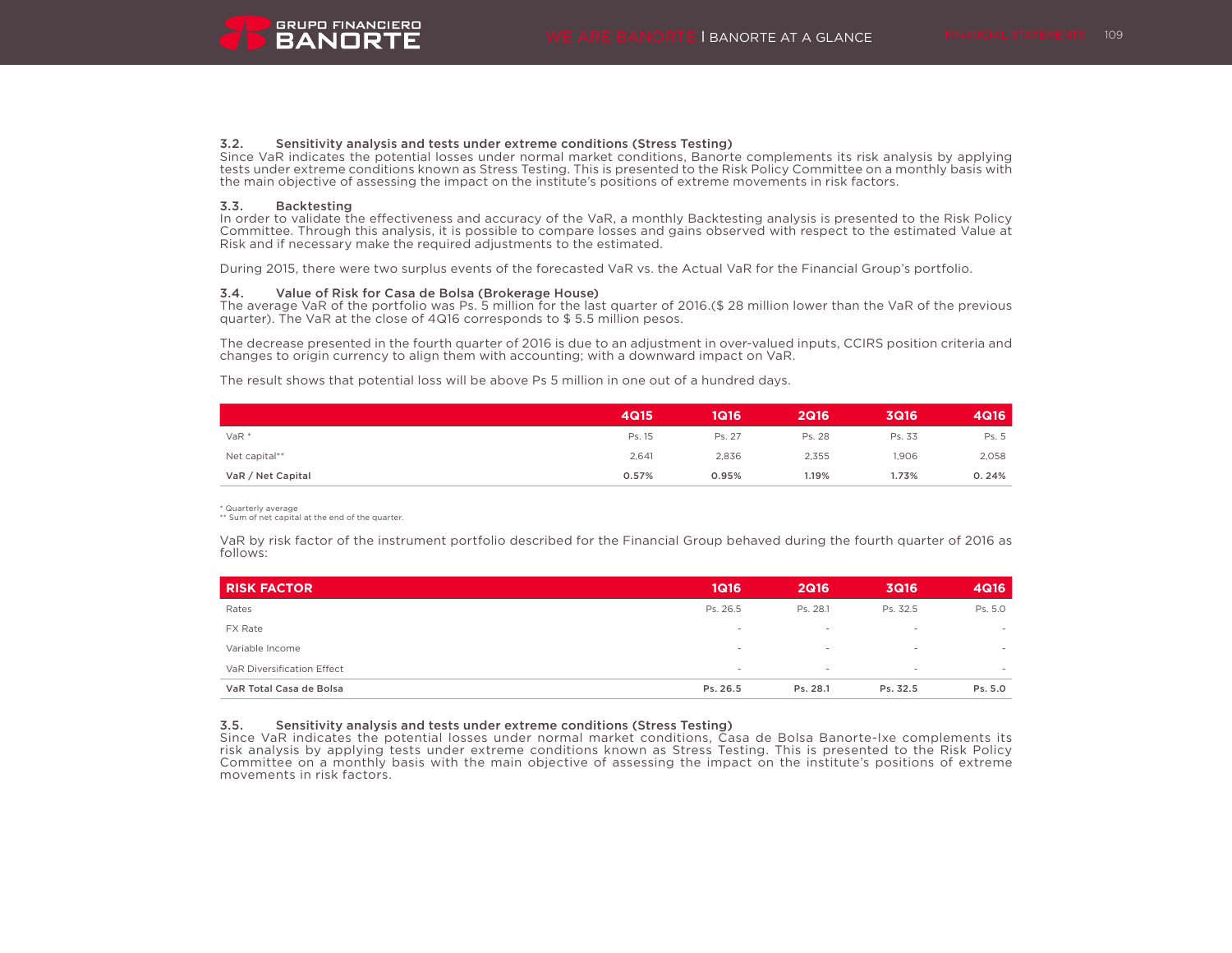### 3.2. Sensitivity analysis and tests under extreme conditions (Stress Testing)

Since VaR indicates the potential losses under normal market conditions, Banorte complements its risk analysis by applying tests under extreme conditions known as Stress Testing. This is presented to the Risk Policy Committee on a monthly basis with the main objective of assessing the impact on the institute's positions of extreme movements in risk factors.

### 3.3. Backtesting

In order to validate the effectiveness and accuracy of the VaR, a monthly Backtesting analysis is presented to the Risk Policy Committee. Through this analysis, it is possible to compare losses and gains observed with respect to the estimated Value at Risk and if necessary make the required adjustments to the estimated.

During 2015, there were two surplus events of the forecasted VaR vs. the Actual VaR for the Financial Group's portfolio.

### 3.4. Value of Risk for Casa de Bolsa (Brokerage House)

The average VaR of the portfolio was Ps. 5 million for the last quarter of 2016.($ 28 million lower than the VaR of the previous quarter). The VaR at the close of 4Q16 corresponds to $ 5.5 million pesos.

The decrease presented in the fourth quarter of 2016 is due to an adjustment in over-valued inputs, CCIRS position criteria and changes to origin currency to align them with accounting; with a downward impact on VaR.

The result shows that potential loss will be above Ps 5 million in one out of a hundred days.

| | 4Q15 | 1Q16 | 2Q16 | 3Q16 | 4Q16 |
|---|---|---|---|---|---|
| VaR * | Ps. 15 | Ps. 27 | Ps. 28 | Ps. 33 | Ps. 5 |
| Net capital** | 2,641 | 2,836 | 2,355 | 1,906 | 2,058 |
| **VaR / Net Capital** | **0.57%** | **0.95%** | **1.19%** | **1.73%** | **0. 24%** |

\* Quarterly average
\*\* Sum of net capital at the end of the quarter.

VaR by risk factor of the instrument portfolio described for the Financial Group behaved during the fourth quarter of 2016 as follows:

| RISK FACTOR | 1Q16 | 2Q16 | 3Q16 | 4Q16 |
|---|---|---|---|---|
| Rates | Ps. 26.5 | Ps. 28.1 | Ps. 32.5 | Ps. 5.0 |
| FX Rate | - | - | - | - |
| Variable Income | - | - | - | - |
| VaR Diversification Effect | - | - | - | - |
| **VaR Total Casa de Bolsa** | **Ps. 26.5** | **Ps. 28.1** | **Ps. 32.5** | **Ps. 5.0** |

### 3.5. Sensitivity analysis and tests under extreme conditions (Stress Testing)

Since VaR indicates the potential losses under normal market conditions, Casa de Bolsa Banorte-Ixe complements its risk analysis by applying tests under extreme conditions known as Stress Testing. This is presented to the Risk Policy Committee on a monthly basis with the main objective of assessing the impact on the institute's positions of extreme movements in risk factors.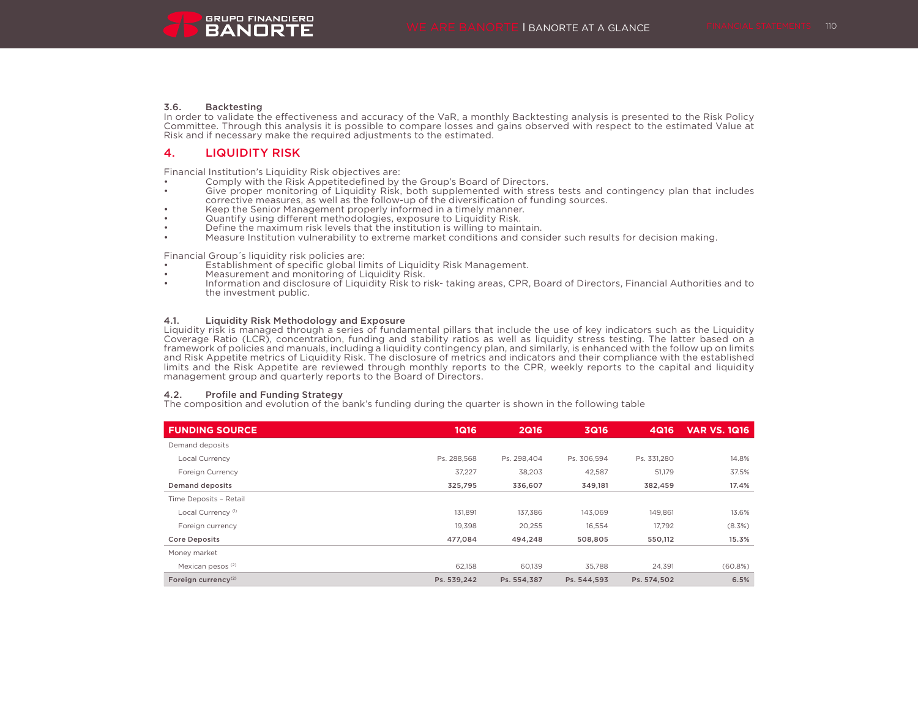### 3.6. Backtesting

In order to validate the effectiveness and accuracy of the VaR, a monthly Backtesting analysis is presented to the Risk Policy Committee. Through this analysis it is possible to compare losses and gains observed with respect to the estimated Value at Risk and if necessary make the required adjustments to the estimated.

## 4. LIQUIDITY RISK

Financial Institution's Liquidity Risk objectives are:

- Comply with the Risk Appetitedefined by the Group's Board of Directors.
- Give proper monitoring of Liquidity Risk, both supplemented with stress tests and contingency plan that includes corrective measures, as well as the follow-up of the diversification of funding sources.
- Keep the Senior Management properly informed in a timely manner.
- Quantify using different methodologies, exposure to Liquidity Risk.
- Define the maximum risk levels that the institution is willing to maintain.
- Measure Institution vulnerability to extreme market conditions and consider such results for decision making.

Financial Group´s liquidity risk policies are:

- Establishment of specific global limits of Liquidity Risk Management.
- Measurement and monitoring of Liquidity Risk.
- Information and disclosure of Liquidity Risk to risk- taking areas, CPR, Board of Directors, Financial Authorities and to the investment public.

### 4.1. Liquidity Risk Methodology and Exposure

Liquidity risk is managed through a series of fundamental pillars that include the use of key indicators such as the Liquidity Coverage Ratio (LCR), concentration, funding and stability ratios as well as liquidity stress testing. The latter based on a framework of policies and manuals, including a liquidity contingency plan, and similarly, is enhanced with the follow up on limits and Risk Appetite metrics of Liquidity Risk. The disclosure of metrics and indicators and their compliance with the established limits and the Risk Appetite are reviewed through monthly reports to the CPR, weekly reports to the capital and liquidity management group and quarterly reports to the Board of Directors.

### 4.2. Profile and Funding Strategy

The composition and evolution of the bank's funding during the quarter is shown in the following table

| FUNDING SOURCE | 1Q16 | 2Q16 | 3Q16 | 4Q16 | VAR VS. 1Q16 |
|---|---|---|---|---|---|
| Demand deposits | | | | | |
| Local Currency | Ps. 288,568 | Ps. 298,404 | Ps. 306,594 | Ps. 331,280 | 14.8% |
| Foreign Currency | 37,227 | 38,203 | 42,587 | 51,179 | 37.5% |
| **Demand deposits** | **325,795** | **336,607** | **349,181** | **382,459** | **17.4%** |
| Time Deposits – Retail | | | | | |
| Local Currency [(1)] | 131,891 | 137,386 | 143,069 | 149,861 | 13.6% |
| Foreign currency | 19,398 | 20,255 | 16,554 | 17,792 | (8.3%) |
| **Core Deposits** | **477,084** | **494,248** | **508,805** | **550,112** | **15.3%** |
| Money market | | | | | |
| Mexican pesos [(2)] | 62,158 | 60,139 | 35,788 | 24,391 | (60.8%) |
| **Foreign currency[(2)]** | **Ps. 539,242** | **Ps. 554,387** | **Ps. 544,593** | **Ps. 574,502** | **6.5%** |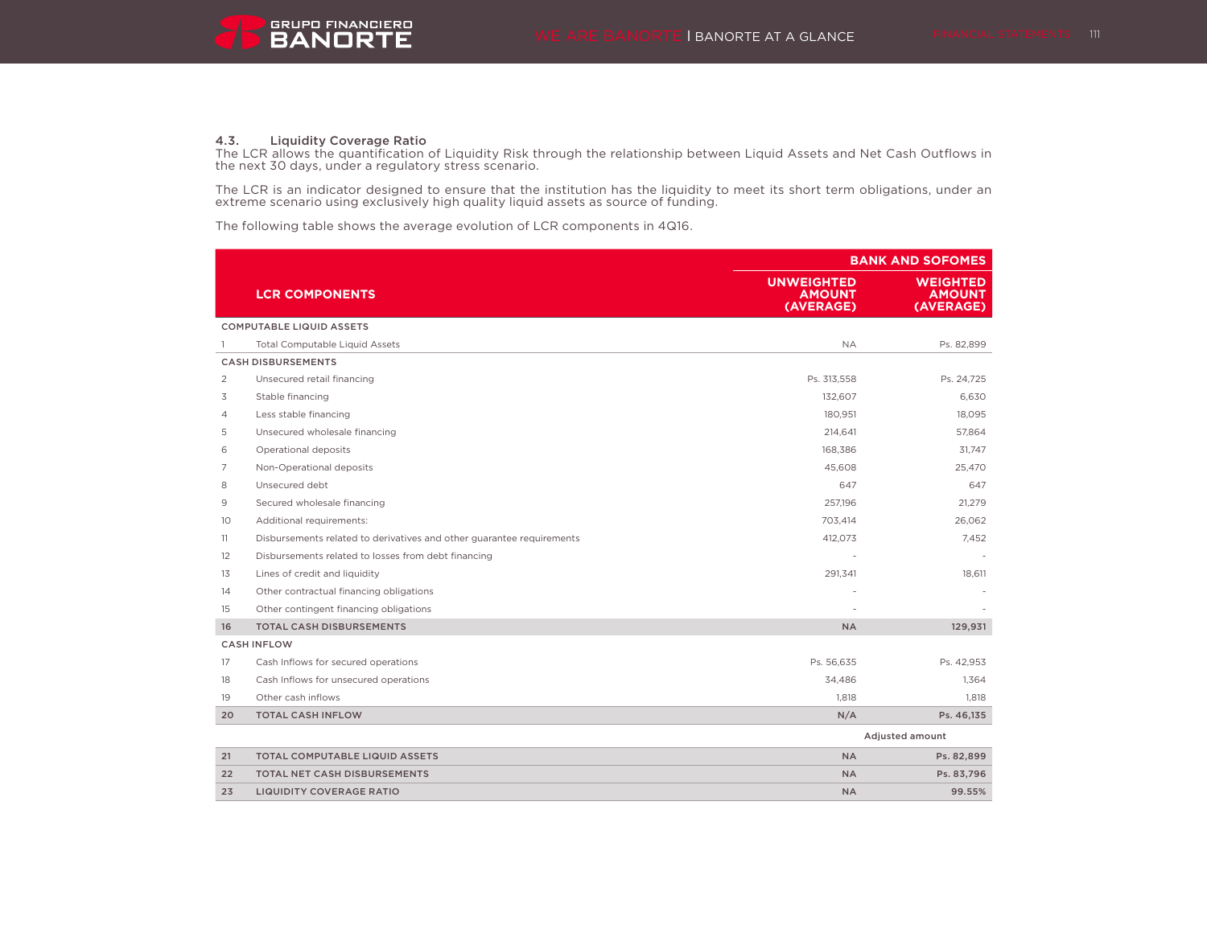### 4.3. Liquidity Coverage Ratio

The LCR allows the quantification of Liquidity Risk through the relationship between Liquid Assets and Net Cash Outflows in the next 30 days, under a regulatory stress scenario.

The LCR is an indicator designed to ensure that the institution has the liquidity to meet its short term obligations, under an extreme scenario using exclusively high quality liquid assets as source of funding.

The following table shows the average evolution of LCR components in 4Q16.

| | LCR COMPONENTS | BANK AND SOFOMES | |
|---|---|---|---|
| | | UNWEIGHTED AMOUNT (AVERAGE) | WEIGHTED AMOUNT (AVERAGE) |
| **COMPUTABLE LIQUID ASSETS** | | | |
| 1 | Total Computable Liquid Assets | NA | Ps. 82,899 |
| **CASH DISBURSEMENTS** | | | |
| 2 | Unsecured retail financing | Ps. 313,558 | Ps. 24,725 |
| 3 | Stable financing | 132,607 | 6,630 |
| 4 | Less stable financing | 180,951 | 18,095 |
| 5 | Unsecured wholesale financing | 214,641 | 57,864 |
| 6 | Operational deposits | 168,386 | 31,747 |
| 7 | Non-Operational deposits | 45,608 | 25,470 |
| 8 | Unsecured debt | 647 | 647 |
| 9 | Secured wholesale financing | 257,196 | 21,279 |
| 10 | Additional requirements: | 703,414 | 26,062 |
| 11 | Disbursements related to derivatives and other guarantee requirements | 412,073 | 7,452 |
| 12 | Disbursements related to losses from debt financing | - | - |
| 13 | Lines of credit and liquidity | 291,341 | 18,611 |
| 14 | Other contractual financing obligations | - | - |
| 15 | Other contingent financing obligations | - | - |
| **16** | **TOTAL CASH DISBURSEMENTS** | **NA** | **129,931** |
| **CASH INFLOW** | | | |
| 17 | Cash Inflows for secured operations | Ps. 56,635 | Ps. 42,953 |
| 18 | Cash Inflows for unsecured operations | 34,486 | 1,364 |
| 19 | Other cash inflows | 1,818 | 1,818 |
| **20** | **TOTAL CASH INFLOW** | **N/A** | **Ps. 46,135** |
| | | | Adjusted amount |
| **21** | **TOTAL COMPUTABLE LIQUID ASSETS** | **NA** | **Ps. 82,899** |
| **22** | **TOTAL NET CASH DISBURSEMENTS** | **NA** | **Ps. 83,796** |
| **23** | **LIQUIDITY COVERAGE RATIO** | **NA** | **99.55%** |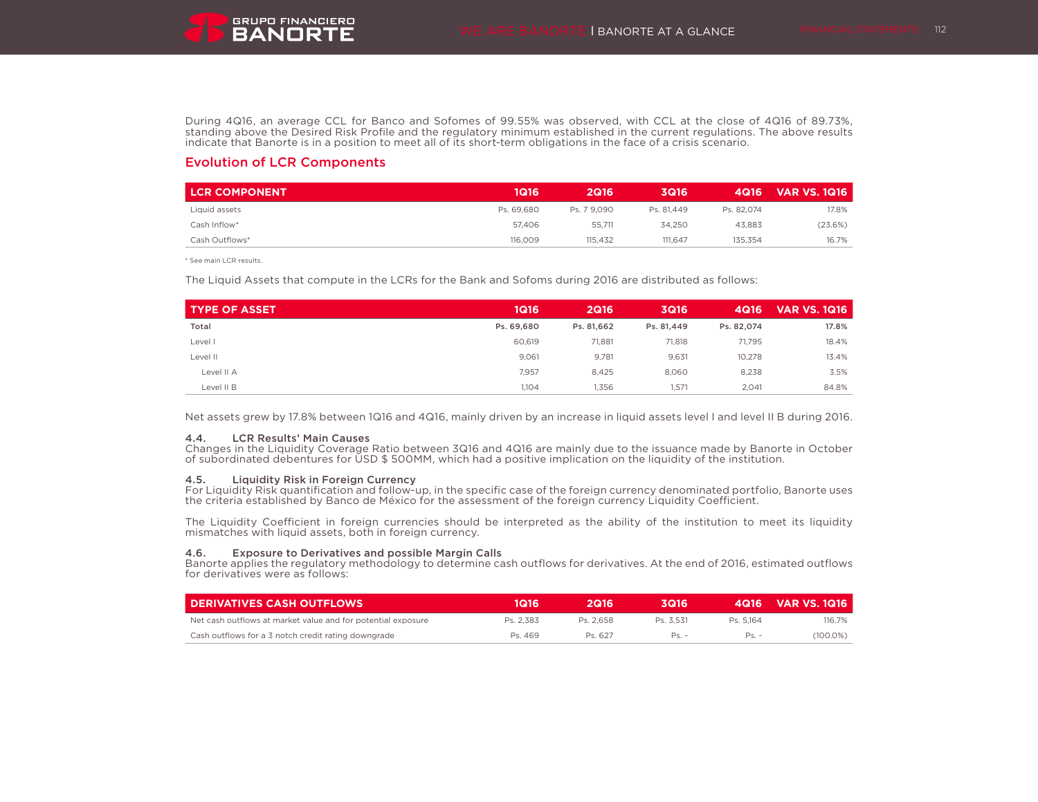During 4Q16, an average CCL for Banco and Sofomes of 99.55% was observed, with CCL at the close of 4Q16 of 89.73%, standing above the Desired Risk Profile and the regulatory minimum established in the current regulations. The above results indicate that Banorte is in a position to meet all of its short-term obligations in the face of a crisis scenario.

## Evolution of LCR Components

| LCR COMPONENT | 1Q16 | 2Q16 | 3Q16 | 4Q16 | VAR VS. 1Q16 |
|---|---|---|---|---|---|
| Liquid assets | Ps. 69,680 | Ps. 7 9,090 | Ps. 81,449 | Ps. 82,074 | 17.8% |
| Cash Inflow* | 57,406 | 55,711 | 34,250 | 43,883 | (23.6%) |
| Cash Outflows* | 116,009 | 115,432 | 111,647 | 135,354 | 16.7% |

* See main LCR results.

The Liquid Assets that compute in the LCRs for the Bank and Sofoms during 2016 are distributed as follows:

| TYPE OF ASSET | 1Q16 | 2Q16 | 3Q16 | 4Q16 | VAR VS. 1Q16 |
|---|---|---|---|---|---|
| **Total** | **Ps. 69,680** | **Ps. 81,662** | **Ps. 81,449** | **Ps. 82,074** | **17.8%** |
| Level I | 60,619 | 71,881 | 71,818 | 71,795 | 18.4% |
| Level II | 9,061 | 9,781 | 9,631 | 10,278 | 13.4% |
| Level II A | 7,957 | 8,425 | 8,060 | 8,238 | 3.5% |
| Level II B | 1,104 | 1,356 | 1,571 | 2,041 | 84.8% |

Net assets grew by 17.8% between 1Q16 and 4Q16, mainly driven by an increase in liquid assets level I and level II B during 2016.

### 4.4. LCR Results' Main Causes

Changes in the Liquidity Coverage Ratio between 3Q16 and 4Q16 are mainly due to the issuance made by Banorte in October of subordinated debentures for USD $ 500MM, which had a positive implication on the liquidity of the institution.

### 4.5. Liquidity Risk in Foreign Currency

For Liquidity Risk quantification and follow-up, in the specific case of the foreign currency denominated portfolio, Banorte uses the criteria established by Banco de México for the assessment of the foreign currency Liquidity Coefficient.

The Liquidity Coefficient in foreign currencies should be interpreted as the ability of the institution to meet its liquidity mismatches with liquid assets, both in foreign currency.

### 4.6. Exposure to Derivatives and possible Margin Calls

Banorte applies the regulatory methodology to determine cash outflows for derivatives. At the end of 2016, estimated outflows for derivatives were as follows:

| DERIVATIVES CASH OUTFLOWS | 1Q16 | 2Q16 | 3Q16 | 4Q16 | VAR VS. 1Q16 |
|---|---|---|---|---|---|
| Net cash outflows at market value and for potential exposure | Ps. 2,383 | Ps. 2,658 | Ps. 3,531 | Ps. 5,164 | 116.7% |
| Cash outflows for a 3 notch credit rating downgrade | Ps. 469 | Ps. 627 | Ps. - | Ps. - | (100.0%) |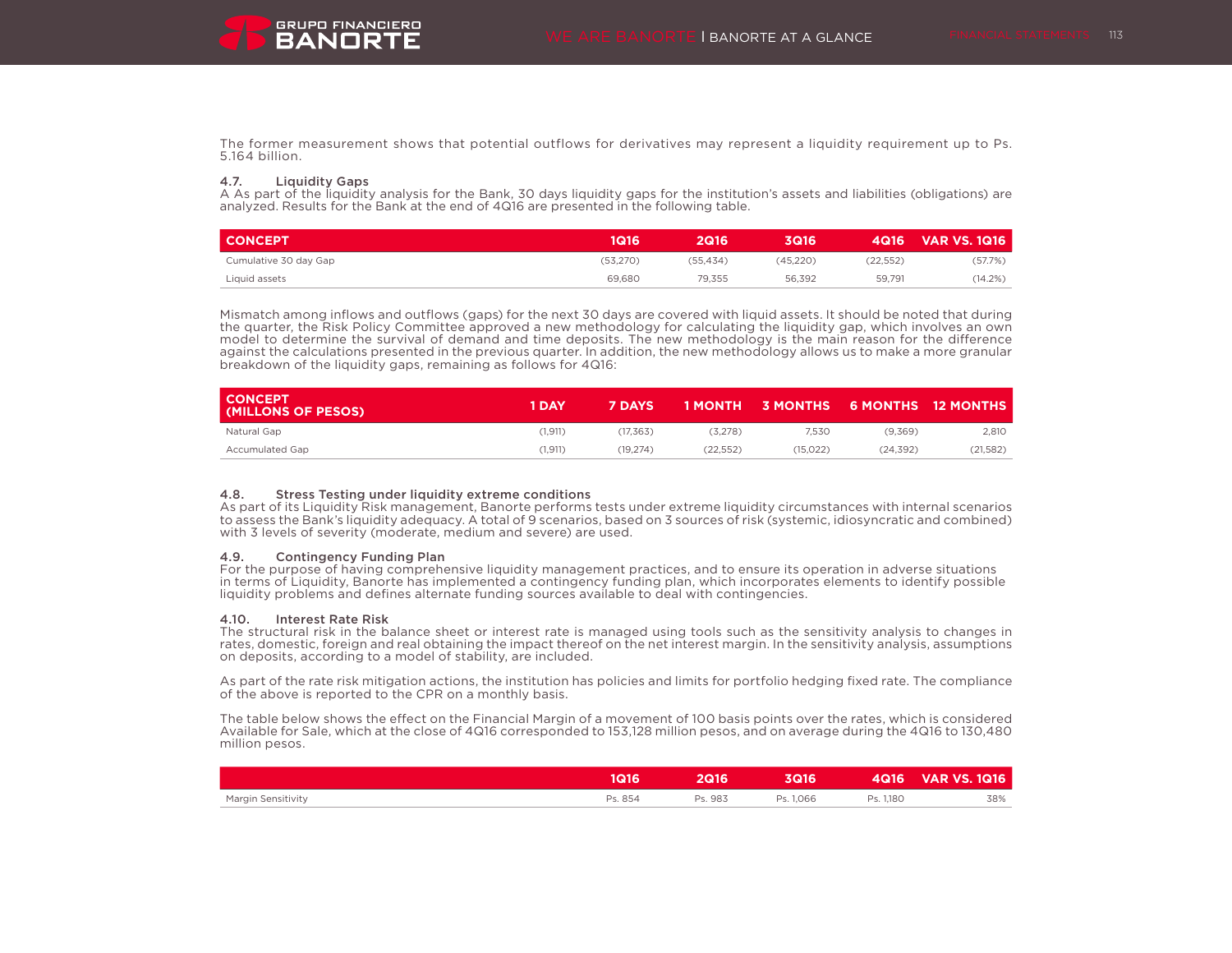The former measurement shows that potential outflows for derivatives may represent a liquidity requirement up to Ps. 5.164 billion.

### 4.7. Liquidity Gaps

A As part of the liquidity analysis for the Bank, 30 days liquidity gaps for the institution's assets and liabilities (obligations) are analyzed. Results for the Bank at the end of 4Q16 are presented in the following table.

| CONCEPT | 1Q16 | 2Q16 | 3Q16 | 4Q16 | VAR VS. 1Q16 |
|---|---|---|---|---|---|
| Cumulative 30 day Gap | (53,270) | (55,434) | (45,220) | (22,552) | (57.7%) |
| Liquid assets | 69,680 | 79,355 | 56,392 | 59,791 | (14.2%) |

Mismatch among inflows and outflows (gaps) for the next 30 days are covered with liquid assets. It should be noted that during the quarter, the Risk Policy Committee approved a new methodology for calculating the liquidity gap, which involves an own model to determine the survival of demand and time deposits. The new methodology is the main reason for the difference against the calculations presented in the previous quarter. In addition, the new methodology allows us to make a more granular breakdown of the liquidity gaps, remaining as follows for 4Q16:

| CONCEPT (MILLONS OF PESOS) | 1 DAY | 7 DAYS | 1 MONTH | 3 MONTHS | 6 MONTHS | 12 MONTHS |
|---|---|---|---|---|---|---|
| Natural Gap | (1,911) | (17,363) | (3,278) | 7,530 | (9,369) | 2,810 |
| Accumulated Gap | (1,911) | (19,274) | (22,552) | (15,022) | (24,392) | (21,582) |

### 4.8. Stress Testing under liquidity extreme conditions

As part of its Liquidity Risk management, Banorte performs tests under extreme liquidity circumstances with internal scenarios to assess the Bank's liquidity adequacy. A total of 9 scenarios, based on 3 sources of risk (systemic, idiosyncratic and combined) with 3 levels of severity (moderate, medium and severe) are used.

### 4.9. Contingency Funding Plan

For the purpose of having comprehensive liquidity management practices, and to ensure its operation in adverse situations in terms of Liquidity, Banorte has implemented a contingency funding plan, which incorporates elements to identify possible liquidity problems and defines alternate funding sources available to deal with contingencies.

### 4.10. Interest Rate Risk

The structural risk in the balance sheet or interest rate is managed using tools such as the sensitivity analysis to changes in rates, domestic, foreign and real obtaining the impact thereof on the net interest margin. In the sensitivity analysis, assumptions on deposits, according to a model of stability, are included.

As part of the rate risk mitigation actions, the institution has policies and limits for portfolio hedging fixed rate. The compliance of the above is reported to the CPR on a monthly basis.

The table below shows the effect on the Financial Margin of a movement of 100 basis points over the rates, which is considered Available for Sale, which at the close of 4Q16 corresponded to 153,128 million pesos, and on average during the 4Q16 to 130,480 million pesos.

| | 1Q16 | 2Q16 | 3Q16 | 4Q16 | VAR VS. 1Q16 |
|---|---|---|---|---|---|
| Margin Sensitivity | Ps. 854 | Ps. 983 | Ps. 1,066 | Ps. 1,180 | 38% |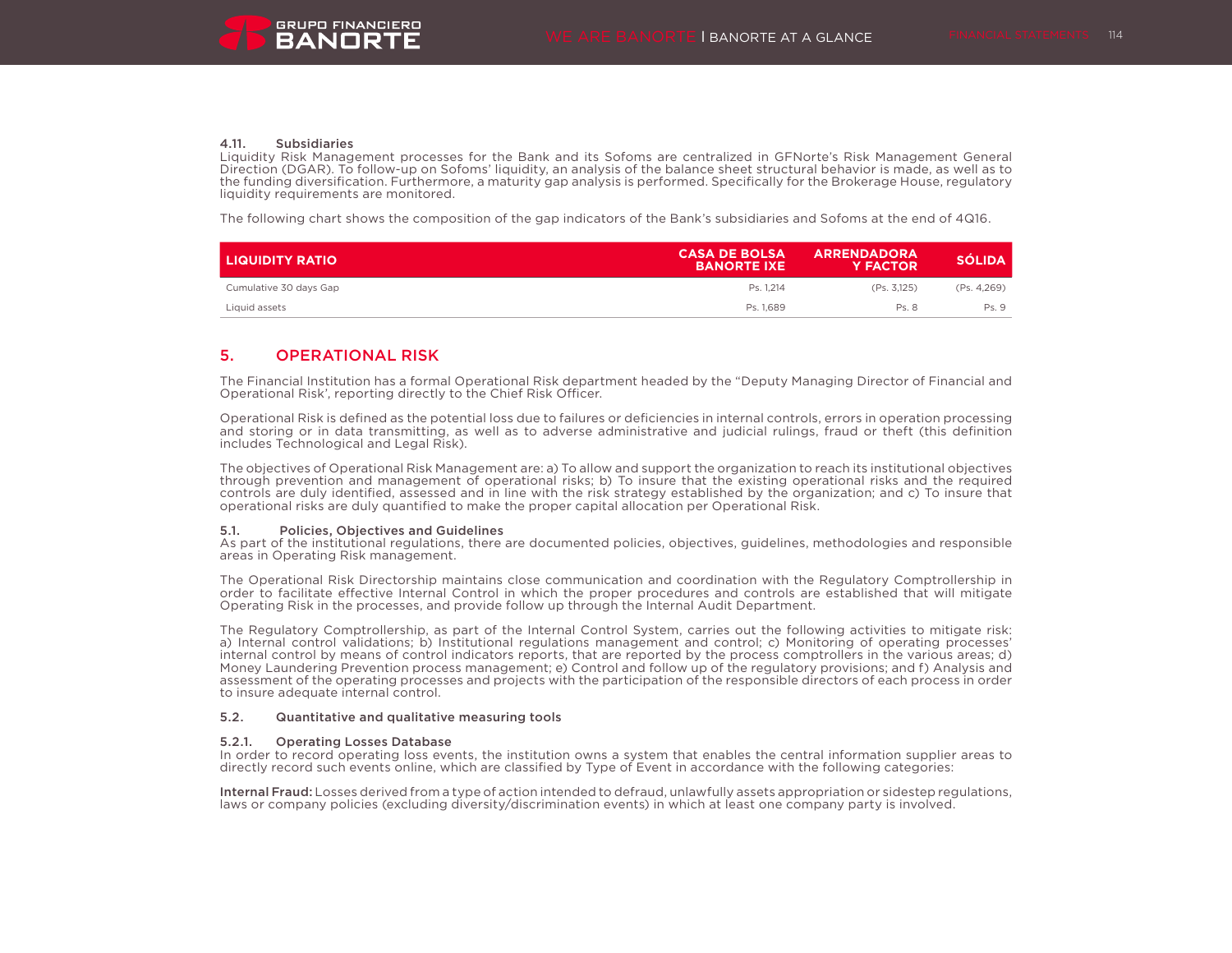### 4.11. Subsidiaries

Liquidity Risk Management processes for the Bank and its Sofoms are centralized in GFNorte's Risk Management General Direction (DGAR). To follow-up on Sofoms' liquidity, an analysis of the balance sheet structural behavior is made, as well as to the funding diversification. Furthermore, a maturity gap analysis is performed. Specifically for the Brokerage House, regulatory liquidity requirements are monitored.

The following chart shows the composition of the gap indicators of the Bank's subsidiaries and Sofoms at the end of 4Q16.

| LIQUIDITY RATIO | CASA DE BOLSA BANORTE IXE | ARRENDADORA Y FACTOR | SÓLIDA |
|---|---|---|---|
| Cumulative 30 days Gap | Ps. 1,214 | (Ps. 3,125) | (Ps. 4,269) |
| Liquid assets | Ps. 1,689 | Ps. 8 | Ps. 9 |

## 5. OPERATIONAL RISK

The Financial Institution has a formal Operational Risk department headed by the "Deputy Managing Director of Financial and Operational Risk', reporting directly to the Chief Risk Officer.

Operational Risk is defined as the potential loss due to failures or deficiencies in internal controls, errors in operation processing and storing or in data transmitting, as well as to adverse administrative and judicial rulings, fraud or theft (this definition includes Technological and Legal Risk).

The objectives of Operational Risk Management are: a) To allow and support the organization to reach its institutional objectives through prevention and management of operational risks; b) To insure that the existing operational risks and the required controls are duly identified, assessed and in line with the risk strategy established by the organization; and c) To insure that operational risks are duly quantified to make the proper capital allocation per Operational Risk.

### 5.1. Policies, Objectives and Guidelines

As part of the institutional regulations, there are documented policies, objectives, guidelines, methodologies and responsible areas in Operating Risk management.

The Operational Risk Directorship maintains close communication and coordination with the Regulatory Comptrollership in order to facilitate effective Internal Control in which the proper procedures and controls are established that will mitigate Operating Risk in the processes, and provide follow up through the Internal Audit Department.

The Regulatory Comptrollership, as part of the Internal Control System, carries out the following activities to mitigate risk: a) Internal control validations; b) Institutional regulations management and control; c) Monitoring of operating processes' internal control by means of control indicators reports, that are reported by the process comptrollers in the various areas; d) Money Laundering Prevention process management; e) Control and follow up of the regulatory provisions; and f) Analysis and assessment of the operating processes and projects with the participation of the responsible directors of each process in order to insure adequate internal control.

### 5.2. Quantitative and qualitative measuring tools

#### 5.2.1. Operating Losses Database

In order to record operating loss events, the institution owns a system that enables the central information supplier areas to directly record such events online, which are classified by Type of Event in accordance with the following categories:

**Internal Fraud:** Losses derived from a type of action intended to defraud, unlawfully assets appropriation or sidestep regulations, laws or company policies (excluding diversity/discrimination events) in which at least one company party is involved.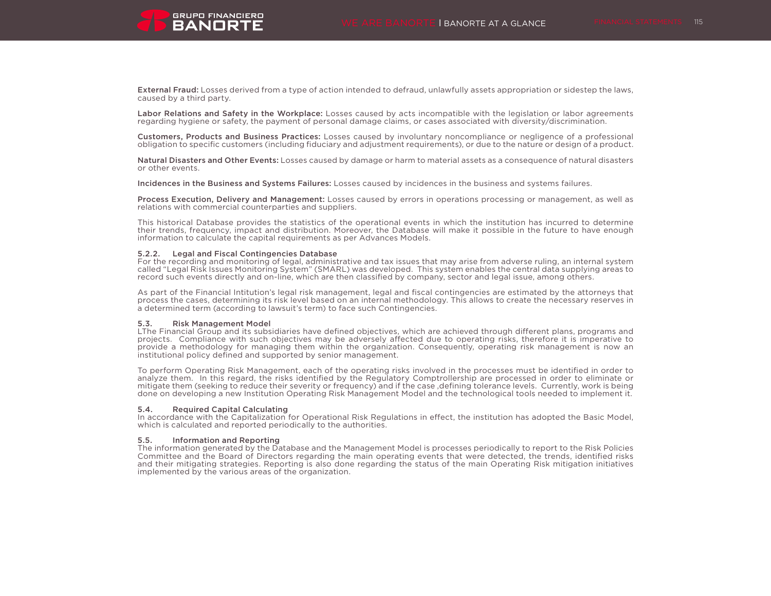**External Fraud:** Losses derived from a type of action intended to defraud, unlawfully assets appropriation or sidestep the laws, caused by a third party.

**Labor Relations and Safety in the Workplace:** Losses caused by acts incompatible with the legislation or labor agreements regarding hygiene or safety, the payment of personal damage claims, or cases associated with diversity/discrimination.

**Customers, Products and Business Practices:** Losses caused by involuntary noncompliance or negligence of a professional obligation to specific customers (including fiduciary and adjustment requirements), or due to the nature or design of a product.

**Natural Disasters and Other Events:** Losses caused by damage or harm to material assets as a consequence of natural disasters or other events.

**Incidences in the Business and Systems Failures:** Losses caused by incidences in the business and systems failures.

**Process Execution, Delivery and Management:** Losses caused by errors in operations processing or management, as well as relations with commercial counterparties and suppliers.

This historical Database provides the statistics of the operational events in which the institution has incurred to determine their trends, frequency, impact and distribution. Moreover, the Database will make it possible in the future to have enough information to calculate the capital requirements as per Advances Models.

### 5.2.2. Legal and Fiscal Contingencies Database

For the recording and monitoring of legal, administrative and tax issues that may arise from adverse ruling, an internal system called “Legal Risk Issues Monitoring System” (SMARL) was developed. This system enables the central data supplying areas to record such events directly and on-line, which are then classified by company, sector and legal issue, among others.

As part of the Financial Intitution’s legal risk management, legal and fiscal contingencies are estimated by the attorneys that process the cases, determining its risk level based on an internal methodology. This allows to create the necessary reserves in a determined term (according to lawsuit’s term) to face such Contingencies.

### 5.3. Risk Management Model

LThe Financial Group and its subsidiaries have defined objectives, which are achieved through different plans, programs and projects. Compliance with such objectives may be adversely affected due to operating risks, therefore it is imperative to provide a methodology for managing them within the organization. Consequently, operating risk management is now an institutional policy defined and supported by senior management.

To perform Operating Risk Management, each of the operating risks involved in the processes must be identified in order to analyze them. In this regard, the risks identified by the Regulatory Comptrollership are processed in order to eliminate or mitigate them (seeking to reduce their severity or frequency) and if the case ,defining tolerance levels. Currently, work is being done on developing a new Institution Operating Risk Management Model and the technological tools needed to implement it.

### 5.4. Required Capital Calculating

In accordance with the Capitalization for Operational Risk Regulations in effect, the institution has adopted the Basic Model, which is calculated and reported periodically to the authorities.

### 5.5. Information and Reporting

The information generated by the Database and the Management Model is processes periodically to report to the Risk Policies Committee and the Board of Directors regarding the main operating events that were detected, the trends, identified risks and their mitigating strategies. Reporting is also done regarding the status of the main Operating Risk mitigation initiatives implemented by the various areas of the organization.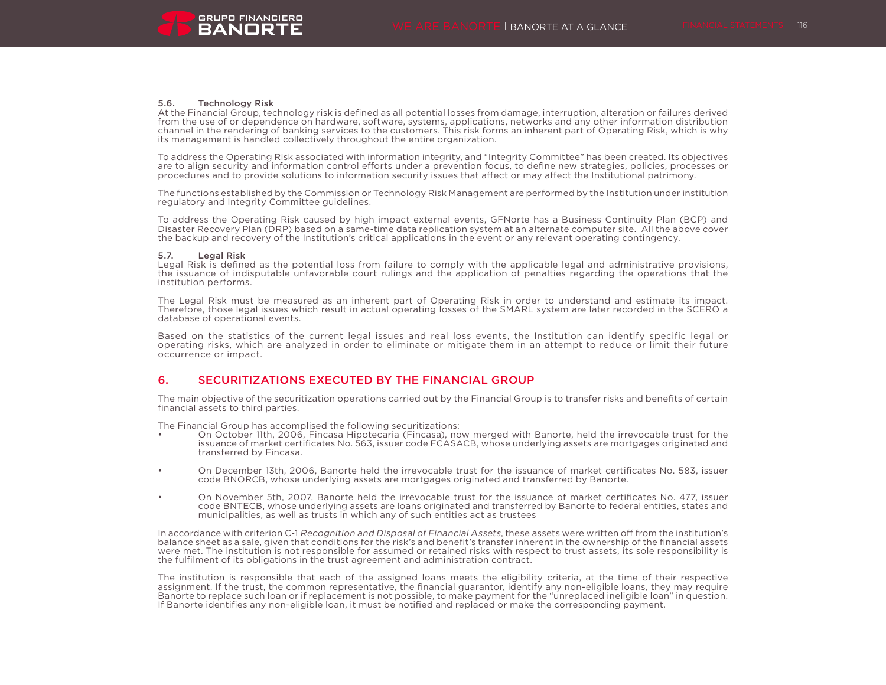### 5.6. Technology Risk

At the Financial Group, technology risk is defined as all potential losses from damage, interruption, alteration or failures derived from the use of or dependence on hardware, software, systems, applications, networks and any other information distribution channel in the rendering of banking services to the customers. This risk forms an inherent part of Operating Risk, which is why its management is handled collectively throughout the entire organization.

To address the Operating Risk associated with information integrity, and "Integrity Committee" has been created. Its objectives are to align security and information control efforts under a prevention focus, to define new strategies, policies, processes or procedures and to provide solutions to information security issues that affect or may affect the Institutional patrimony.

The functions established by the Commission or Technology Risk Management are performed by the Institution under institution regulatory and Integrity Committee guidelines.

To address the Operating Risk caused by high impact external events, GFNorte has a Business Continuity Plan (BCP) and Disaster Recovery Plan (DRP) based on a same-time data replication system at an alternate computer site. All the above cover the backup and recovery of the Institution's critical applications in the event or any relevant operating contingency.

### 5.7. Legal Risk

Legal Risk is defined as the potential loss from failure to comply with the applicable legal and administrative provisions, the issuance of indisputable unfavorable court rulings and the application of penalties regarding the operations that the institution performs.

The Legal Risk must be measured as an inherent part of Operating Risk in order to understand and estimate its impact. Therefore, those legal issues which result in actual operating losses of the SMARL system are later recorded in the SCERO a database of operational events.

Based on the statistics of the current legal issues and real loss events, the Institution can identify specific legal or operating risks, which are analyzed in order to eliminate or mitigate them in an attempt to reduce or limit their future occurrence or impact.

## 6. SECURITIZATIONS EXECUTED BY THE FINANCIAL GROUP

The main objective of the securitization operations carried out by the Financial Group is to transfer risks and benefits of certain financial assets to third parties.

The Financial Group has accomplised the following securitizations:

- On October 11th, 2006, Fincasa Hipotecaria (Fincasa), now merged with Banorte, held the irrevocable trust for the issuance of market certificates No. 563, issuer code FCASACB, whose underlying assets are mortgages originated and transferred by Fincasa.
- On December 13th, 2006, Banorte held the irrevocable trust for the issuance of market certificates No. 583, issuer code BNORCB, whose underlying assets are mortgages originated and transferred by Banorte.
- On November 5th, 2007, Banorte held the irrevocable trust for the issuance of market certificates No. 477, issuer code BNTECB, whose underlying assets are loans originated and transferred by Banorte to federal entities, states and municipalities, as well as trusts in which any of such entities act as trustees

In accordance with criterion C-1 *Recognition and Disposal of Financial Assets*, these assets were written off from the institution's balance sheet as a sale, given that conditions for the risk's and benefit's transfer inherent in the ownership of the financial assets were met. The institution is not responsible for assumed or retained risks with respect to trust assets, its sole responsibility is the fulfilment of its obligations in the trust agreement and administration contract.

The institution is responsible that each of the assigned loans meets the eligibility criteria, at the time of their respective assignment. If the trust, the common representative, the financial guarantor, identify any non-eligible loans, they may require Banorte to replace such loan or if replacement is not possible, to make payment for the "unreplaced ineligible loan" in question. If Banorte identifies any non-eligible loan, it must be notified and replaced or make the corresponding payment.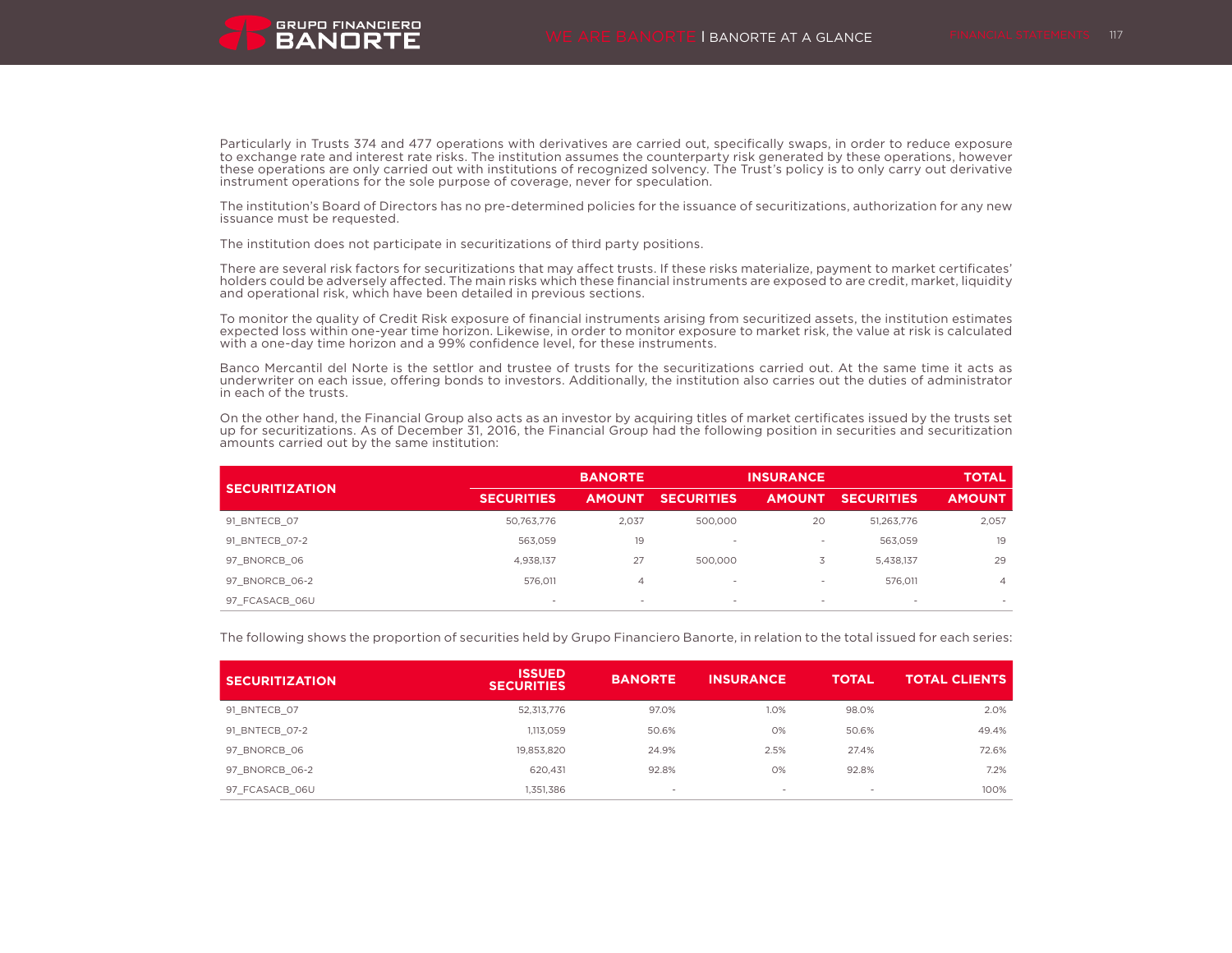Particularly in Trusts 374 and 477 operations with derivatives are carried out, specifically swaps, in order to reduce exposure to exchange rate and interest rate risks. The institution assumes the counterparty risk generated by these operations, however these operations are only carried out with institutions of recognized solvency. The Trust's policy is to only carry out derivative instrument operations for the sole purpose of coverage, never for speculation.

The institution's Board of Directors has no pre-determined policies for the issuance of securitizations, authorization for any new issuance must be requested.

The institution does not participate in securitizations of third party positions.

There are several risk factors for securitizations that may affect trusts. If these risks materialize, payment to market certificates' holders could be adversely affected. The main risks which these financial instruments are exposed to are credit, market, liquidity and operational risk, which have been detailed in previous sections.

To monitor the quality of Credit Risk exposure of financial instruments arising from securitized assets, the institution estimates expected loss within one-year time horizon. Likewise, in order to monitor exposure to market risk, the value at risk is calculated with a one-day time horizon and a 99% confidence level, for these instruments.

Banco Mercantil del Norte is the settlor and trustee of trusts for the securitizations carried out. At the same time it acts as underwriter on each issue, offering bonds to investors. Additionally, the institution also carries out the duties of administrator in each of the trusts.

On the other hand, the Financial Group also acts as an investor by acquiring titles of market certificates issued by the trusts set up for securitizations. As of December 31, 2016, the Financial Group had the following position in securities and securitization amounts carried out by the same institution:

| SECURITIZATION | BANORTE | | INSURANCE | | TOTAL | |
|---|---|---|---|---|---|---|
| | SECURITIES | AMOUNT | SECURITIES | AMOUNT | SECURITIES | AMOUNT |
| 91_BNTECB_07 | 50,763,776 | 2,037 | 500,000 | 20 | 51,263,776 | 2,057 |
| 91_BNTECB_07-2 | 563,059 | 19 | - | - | 563,059 | 19 |
| 97_BNORCB_06 | 4,938,137 | 27 | 500,000 | 3 | 5,438,137 | 29 |
| 97_BNORCB_06-2 | 576,011 | 4 | - | - | 576,011 | 4 |
| 97_FCASACB_06U | - | - | - | - | - | - |

The following shows the proportion of securities held by Grupo Financiero Banorte, in relation to the total issued for each series:

| SECURITIZATION | ISSUED SECURITIES | BANORTE | INSURANCE | TOTAL | TOTAL CLIENTS |
|---|---|---|---|---|---|
| 91_BNTECB_07 | 52,313,776 | 97.0% | 1.0% | 98.0% | 2.0% |
| 91_BNTECB_07-2 | 1,113,059 | 50.6% | 0% | 50.6% | 49.4% |
| 97_BNORCB_06 | 19,853,820 | 24.9% | 2.5% | 27.4% | 72.6% |
| 97_BNORCB_06-2 | 620,431 | 92.8% | 0% | 92.8% | 7.2% |
| 97_FCASACB_06U | 1,351,386 | - | - | - | 100% |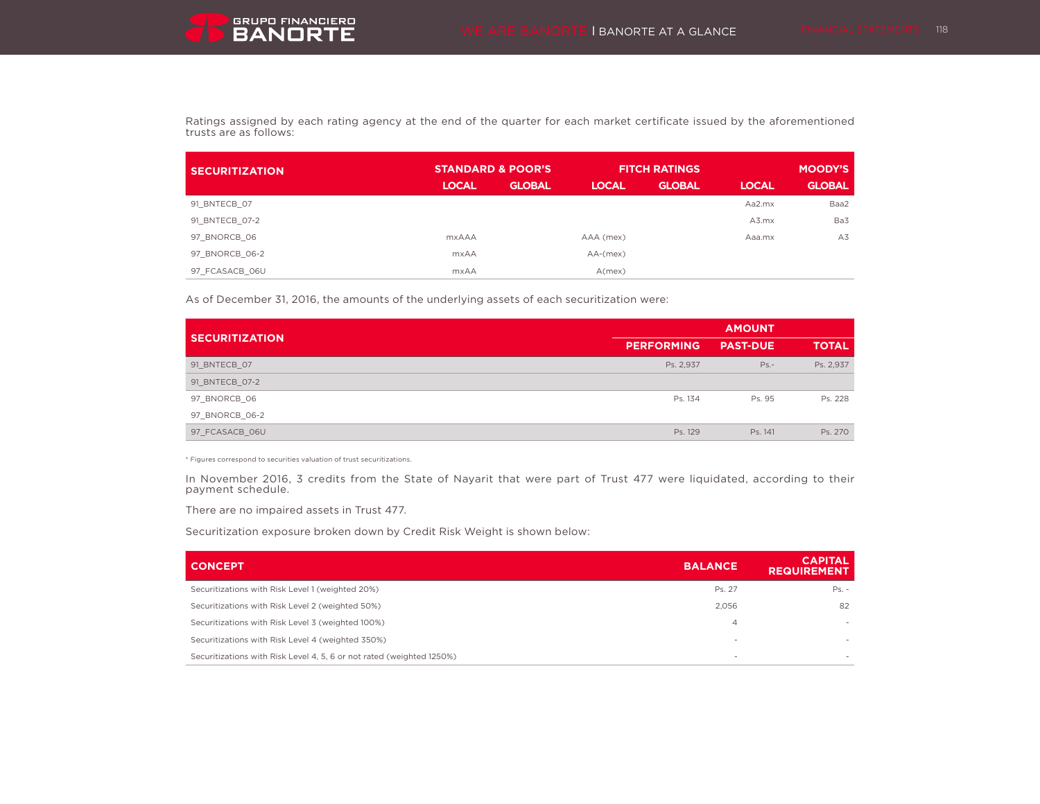Ratings assigned by each rating agency at the end of the quarter for each market certificate issued by the aforementioned trusts are as follows:

| SECURITIZATION | STANDARD & POOR'S | | FITCH RATINGS | | MOODY'S | |
|---|---|---|---|---|---|---|
| | LOCAL | GLOBAL | LOCAL | GLOBAL | LOCAL | GLOBAL |
| 91_BNTECB_07 | | | | | Aa2.mx | Baa2 |
| 91_BNTECB_07-2 | | | | | A3.mx | Ba3 |
| 97_BNORCB_06 | mxAAA | | AAA (mex) | | Aaa.mx | A3 |
| 97_BNORCB_06-2 | mxAA | | AA-(mex) | | | |
| 97_FCASACB_06U | mxAA | | A(mex) | | | |

As of December 31, 2016, the amounts of the underlying assets of each securitization were:

| SECURITIZATION | AMOUNT | | |
|---|---|---|---|
| | PERFORMING | PAST-DUE | TOTAL |
| 91_BNTECB_07 | Ps. 2,937 | Ps.- | Ps. 2,937 |
| 91_BNTECB_07-2 | | | |
| 97_BNORCB_06 | Ps. 134 | Ps. 95 | Ps. 228 |
| 97_BNORCB_06-2 | | | |
| 97_FCASACB_06U | Ps. 129 | Ps. 141 | Ps. 270 |

* Figures correspond to securities valuation of trust securitizations.

In November 2016, 3 credits from the State of Nayarit that were part of Trust 477 were liquidated, according to their payment schedule.

There are no impaired assets in Trust 477.

Securitization exposure broken down by Credit Risk Weight is shown below:

| CONCEPT | BALANCE | CAPITAL REQUIREMENT |
|---|---|---|
| Securitizations with Risk Level 1 (weighted 20%) | Ps. 27 | Ps. - |
| Securitizations with Risk Level 2 (weighted 50%) | 2,056 | 82 |
| Securitizations with Risk Level 3 (weighted 100%) | 4 | - |
| Securitizations with Risk Level 4 (weighted 350%) | - | - |
| Securitizations with Risk Level 4, 5, 6 or not rated (weighted 1250%) | - | - |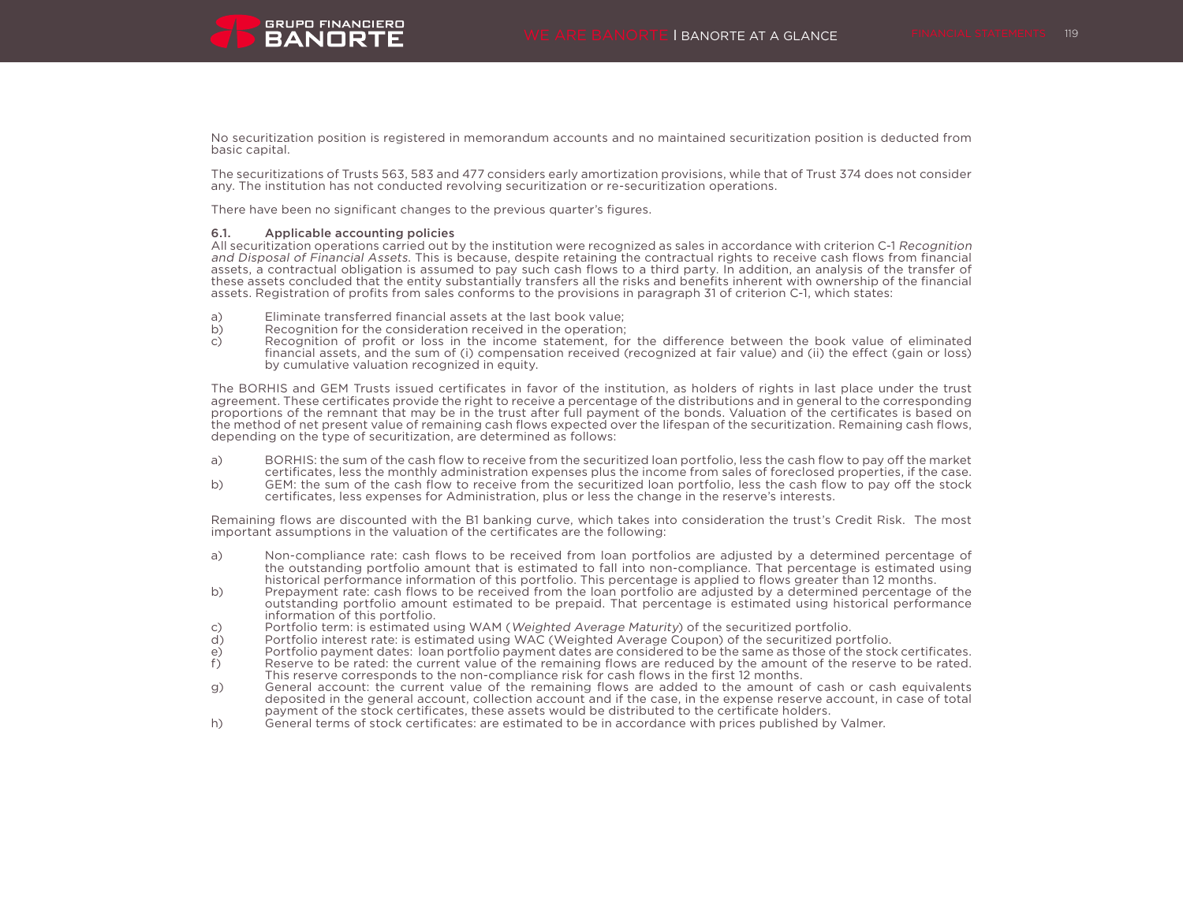No securitization position is registered in memorandum accounts and no maintained securitization position is deducted from basic capital.

The securitizations of Trusts 563, 583 and 477 considers early amortization provisions, while that of Trust 374 does not consider any. The institution has not conducted revolving securitization or re-securitization operations.

There have been no significant changes to the previous quarter's figures.

**6.1. Applicable accounting policies**

All securitization operations carried out by the institution were recognized as sales in accordance with criterion C-1 *Recognition and Disposal of Financial Assets*. This is because, despite retaining the contractual rights to receive cash flows from financial assets, a contractual obligation is assumed to pay such cash flows to a third party. In addition, an analysis of the transfer of these assets concluded that the entity substantially transfers all the risks and benefits inherent with ownership of the financial assets. Registration of profits from sales conforms to the provisions in paragraph 31 of criterion C-1, which states:

a) Eliminate transferred financial assets at the last book value;
b) Recognition for the consideration received in the operation;
c) Recognition of profit or loss in the income statement, for the difference between the book value of eliminated financial assets, and the sum of (i) compensation received (recognized at fair value) and (ii) the effect (gain or loss) by cumulative valuation recognized in equity.

The BORHIS and GEM Trusts issued certificates in favor of the institution, as holders of rights in last place under the trust agreement. These certificates provide the right to receive a percentage of the distributions and in general to the corresponding proportions of the remnant that may be in the trust after full payment of the bonds. Valuation of the certificates is based on the method of net present value of remaining cash flows expected over the lifespan of the securitization. Remaining cash flows, depending on the type of securitization, are determined as follows:

a) BORHIS: the sum of the cash flow to receive from the securitized loan portfolio, less the cash flow to pay off the market certificates, less the monthly administration expenses plus the income from sales of foreclosed properties, if the case.
b) GEM: the sum of the cash flow to receive from the securitized loan portfolio, less the cash flow to pay off the stock certificates, less expenses for Administration, plus or less the change in the reserve's interests.

Remaining flows are discounted with the B1 banking curve, which takes into consideration the trust's Credit Risk. The most important assumptions in the valuation of the certificates are the following:

a) Non-compliance rate: cash flows to be received from loan portfolios are adjusted by a determined percentage of the outstanding portfolio amount that is estimated to fall into non-compliance. That percentage is estimated using historical performance information of this portfolio. This percentage is applied to flows greater than 12 months.
b) Prepayment rate: cash flows to be received from the loan portfolio are adjusted by a determined percentage of the outstanding portfolio amount estimated to be prepaid. That percentage is estimated using historical performance information of this portfolio.
c) Portfolio term: is estimated using WAM (*Weighted Average Maturity*) of the securitized portfolio.
d) Portfolio interest rate: is estimated using WAC (Weighted Average Coupon) of the securitized portfolio.
e) Portfolio payment dates: loan portfolio payment dates are considered to be the same as those of the stock certificates.
f) Reserve to be rated: the current value of the remaining flows are reduced by the amount of the reserve to be rated. This reserve corresponds to the non-compliance risk for cash flows in the first 12 months.
g) General account: the current value of the remaining flows are added to the amount of cash or cash equivalents deposited in the general account, collection account and if the case, in the expense reserve account, in case of total payment of the stock certificates, these assets would be distributed to the certificate holders.
h) General terms of stock certificates: are estimated to be in accordance with prices published by Valmer.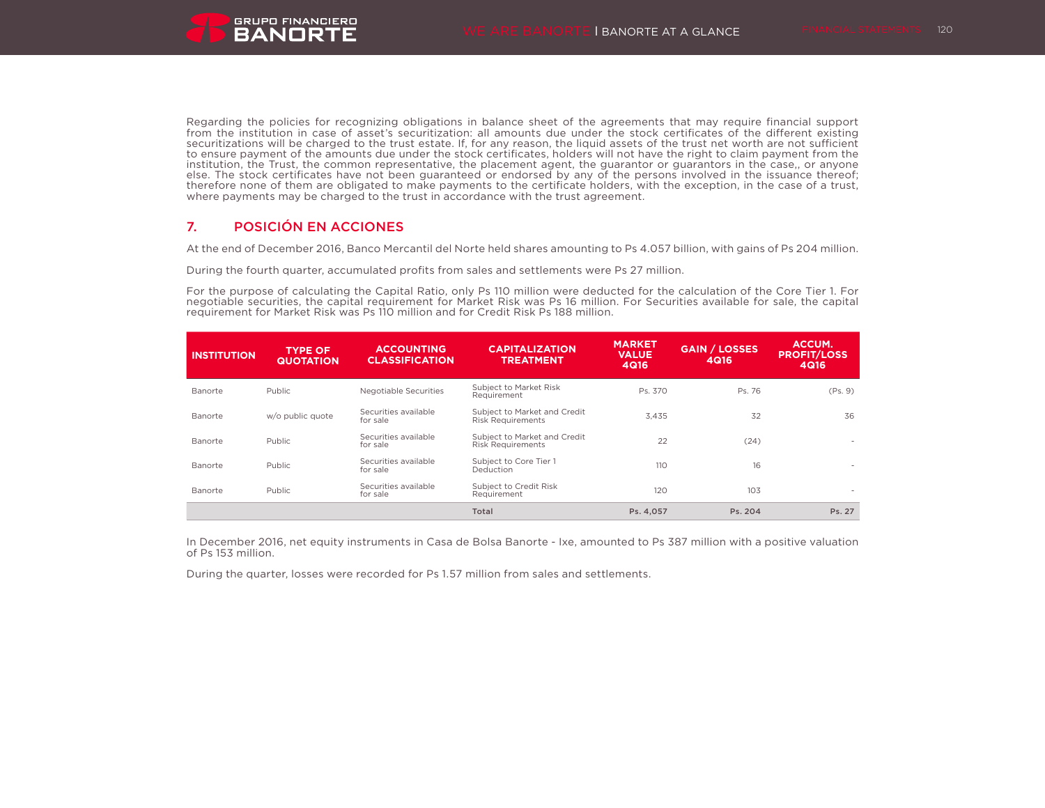Regarding the policies for recognizing obligations in balance sheet of the agreements that may require financial support from the institution in case of asset's securitization: all amounts due under the stock certificates of the different existing securitizations will be charged to the trust estate. If, for any reason, the liquid assets of the trust net worth are not sufficient to ensure payment of the amounts due under the stock certificates, holders will not have the right to claim payment from the institution, the Trust, the common representative, the placement agent, the guarantor or guarantors in the case,, or anyone else. The stock certificates have not been guaranteed or endorsed by any of the persons involved in the issuance thereof; therefore none of them are obligated to make payments to the certificate holders, with the exception, in the case of a trust, where payments may be charged to the trust in accordance with the trust agreement.

## 7. POSICIÓN EN ACCIONES

At the end of December 2016, Banco Mercantil del Norte held shares amounting to Ps 4.057 billion, with gains of Ps 204 million.

During the fourth quarter, accumulated profits from sales and settlements were Ps 27 million.

For the purpose of calculating the Capital Ratio, only Ps 110 million were deducted for the calculation of the Core Tier 1. For negotiable securities, the capital requirement for Market Risk was Ps 16 million. For Securities available for sale, the capital requirement for Market Risk was Ps 110 million and for Credit Risk Ps 188 million.

| INSTITUTION | TYPE OF QUOTATION | ACCOUNTING CLASSIFICATION | CAPITALIZATION TREATMENT | MARKET VALUE 4Q16 | GAIN / LOSSES 4Q16 | ACCUM. PROFIT/LOSS 4Q16 |
|---|---|---|---|---|---|---|
| Banorte | Public | Negotiable Securities | Subject to Market Risk Requirement | Ps. 370 | Ps. 76 | (Ps. 9) |
| Banorte | w/o public quote | Securities available for sale | Subject to Market and Credit Risk Requirements | 3,435 | 32 | 36 |
| Banorte | Public | Securities available for sale | Subject to Market and Credit Risk Requirements | 22 | (24) | - |
| Banorte | Public | Securities available for sale | Subject to Core Tier 1 Deduction | 110 | 16 | - |
| Banorte | Public | Securities available for sale | Subject to Credit Risk Requirement | 120 | 103 | - |
| | | | **Total** | **Ps. 4,057** | **Ps. 204** | **Ps. 27** |

In December 2016, net equity instruments in Casa de Bolsa Banorte - Ixe, amounted to Ps 387 million with a positive valuation of Ps 153 million.

During the quarter, losses were recorded for Ps 1.57 million from sales and settlements.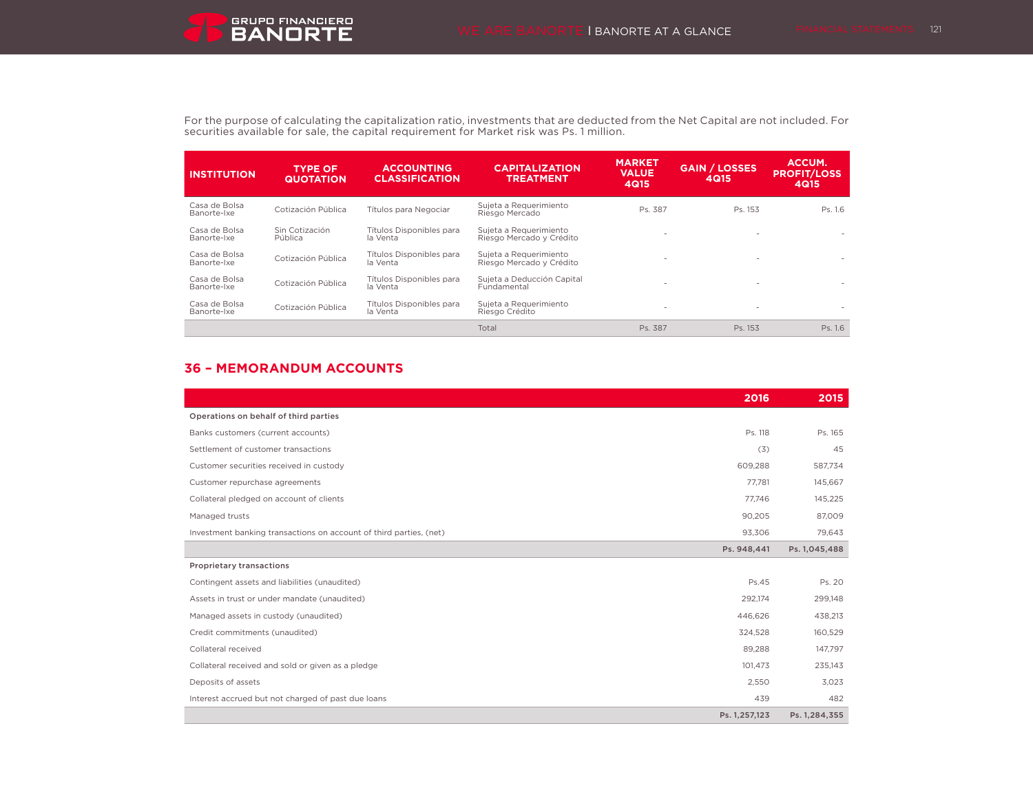For the purpose of calculating the capitalization ratio, investments that are deducted from the Net Capital are not included. For securities available for sale, the capital requirement for Market risk was Ps. 1 million.

| INSTITUTION | TYPE OF QUOTATION | ACCOUNTING CLASSIFICATION | CAPITALIZATION TREATMENT | MARKET VALUE 4Q15 | GAIN / LOSSES 4Q15 | ACCUM. PROFIT/LOSS 4Q15 |
|---|---|---|---|---|---|---|
| Casa de Bolsa Banorte-Ixe | Cotización Pública | Títulos para Negociar | Sujeta a Requerimiento Riesgo Mercado | Ps. 387 | Ps. 153 | Ps. 1.6 |
| Casa de Bolsa Banorte-Ixe | Sin Cotización Pública | Títulos Disponibles para la Venta | Sujeta a Requerimiento Riesgo Mercado y Crédito | - | - | - |
| Casa de Bolsa Banorte-Ixe | Cotización Pública | Títulos Disponibles para la Venta | Sujeta a Requerimiento Riesgo Mercado y Crédito | - | - | - |
| Casa de Bolsa Banorte-Ixe | Cotización Pública | Títulos Disponibles para la Venta | Sujeta a Deducción Capital Fundamental | - | - | - |
| Casa de Bolsa Banorte-Ixe | Cotización Pública | Títulos Disponibles para la Venta | Sujeta a Requerimiento Riesgo Crédito | - | - | - |
| | | | Total | Ps. 387 | Ps. 153 | Ps. 1.6 |

## 36 – MEMORANDUM ACCOUNTS

| | 2016 | 2015 |
|---|---|---|
| **Operations on behalf of third parties** | | |
| Banks customers (current accounts) | Ps. 118 | Ps. 165 |
| Settlement of customer transactions | (3) | 45 |
| Customer securities received in custody | 609,288 | 587,734 |
| Customer repurchase agreements | 77,781 | 145,667 |
| Collateral pledged on account of clients | 77,746 | 145,225 |
| Managed trusts | 90,205 | 87,009 |
| Investment banking transactions on account of third parties, (net) | 93,306 | 79,643 |
| | **Ps. 948,441** | **Ps. 1,045,488** |
| **Proprietary transactions** | | |
| Contingent assets and liabilities (unaudited) | Ps.45 | Ps. 20 |
| Assets in trust or under mandate (unaudited) | 292,174 | 299,148 |
| Managed assets in custody (unaudited) | 446,626 | 438,213 |
| Credit commitments (unaudited) | 324,528 | 160,529 |
| Collateral received | 89,288 | 147,797 |
| Collateral received and sold or given as a pledge | 101,473 | 235,143 |
| Deposits of assets | 2,550 | 3,023 |
| Interest accrued but not charged of past due loans | 439 | 482 |
| | **Ps. 1,257,123** | **Ps. 1,284,355** |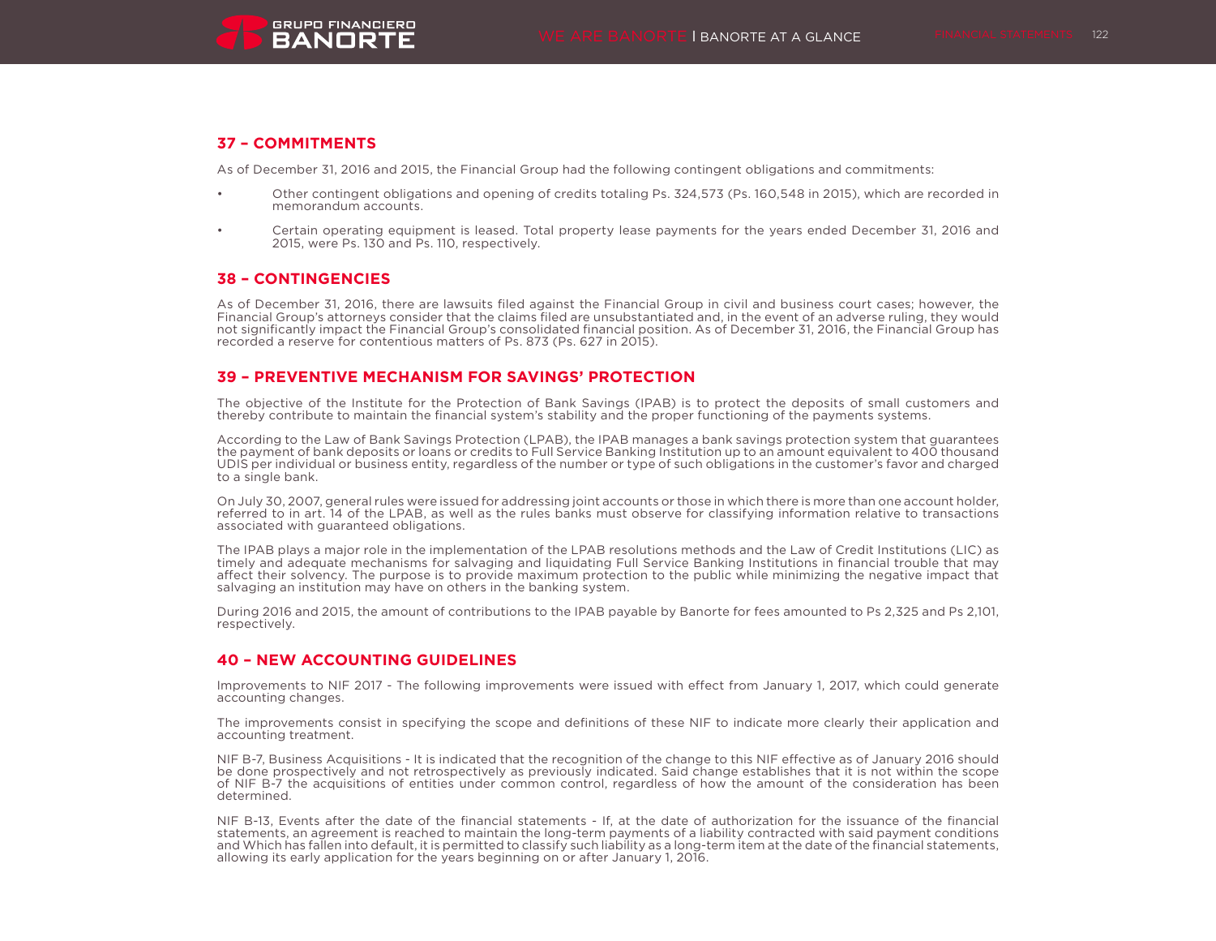## 37 – COMMITMENTS

As of December 31, 2016 and 2015, the Financial Group had the following contingent obligations and commitments:

- Other contingent obligations and opening of credits totaling Ps. 324,573 (Ps. 160,548 in 2015), which are recorded in memorandum accounts.
- Certain operating equipment is leased. Total property lease payments for the years ended December 31, 2016 and 2015, were Ps. 130 and Ps. 110, respectively.

## 38 – CONTINGENCIES

As of December 31, 2016, there are lawsuits filed against the Financial Group in civil and business court cases; however, the Financial Group's attorneys consider that the claims filed are unsubstantiated and, in the event of an adverse ruling, they would not significantly impact the Financial Group's consolidated financial position. As of December 31, 2016, the Financial Group has recorded a reserve for contentious matters of Ps. 873 (Ps. 627 in 2015).

## 39 – PREVENTIVE MECHANISM FOR SAVINGS' PROTECTION

The objective of the Institute for the Protection of Bank Savings (IPAB) is to protect the deposits of small customers and thereby contribute to maintain the financial system's stability and the proper functioning of the payments systems.

According to the Law of Bank Savings Protection (LPAB), the IPAB manages a bank savings protection system that guarantees the payment of bank deposits or loans or credits to Full Service Banking Institution up to an amount equivalent to 400 thousand UDIS per individual or business entity, regardless of the number or type of such obligations in the customer's favor and charged to a single bank.

On July 30, 2007, general rules were issued for addressing joint accounts or those in which there is more than one account holder, referred to in art. 14 of the LPAB, as well as the rules banks must observe for classifying information relative to transactions associated with guaranteed obligations.

The IPAB plays a major role in the implementation of the LPAB resolutions methods and the Law of Credit Institutions (LIC) as timely and adequate mechanisms for salvaging and liquidating Full Service Banking Institutions in financial trouble that may affect their solvency. The purpose is to provide maximum protection to the public while minimizing the negative impact that salvaging an institution may have on others in the banking system.

During 2016 and 2015, the amount of contributions to the IPAB payable by Banorte for fees amounted to Ps 2,325 and Ps 2,101, respectively.

## 40 – NEW ACCOUNTING GUIDELINES

Improvements to NIF 2017 - The following improvements were issued with effect from January 1, 2017, which could generate accounting changes.

The improvements consist in specifying the scope and definitions of these NIF to indicate more clearly their application and accounting treatment.

NIF B-7, Business Acquisitions - It is indicated that the recognition of the change to this NIF effective as of January 2016 should be done prospectively and not retrospectively as previously indicated. Said change establishes that it is not within the scope of NIF B-7 the acquisitions of entities under common control, regardless of how the amount of the consideration has been determined.

NIF B-13, Events after the date of the financial statements - If, at the date of authorization for the issuance of the financial statements, an agreement is reached to maintain the long-term payments of a liability contracted with said payment conditions and Which has fallen into default, it is permitted to classify such liability as a long-term item at the date of the financial statements, allowing its early application for the years beginning on or after January 1, 2016.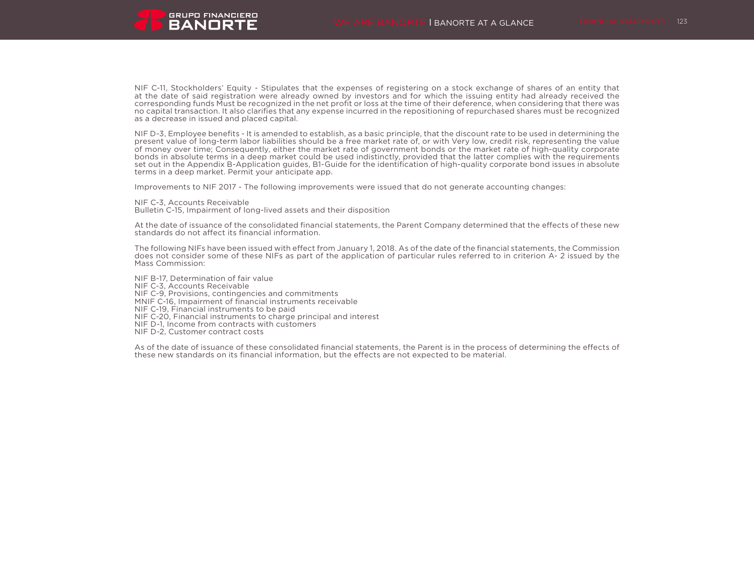NIF C-11, Stockholders' Equity - Stipulates that the expenses of registering on a stock exchange of shares of an entity that at the date of said registration were already owned by investors and for which the issuing entity had already received the corresponding funds Must be recognized in the net profit or loss at the time of their deference, when considering that there was no capital transaction. It also clarifies that any expense incurred in the repositioning of repurchased shares must be recognized as a decrease in issued and placed capital.

NIF D-3, Employee benefits - It is amended to establish, as a basic principle, that the discount rate to be used in determining the present value of long-term labor liabilities should be a free market rate of, or with Very low, credit risk, representing the value of money over time; Consequently, either the market rate of government bonds or the market rate of high-quality corporate bonds in absolute terms in a deep market could be used indistinctly, provided that the latter complies with the requirements set out in the Appendix B-Application guides, B1-Guide for the identification of high-quality corporate bond issues in absolute terms in a deep market. Permit your anticipate app.

Improvements to NIF 2017 - The following improvements were issued that do not generate accounting changes:

NIF C-3, Accounts Receivable
Bulletin C-15, Impairment of long-lived assets and their disposition

At the date of issuance of the consolidated financial statements, the Parent Company determined that the effects of these new standards do not affect its financial information.

The following NIFs have been issued with effect from January 1, 2018. As of the date of the financial statements, the Commission does not consider some of these NIFs as part of the application of particular rules referred to in criterion A- 2 issued by the Mass Commission:

NIF B-17, Determination of fair value
NIF C-3, Accounts Receivable
NIF C-9, Provisions, contingencies and commitments
MNIF C-16, Impairment of financial instruments receivable
NIF C-19, Financial instruments to be paid
NIF C-20, Financial instruments to charge principal and interest
NIF D-1, Income from contracts with customers
NIF D-2, Customer contract costs

As of the date of issuance of these consolidated financial statements, the Parent is in the process of determining the effects of these new standards on its financial information, but the effects are not expected to be material.